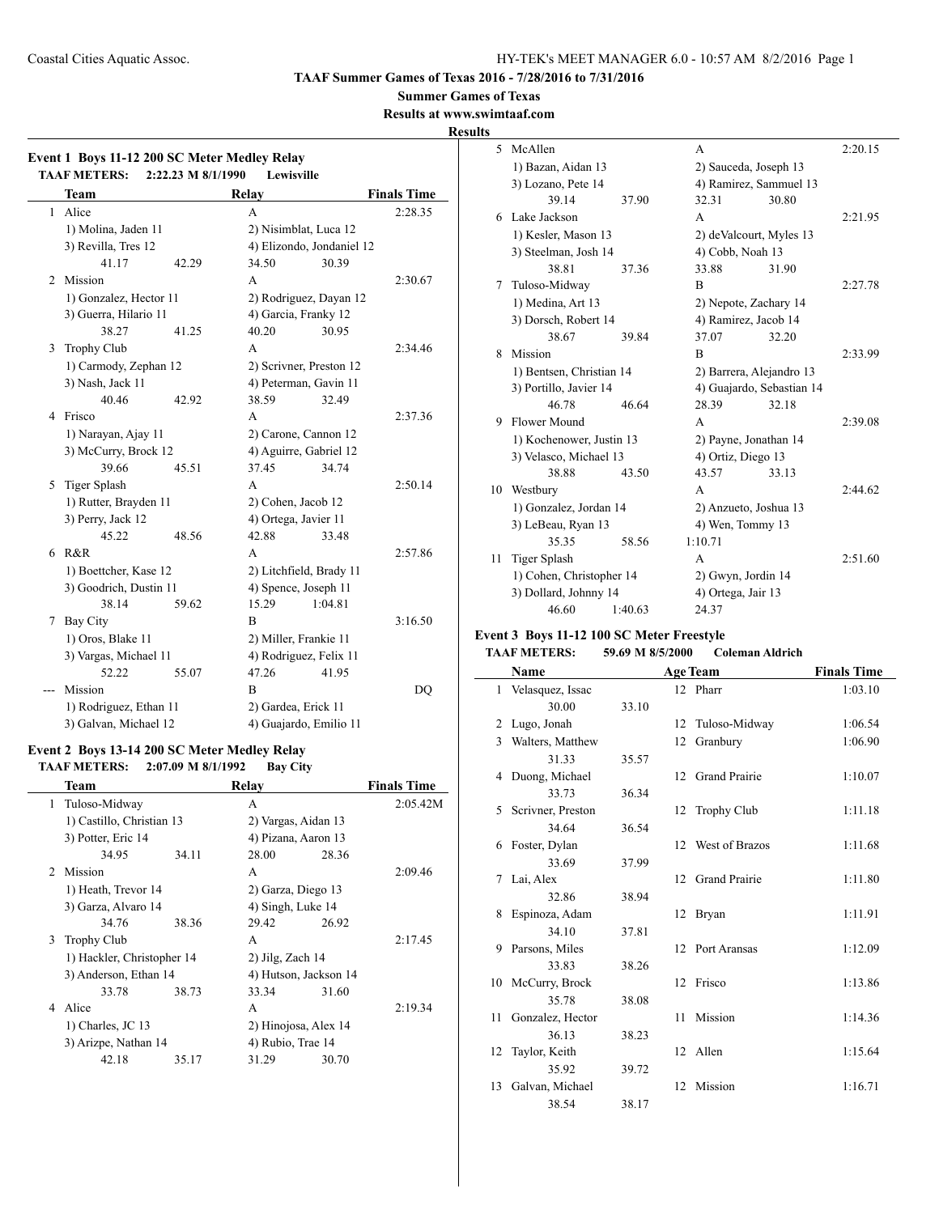# TAAF Summer Games of Texas 2016 - 7/28/2016 to 7/31/2016

## Summer Games of Texas

### Results at www.swimtaaf.com

### Results

#### Event 1 Boys 11-12 200 SC Meter Medley Relay

**TAAF METERS: 2:22.23 M 8/1/1990 Lewisville**

| | Team | Relay | Finals Time |
|---|---|---|---|
| 1 | Alice | A | 2:28.35 |
| | 1) Molina, Jaden 11; 2) Nisimblat, Luca 12; 3) Revilla, Tres 12; 4) Elizondo, Jondaniel 12 | | |
| | 41.17 42.29 34.50 30.39 | | |
| 2 | Mission | A | 2:30.67 |
| | 1) Gonzalez, Hector 11; 2) Rodriguez, Dayan 12; 3) Guerra, Hilario 11; 4) Garcia, Franky 12 | | |
| | 38.27 41.25 40.20 30.95 | | |
| 3 | Trophy Club | A | 2:34.46 |
| | 1) Carmody, Zephan 12; 2) Scrivner, Preston 12; 3) Nash, Jack 11; 4) Peterman, Gavin 11 | | |
| | 40.46 42.92 38.59 32.49 | | |
| 4 | Frisco | A | 2:37.36 |
| | 1) Narayan, Ajay 11; 2) Carone, Cannon 12; 3) McCurry, Brock 12; 4) Aguirre, Gabriel 12 | | |
| | 39.66 45.51 37.45 34.74 | | |
| 5 | Tiger Splash | A | 2:50.14 |
| | 1) Rutter, Brayden 11; 2) Cohen, Jacob 12; 3) Perry, Jack 12; 4) Ortega, Javier 11 | | |
| | 45.22 48.56 42.88 33.48 | | |
| 6 | R&R | A | 2:57.86 |
| | 1) Boettcher, Kase 12; 2) Litchfield, Brady 11; 3) Goodrich, Dustin 11; 4) Spence, Joseph 11 | | |
| | 38.14 59.62 15.29 1:04.81 | | |
| 7 | Bay City | B | 3:16.50 |
| | 1) Oros, Blake 11; 2) Miller, Frankie 11; 3) Vargas, Michael 11; 4) Rodriguez, Felix 11 | | |
| | 52.22 55.07 47.26 41.95 | | |
| --- | Mission | B | DQ |
| | 1) Rodriguez, Ethan 11; 2) Gardea, Erick 11; 3) Galvan, Michael 12; 4) Guajardo, Emilio 11 | | |

#### Event 2 Boys 13-14 200 SC Meter Medley Relay

**TAAF METERS: 2:07.09 M 8/1/1992 Bay City**

| | Team | Relay | Finals Time |
|---|---|---|---|
| 1 | Tuloso-Midway | A | 2:05.42M |
| | 1) Castillo, Christian 13; 2) Vargas, Aidan 13; 3) Potter, Eric 14; 4) Pizana, Aaron 13 | | |
| | 34.95 34.11 28.00 28.36 | | |
| 2 | Mission | A | 2:09.46 |
| | 1) Heath, Trevor 14; 2) Garza, Diego 13; 3) Garza, Alvaro 14; 4) Singh, Luke 14 | | |
| | 34.76 38.36 29.42 26.92 | | |
| 3 | Trophy Club | A | 2:17.45 |
| | 1) Hackler, Christopher 14; 2) Jilg, Zach 14; 3) Anderson, Ethan 14; 4) Hutson, Jackson 14 | | |
| | 33.78 38.73 33.34 31.60 | | |
| 4 | Alice | A | 2:19.34 |
| | 1) Charles, JC 13; 2) Hinojosa, Alex 14; 3) Arizpe, Nathan 14; 4) Rubio, Trae 14 | | |
| | 42.18 35.17 31.29 30.70 | | |
| 5 | McAllen | A | 2:20.15 |
| | 1) Bazan, Aidan 13; 2) Sauceda, Joseph 13; 3) Lozano, Pete 14; 4) Ramirez, Sammuel 13 | | |
| | 39.14 37.90 32.31 30.80 | | |
| 6 | Lake Jackson | A | 2:21.95 |
| | 1) Kesler, Mason 13; 2) deValcourt, Myles 13; 3) Steelman, Josh 14; 4) Cobb, Noah 13 | | |
| | 38.81 37.36 33.88 31.90 | | |
| 7 | Tuloso-Midway | B | 2:27.78 |
| | 1) Medina, Art 13; 2) Nepote, Zachary 14; 3) Dorsch, Robert 14; 4) Ramirez, Jacob 14 | | |
| | 38.67 39.84 37.07 32.20 | | |
| 8 | Mission | B | 2:33.99 |
| | 1) Bentsen, Christian 14; 2) Barrera, Alejandro 13; 3) Portillo, Javier 14; 4) Guajardo, Sebastian 14 | | |
| | 46.78 46.64 28.39 32.18 | | |
| 9 | Flower Mound | A | 2:39.08 |
| | 1) Kochenower, Justin 13; 2) Payne, Jonathan 14; 3) Velasco, Michael 13; 4) Ortiz, Diego 13 | | |
| | 38.88 43.50 43.57 33.13 | | |
| 10 | Westbury | A | 2:44.62 |
| | 1) Gonzalez, Jordan 14; 2) Anzueto, Joshua 13; 3) LeBeau, Ryan 13; 4) Wen, Tommy 13 | | |
| | 35.35 58.56 1:10.71 | | |
| 11 | Tiger Splash | A | 2:51.60 |
| | 1) Cohen, Christopher 14; 2) Gwyn, Jordin 14; 3) Dollard, Johnny 14; 4) Ortega, Jair 13 | | |
| | 46.60 1:40.63 24.37 | | |

#### Event 3 Boys 11-12 100 SC Meter Freestyle

**TAAF METERS: 59.69 M 8/5/2000 Coleman Aldrich**

| | Name | Age | Team | Finals Time |
|---|---|---|---|---|
| 1 | Velasquez, Issac | 12 | Pharr | 1:03.10 |
| | 30.00 33.10 | | | |
| 2 | Lugo, Jonah | 12 | Tuloso-Midway | 1:06.54 |
| 3 | Walters, Matthew | 12 | Granbury | 1:06.90 |
| | 31.33 35.57 | | | |
| 4 | Duong, Michael | 12 | Grand Prairie | 1:10.07 |
| | 33.73 36.34 | | | |
| 5 | Scrivner, Preston | 12 | Trophy Club | 1:11.18 |
| | 34.64 36.54 | | | |
| 6 | Foster, Dylan | 12 | West of Brazos | 1:11.68 |
| | 33.69 37.99 | | | |
| 7 | Lai, Alex | 12 | Grand Prairie | 1:11.80 |
| | 32.86 38.94 | | | |
| 8 | Espinoza, Adam | 12 | Bryan | 1:11.91 |
| | 34.10 37.81 | | | |
| 9 | Parsons, Miles | 12 | Port Aransas | 1:12.09 |
| | 33.83 38.26 | | | |
| 10 | McCurry, Brock | 12 | Frisco | 1:13.86 |
| | 35.78 38.08 | | | |
| 11 | Gonzalez, Hector | 11 | Mission | 1:14.36 |
| | 36.13 38.23 | | | |
| 12 | Taylor, Keith | 12 | Allen | 1:15.64 |
| | 35.92 39.72 | | | |
| 13 | Galvan, Michael | 12 | Mission | 1:16.71 |
| | 38.54 38.17 | | | |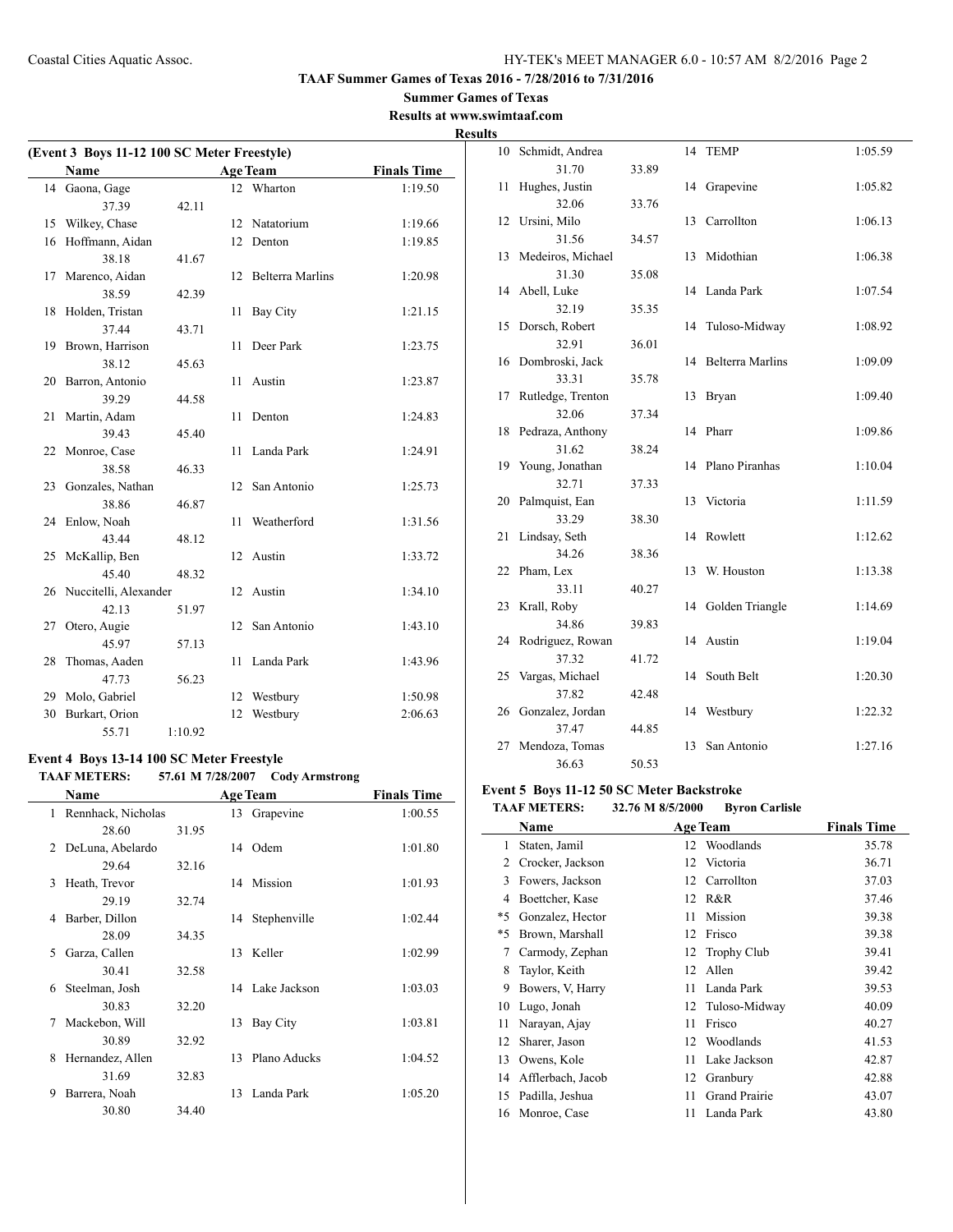## (Event 3 Boys 11-12 100 SC Meter Freestyle)

| | Name | | Age | Team | Finals Time |
|---|---|---|---|---|---|
| 14 | Gaona, Gage | | 12 | Wharton | 1:19.50 |
| | 37.39 | 42.11 | | | |
| 15 | Wilkey, Chase | | 12 | Natatorium | 1:19.66 |
| 16 | Hoffmann, Aidan | | 12 | Denton | 1:19.85 |
| | 38.18 | 41.67 | | | |
| 17 | Marenco, Aidan | | 12 | Belterra Marlins | 1:20.98 |
| | 38.59 | 42.39 | | | |
| 18 | Holden, Tristan | | 11 | Bay City | 1:21.15 |
| | 37.44 | 43.71 | | | |
| 19 | Brown, Harrison | | 11 | Deer Park | 1:23.75 |
| | 38.12 | 45.63 | | | |
| 20 | Barron, Antonio | | 11 | Austin | 1:23.87 |
| | 39.29 | 44.58 | | | |
| 21 | Martin, Adam | | 11 | Denton | 1:24.83 |
| | 39.43 | 45.40 | | | |
| 22 | Monroe, Case | | 11 | Landa Park | 1:24.91 |
| | 38.58 | 46.33 | | | |
| 23 | Gonzales, Nathan | | 12 | San Antonio | 1:25.73 |
| | 38.86 | 46.87 | | | |
| 24 | Enlow, Noah | | 11 | Weatherford | 1:31.56 |
| | 43.44 | 48.12 | | | |
| 25 | McKallip, Ben | | 12 | Austin | 1:33.72 |
| | 45.40 | 48.32 | | | |
| 26 | Nuccitelli, Alexander | | 12 | Austin | 1:34.10 |
| | 42.13 | 51.97 | | | |
| 27 | Otero, Augie | | 12 | San Antonio | 1:43.10 |
| | 45.97 | 57.13 | | | |
| 28 | Thomas, Aaden | | 11 | Landa Park | 1:43.96 |
| | 47.73 | 56.23 | | | |
| 29 | Molo, Gabriel | | 12 | Westbury | 1:50.98 |
| 30 | Burkart, Orion | | 12 | Westbury | 2:06.63 |
| | 55.71 | 1:10.92 | | | |

## Event 4 Boys 13-14 100 SC Meter Freestyle

**TAAF METERS: 57.61 M 7/28/2007 Cody Armstrong**

| | Name | | Age | Team | Finals Time |
|---|---|---|---|---|---|
| 1 | Rennhack, Nicholas | | 13 | Grapevine | 1:00.55 |
| | 28.60 | 31.95 | | | |
| 2 | DeLuna, Abelardo | | 14 | Odem | 1:01.80 |
| | 29.64 | 32.16 | | | |
| 3 | Heath, Trevor | | 14 | Mission | 1:01.93 |
| | 29.19 | 32.74 | | | |
| 4 | Barber, Dillon | | 14 | Stephenville | 1:02.44 |
| | 28.09 | 34.35 | | | |
| 5 | Garza, Callen | | 13 | Keller | 1:02.99 |
| | 30.41 | 32.58 | | | |
| 6 | Steelman, Josh | | 14 | Lake Jackson | 1:03.03 |
| | 30.83 | 32.20 | | | |
| 7 | Mackebon, Will | | 13 | Bay City | 1:03.81 |
| | 30.89 | 32.92 | | | |
| 8 | Hernandez, Allen | | 13 | Plano Aducks | 1:04.52 |
| | 31.69 | 32.83 | | | |
| 9 | Barrera, Noah | | 13 | Landa Park | 1:05.20 |
| | 30.80 | 34.40 | | | |
| 10 | Schmidt, Andrea | | 14 | TEMP | 1:05.59 |
| | 31.70 | 33.89 | | | |
| 11 | Hughes, Justin | | 14 | Grapevine | 1:05.82 |
| | 32.06 | 33.76 | | | |
| 12 | Ursini, Milo | | 13 | Carrollton | 1:06.13 |
| | 31.56 | 34.57 | | | |
| 13 | Medeiros, Michael | | 13 | Midothian | 1:06.38 |
| | 31.30 | 35.08 | | | |
| 14 | Abell, Luke | | 14 | Landa Park | 1:07.54 |
| | 32.19 | 35.35 | | | |
| 15 | Dorsch, Robert | | 14 | Tuloso-Midway | 1:08.92 |
| | 32.91 | 36.01 | | | |
| 16 | Dombroski, Jack | | 14 | Belterra Marlins | 1:09.09 |
| | 33.31 | 35.78 | | | |
| 17 | Rutledge, Trenton | | 13 | Bryan | 1:09.40 |
| | 32.06 | 37.34 | | | |
| 18 | Pedraza, Anthony | | 14 | Pharr | 1:09.86 |
| | 31.62 | 38.24 | | | |
| 19 | Young, Jonathan | | 14 | Plano Piranhas | 1:10.04 |
| | 32.71 | 37.33 | | | |
| 20 | Palmquist, Ean | | 13 | Victoria | 1:11.59 |
| | 33.29 | 38.30 | | | |
| 21 | Lindsay, Seth | | 14 | Rowlett | 1:12.62 |
| | 34.26 | 38.36 | | | |
| 22 | Pham, Lex | | 13 | W. Houston | 1:13.38 |
| | 33.11 | 40.27 | | | |
| 23 | Krall, Roby | | 14 | Golden Triangle | 1:14.69 |
| | 34.86 | 39.83 | | | |
| 24 | Rodriguez, Rowan | | 14 | Austin | 1:19.04 |
| | 37.32 | 41.72 | | | |
| 25 | Vargas, Michael | | 14 | South Belt | 1:20.30 |
| | 37.82 | 42.48 | | | |
| 26 | Gonzalez, Jordan | | 14 | Westbury | 1:22.32 |
| | 37.47 | 44.85 | | | |
| 27 | Mendoza, Tomas | | 13 | San Antonio | 1:27.16 |
| | 36.63 | 50.53 | | | |

## Event 5 Boys 11-12 50 SC Meter Backstroke

**TAAF METERS: 32.76 M 8/5/2000 Byron Carlisle**

| | Name | Age | Team | Finals Time |
|---|---|---|---|---|
| 1 | Staten, Jamil | 12 | Woodlands | 35.78 |
| 2 | Crocker, Jackson | 12 | Victoria | 36.71 |
| 3 | Fowers, Jackson | 12 | Carrollton | 37.03 |
| 4 | Boettcher, Kase | 12 | R&R | 37.46 |
| *5 | Gonzalez, Hector | 11 | Mission | 39.38 |
| *5 | Brown, Marshall | 12 | Frisco | 39.38 |
| 7 | Carmody, Zephan | 12 | Trophy Club | 39.41 |
| 8 | Taylor, Keith | 12 | Allen | 39.42 |
| 9 | Bowers, V, Harry | 11 | Landa Park | 39.53 |
| 10 | Lugo, Jonah | 12 | Tuloso-Midway | 40.09 |
| 11 | Narayan, Ajay | 11 | Frisco | 40.27 |
| 12 | Sharer, Jason | 12 | Woodlands | 41.53 |
| 13 | Owens, Kole | 11 | Lake Jackson | 42.87 |
| 14 | Afflerbach, Jacob | 12 | Granbury | 42.88 |
| 15 | Padilla, Jeshua | 11 | Grand Prairie | 43.07 |
| 16 | Monroe, Case | 11 | Landa Park | 43.80 |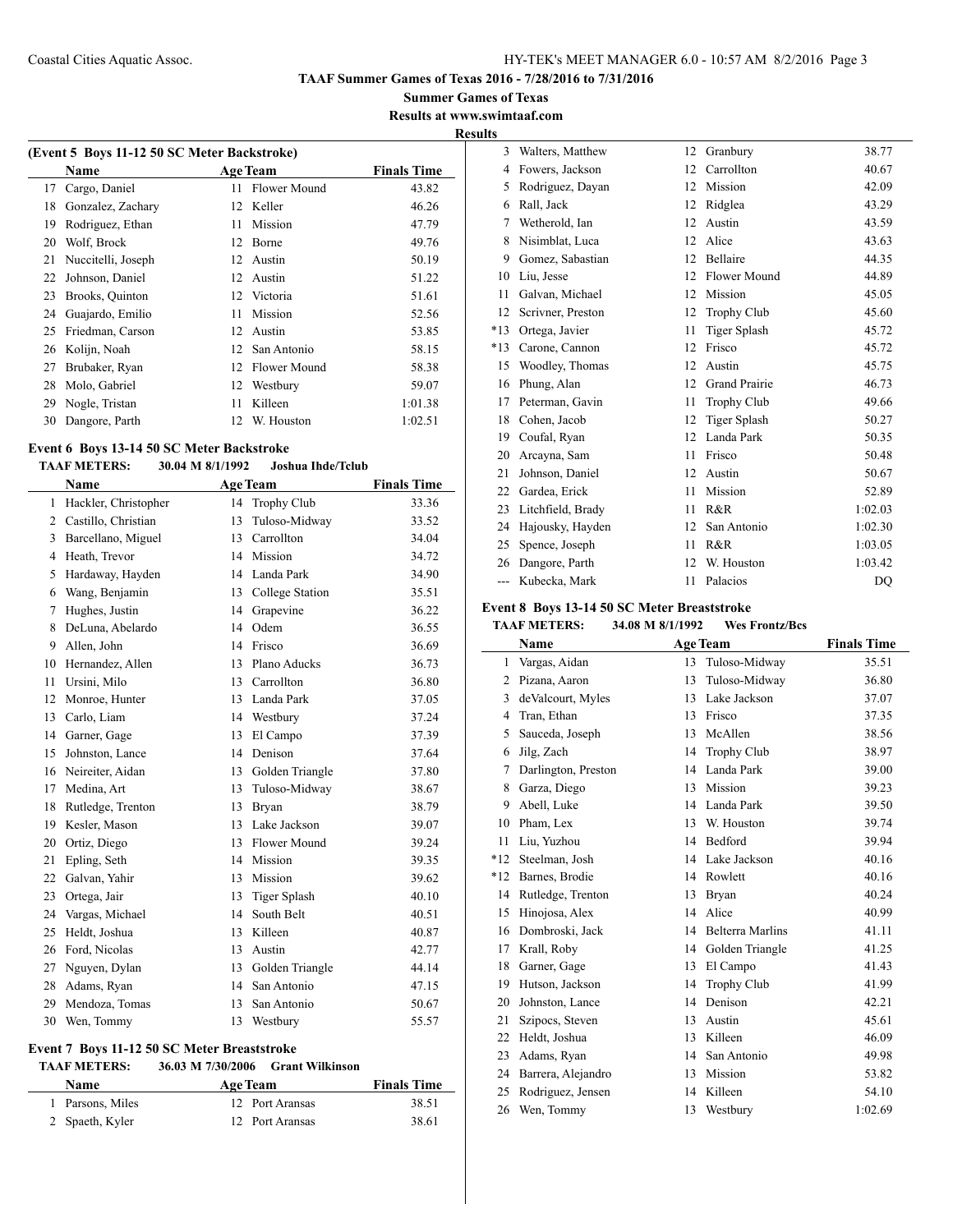**TAAF Summer Games of Texas 2016 - 7/28/2016 to 7/31/2016**

**Summer Games of Texas**

**Results at www.swimtaaf.com**

**Results**

### (Event 5 Boys 11-12 50 SC Meter Backstroke)

| | Name | Age | Team | Finals Time |
|---|---|---|---|---|
| 17 | Cargo, Daniel | 11 | Flower Mound | 43.82 |
| 18 | Gonzalez, Zachary | 12 | Keller | 46.26 |
| 19 | Rodriguez, Ethan | 11 | Mission | 47.79 |
| 20 | Wolf, Brock | 12 | Borne | 49.76 |
| 21 | Nuccitelli, Joseph | 12 | Austin | 50.19 |
| 22 | Johnson, Daniel | 12 | Austin | 51.22 |
| 23 | Brooks, Quinton | 12 | Victoria | 51.61 |
| 24 | Guajardo, Emilio | 11 | Mission | 52.56 |
| 25 | Friedman, Carson | 12 | Austin | 53.85 |
| 26 | Kolijn, Noah | 12 | San Antonio | 58.15 |
| 27 | Brubaker, Ryan | 12 | Flower Mound | 58.38 |
| 28 | Molo, Gabriel | 12 | Westbury | 59.07 |
| 29 | Nogle, Tristan | 11 | Killeen | 1:01.38 |
| 30 | Dangore, Parth | 12 | W. Houston | 1:02.51 |

### Event 6 Boys 13-14 50 SC Meter Backstroke

**TAAF METERS:** 30.04 M 8/1/1992 Joshua Ihde/Tclub

| | Name | Age | Team | Finals Time |
|---|---|---|---|---|
| 1 | Hackler, Christopher | 14 | Trophy Club | 33.36 |
| 2 | Castillo, Christian | 13 | Tuloso-Midway | 33.52 |
| 3 | Barcellano, Miguel | 13 | Carrollton | 34.04 |
| 4 | Heath, Trevor | 14 | Mission | 34.72 |
| 5 | Hardaway, Hayden | 14 | Landa Park | 34.90 |
| 6 | Wang, Benjamin | 13 | College Station | 35.51 |
| 7 | Hughes, Justin | 14 | Grapevine | 36.22 |
| 8 | DeLuna, Abelardo | 14 | Odem | 36.55 |
| 9 | Allen, John | 14 | Frisco | 36.69 |
| 10 | Hernandez, Allen | 13 | Plano Aducks | 36.73 |
| 11 | Ursini, Milo | 13 | Carrollton | 36.80 |
| 12 | Monroe, Hunter | 13 | Landa Park | 37.05 |
| 13 | Carlo, Liam | 14 | Westbury | 37.24 |
| 14 | Garner, Gage | 13 | El Campo | 37.39 |
| 15 | Johnston, Lance | 14 | Denison | 37.64 |
| 16 | Neireiter, Aidan | 13 | Golden Triangle | 37.80 |
| 17 | Medina, Art | 13 | Tuloso-Midway | 38.67 |
| 18 | Rutledge, Trenton | 13 | Bryan | 38.79 |
| 19 | Kesler, Mason | 13 | Lake Jackson | 39.07 |
| 20 | Ortiz, Diego | 13 | Flower Mound | 39.24 |
| 21 | Epling, Seth | 14 | Mission | 39.35 |
| 22 | Galvan, Yahir | 13 | Mission | 39.62 |
| 23 | Ortega, Jair | 13 | Tiger Splash | 40.10 |
| 24 | Vargas, Michael | 14 | South Belt | 40.51 |
| 25 | Heldt, Joshua | 13 | Killeen | 40.87 |
| 26 | Ford, Nicolas | 13 | Austin | 42.77 |
| 27 | Nguyen, Dylan | 13 | Golden Triangle | 44.14 |
| 28 | Adams, Ryan | 14 | San Antonio | 47.15 |
| 29 | Mendoza, Tomas | 13 | San Antonio | 50.67 |
| 30 | Wen, Tommy | 13 | Westbury | 55.57 |

### Event 7 Boys 11-12 50 SC Meter Breaststroke

**TAAF METERS:** 36.03 M 7/30/2006 Grant Wilkinson

| | Name | Age | Team | Finals Time |
|---|---|---|---|---|
| 1 | Parsons, Miles | 12 | Port Aransas | 38.51 |
| 2 | Spaeth, Kyler | 12 | Port Aransas | 38.61 |
| 3 | Walters, Matthew | 12 | Granbury | 38.77 |
| 4 | Fowers, Jackson | 12 | Carrollton | 40.67 |
| 5 | Rodriguez, Dayan | 12 | Mission | 42.09 |
| 6 | Rall, Jack | 12 | Ridglea | 43.29 |
| 7 | Wetherold, Ian | 12 | Austin | 43.59 |
| 8 | Nisimblat, Luca | 12 | Alice | 43.63 |
| 9 | Gomez, Sabastian | 12 | Bellaire | 44.35 |
| 10 | Liu, Jesse | 12 | Flower Mound | 44.89 |
| 11 | Galvan, Michael | 12 | Mission | 45.05 |
| 12 | Scrivner, Preston | 12 | Trophy Club | 45.60 |
| *13 | Ortega, Javier | 11 | Tiger Splash | 45.72 |
| *13 | Carone, Cannon | 12 | Frisco | 45.72 |
| 15 | Woodley, Thomas | 12 | Austin | 45.75 |
| 16 | Phung, Alan | 12 | Grand Prairie | 46.73 |
| 17 | Peterman, Gavin | 11 | Trophy Club | 49.66 |
| 18 | Cohen, Jacob | 12 | Tiger Splash | 50.27 |
| 19 | Coufal, Ryan | 12 | Landa Park | 50.35 |
| 20 | Arcayna, Sam | 11 | Frisco | 50.48 |
| 21 | Johnson, Daniel | 12 | Austin | 50.67 |
| 22 | Gardea, Erick | 11 | Mission | 52.89 |
| 23 | Litchfield, Brady | 11 | R&R | 1:02.03 |
| 24 | Hajousky, Hayden | 12 | San Antonio | 1:02.30 |
| 25 | Spence, Joseph | 11 | R&R | 1:03.05 |
| 26 | Dangore, Parth | 12 | W. Houston | 1:03.42 |
| --- | Kubecka, Mark | 11 | Palacios | DQ |

### Event 8 Boys 13-14 50 SC Meter Breaststroke

**TAAF METERS:** 34.08 M 8/1/1992 Wes Frontz/Bcs

| | Name | Age | Team | Finals Time |
|---|---|---|---|---|
| 1 | Vargas, Aidan | 13 | Tuloso-Midway | 35.51 |
| 2 | Pizana, Aaron | 13 | Tuloso-Midway | 36.80 |
| 3 | deValcourt, Myles | 13 | Lake Jackson | 37.07 |
| 4 | Tran, Ethan | 13 | Frisco | 37.35 |
| 5 | Sauceda, Joseph | 13 | McAllen | 38.56 |
| 6 | Jilg, Zach | 14 | Trophy Club | 38.97 |
| 7 | Darlington, Preston | 14 | Landa Park | 39.00 |
| 8 | Garza, Diego | 13 | Mission | 39.23 |
| 9 | Abell, Luke | 14 | Landa Park | 39.50 |
| 10 | Pham, Lex | 13 | W. Houston | 39.74 |
| 11 | Liu, Yuzhou | 14 | Bedford | 39.94 |
| *12 | Steelman, Josh | 14 | Lake Jackson | 40.16 |
| *12 | Barnes, Brodie | 14 | Rowlett | 40.16 |
| 14 | Rutledge, Trenton | 13 | Bryan | 40.24 |
| 15 | Hinojosa, Alex | 14 | Alice | 40.99 |
| 16 | Dombroski, Jack | 14 | Belterra Marlins | 41.11 |
| 17 | Krall, Roby | 14 | Golden Triangle | 41.25 |
| 18 | Garner, Gage | 13 | El Campo | 41.43 |
| 19 | Hutson, Jackson | 14 | Trophy Club | 41.99 |
| 20 | Johnston, Lance | 14 | Denison | 42.21 |
| 21 | Szipocs, Steven | 13 | Austin | 45.61 |
| 22 | Heldt, Joshua | 13 | Killeen | 46.09 |
| 23 | Adams, Ryan | 14 | San Antonio | 49.98 |
| 24 | Barrera, Alejandro | 13 | Mission | 53.82 |
| 25 | Rodriguez, Jensen | 14 | Killeen | 54.10 |
| 26 | Wen, Tommy | 13 | Westbury | 1:02.69 |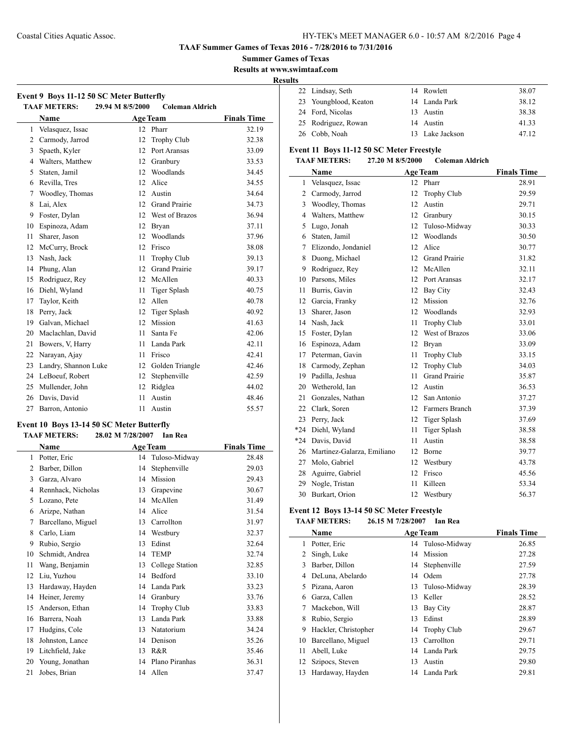**TAAF Summer Games of Texas 2016 - 7/28/2016 to 7/31/2016**

**Summer Games of Texas**

**Results at www.swimtaaf.com**

**Results**

### Event 9 Boys 11-12 50 SC Meter Butterfly

**TAAF METERS:** 29.94 M 8/5/2000 **Coleman Aldrich**

| | Name | Age | Team | Finals Time |
|---|---|---|---|---|
| 1 | Velasquez, Issac | 12 | Pharr | 32.19 |
| 2 | Carmody, Jarrod | 12 | Trophy Club | 32.38 |
| 3 | Spaeth, Kyler | 12 | Port Aransas | 33.09 |
| 4 | Walters, Matthew | 12 | Granbury | 33.53 |
| 5 | Staten, Jamil | 12 | Woodlands | 34.45 |
| 6 | Revilla, Tres | 12 | Alice | 34.55 |
| 7 | Woodley, Thomas | 12 | Austin | 34.64 |
| 8 | Lai, Alex | 12 | Grand Prairie | 34.73 |
| 9 | Foster, Dylan | 12 | West of Brazos | 36.94 |
| 10 | Espinoza, Adam | 12 | Bryan | 37.11 |
| 11 | Sharer, Jason | 12 | Woodlands | 37.96 |
| 12 | McCurry, Brock | 12 | Frisco | 38.08 |
| 13 | Nash, Jack | 11 | Trophy Club | 39.13 |
| 14 | Phung, Alan | 12 | Grand Prairie | 39.17 |
| 15 | Rodriguez, Rey | 12 | McAllen | 40.33 |
| 16 | Diehl, Wyland | 11 | Tiger Splash | 40.75 |
| 17 | Taylor, Keith | 12 | Allen | 40.78 |
| 18 | Perry, Jack | 12 | Tiger Splash | 40.92 |
| 19 | Galvan, Michael | 12 | Mission | 41.63 |
| 20 | Maclachlan, David | 11 | Santa Fe | 42.06 |
| 21 | Bowers, V, Harry | 11 | Landa Park | 42.11 |
| 22 | Narayan, Ajay | 11 | Frisco | 42.41 |
| 23 | Landry, Shannon Luke | 12 | Golden Triangle | 42.46 |
| 24 | LeBoeuf, Robert | 12 | Stephenville | 42.59 |
| 25 | Mullender, John | 12 | Ridglea | 44.02 |
| 26 | Davis, David | 11 | Austin | 48.46 |
| 27 | Barron, Antonio | 11 | Austin | 55.57 |

### Event 10 Boys 13-14 50 SC Meter Butterfly

**TAAF METERS:** 28.02 M 7/28/2007 **Ian Rea**

| | Name | Age | Team | Finals Time |
|---|---|---|---|---|
| 1 | Potter, Eric | 14 | Tuloso-Midway | 28.48 |
| 2 | Barber, Dillon | 14 | Stephenville | 29.03 |
| 3 | Garza, Alvaro | 14 | Mission | 29.43 |
| 4 | Rennhack, Nicholas | 13 | Grapevine | 30.67 |
| 5 | Lozano, Pete | 14 | McAllen | 31.49 |
| 6 | Arizpe, Nathan | 14 | Alice | 31.54 |
| 7 | Barcellano, Miguel | 13 | Carrollton | 31.97 |
| 8 | Carlo, Liam | 14 | Westbury | 32.37 |
| 9 | Rubio, Sergio | 13 | Edinst | 32.64 |
| 10 | Schmidt, Andrea | 14 | TEMP | 32.74 |
| 11 | Wang, Benjamin | 13 | College Station | 32.85 |
| 12 | Liu, Yuzhou | 14 | Bedford | 33.10 |
| 13 | Hardaway, Hayden | 14 | Landa Park | 33.23 |
| 14 | Heiner, Jeremy | 14 | Granbury | 33.76 |
| 15 | Anderson, Ethan | 14 | Trophy Club | 33.83 |
| 16 | Barrera, Noah | 13 | Landa Park | 33.88 |
| 17 | Hudgins, Cole | 13 | Natatorium | 34.24 |
| 18 | Johnston, Lance | 14 | Denison | 35.26 |
| 19 | Litchfield, Jake | 13 | R&R | 35.46 |
| 20 | Young, Jonathan | 14 | Plano Piranhas | 36.31 |
| 21 | Jobes, Brian | 14 | Allen | 37.47 |
| 22 | Lindsay, Seth | 14 | Rowlett | 38.07 |
| 23 | Youngblood, Keaton | 14 | Landa Park | 38.12 |
| 24 | Ford, Nicolas | 13 | Austin | 38.38 |
| 25 | Rodriguez, Rowan | 14 | Austin | 41.33 |
| 26 | Cobb, Noah | 13 | Lake Jackson | 47.12 |

### Event 11 Boys 11-12 50 SC Meter Freestyle

**TAAF METERS:** 27.20 M 8/5/2000 **Coleman Aldrich**

| | Name | Age | Team | Finals Time |
|---|---|---|---|---|
| 1 | Velasquez, Issac | 12 | Pharr | 28.91 |
| 2 | Carmody, Jarrod | 12 | Trophy Club | 29.59 |
| 3 | Woodley, Thomas | 12 | Austin | 29.71 |
| 4 | Walters, Matthew | 12 | Granbury | 30.15 |
| 5 | Lugo, Jonah | 12 | Tuloso-Midway | 30.33 |
| 6 | Staten, Jamil | 12 | Woodlands | 30.50 |
| 7 | Elizondo, Jondaniel | 12 | Alice | 30.77 |
| 8 | Duong, Michael | 12 | Grand Prairie | 31.82 |
| 9 | Rodriguez, Rey | 12 | McAllen | 32.11 |
| 10 | Parsons, Miles | 12 | Port Aransas | 32.17 |
| 11 | Burris, Gavin | 12 | Bay City | 32.43 |
| 12 | Garcia, Franky | 12 | Mission | 32.76 |
| 13 | Sharer, Jason | 12 | Woodlands | 32.93 |
| 14 | Nash, Jack | 11 | Trophy Club | 33.01 |
| 15 | Foster, Dylan | 12 | West of Brazos | 33.06 |
| 16 | Espinoza, Adam | 12 | Bryan | 33.09 |
| 17 | Peterman, Gavin | 11 | Trophy Club | 33.15 |
| 18 | Carmody, Zephan | 12 | Trophy Club | 34.03 |
| 19 | Padilla, Jeshua | 11 | Grand Prairie | 35.87 |
| 20 | Wetherold, Ian | 12 | Austin | 36.53 |
| 21 | Gonzales, Nathan | 12 | San Antonio | 37.27 |
| 22 | Clark, Soren | 12 | Farmers Branch | 37.39 |
| 23 | Perry, Jack | 12 | Tiger Splash | 37.69 |
| *24 | Diehl, Wyland | 11 | Tiger Splash | 38.58 |
| *24 | Davis, David | 11 | Austin | 38.58 |
| 26 | Martinez-Galarza, Emiliano | 12 | Borne | 39.77 |
| 27 | Molo, Gabriel | 12 | Westbury | 43.78 |
| 28 | Aguirre, Gabriel | 12 | Frisco | 45.56 |
| 29 | Nogle, Tristan | 11 | Killeen | 53.34 |
| 30 | Burkart, Orion | 12 | Westbury | 56.37 |

### Event 12 Boys 13-14 50 SC Meter Freestyle

**TAAF METERS:** 26.15 M 7/28/2007 **Ian Rea**

| | Name | Age | Team | Finals Time |
|---|---|---|---|---|
| 1 | Potter, Eric | 14 | Tuloso-Midway | 26.85 |
| 2 | Singh, Luke | 14 | Mission | 27.28 |
| 3 | Barber, Dillon | 14 | Stephenville | 27.59 |
| 4 | DeLuna, Abelardo | 14 | Odem | 27.78 |
| 5 | Pizana, Aaron | 13 | Tuloso-Midway | 28.39 |
| 6 | Garza, Callen | 13 | Keller | 28.52 |
| 7 | Mackebon, Will | 13 | Bay City | 28.87 |
| 8 | Rubio, Sergio | 13 | Edinst | 28.89 |
| 9 | Hackler, Christopher | 14 | Trophy Club | 29.67 |
| 10 | Barcellano, Miguel | 13 | Carrollton | 29.71 |
| 11 | Abell, Luke | 14 | Landa Park | 29.75 |
| 12 | Szipocs, Steven | 13 | Austin | 29.80 |
| 13 | Hardaway, Hayden | 14 | Landa Park | 29.81 |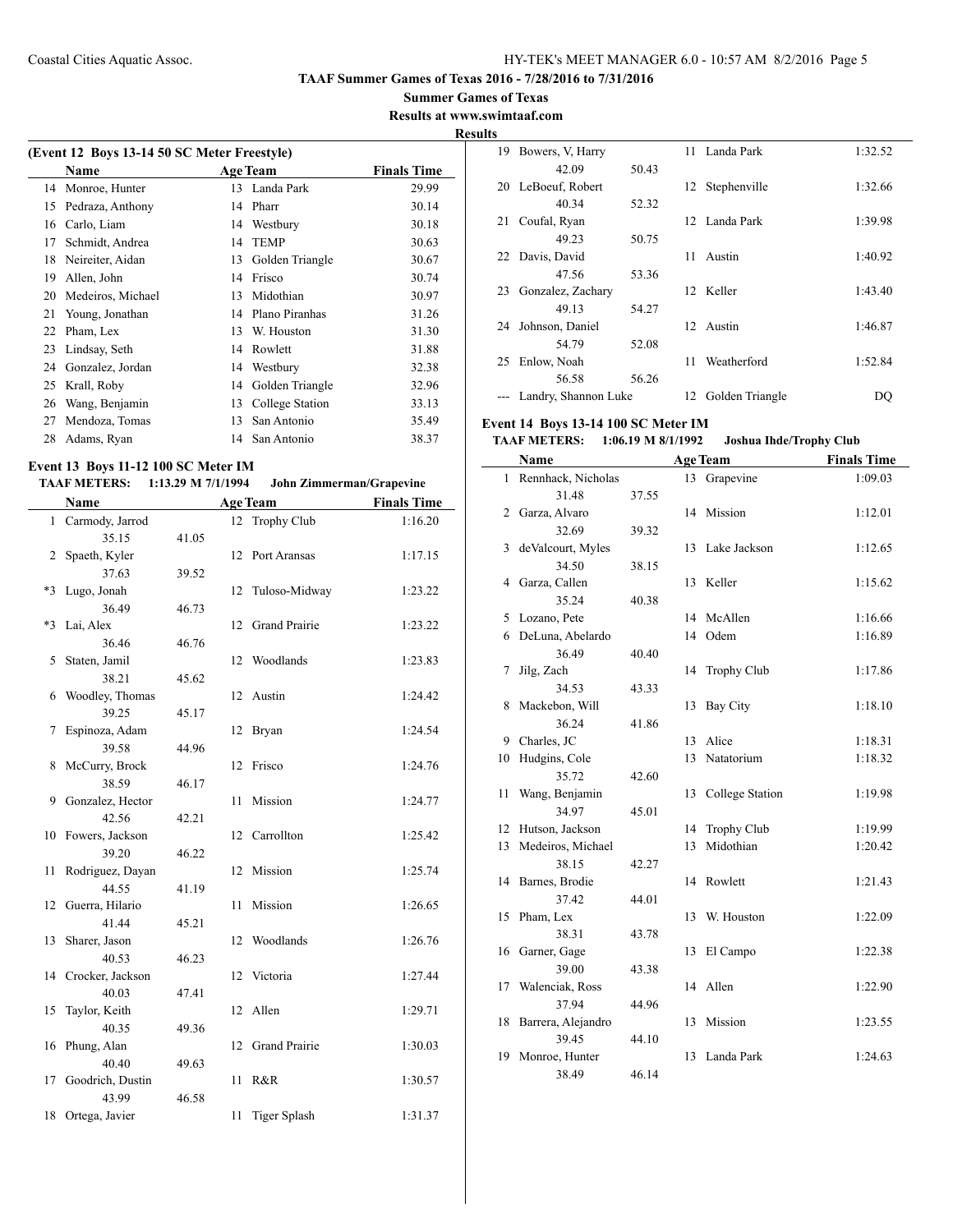**TAAF Summer Games of Texas 2016 - 7/28/2016 to 7/31/2016**

**Summer Games of Texas**

**Results at www.swimtaaf.com**

**Results**

### (Event 12 Boys 13-14 50 SC Meter Freestyle)

| | Name | Age | Team | Finals Time |
|---|---|---|---|---|
| 14 | Monroe, Hunter | 13 | Landa Park | 29.99 |
| 15 | Pedraza, Anthony | 14 | Pharr | 30.14 |
| 16 | Carlo, Liam | 14 | Westbury | 30.18 |
| 17 | Schmidt, Andrea | 14 | TEMP | 30.63 |
| 18 | Neireiter, Aidan | 13 | Golden Triangle | 30.67 |
| 19 | Allen, John | 14 | Frisco | 30.74 |
| 20 | Medeiros, Michael | 13 | Midothian | 30.97 |
| 21 | Young, Jonathan | 14 | Plano Piranhas | 31.26 |
| 22 | Pham, Lex | 13 | W. Houston | 31.30 |
| 23 | Lindsay, Seth | 14 | Rowlett | 31.88 |
| 24 | Gonzalez, Jordan | 14 | Westbury | 32.38 |
| 25 | Krall, Roby | 14 | Golden Triangle | 32.96 |
| 26 | Wang, Benjamin | 13 | College Station | 33.13 |
| 27 | Mendoza, Tomas | 13 | San Antonio | 35.49 |
| 28 | Adams, Ryan | 14 | San Antonio | 38.37 |

### Event 13 Boys 11-12 100 SC Meter IM

**TAAF METERS: 1:13.29 M 7/1/1994 John Zimmerman/Grapevine**

| | Name | | Age | Team | Finals Time |
|---|---|---|---|---|---|
| 1 | Carmody, Jarrod | | 12 | Trophy Club | 1:16.20 |
| | 35.15 | 41.05 | | | |
| 2 | Spaeth, Kyler | | 12 | Port Aransas | 1:17.15 |
| | 37.63 | 39.52 | | | |
| *3 | Lugo, Jonah | | 12 | Tuloso-Midway | 1:23.22 |
| | 36.49 | 46.73 | | | |
| *3 | Lai, Alex | | 12 | Grand Prairie | 1:23.22 |
| | 36.46 | 46.76 | | | |
| 5 | Staten, Jamil | | 12 | Woodlands | 1:23.83 |
| | 38.21 | 45.62 | | | |
| 6 | Woodley, Thomas | | 12 | Austin | 1:24.42 |
| | 39.25 | 45.17 | | | |
| 7 | Espinoza, Adam | | 12 | Bryan | 1:24.54 |
| | 39.58 | 44.96 | | | |
| 8 | McCurry, Brock | | 12 | Frisco | 1:24.76 |
| | 38.59 | 46.17 | | | |
| 9 | Gonzalez, Hector | | 11 | Mission | 1:24.77 |
| | 42.56 | 42.21 | | | |
| 10 | Fowers, Jackson | | 12 | Carrollton | 1:25.42 |
| | 39.20 | 46.22 | | | |
| 11 | Rodriguez, Dayan | | 12 | Mission | 1:25.74 |
| | 44.55 | 41.19 | | | |
| 12 | Guerra, Hilario | | 11 | Mission | 1:26.65 |
| | 41.44 | 45.21 | | | |
| 13 | Sharer, Jason | | 12 | Woodlands | 1:26.76 |
| | 40.53 | 46.23 | | | |
| 14 | Crocker, Jackson | | 12 | Victoria | 1:27.44 |
| | 40.03 | 47.41 | | | |
| 15 | Taylor, Keith | | 12 | Allen | 1:29.71 |
| | 40.35 | 49.36 | | | |
| 16 | Phung, Alan | | 12 | Grand Prairie | 1:30.03 |
| | 40.40 | 49.63 | | | |
| 17 | Goodrich, Dustin | | 11 | R&R | 1:30.57 |
| | 43.99 | 46.58 | | | |
| 18 | Ortega, Javier | | 11 | Tiger Splash | 1:31.37 |
| 19 | Bowers, V, Harry | | 11 | Landa Park | 1:32.52 |
| | 42.09 | 50.43 | | | |
| 20 | LeBoeuf, Robert | | 12 | Stephenville | 1:32.66 |
| | 40.34 | 52.32 | | | |
| 21 | Coufal, Ryan | | 12 | Landa Park | 1:39.98 |
| | 49.23 | 50.75 | | | |
| 22 | Davis, David | | 11 | Austin | 1:40.92 |
| | 47.56 | 53.36 | | | |
| 23 | Gonzalez, Zachary | | 12 | Keller | 1:43.40 |
| | 49.13 | 54.27 | | | |
| 24 | Johnson, Daniel | | 12 | Austin | 1:46.87 |
| | 54.79 | 52.08 | | | |
| 25 | Enlow, Noah | | 11 | Weatherford | 1:52.84 |
| | 56.58 | 56.26 | | | |
| --- | Landry, Shannon Luke | | 12 | Golden Triangle | DQ |

### Event 14 Boys 13-14 100 SC Meter IM

**TAAF METERS: 1:06.19 M 8/1/1992 Joshua Ihde/Trophy Club**

| | Name | | Age | Team | Finals Time |
|---|---|---|---|---|---|
| 1 | Rennhack, Nicholas | | 13 | Grapevine | 1:09.03 |
| | 31.48 | 37.55 | | | |
| 2 | Garza, Alvaro | | 14 | Mission | 1:12.01 |
| | 32.69 | 39.32 | | | |
| 3 | deValcourt, Myles | | 13 | Lake Jackson | 1:12.65 |
| | 34.50 | 38.15 | | | |
| 4 | Garza, Callen | | 13 | Keller | 1:15.62 |
| | 35.24 | 40.38 | | | |
| 5 | Lozano, Pete | | 14 | McAllen | 1:16.66 |
| 6 | DeLuna, Abelardo | | 14 | Odem | 1:16.89 |
| | 36.49 | 40.40 | | | |
| 7 | Jilg, Zach | | 14 | Trophy Club | 1:17.86 |
| | 34.53 | 43.33 | | | |
| 8 | Mackebon, Will | | 13 | Bay City | 1:18.10 |
| | 36.24 | 41.86 | | | |
| 9 | Charles, JC | | 13 | Alice | 1:18.31 |
| 10 | Hudgins, Cole | | 13 | Natatorium | 1:18.32 |
| | 35.72 | 42.60 | | | |
| 11 | Wang, Benjamin | | 13 | College Station | 1:19.98 |
| | 34.97 | 45.01 | | | |
| 12 | Hutson, Jackson | | 14 | Trophy Club | 1:19.99 |
| 13 | Medeiros, Michael | | 13 | Midothian | 1:20.42 |
| | 38.15 | 42.27 | | | |
| 14 | Barnes, Brodie | | 14 | Rowlett | 1:21.43 |
| | 37.42 | 44.01 | | | |
| 15 | Pham, Lex | | 13 | W. Houston | 1:22.09 |
| | 38.31 | 43.78 | | | |
| 16 | Garner, Gage | | 13 | El Campo | 1:22.38 |
| | 39.00 | 43.38 | | | |
| 17 | Walenciak, Ross | | 14 | Allen | 1:22.90 |
| | 37.94 | 44.96 | | | |
| 18 | Barrera, Alejandro | | 13 | Mission | 1:23.55 |
| | 39.45 | 44.10 | | | |
| 19 | Monroe, Hunter | | 13 | Landa Park | 1:24.63 |
| | 38.49 | 46.14 | | | |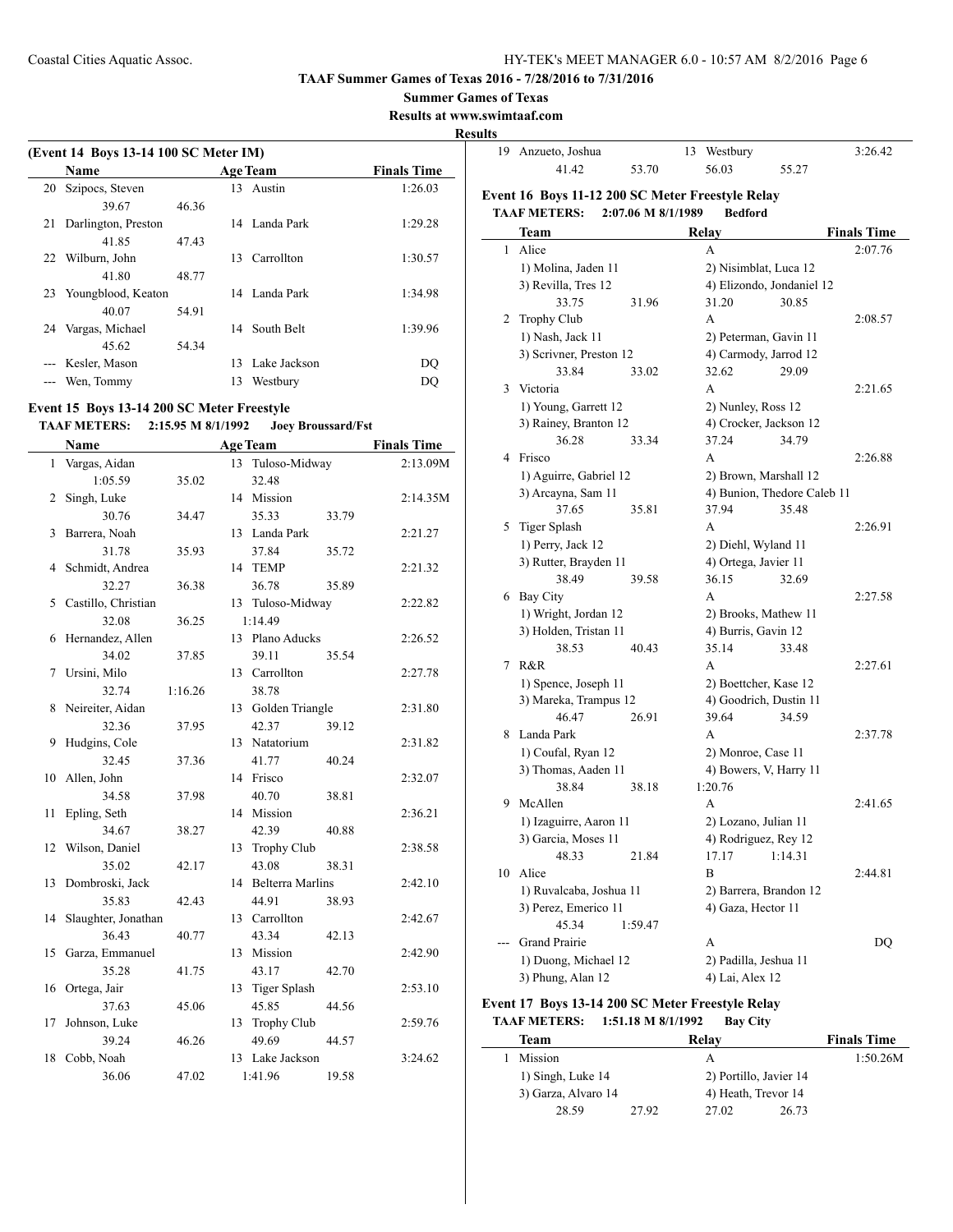**TAAF Summer Games of Texas 2016 - 7/28/2016 to 7/31/2016**

**Summer Games of Texas**

**Results at www.swimtaaf.com**

**Results**

### (Event 14 Boys 13-14 100 SC Meter IM)

| | Name | Age | Team | Finals Time |
|---|---|---|---|---|
| 20 | Szipocs, Steven | 13 | Austin | 1:26.03 |
| | 39.67 46.36 | | | |
| 21 | Darlington, Preston | 14 | Landa Park | 1:29.28 |
| | 41.85 47.43 | | | |
| 22 | Wilburn, John | 13 | Carrollton | 1:30.57 |
| | 41.80 48.77 | | | |
| 23 | Youngblood, Keaton | 14 | Landa Park | 1:34.98 |
| | 40.07 54.91 | | | |
| 24 | Vargas, Michael | 14 | South Belt | 1:39.96 |
| | 45.62 54.34 | | | |
| --- | Kesler, Mason | 13 | Lake Jackson | DQ |
| --- | Wen, Tommy | 13 | Westbury | DQ |

### Event 15 Boys 13-14 200 SC Meter Freestyle

**TAAF METERS: 2:15.95 M 8/1/1992 Joey Broussard/Fst**

| | Name | Age | Team | Finals Time |
|---|---|---|---|---|
| 1 | Vargas, Aidan | 13 | Tuloso-Midway | 2:13.09M |
| | 1:05.59 35.02 32.48 | | | |
| 2 | Singh, Luke | 14 | Mission | 2:14.35M |
| | 30.76 34.47 35.33 33.79 | | | |
| 3 | Barrera, Noah | 13 | Landa Park | 2:21.27 |
| | 31.78 35.93 37.84 35.72 | | | |
| 4 | Schmidt, Andrea | 14 | TEMP | 2:21.32 |
| | 32.27 36.38 36.78 35.89 | | | |
| 5 | Castillo, Christian | 13 | Tuloso-Midway | 2:22.82 |
| | 32.08 36.25 1:14.49 | | | |
| 6 | Hernandez, Allen | 13 | Plano Aducks | 2:26.52 |
| | 34.02 37.85 39.11 35.54 | | | |
| 7 | Ursini, Milo | 13 | Carrollton | 2:27.78 |
| | 32.74 1:16.26 38.78 | | | |
| 8 | Neireiter, Aidan | 13 | Golden Triangle | 2:31.80 |
| | 32.36 37.95 42.37 39.12 | | | |
| 9 | Hudgins, Cole | 13 | Natatorium | 2:31.82 |
| | 32.45 37.36 41.77 40.24 | | | |
| 10 | Allen, John | 14 | Frisco | 2:32.07 |
| | 34.58 37.98 40.70 38.81 | | | |
| 11 | Epling, Seth | 14 | Mission | 2:36.21 |
| | 34.67 38.27 42.39 40.88 | | | |
| 12 | Wilson, Daniel | 13 | Trophy Club | 2:38.58 |
| | 35.02 42.17 43.08 38.31 | | | |
| 13 | Dombroski, Jack | 14 | Belterra Marlins | 2:42.10 |
| | 35.83 42.43 44.91 38.93 | | | |
| 14 | Slaughter, Jonathan | 13 | Carrollton | 2:42.67 |
| | 36.43 40.77 43.34 42.13 | | | |
| 15 | Garza, Emmanuel | 13 | Mission | 2:42.90 |
| | 35.28 41.75 43.17 42.70 | | | |
| 16 | Ortega, Jair | 13 | Tiger Splash | 2:53.10 |
| | 37.63 45.06 45.85 44.56 | | | |
| 17 | Johnson, Luke | 13 | Trophy Club | 2:59.76 |
| | 39.24 46.26 49.69 44.57 | | | |
| 18 | Cobb, Noah | 13 | Lake Jackson | 3:24.62 |
| | 36.06 47.02 1:41.96 19.58 | | | |
| 19 | Anzueto, Joshua | 13 | Westbury | 3:26.42 |
| | 41.42 53.70 56.03 55.27 | | | |

### Event 16 Boys 11-12 200 SC Meter Freestyle Relay

**TAAF METERS: 2:07.06 M 8/1/1989 Bedford**

| | Team | Relay | Finals Time |
|---|---|---|---|
| 1 | Alice | A | 2:07.76 |
| | 1) Molina, Jaden 11; 2) Nisimblat, Luca 12; 3) Revilla, Tres 12; 4) Elizondo, Jondaniel 12 | | |
| | 33.75 31.96 31.20 30.85 | | |
| 2 | Trophy Club | A | 2:08.57 |
| | 1) Nash, Jack 11; 2) Peterman, Gavin 11; 3) Scrivner, Preston 12; 4) Carmody, Jarrod 12 | | |
| | 33.84 33.02 32.62 29.09 | | |
| 3 | Victoria | A | 2:21.65 |
| | 1) Young, Garrett 12; 2) Nunley, Ross 12; 3) Rainey, Branton 12; 4) Crocker, Jackson 12 | | |
| | 36.28 33.34 37.24 34.79 | | |
| 4 | Frisco | A | 2:26.88 |
| | 1) Aguirre, Gabriel 12; 2) Brown, Marshall 12; 3) Arcayna, Sam 11; 4) Bunion, Thedore Caleb 11 | | |
| | 37.65 35.81 37.94 35.48 | | |
| 5 | Tiger Splash | A | 2:26.91 |
| | 1) Perry, Jack 12; 2) Diehl, Wyland 11; 3) Rutter, Brayden 11; 4) Ortega, Javier 11 | | |
| | 38.49 39.58 36.15 32.69 | | |
| 6 | Bay City | A | 2:27.58 |
| | 1) Wright, Jordan 12; 2) Brooks, Mathew 11; 3) Holden, Tristan 11; 4) Burris, Gavin 12 | | |
| | 38.53 40.43 35.14 33.48 | | |
| 7 | R&R | A | 2:27.61 |
| | 1) Spence, Joseph 11; 2) Boettcher, Kase 12; 3) Mareka, Trampus 12; 4) Goodrich, Dustin 11 | | |
| | 46.47 26.91 39.64 34.59 | | |
| 8 | Landa Park | A | 2:37.78 |
| | 1) Coufal, Ryan 12; 2) Monroe, Case 11; 3) Thomas, Aaden 11; 4) Bowers, V, Harry 11 | | |
| | 38.84 38.18 1:20.76 | | |
| 9 | McAllen | A | 2:41.65 |
| | 1) Izaguirre, Aaron 11; 2) Lozano, Julian 11; 3) Garcia, Moses 11; 4) Rodriguez, Rey 12 | | |
| | 48.33 21.84 17.17 1:14.31 | | |
| 10 | Alice | B | 2:44.81 |
| | 1) Ruvalcaba, Joshua 11; 2) Barrera, Brandon 12; 3) Perez, Emerico 11; 4) Gaza, Hector 11 | | |
| | 45.34 1:59.47 | | |
| --- | Grand Prairie | A | DQ |
| | 1) Duong, Michael 12; 2) Padilla, Jeshua 11; 3) Phung, Alan 12; 4) Lai, Alex 12 | | |

### Event 17 Boys 13-14 200 SC Meter Freestyle Relay

**TAAF METERS: 1:51.18 M 8/1/1992 Bay City**

| | Team | Relay | Finals Time |
|---|---|---|---|
| 1 | Mission | A | 1:50.26M |
| | 1) Singh, Luke 14; 2) Portillo, Javier 14; 3) Garza, Alvaro 14; 4) Heath, Trevor 14 | | |
| | 28.59 27.92 27.02 26.73 | | |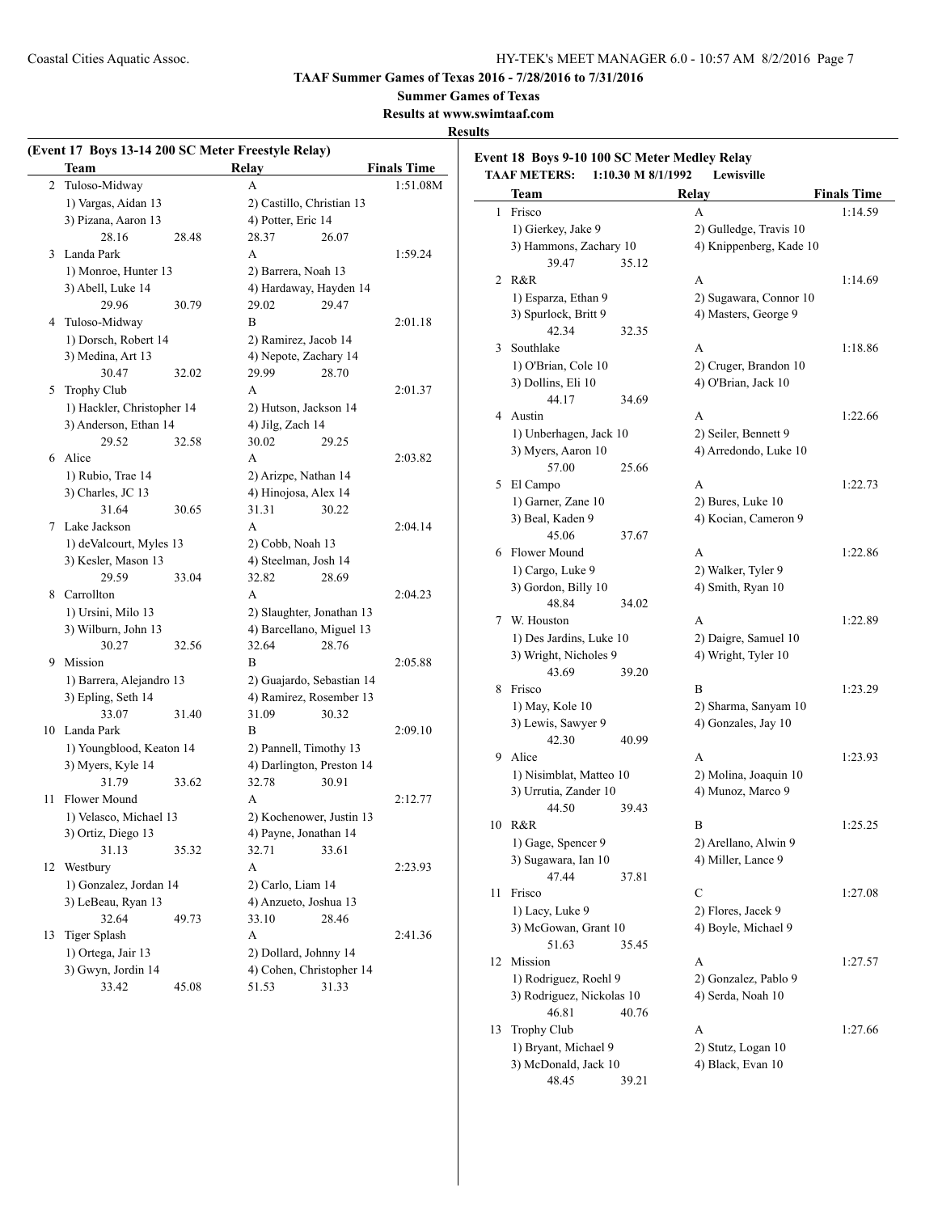# TAAF Summer Games of Texas 2016 - 7/28/2016 to 7/31/2016

**Summer Games of Texas**

**Results at www.swimtaaf.com**

**Results**

## (Event 17 Boys 13-14 200 SC Meter Freestyle Relay)

| | Team | Relay | Finals Time |
|---|---|---|---|
| 2 | Tuloso-Midway | A | 1:51.08M |
| | 1) Vargas, Aidan 13; 2) Castillo, Christian 13; 3) Pizana, Aaron 13; 4) Potter, Eric 14 | | |
| | 28.16 28.48 28.37 26.07 | | |
| 3 | Landa Park | A | 1:59.24 |
| | 1) Monroe, Hunter 13; 2) Barrera, Noah 13; 3) Abell, Luke 14; 4) Hardaway, Hayden 14 | | |
| | 29.96 30.79 29.02 29.47 | | |
| 4 | Tuloso-Midway | B | 2:01.18 |
| | 1) Dorsch, Robert 14; 2) Ramirez, Jacob 14; 3) Medina, Art 13; 4) Nepote, Zachary 14 | | |
| | 30.47 32.02 29.99 28.70 | | |
| 5 | Trophy Club | A | 2:01.37 |
| | 1) Hackler, Christopher 14; 2) Hutson, Jackson 14; 3) Anderson, Ethan 14; 4) Jilg, Zach 14 | | |
| | 29.52 32.58 30.02 29.25 | | |
| 6 | Alice | A | 2:03.82 |
| | 1) Rubio, Trae 14; 2) Arizpe, Nathan 14; 3) Charles, JC 13; 4) Hinojosa, Alex 14 | | |
| | 31.64 30.65 31.31 30.22 | | |
| 7 | Lake Jackson | A | 2:04.14 |
| | 1) deValcourt, Myles 13; 2) Cobb, Noah 13; 3) Kesler, Mason 13; 4) Steelman, Josh 14 | | |
| | 29.59 33.04 32.82 28.69 | | |
| 8 | Carrollton | A | 2:04.23 |
| | 1) Ursini, Milo 13; 2) Slaughter, Jonathan 13; 3) Wilburn, John 13; 4) Barcellano, Miguel 13 | | |
| | 30.27 32.56 32.64 28.76 | | |
| 9 | Mission | B | 2:05.88 |
| | 1) Barrera, Alejandro 13; 2) Guajardo, Sebastian 14; 3) Epling, Seth 14; 4) Ramirez, Rosember 13 | | |
| | 33.07 31.40 31.09 30.32 | | |
| 10 | Landa Park | B | 2:09.10 |
| | 1) Youngblood, Keaton 14; 2) Pannell, Timothy 13; 3) Myers, Kyle 14; 4) Darlington, Preston 14 | | |
| | 31.79 33.62 32.78 30.91 | | |
| 11 | Flower Mound | A | 2:12.77 |
| | 1) Velasco, Michael 13; 2) Kochenower, Justin 13; 3) Ortiz, Diego 13; 4) Payne, Jonathan 14 | | |
| | 31.13 35.32 32.71 33.61 | | |
| 12 | Westbury | A | 2:23.93 |
| | 1) Gonzalez, Jordan 14; 2) Carlo, Liam 14; 3) LeBeau, Ryan 13; 4) Anzueto, Joshua 13 | | |
| | 32.64 49.73 33.10 28.46 | | |
| 13 | Tiger Splash | A | 2:41.36 |
| | 1) Ortega, Jair 13; 2) Dollard, Johnny 14; 3) Gwyn, Jordin 14; 4) Cohen, Christopher 14 | | |
| | 33.42 45.08 51.53 31.33 | | |

## Event 18 Boys 9-10 100 SC Meter Medley Relay

**TAAF METERS: 1:10.30 M 8/1/1992 Lewisville**

| | Team | Relay | Finals Time |
|---|---|---|---|
| 1 | Frisco | A | 1:14.59 |
| | 1) Gierkey, Jake 9; 2) Gulledge, Travis 10; 3) Hammons, Zachary 10; 4) Knippenberg, Kade 10 | | |
| | 39.47 35.12 | | |
| 2 | R&R | A | 1:14.69 |
| | 1) Esparza, Ethan 9; 2) Sugawara, Connor 10; 3) Spurlock, Britt 9; 4) Masters, George 9 | | |
| | 42.34 32.35 | | |
| 3 | Southlake | A | 1:18.86 |
| | 1) O'Brian, Cole 10; 2) Cruger, Brandon 10; 3) Dollins, Eli 10; 4) O'Brian, Jack 10 | | |
| | 44.17 34.69 | | |
| 4 | Austin | A | 1:22.66 |
| | 1) Unberhagen, Jack 10; 2) Seiler, Bennett 9; 3) Myers, Aaron 10; 4) Arredondo, Luke 10 | | |
| | 57.00 25.66 | | |
| 5 | El Campo | A | 1:22.73 |
| | 1) Garner, Zane 10; 2) Bures, Luke 10; 3) Beal, Kaden 9; 4) Kocian, Cameron 9 | | |
| | 45.06 37.67 | | |
| 6 | Flower Mound | A | 1:22.86 |
| | 1) Cargo, Luke 9; 2) Walker, Tyler 9; 3) Gordon, Billy 10; 4) Smith, Ryan 10 | | |
| | 48.84 34.02 | | |
| 7 | W. Houston | A | 1:22.89 |
| | 1) Des Jardins, Luke 10; 2) Daigre, Samuel 10; 3) Wright, Nicholes 9; 4) Wright, Tyler 10 | | |
| | 43.69 39.20 | | |
| 8 | Frisco | B | 1:23.29 |
| | 1) May, Kole 10; 2) Sharma, Sanyam 10; 3) Lewis, Sawyer 9; 4) Gonzales, Jay 10 | | |
| | 42.30 40.99 | | |
| 9 | Alice | A | 1:23.93 |
| | 1) Nisimblat, Matteo 10; 2) Molina, Joaquin 10; 3) Urrutia, Zander 10; 4) Munoz, Marco 9 | | |
| | 44.50 39.43 | | |
| 10 | R&R | B | 1:25.25 |
| | 1) Gage, Spencer 9; 2) Arellano, Alwin 9; 3) Sugawara, Ian 10; 4) Miller, Lance 9 | | |
| | 47.44 37.81 | | |
| 11 | Frisco | C | 1:27.08 |
| | 1) Lacy, Luke 9; 2) Flores, Jacek 9; 3) McGowan, Grant 10; 4) Boyle, Michael 9 | | |
| | 51.63 35.45 | | |
| 12 | Mission | A | 1:27.57 |
| | 1) Rodriguez, Roehl 9; 2) Gonzalez, Pablo 9; 3) Rodriguez, Nickolas 10; 4) Serda, Noah 10 | | |
| | 46.81 40.76 | | |
| 13 | Trophy Club | A | 1:27.66 |
| | 1) Bryant, Michael 9; 2) Stutz, Logan 10; 3) McDonald, Jack 10; 4) Black, Evan 10 | | |
| | 48.45 39.21 | | |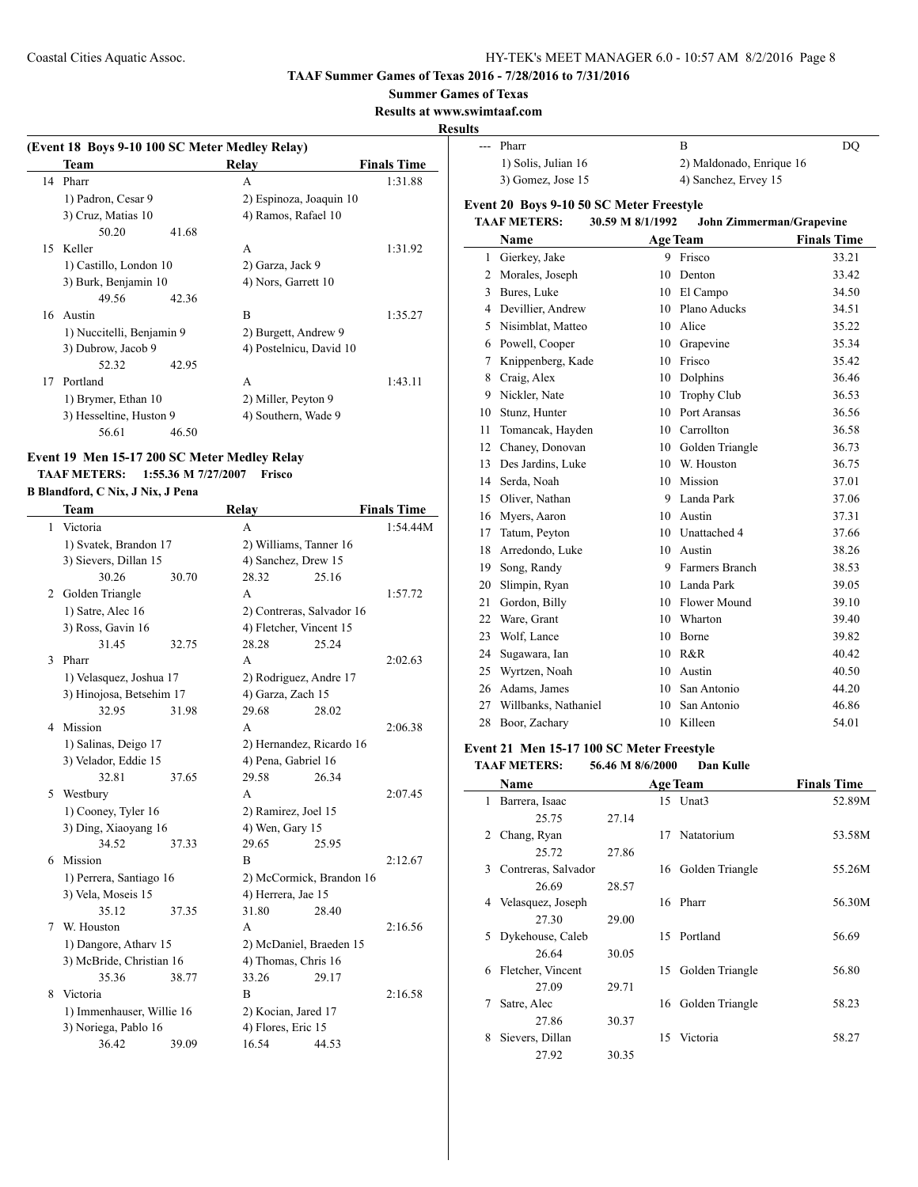## TAAF Summer Games of Texas 2016 - 7/28/2016 to 7/31/2016

**Summer Games of Texas**

**Results at www.swimtaaf.com**

**Results**

### (Event 18 Boys 9-10 100 SC Meter Medley Relay)

| | Team | Relay | Finals Time |
|---|---|---|---|
| 14 | Pharr | A | 1:31.88 |
| | 1) Padron, Cesar 9 | 2) Espinoza, Joaquin 10 | |
| | 3) Cruz, Matias 10 | 4) Ramos, Rafael 10 | |
| | 50.20 41.68 | | |
| 15 | Keller | A | 1:31.92 |
| | 1) Castillo, London 10 | 2) Garza, Jack 9 | |
| | 3) Burk, Benjamin 10 | 4) Nors, Garrett 10 | |
| | 49.56 42.36 | | |
| 16 | Austin | B | 1:35.27 |
| | 1) Nuccitelli, Benjamin 9 | 2) Burgett, Andrew 9 | |
| | 3) Dubrow, Jacob 9 | 4) Postelnicu, David 10 | |
| | 52.32 42.95 | | |
| 17 | Portland | A | 1:43.11 |
| | 1) Brymer, Ethan 10 | 2) Miller, Peyton 9 | |
| | 3) Hesseltine, Huston 9 | 4) Southern, Wade 9 | |
| | 56.61 46.50 | | |

### Event 19 Men 15-17 200 SC Meter Medley Relay

**TAAF METERS: 1:55.36 M 7/27/2007 Frisco**

**B Blandford, C Nix, J Nix, J Pena**

| | Team | Relay | Finals Time |
|---|---|---|---|
| 1 | Victoria | A | 1:54.44M |
| | 1) Svatek, Brandon 17 | 2) Williams, Tanner 16 | |
| | 3) Sievers, Dillan 15 | 4) Sanchez, Drew 15 | |
| | 30.26 30.70 | 28.32 25.16 | |
| 2 | Golden Triangle | A | 1:57.72 |
| | 1) Satre, Alec 16 | 2) Contreras, Salvador 16 | |
| | 3) Ross, Gavin 16 | 4) Fletcher, Vincent 15 | |
| | 31.45 32.75 | 28.28 25.24 | |
| 3 | Pharr | A | 2:02.63 |
| | 1) Velasquez, Joshua 17 | 2) Rodriguez, Andre 17 | |
| | 3) Hinojosa, Betsehim 17 | 4) Garza, Zach 15 | |
| | 32.95 31.98 | 29.68 28.02 | |
| 4 | Mission | A | 2:06.38 |
| | 1) Salinas, Deigo 17 | 2) Hernandez, Ricardo 16 | |
| | 3) Velador, Eddie 15 | 4) Pena, Gabriel 16 | |
| | 32.81 37.65 | 29.58 26.34 | |
| 5 | Westbury | A | 2:07.45 |
| | 1) Cooney, Tyler 16 | 2) Ramirez, Joel 15 | |
| | 3) Ding, Xiaoyang 16 | 4) Wen, Gary 15 | |
| | 34.52 37.33 | 29.65 25.95 | |
| 6 | Mission | B | 2:12.67 |
| | 1) Perrera, Santiago 16 | 2) McCormick, Brandon 16 | |
| | 3) Vela, Moseis 15 | 4) Herrera, Jae 15 | |
| | 35.12 37.35 | 31.80 28.40 | |
| 7 | W. Houston | A | 2:16.56 |
| | 1) Dangore, Atharv 15 | 2) McDaniel, Braeden 15 | |
| | 3) McBride, Christian 16 | 4) Thomas, Chris 16 | |
| | 35.36 38.77 | 33.26 29.17 | |
| 8 | Victoria | B | 2:16.58 |
| | 1) Immenhauser, Willie 16 | 2) Kocian, Jared 17 | |
| | 3) Noriega, Pablo 16 | 4) Flores, Eric 15 | |
| | 36.42 39.09 | 16.54 44.53 | |
| --- | Pharr | B | DQ |
| | 1) Solis, Julian 16 | 2) Maldonado, Enrique 16 | |
| | 3) Gomez, Jose 15 | 4) Sanchez, Ervey 15 | |

### Event 20 Boys 9-10 50 SC Meter Freestyle

**TAAF METERS: 30.59 M 8/1/1992 John Zimmerman/Grapevine**

| | Name | Age | Team | Finals Time |
|---|---|---|---|---|
| 1 | Gierkey, Jake | 9 | Frisco | 33.21 |
| 2 | Morales, Joseph | 10 | Denton | 33.42 |
| 3 | Bures, Luke | 10 | El Campo | 34.50 |
| 4 | Devillier, Andrew | 10 | Plano Aducks | 34.51 |
| 5 | Nisimblat, Matteo | 10 | Alice | 35.22 |
| 6 | Powell, Cooper | 10 | Grapevine | 35.34 |
| 7 | Knippenberg, Kade | 10 | Frisco | 35.42 |
| 8 | Craig, Alex | 10 | Dolphins | 36.46 |
| 9 | Nickler, Nate | 10 | Trophy Club | 36.53 |
| 10 | Stunz, Hunter | 10 | Port Aransas | 36.56 |
| 11 | Tomancak, Hayden | 10 | Carrollton | 36.58 |
| 12 | Chaney, Donovan | 10 | Golden Triangle | 36.73 |
| 13 | Des Jardins, Luke | 10 | W. Houston | 36.75 |
| 14 | Serda, Noah | 10 | Mission | 37.01 |
| 15 | Oliver, Nathan | 9 | Landa Park | 37.06 |
| 16 | Myers, Aaron | 10 | Austin | 37.31 |
| 17 | Tatum, Peyton | 10 | Unattached 4 | 37.66 |
| 18 | Arredondo, Luke | 10 | Austin | 38.26 |
| 19 | Song, Randy | 9 | Farmers Branch | 38.53 |
| 20 | Slimpin, Ryan | 10 | Landa Park | 39.05 |
| 21 | Gordon, Billy | 10 | Flower Mound | 39.10 |
| 22 | Ware, Grant | 10 | Wharton | 39.40 |
| 23 | Wolf, Lance | 10 | Borne | 39.82 |
| 24 | Sugawara, Ian | 10 | R&R | 40.42 |
| 25 | Wyrtzen, Noah | 10 | Austin | 40.50 |
| 26 | Adams, James | 10 | San Antonio | 44.20 |
| 27 | Willbanks, Nathaniel | 10 | San Antonio | 46.86 |
| 28 | Boor, Zachary | 10 | Killeen | 54.01 |

### Event 21 Men 15-17 100 SC Meter Freestyle

**TAAF METERS: 56.46 M 8/6/2000 Dan Kulle**

| | Name | Age | Team | Finals Time |
|---|---|---|---|---|
| 1 | Barrera, Isaac | 15 | Unat3 | 52.89M |
| | 25.75 27.14 | | | |
| 2 | Chang, Ryan | 17 | Natatorium | 53.58M |
| | 25.72 27.86 | | | |
| 3 | Contreras, Salvador | 16 | Golden Triangle | 55.26M |
| | 26.69 28.57 | | | |
| 4 | Velasquez, Joseph | 16 | Pharr | 56.30M |
| | 27.30 29.00 | | | |
| 5 | Dykehouse, Caleb | 15 | Portland | 56.69 |
| | 26.64 30.05 | | | |
| 6 | Fletcher, Vincent | 15 | Golden Triangle | 56.80 |
| | 27.09 29.71 | | | |
| 7 | Satre, Alec | 16 | Golden Triangle | 58.23 |
| | 27.86 30.37 | | | |
| 8 | Sievers, Dillan | 15 | Victoria | 58.27 |
| | 27.92 30.35 | | | |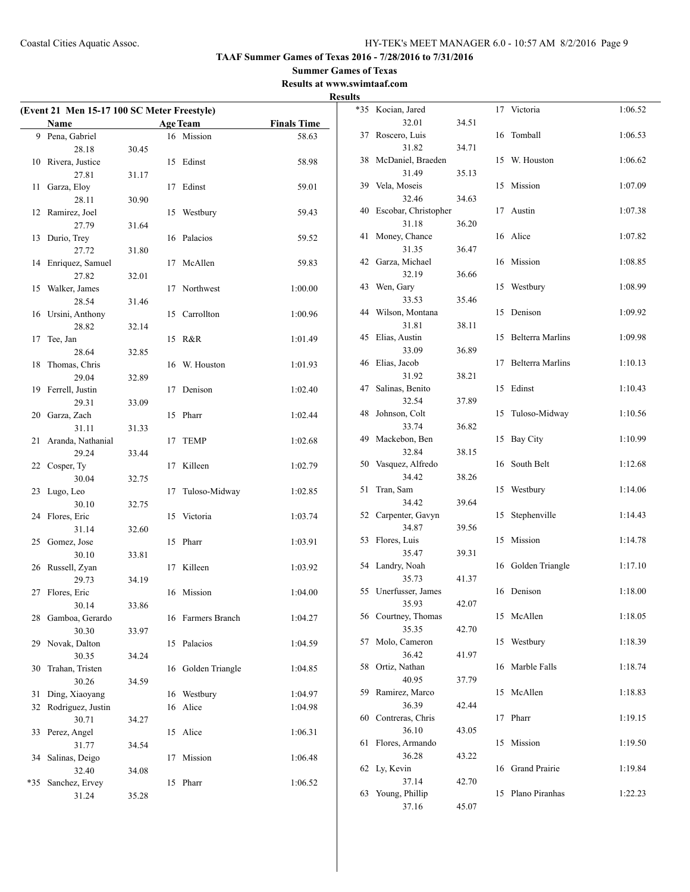# TAAF Summer Games of Texas 2016 - 7/28/2016 to 7/31/2016

## Summer Games of Texas

### Results at www.swimtaaf.com

### Results

**(Event 21 Men 15-17 100 SC Meter Freestyle)**

| | Name | | Age | Team | Finals Time |
|---|---|---|---|---|---|
| 9 | Pena, Gabriel | | 16 | Mission | 58.63 |
| | 28.18 | 30.45 | | | |
| 10 | Rivera, Justice | | 15 | Edinst | 58.98 |
| | 27.81 | 31.17 | | | |
| 11 | Garza, Eloy | | 17 | Edinst | 59.01 |
| | 28.11 | 30.90 | | | |
| 12 | Ramirez, Joel | | 15 | Westbury | 59.43 |
| | 27.79 | 31.64 | | | |
| 13 | Durio, Trey | | 16 | Palacios | 59.52 |
| | 27.72 | 31.80 | | | |
| 14 | Enriquez, Samuel | | 17 | McAllen | 59.83 |
| | 27.82 | 32.01 | | | |
| 15 | Walker, James | | 17 | Northwest | 1:00.00 |
| | 28.54 | 31.46 | | | |
| 16 | Ursini, Anthony | | 15 | Carrollton | 1:00.96 |
| | 28.82 | 32.14 | | | |
| 17 | Tee, Jan | | 15 | R&R | 1:01.49 |
| | 28.64 | 32.85 | | | |
| 18 | Thomas, Chris | | 16 | W. Houston | 1:01.93 |
| | 29.04 | 32.89 | | | |
| 19 | Ferrell, Justin | | 17 | Denison | 1:02.40 |
| | 29.31 | 33.09 | | | |
| 20 | Garza, Zach | | 15 | Pharr | 1:02.44 |
| | 31.11 | 31.33 | | | |
| 21 | Aranda, Nathanial | | 17 | TEMP | 1:02.68 |
| | 29.24 | 33.44 | | | |
| 22 | Cosper, Ty | | 17 | Killeen | 1:02.79 |
| | 30.04 | 32.75 | | | |
| 23 | Lugo, Leo | | 17 | Tuloso-Midway | 1:02.85 |
| | 30.10 | 32.75 | | | |
| 24 | Flores, Eric | | 15 | Victoria | 1:03.74 |
| | 31.14 | 32.60 | | | |
| 25 | Gomez, Jose | | 15 | Pharr | 1:03.91 |
| | 30.10 | 33.81 | | | |
| 26 | Russell, Zyan | | 17 | Killeen | 1:03.92 |
| | 29.73 | 34.19 | | | |
| 27 | Flores, Eric | | 16 | Mission | 1:04.00 |
| | 30.14 | 33.86 | | | |
| 28 | Gamboa, Gerardo | | 16 | Farmers Branch | 1:04.27 |
| | 30.30 | 33.97 | | | |
| 29 | Novak, Dalton | | 15 | Palacios | 1:04.59 |
| | 30.35 | 34.24 | | | |
| 30 | Trahan, Tristen | | 16 | Golden Triangle | 1:04.85 |
| | 30.26 | 34.59 | | | |
| 31 | Ding, Xiaoyang | | 16 | Westbury | 1:04.97 |
| 32 | Rodriguez, Justin | | 16 | Alice | 1:04.98 |
| | 30.71 | 34.27 | | | |
| 33 | Perez, Angel | | 15 | Alice | 1:06.31 |
| | 31.77 | 34.54 | | | |
| 34 | Salinas, Deigo | | 17 | Mission | 1:06.48 |
| | 32.40 | 34.08 | | | |
| *35 | Sanchez, Ervey | | 15 | Pharr | 1:06.52 |
| | 31.24 | 35.28 | | | |
| *35 | Kocian, Jared | | 17 | Victoria | 1:06.52 |
| | 32.01 | 34.51 | | | |
| 37 | Roscero, Luis | | 16 | Tomball | 1:06.53 |
| | 31.82 | 34.71 | | | |
| 38 | McDaniel, Braeden | | 15 | W. Houston | 1:06.62 |
| | 31.49 | 35.13 | | | |
| 39 | Vela, Moseis | | 15 | Mission | 1:07.09 |
| | 32.46 | 34.63 | | | |
| 40 | Escobar, Christopher | | 17 | Austin | 1:07.38 |
| | 31.18 | 36.20 | | | |
| 41 | Money, Chance | | 16 | Alice | 1:07.82 |
| | 31.35 | 36.47 | | | |
| 42 | Garza, Michael | | 16 | Mission | 1:08.85 |
| | 32.19 | 36.66 | | | |
| 43 | Wen, Gary | | 15 | Westbury | 1:08.99 |
| | 33.53 | 35.46 | | | |
| 44 | Wilson, Montana | | 15 | Denison | 1:09.92 |
| | 31.81 | 38.11 | | | |
| 45 | Elias, Austin | | 15 | Belterra Marlins | 1:09.98 |
| | 33.09 | 36.89 | | | |
| 46 | Elias, Jacob | | 17 | Belterra Marlins | 1:10.13 |
| | 31.92 | 38.21 | | | |
| 47 | Salinas, Benito | | 15 | Edinst | 1:10.43 |
| | 32.54 | 37.89 | | | |
| 48 | Johnson, Colt | | 15 | Tuloso-Midway | 1:10.56 |
| | 33.74 | 36.82 | | | |
| 49 | Mackebon, Ben | | 15 | Bay City | 1:10.99 |
| | 32.84 | 38.15 | | | |
| 50 | Vasquez, Alfredo | | 16 | South Belt | 1:12.68 |
| | 34.42 | 38.26 | | | |
| 51 | Tran, Sam | | 15 | Westbury | 1:14.06 |
| | 34.42 | 39.64 | | | |
| 52 | Carpenter, Gavyn | | 15 | Stephenville | 1:14.43 |
| | 34.87 | 39.56 | | | |
| 53 | Flores, Luis | | 15 | Mission | 1:14.78 |
| | 35.47 | 39.31 | | | |
| 54 | Landry, Noah | | 16 | Golden Triangle | 1:17.10 |
| | 35.73 | 41.37 | | | |
| 55 | Unerfusser, James | | 16 | Denison | 1:18.00 |
| | 35.93 | 42.07 | | | |
| 56 | Courtney, Thomas | | 15 | McAllen | 1:18.05 |
| | 35.35 | 42.70 | | | |
| 57 | Molo, Cameron | | 15 | Westbury | 1:18.39 |
| | 36.42 | 41.97 | | | |
| 58 | Ortiz, Nathan | | 16 | Marble Falls | 1:18.74 |
| | 40.95 | 37.79 | | | |
| 59 | Ramirez, Marco | | 15 | McAllen | 1:18.83 |
| | 36.39 | 42.44 | | | |
| 60 | Contreras, Chris | | 17 | Pharr | 1:19.15 |
| | 36.10 | 43.05 | | | |
| 61 | Flores, Armando | | 15 | Mission | 1:19.50 |
| | 36.28 | 43.22 | | | |
| 62 | Ly, Kevin | | 16 | Grand Prairie | 1:19.84 |
| | 37.14 | 42.70 | | | |
| 63 | Young, Phillip | | 15 | Plano Piranhas | 1:22.23 |
| | 37.16 | 45.07 | | | |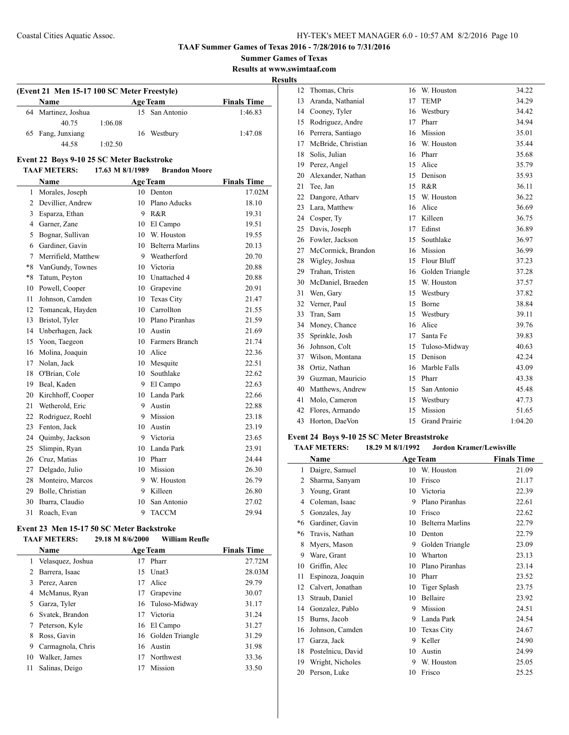**TAAF Summer Games of Texas 2016 - 7/28/2016 to 7/31/2016**

**Summer Games of Texas**

**Results at www.swimtaaf.com**

**Results**

### (Event 21 Men 15-17 100 SC Meter Freestyle)

| | Name | Age | Team | Finals Time |
|---|---|---|---|---|
| 64 | Martinez, Joshua | 15 | San Antonio | 1:46.83 |
| | 40.75 1:06.08 | | | |
| 65 | Fang, Junxiang | 16 | Westbury | 1:47.08 |
| | 44.58 1:02.50 | | | |

### Event 22 Boys 9-10 25 SC Meter Backstroke

**TAAF METERS: 17.63 M 8/1/1989 Brandon Moore**

| | Name | Age | Team | Finals Time |
|---|---|---|---|---|
| 1 | Morales, Joseph | 10 | Denton | 17.02M |
| 2 | Devillier, Andrew | 10 | Plano Aducks | 18.10 |
| 3 | Esparza, Ethan | 9 | R&R | 19.31 |
| 4 | Garner, Zane | 10 | El Campo | 19.51 |
| 5 | Bognar, Sullivan | 10 | W. Houston | 19.55 |
| 6 | Gardiner, Gavin | 10 | Belterra Marlins | 20.13 |
| 7 | Merrifield, Matthew | 9 | Weatherford | 20.70 |
| *8 | VanGundy, Townes | 10 | Victoria | 20.88 |
| *8 | Tatum, Peyton | 10 | Unattached 4 | 20.88 |
| 10 | Powell, Cooper | 10 | Grapevine | 20.91 |
| 11 | Johnson, Camden | 10 | Texas City | 21.47 |
| 12 | Tomancak, Hayden | 10 | Carrollton | 21.55 |
| 13 | Bristol, Tyler | 10 | Plano Piranhas | 21.59 |
| 14 | Unberhagen, Jack | 10 | Austin | 21.69 |
| 15 | Yoon, Taegeon | 10 | Farmers Branch | 21.74 |
| 16 | Molina, Joaquin | 10 | Alice | 22.36 |
| 17 | Nolan, Jack | 10 | Mesquite | 22.51 |
| 18 | O'Brian, Cole | 10 | Southlake | 22.62 |
| 19 | Beal, Kaden | 9 | El Campo | 22.63 |
| 20 | Kirchhoff, Cooper | 10 | Landa Park | 22.66 |
| 21 | Wetherold, Eric | 9 | Austin | 22.88 |
| 22 | Rodriguez, Roehl | 9 | Mission | 23.18 |
| 23 | Fenton, Jack | 10 | Austin | 23.19 |
| 24 | Quimby, Jackson | 9 | Victoria | 23.65 |
| 25 | Slimpin, Ryan | 10 | Landa Park | 23.91 |
| 26 | Cruz, Matias | 10 | Pharr | 24.44 |
| 27 | Delgado, Julio | 10 | Mission | 26.30 |
| 28 | Monteiro, Marcos | 9 | W. Houston | 26.79 |
| 29 | Bolle, Christian | 9 | Killeen | 26.80 |
| 30 | Ibarra, Claudio | 10 | San Antonio | 27.02 |
| 31 | Roach, Evan | 9 | TACCM | 29.94 |

### Event 23 Men 15-17 50 SC Meter Backstroke

**TAAF METERS: 29.18 M 8/6/2000 William Reufle**

| | Name | Age | Team | Finals Time |
|---|---|---|---|---|
| 1 | Velasquez, Joshua | 17 | Pharr | 27.72M |
| 2 | Barrera, Isaac | 15 | Unat3 | 28.03M |
| 3 | Perez, Aaren | 17 | Alice | 29.79 |
| 4 | McManus, Ryan | 17 | Grapevine | 30.07 |
| 5 | Garza, Tyler | 16 | Tuloso-Midway | 31.17 |
| 6 | Svatek, Brandon | 17 | Victoria | 31.24 |
| 7 | Peterson, Kyle | 16 | El Campo | 31.27 |
| 8 | Ross, Gavin | 16 | Golden Triangle | 31.29 |
| 9 | Carmagnola, Chris | 16 | Austin | 31.98 |
| 10 | Walker, James | 17 | Northwest | 33.36 |
| 11 | Salinas, Deigo | 17 | Mission | 33.50 |
| 12 | Thomas, Chris | 16 | W. Houston | 34.22 |
| 13 | Aranda, Nathanial | 17 | TEMP | 34.29 |
| 14 | Cooney, Tyler | 16 | Westbury | 34.42 |
| 15 | Rodriguez, Andre | 17 | Pharr | 34.94 |
| 16 | Perrera, Santiago | 16 | Mission | 35.01 |
| 17 | McBride, Christian | 16 | W. Houston | 35.44 |
| 18 | Solis, Julian | 16 | Pharr | 35.68 |
| 19 | Perez, Angel | 15 | Alice | 35.79 |
| 20 | Alexander, Nathan | 15 | Denison | 35.93 |
| 21 | Tee, Jan | 15 | R&R | 36.11 |
| 22 | Dangore, Atharv | 15 | W. Houston | 36.22 |
| 23 | Lara, Matthew | 16 | Alice | 36.69 |
| 24 | Cosper, Ty | 17 | Killeen | 36.75 |
| 25 | Davis, Joseph | 17 | Edinst | 36.89 |
| 26 | Fowler, Jackson | 15 | Southlake | 36.97 |
| 27 | McCormick, Brandon | 16 | Mission | 36.99 |
| 28 | Wigley, Joshua | 15 | Flour Bluff | 37.23 |
| 29 | Trahan, Tristen | 16 | Golden Triangle | 37.28 |
| 30 | McDaniel, Braeden | 15 | W. Houston | 37.57 |
| 31 | Wen, Gary | 15 | Westbury | 37.82 |
| 32 | Verner, Paul | 15 | Borne | 38.84 |
| 33 | Tran, Sam | 15 | Westbury | 39.11 |
| 34 | Money, Chance | 16 | Alice | 39.76 |
| 35 | Sprinkle, Josh | 17 | Santa Fe | 39.83 |
| 36 | Johnson, Colt | 15 | Tuloso-Midway | 40.63 |
| 37 | Wilson, Montana | 15 | Denison | 42.24 |
| 38 | Ortiz, Nathan | 16 | Marble Falls | 43.09 |
| 39 | Guzman, Mauricio | 15 | Pharr | 43.38 |
| 40 | Matthews, Andrew | 15 | San Antonio | 45.48 |
| 41 | Molo, Cameron | 15 | Westbury | 47.73 |
| 42 | Flores, Armando | 15 | Mission | 51.65 |
| 43 | Horton, DaeVon | 15 | Grand Prairie | 1:04.20 |

### Event 24 Boys 9-10 25 SC Meter Breaststroke

**TAAF METERS: 18.29 M 8/1/1992 Jordon Kramer/Lewisville**

| | Name | Age | Team | Finals Time |
|---|---|---|---|---|
| 1 | Daigre, Samuel | 10 | W. Houston | 21.09 |
| 2 | Sharma, Sanyam | 10 | Frisco | 21.17 |
| 3 | Young, Grant | 10 | Victoria | 22.39 |
| 4 | Coleman, Isaac | 9 | Plano Piranhas | 22.61 |
| 5 | Gonzales, Jay | 10 | Frisco | 22.62 |
| *6 | Gardiner, Gavin | 10 | Belterra Marlins | 22.79 |
| *6 | Travis, Nathan | 10 | Denton | 22.79 |
| 8 | Myers, Mason | 9 | Golden Triangle | 23.09 |
| 9 | Ware, Grant | 10 | Wharton | 23.13 |
| 10 | Griffin, Alec | 10 | Plano Piranhas | 23.14 |
| 11 | Espinoza, Joaquin | 10 | Pharr | 23.52 |
| 12 | Calvert, Jonathan | 10 | Tiger Splash | 23.75 |
| 13 | Straub, Daniel | 10 | Bellaire | 23.92 |
| 14 | Gonzalez, Pablo | 9 | Mission | 24.51 |
| 15 | Burns, Jacob | 9 | Landa Park | 24.54 |
| 16 | Johnson, Camden | 10 | Texas City | 24.67 |
| 17 | Garza, Jack | 9 | Keller | 24.90 |
| 18 | Postelnicu, David | 10 | Austin | 24.99 |
| 19 | Wright, Nicholes | 9 | W. Houston | 25.05 |
| 20 | Person, Luke | 10 | Frisco | 25.25 |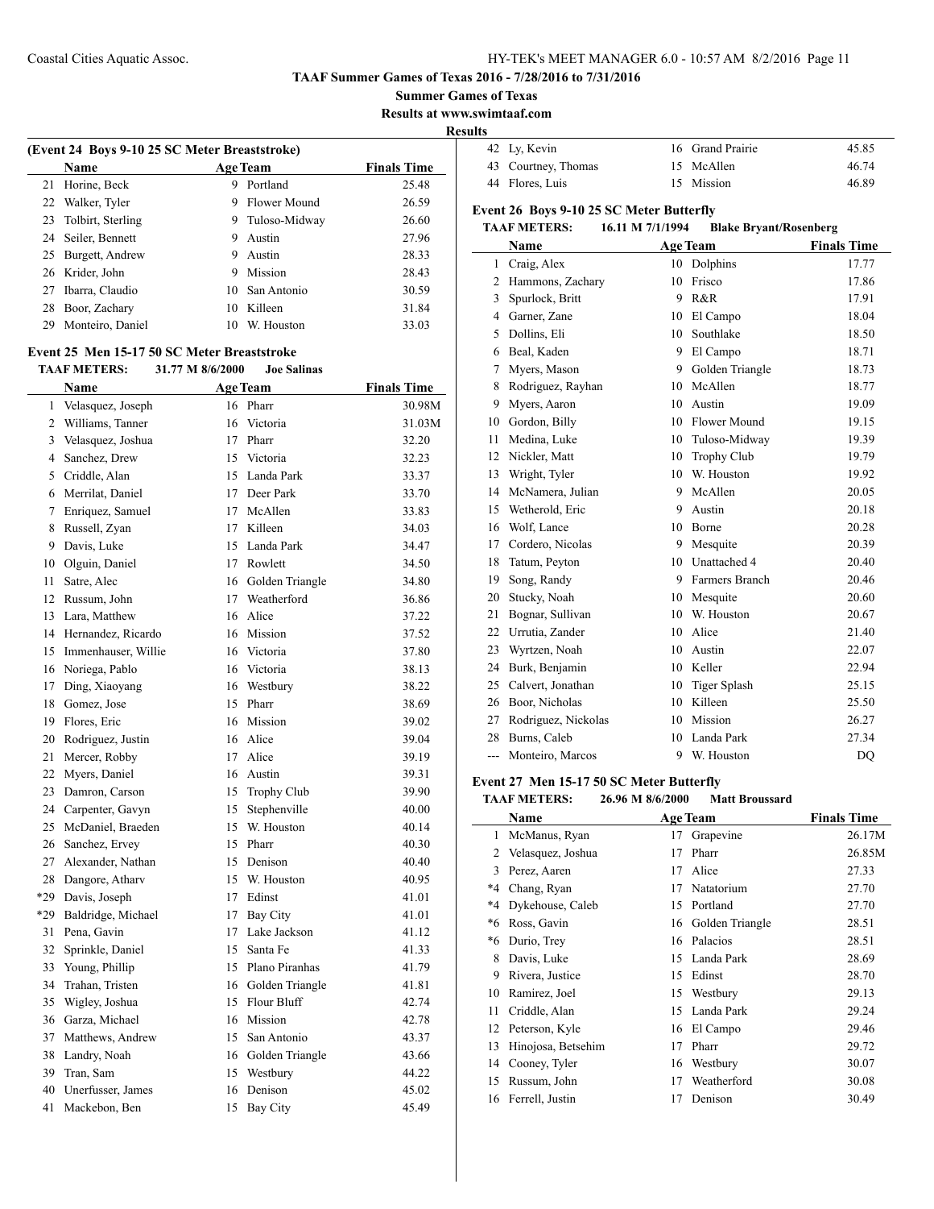# TAAF Summer Games of Texas 2016 - 7/28/2016 to 7/31/2016

**Summer Games of Texas**

**Results at www.swimtaaf.com**

**Results**

### (Event 24 Boys 9-10 25 SC Meter Breaststroke)

| | Name | Age | Team | Finals Time |
|---|---|---|---|---|
| 21 | Horine, Beck | 9 | Portland | 25.48 |
| 22 | Walker, Tyler | 9 | Flower Mound | 26.59 |
| 23 | Tolbirt, Sterling | 9 | Tuloso-Midway | 26.60 |
| 24 | Seiler, Bennett | 9 | Austin | 27.96 |
| 25 | Burgett, Andrew | 9 | Austin | 28.33 |
| 26 | Krider, John | 9 | Mission | 28.43 |
| 27 | Ibarra, Claudio | 10 | San Antonio | 30.59 |
| 28 | Boor, Zachary | 10 | Killeen | 31.84 |
| 29 | Monteiro, Daniel | 10 | W. Houston | 33.03 |

### Event 25 Men 15-17 50 SC Meter Breaststroke

**TAAF METERS:** 31.77 M 8/6/2000 **Joe Salinas**

| | Name | Age | Team | Finals Time |
|---|---|---|---|---|
| 1 | Velasquez, Joseph | 16 | Pharr | 30.98M |
| 2 | Williams, Tanner | 16 | Victoria | 31.03M |
| 3 | Velasquez, Joshua | 17 | Pharr | 32.20 |
| 4 | Sanchez, Drew | 15 | Victoria | 32.23 |
| 5 | Criddle, Alan | 15 | Landa Park | 33.37 |
| 6 | Merrilat, Daniel | 17 | Deer Park | 33.70 |
| 7 | Enriquez, Samuel | 17 | McAllen | 33.83 |
| 8 | Russell, Zyan | 17 | Killeen | 34.03 |
| 9 | Davis, Luke | 15 | Landa Park | 34.47 |
| 10 | Olguin, Daniel | 17 | Rowlett | 34.50 |
| 11 | Satre, Alec | 16 | Golden Triangle | 34.80 |
| 12 | Russum, John | 17 | Weatherford | 36.86 |
| 13 | Lara, Matthew | 16 | Alice | 37.22 |
| 14 | Hernandez, Ricardo | 16 | Mission | 37.52 |
| 15 | Immenhauser, Willie | 16 | Victoria | 37.80 |
| 16 | Noriega, Pablo | 16 | Victoria | 38.13 |
| 17 | Ding, Xiaoyang | 16 | Westbury | 38.22 |
| 18 | Gomez, Jose | 15 | Pharr | 38.69 |
| 19 | Flores, Eric | 16 | Mission | 39.02 |
| 20 | Rodriguez, Justin | 16 | Alice | 39.04 |
| 21 | Mercer, Robby | 17 | Alice | 39.19 |
| 22 | Myers, Daniel | 16 | Austin | 39.31 |
| 23 | Damron, Carson | 15 | Trophy Club | 39.90 |
| 24 | Carpenter, Gavyn | 15 | Stephenville | 40.00 |
| 25 | McDaniel, Braeden | 15 | W. Houston | 40.14 |
| 26 | Sanchez, Ervey | 15 | Pharr | 40.30 |
| 27 | Alexander, Nathan | 15 | Denison | 40.40 |
| 28 | Dangore, Atharv | 15 | W. Houston | 40.95 |
| *29 | Davis, Joseph | 17 | Edinst | 41.01 |
| *29 | Baldridge, Michael | 17 | Bay City | 41.01 |
| 31 | Pena, Gavin | 17 | Lake Jackson | 41.12 |
| 32 | Sprinkle, Daniel | 15 | Santa Fe | 41.33 |
| 33 | Young, Phillip | 15 | Plano Piranhas | 41.79 |
| 34 | Trahan, Tristen | 16 | Golden Triangle | 41.81 |
| 35 | Wigley, Joshua | 15 | Flour Bluff | 42.74 |
| 36 | Garza, Michael | 16 | Mission | 42.78 |
| 37 | Matthews, Andrew | 15 | San Antonio | 43.37 |
| 38 | Landry, Noah | 16 | Golden Triangle | 43.66 |
| 39 | Tran, Sam | 15 | Westbury | 44.22 |
| 40 | Unerfusser, James | 16 | Denison | 45.02 |
| 41 | Mackebon, Ben | 15 | Bay City | 45.49 |
| 42 | Ly, Kevin | 16 | Grand Prairie | 45.85 |
| 43 | Courtney, Thomas | 15 | McAllen | 46.74 |
| 44 | Flores, Luis | 15 | Mission | 46.89 |

### Event 26 Boys 9-10 25 SC Meter Butterfly

**TAAF METERS:** 16.11 M 7/1/1994 **Blake Bryant/Rosenberg**

| | Name | Age | Team | Finals Time |
|---|---|---|---|---|
| 1 | Craig, Alex | 10 | Dolphins | 17.77 |
| 2 | Hammons, Zachary | 10 | Frisco | 17.86 |
| 3 | Spurlock, Britt | 9 | R&R | 17.91 |
| 4 | Garner, Zane | 10 | El Campo | 18.04 |
| 5 | Dollins, Eli | 10 | Southlake | 18.50 |
| 6 | Beal, Kaden | 9 | El Campo | 18.71 |
| 7 | Myers, Mason | 9 | Golden Triangle | 18.73 |
| 8 | Rodriguez, Rayhan | 10 | McAllen | 18.77 |
| 9 | Myers, Aaron | 10 | Austin | 19.09 |
| 10 | Gordon, Billy | 10 | Flower Mound | 19.15 |
| 11 | Medina, Luke | 10 | Tuloso-Midway | 19.39 |
| 12 | Nickler, Matt | 10 | Trophy Club | 19.79 |
| 13 | Wright, Tyler | 10 | W. Houston | 19.92 |
| 14 | McNamera, Julian | 9 | McAllen | 20.05 |
| 15 | Wetherold, Eric | 9 | Austin | 20.18 |
| 16 | Wolf, Lance | 10 | Borne | 20.28 |
| 17 | Cordero, Nicolas | 9 | Mesquite | 20.39 |
| 18 | Tatum, Peyton | 10 | Unattached 4 | 20.40 |
| 19 | Song, Randy | 9 | Farmers Branch | 20.46 |
| 20 | Stucky, Noah | 10 | Mesquite | 20.60 |
| 21 | Bognar, Sullivan | 10 | W. Houston | 20.67 |
| 22 | Urrutia, Zander | 10 | Alice | 21.40 |
| 23 | Wyrtzen, Noah | 10 | Austin | 22.07 |
| 24 | Burk, Benjamin | 10 | Keller | 22.94 |
| 25 | Calvert, Jonathan | 10 | Tiger Splash | 25.15 |
| 26 | Boor, Nicholas | 10 | Killeen | 25.50 |
| 27 | Rodriguez, Nickolas | 10 | Mission | 26.27 |
| 28 | Burns, Caleb | 10 | Landa Park | 27.34 |
| --- | Monteiro, Marcos | 9 | W. Houston | DQ |

### Event 27 Men 15-17 50 SC Meter Butterfly

**TAAF METERS:** 26.96 M 8/6/2000 **Matt Broussard**

| | Name | Age | Team | Finals Time |
|---|---|---|---|---|
| 1 | McManus, Ryan | 17 | Grapevine | 26.17M |
| 2 | Velasquez, Joshua | 17 | Pharr | 26.85M |
| 3 | Perez, Aaren | 17 | Alice | 27.33 |
| *4 | Chang, Ryan | 17 | Natatorium | 27.70 |
| *4 | Dykehouse, Caleb | 15 | Portland | 27.70 |
| *6 | Ross, Gavin | 16 | Golden Triangle | 28.51 |
| *6 | Durio, Trey | 16 | Palacios | 28.51 |
| 8 | Davis, Luke | 15 | Landa Park | 28.69 |
| 9 | Rivera, Justice | 15 | Edinst | 28.70 |
| 10 | Ramirez, Joel | 15 | Westbury | 29.13 |
| 11 | Criddle, Alan | 15 | Landa Park | 29.24 |
| 12 | Peterson, Kyle | 16 | El Campo | 29.46 |
| 13 | Hinojosa, Betsehim | 17 | Pharr | 29.72 |
| 14 | Cooney, Tyler | 16 | Westbury | 30.07 |
| 15 | Russum, John | 17 | Weatherford | 30.08 |
| 16 | Ferrell, Justin | 17 | Denison | 30.49 |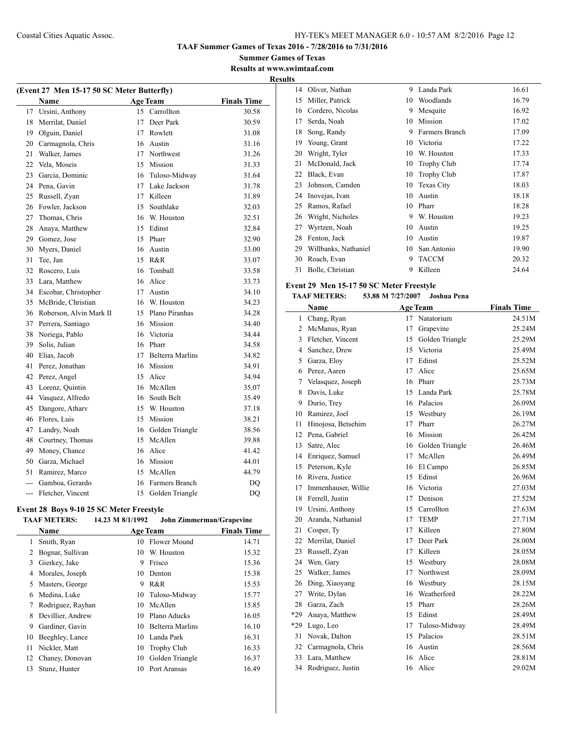**TAAF Summer Games of Texas 2016 - 7/28/2016 to 7/31/2016**

**Summer Games of Texas**

**Results at www.swimtaaf.com**

**Results**

### (Event 27 Men 15-17 50 SC Meter Butterfly)

| | Name | Age | Team | Finals Time |
|---|---|---|---|---|
| 17 | Ursini, Anthony | 15 | Carrollton | 30.58 |
| 18 | Merrilat, Daniel | 17 | Deer Park | 30.59 |
| 19 | Olguin, Daniel | 17 | Rowlett | 31.08 |
| 20 | Carmagnola, Chris | 16 | Austin | 31.16 |
| 21 | Walker, James | 17 | Northwest | 31.26 |
| 22 | Vela, Moseis | 15 | Mission | 31.33 |
| 23 | Garcia, Dominic | 16 | Tuloso-Midway | 31.64 |
| 24 | Pena, Gavin | 17 | Lake Jackson | 31.78 |
| 25 | Russell, Zyan | 17 | Killeen | 31.89 |
| 26 | Fowler, Jackson | 15 | Southlake | 32.03 |
| 27 | Thomas, Chris | 16 | W. Houston | 32.51 |
| 28 | Anaya, Matthew | 15 | Edinst | 32.84 |
| 29 | Gomez, Jose | 15 | Pharr | 32.90 |
| 30 | Myers, Daniel | 16 | Austin | 33.00 |
| 31 | Tee, Jan | 15 | R&R | 33.07 |
| 32 | Roscero, Luis | 16 | Tomball | 33.58 |
| 33 | Lara, Matthew | 16 | Alice | 33.73 |
| 34 | Escobar, Christopher | 17 | Austin | 34.10 |
| 35 | McBride, Christian | 16 | W. Houston | 34.23 |
| 36 | Roberson, Alvin Mark II | 15 | Plano Piranhas | 34.28 |
| 37 | Perrera, Santiago | 16 | Mission | 34.40 |
| 38 | Noriega, Pablo | 16 | Victoria | 34.44 |
| 39 | Solis, Julian | 16 | Pharr | 34.58 |
| 40 | Elias, Jacob | 17 | Belterra Marlins | 34.82 |
| 41 | Perez, Jonathan | 16 | Mission | 34.91 |
| 42 | Perez, Angel | 15 | Alice | 34.94 |
| 43 | Lorenz, Quintin | 16 | McAllen | 35.07 |
| 44 | Vasquez, Alfredo | 16 | South Belt | 35.49 |
| 45 | Dangore, Atharv | 15 | W. Houston | 37.18 |
| 46 | Flores, Luis | 15 | Mission | 38.21 |
| 47 | Landry, Noah | 16 | Golden Triangle | 38.56 |
| 48 | Courtney, Thomas | 15 | McAllen | 39.88 |
| 49 | Money, Chance | 16 | Alice | 41.42 |
| 50 | Garza, Michael | 16 | Mission | 44.01 |
| 51 | Ramirez, Marco | 15 | McAllen | 44.79 |
| --- | Gamboa, Gerardo | 16 | Farmers Branch | DQ |
| --- | Fletcher, Vincent | 15 | Golden Triangle | DQ |

### Event 28 Boys 9-10 25 SC Meter Freestyle

**TAAF METERS:** 14.23 M 8/1/1992 John Zimmerman/Grapevine

| | Name | Age | Team | Finals Time |
|---|---|---|---|---|
| 1 | Smith, Ryan | 10 | Flower Mound | 14.71 |
| 2 | Bognar, Sullivan | 10 | W. Houston | 15.32 |
| 3 | Gierkey, Jake | 9 | Frisco | 15.36 |
| 4 | Morales, Joseph | 10 | Denton | 15.38 |
| 5 | Masters, George | 9 | R&R | 15.53 |
| 6 | Medina, Luke | 10 | Tuloso-Midway | 15.77 |
| 7 | Rodriguez, Rayhan | 10 | McAllen | 15.85 |
| 8 | Devillier, Andrew | 10 | Plano Aducks | 16.05 |
| 9 | Gardiner, Gavin | 10 | Belterra Marlins | 16.10 |
| 10 | Beeghley, Lance | 10 | Landa Park | 16.31 |
| 11 | Nickler, Matt | 10 | Trophy Club | 16.33 |
| 12 | Chaney, Donovan | 10 | Golden Triangle | 16.37 |
| 13 | Stunz, Hunter | 10 | Port Aransas | 16.49 |
| 14 | Oliver, Nathan | 9 | Landa Park | 16.61 |
| 15 | Miller, Patrick | 10 | Woodlands | 16.79 |
| 16 | Cordero, Nicolas | 9 | Mesquite | 16.92 |
| 17 | Serda, Noah | 10 | Mission | 17.02 |
| 18 | Song, Randy | 9 | Farmers Branch | 17.09 |
| 19 | Young, Grant | 10 | Victoria | 17.22 |
| 20 | Wright, Tyler | 10 | W. Houston | 17.33 |
| 21 | McDonald, Jack | 10 | Trophy Club | 17.74 |
| 22 | Black, Evan | 10 | Trophy Club | 17.87 |
| 23 | Johnson, Camden | 10 | Texas City | 18.03 |
| 24 | Inovejas, Ivan | 10 | Austin | 18.18 |
| 25 | Ramos, Rafael | 10 | Pharr | 18.28 |
| 26 | Wright, Nicholes | 9 | W. Houston | 19.23 |
| 27 | Wyrtzen, Noah | 10 | Austin | 19.25 |
| 28 | Fenton, Jack | 10 | Austin | 19.87 |
| 29 | Willbanks, Nathaniel | 10 | San Antonio | 19.90 |
| 30 | Roach, Evan | 9 | TACCM | 20.32 |
| 31 | Bolle, Christian | 9 | Killeen | 24.64 |

### Event 29 Men 15-17 50 SC Meter Freestyle

**TAAF METERS:** 53.88 M 7/27/2007 Joshua Pena

| | Name | Age | Team | Finals Time |
|---|---|---|---|---|
| 1 | Chang, Ryan | 17 | Natatorium | 24.51M |
| 2 | McManus, Ryan | 17 | Grapevine | 25.24M |
| 3 | Fletcher, Vincent | 15 | Golden Triangle | 25.29M |
| 4 | Sanchez, Drew | 15 | Victoria | 25.49M |
| 5 | Garza, Eloy | 17 | Edinst | 25.52M |
| 6 | Perez, Aaren | 17 | Alice | 25.65M |
| 7 | Velasquez, Joseph | 16 | Pharr | 25.73M |
| 8 | Davis, Luke | 15 | Landa Park | 25.78M |
| 9 | Durio, Trey | 16 | Palacios | 26.09M |
| 10 | Ramirez, Joel | 15 | Westbury | 26.19M |
| 11 | Hinojosa, Betsehim | 17 | Pharr | 26.27M |
| 12 | Pena, Gabriel | 16 | Mission | 26.42M |
| 13 | Satre, Alec | 16 | Golden Triangle | 26.46M |
| 14 | Enriquez, Samuel | 17 | McAllen | 26.49M |
| 15 | Peterson, Kyle | 16 | El Campo | 26.85M |
| 16 | Rivera, Justice | 15 | Edinst | 26.96M |
| 17 | Immenhauser, Willie | 16 | Victoria | 27.03M |
| 18 | Ferrell, Justin | 17 | Denison | 27.52M |
| 19 | Ursini, Anthony | 15 | Carrollton | 27.63M |
| 20 | Aranda, Nathanial | 17 | TEMP | 27.71M |
| 21 | Cosper, Ty | 17 | Killeen | 27.80M |
| 22 | Merrilat, Daniel | 17 | Deer Park | 28.00M |
| 23 | Russell, Zyan | 17 | Killeen | 28.05M |
| 24 | Wen, Gary | 15 | Westbury | 28.08M |
| 25 | Walker, James | 17 | Northwest | 28.09M |
| 26 | Ding, Xiaoyang | 16 | Westbury | 28.15M |
| 27 | Write, Dylan | 16 | Weatherford | 28.22M |
| 28 | Garza, Zach | 15 | Pharr | 28.26M |
| *29 | Anaya, Matthew | 15 | Edinst | 28.49M |
| *29 | Lugo, Leo | 17 | Tuloso-Midway | 28.49M |
| 31 | Novak, Dalton | 15 | Palacios | 28.51M |
| 32 | Carmagnola, Chris | 16 | Austin | 28.56M |
| 33 | Lara, Matthew | 16 | Alice | 28.81M |
| 34 | Rodriguez, Justin | 16 | Alice | 29.02M |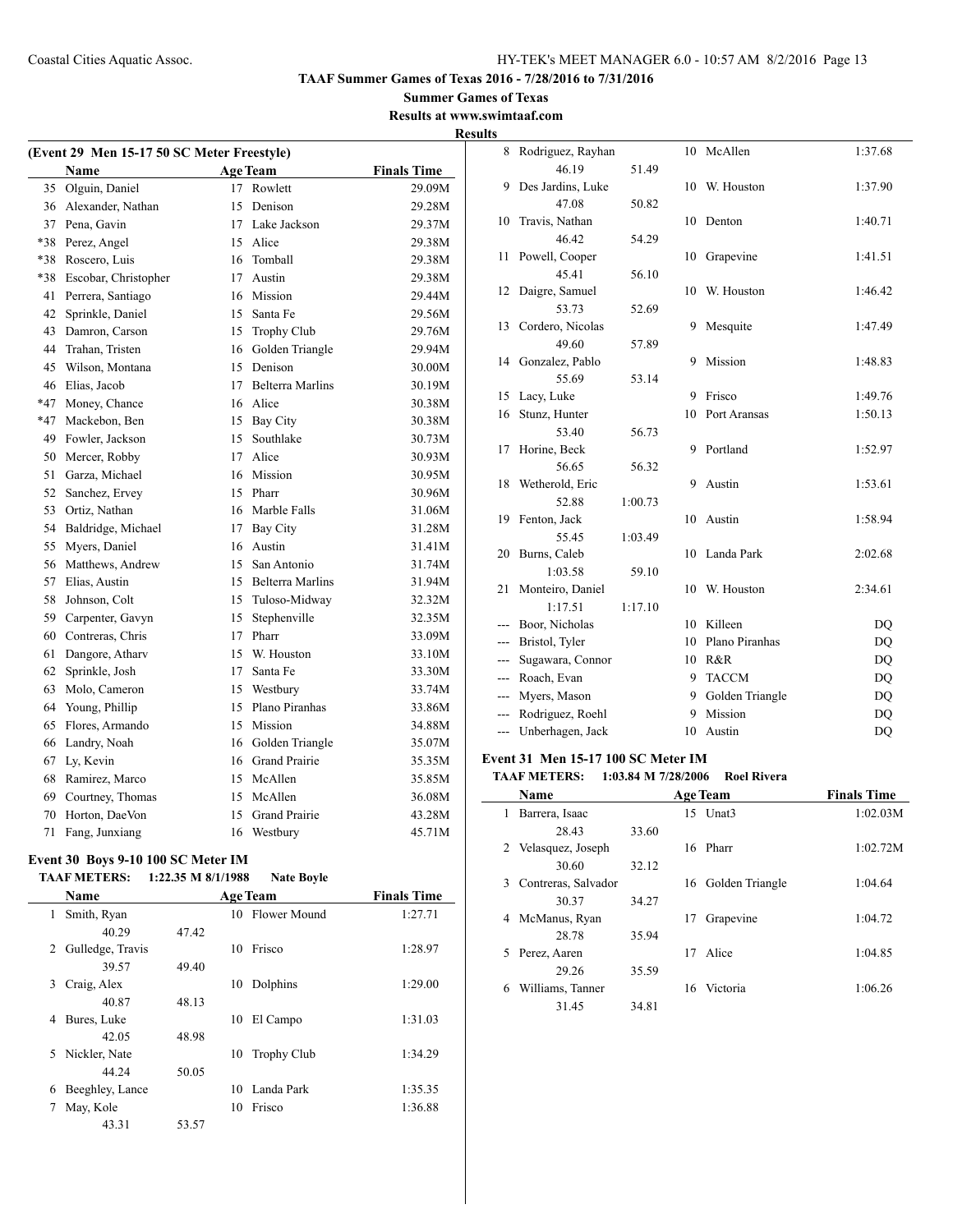**TAAF Summer Games of Texas 2016 - 7/28/2016 to 7/31/2016**

**Summer Games of Texas**

**Results at www.swimtaaf.com**

**Results**

### (Event 29 Men 15-17 50 SC Meter Freestyle)

| | Name | Age | Team | Finals Time |
|---|---|---|---|---|
| 35 | Olguin, Daniel | 17 | Rowlett | 29.09M |
| 36 | Alexander, Nathan | 15 | Denison | 29.28M |
| 37 | Pena, Gavin | 17 | Lake Jackson | 29.37M |
| *38 | Perez, Angel | 15 | Alice | 29.38M |
| *38 | Roscero, Luis | 16 | Tomball | 29.38M |
| *38 | Escobar, Christopher | 17 | Austin | 29.38M |
| 41 | Perrera, Santiago | 16 | Mission | 29.44M |
| 42 | Sprinkle, Daniel | 15 | Santa Fe | 29.56M |
| 43 | Damron, Carson | 15 | Trophy Club | 29.76M |
| 44 | Trahan, Tristen | 16 | Golden Triangle | 29.94M |
| 45 | Wilson, Montana | 15 | Denison | 30.00M |
| 46 | Elias, Jacob | 17 | Belterra Marlins | 30.19M |
| *47 | Money, Chance | 16 | Alice | 30.38M |
| *47 | Mackebon, Ben | 15 | Bay City | 30.38M |
| 49 | Fowler, Jackson | 15 | Southlake | 30.73M |
| 50 | Mercer, Robby | 17 | Alice | 30.93M |
| 51 | Garza, Michael | 16 | Mission | 30.95M |
| 52 | Sanchez, Ervey | 15 | Pharr | 30.96M |
| 53 | Ortiz, Nathan | 16 | Marble Falls | 31.06M |
| 54 | Baldridge, Michael | 17 | Bay City | 31.28M |
| 55 | Myers, Daniel | 16 | Austin | 31.41M |
| 56 | Matthews, Andrew | 15 | San Antonio | 31.74M |
| 57 | Elias, Austin | 15 | Belterra Marlins | 31.94M |
| 58 | Johnson, Colt | 15 | Tuloso-Midway | 32.32M |
| 59 | Carpenter, Gavyn | 15 | Stephenville | 32.35M |
| 60 | Contreras, Chris | 17 | Pharr | 33.09M |
| 61 | Dangore, Atharv | 15 | W. Houston | 33.10M |
| 62 | Sprinkle, Josh | 17 | Santa Fe | 33.30M |
| 63 | Molo, Cameron | 15 | Westbury | 33.74M |
| 64 | Young, Phillip | 15 | Plano Piranhas | 33.86M |
| 65 | Flores, Armando | 15 | Mission | 34.88M |
| 66 | Landry, Noah | 16 | Golden Triangle | 35.07M |
| 67 | Ly, Kevin | 16 | Grand Prairie | 35.35M |
| 68 | Ramirez, Marco | 15 | McAllen | 35.85M |
| 69 | Courtney, Thomas | 15 | McAllen | 36.08M |
| 70 | Horton, DaeVon | 15 | Grand Prairie | 43.28M |
| 71 | Fang, Junxiang | 16 | Westbury | 45.71M |

### Event 30 Boys 9-10 100 SC Meter IM

**TAAF METERS: 1:22.35 M 8/1/1988 Nate Boyle**

| | Name | Age | Team | Finals Time |
|---|---|---|---|---|
| 1 | Smith, Ryan | 10 | Flower Mound | 1:27.71 |
| | 40.29 47.42 | | | |
| 2 | Gulledge, Travis | 10 | Frisco | 1:28.97 |
| | 39.57 49.40 | | | |
| 3 | Craig, Alex | 10 | Dolphins | 1:29.00 |
| | 40.87 48.13 | | | |
| 4 | Bures, Luke | 10 | El Campo | 1:31.03 |
| | 42.05 48.98 | | | |
| 5 | Nickler, Nate | 10 | Trophy Club | 1:34.29 |
| | 44.24 50.05 | | | |
| 6 | Beeghley, Lance | 10 | Landa Park | 1:35.35 |
| 7 | May, Kole | 10 | Frisco | 1:36.88 |
| | 43.31 53.57 | | | |
| 8 | Rodriguez, Rayhan | 10 | McAllen | 1:37.68 |
| | 46.19 51.49 | | | |
| 9 | Des Jardins, Luke | 10 | W. Houston | 1:37.90 |
| | 47.08 50.82 | | | |
| 10 | Travis, Nathan | 10 | Denton | 1:40.71 |
| | 46.42 54.29 | | | |
| 11 | Powell, Cooper | 10 | Grapevine | 1:41.51 |
| | 45.41 56.10 | | | |
| 12 | Daigre, Samuel | 10 | W. Houston | 1:46.42 |
| | 53.73 52.69 | | | |
| 13 | Cordero, Nicolas | 9 | Mesquite | 1:47.49 |
| | 49.60 57.89 | | | |
| 14 | Gonzalez, Pablo | 9 | Mission | 1:48.83 |
| | 55.69 53.14 | | | |
| 15 | Lacy, Luke | 9 | Frisco | 1:49.76 |
| 16 | Stunz, Hunter | 10 | Port Aransas | 1:50.13 |
| | 53.40 56.73 | | | |
| 17 | Horine, Beck | 9 | Portland | 1:52.97 |
| | 56.65 56.32 | | | |
| 18 | Wetherold, Eric | 9 | Austin | 1:53.61 |
| | 52.88 1:00.73 | | | |
| 19 | Fenton, Jack | 10 | Austin | 1:58.94 |
| | 55.45 1:03.49 | | | |
| 20 | Burns, Caleb | 10 | Landa Park | 2:02.68 |
| | 1:03.58 59.10 | | | |
| 21 | Monteiro, Daniel | 10 | W. Houston | 2:34.61 |
| | 1:17.51 1:17.10 | | | |
| --- | Boor, Nicholas | 10 | Killeen | DQ |
| --- | Bristol, Tyler | 10 | Plano Piranhas | DQ |
| --- | Sugawara, Connor | 10 | R&R | DQ |
| --- | Roach, Evan | 9 | TACCM | DQ |
| --- | Myers, Mason | 9 | Golden Triangle | DQ |
| --- | Rodriguez, Roehl | 9 | Mission | DQ |
| --- | Unberhagen, Jack | 10 | Austin | DQ |

### Event 31 Men 15-17 100 SC Meter IM

**TAAF METERS: 1:03.84 M 7/28/2006 Roel Rivera**

| | Name | Age | Team | Finals Time |
|---|---|---|---|---|
| 1 | Barrera, Isaac | 15 | Unat3 | 1:02.03M |
| | 28.43 33.60 | | | |
| 2 | Velasquez, Joseph | 16 | Pharr | 1:02.72M |
| | 30.60 32.12 | | | |
| 3 | Contreras, Salvador | 16 | Golden Triangle | 1:04.64 |
| | 30.37 34.27 | | | |
| 4 | McManus, Ryan | 17 | Grapevine | 1:04.72 |
| | 28.78 35.94 | | | |
| 5 | Perez, Aaren | 17 | Alice | 1:04.85 |
| | 29.26 35.59 | | | |
| 6 | Williams, Tanner | 16 | Victoria | 1:06.26 |
| | 31.45 34.81 | | | |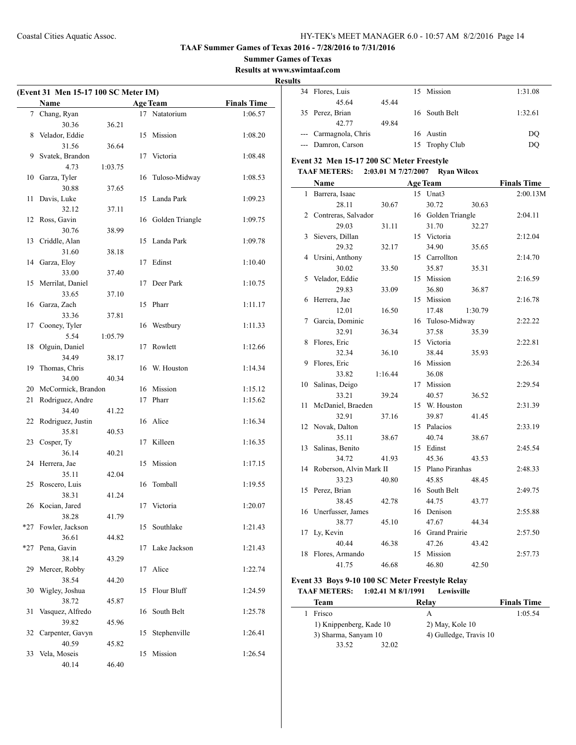# TAAF Summer Games of Texas 2016 - 7/28/2016 to 7/31/2016

## Summer Games of Texas

**Results at www.swimtaaf.com**

**Results**

### (Event 31 Men 15-17 100 SC Meter IM)

| | Name | | Age | Team | Finals Time |
|---|---|---|---|---|---|
| 7 | Chang, Ryan | | 17 | Natatorium | 1:06.57 |
| | 30.36 | 36.21 | | | |
| 8 | Velador, Eddie | | 15 | Mission | 1:08.20 |
| | 31.56 | 36.64 | | | |
| 9 | Svatek, Brandon | | 17 | Victoria | 1:08.48 |
| | 4.73 | 1:03.75 | | | |
| 10 | Garza, Tyler | | 16 | Tuloso-Midway | 1:08.53 |
| | 30.88 | 37.65 | | | |
| 11 | Davis, Luke | | 15 | Landa Park | 1:09.23 |
| | 32.12 | 37.11 | | | |
| 12 | Ross, Gavin | | 16 | Golden Triangle | 1:09.75 |
| | 30.76 | 38.99 | | | |
| 13 | Criddle, Alan | | 15 | Landa Park | 1:09.78 |
| | 31.60 | 38.18 | | | |
| 14 | Garza, Eloy | | 17 | Edinst | 1:10.40 |
| | 33.00 | 37.40 | | | |
| 15 | Merrilat, Daniel | | 17 | Deer Park | 1:10.75 |
| | 33.65 | 37.10 | | | |
| 16 | Garza, Zach | | 15 | Pharr | 1:11.17 |
| | 33.36 | 37.81 | | | |
| 17 | Cooney, Tyler | | 16 | Westbury | 1:11.33 |
| | 5.54 | 1:05.79 | | | |
| 18 | Olguin, Daniel | | 17 | Rowlett | 1:12.66 |
| | 34.49 | 38.17 | | | |
| 19 | Thomas, Chris | | 16 | W. Houston | 1:14.34 |
| | 34.00 | 40.34 | | | |
| 20 | McCormick, Brandon | | 16 | Mission | 1:15.12 |
| 21 | Rodriguez, Andre | | 17 | Pharr | 1:15.62 |
| | 34.40 | 41.22 | | | |
| 22 | Rodriguez, Justin | | 16 | Alice | 1:16.34 |
| | 35.81 | 40.53 | | | |
| 23 | Cosper, Ty | | 17 | Killeen | 1:16.35 |
| | 36.14 | 40.21 | | | |
| 24 | Herrera, Jae | | 15 | Mission | 1:17.15 |
| | 35.11 | 42.04 | | | |
| 25 | Roscero, Luis | | 16 | Tomball | 1:19.55 |
| | 38.31 | 41.24 | | | |
| 26 | Kocian, Jared | | 17 | Victoria | 1:20.07 |
| | 38.28 | 41.79 | | | |
| *27 | Fowler, Jackson | | 15 | Southlake | 1:21.43 |
| | 36.61 | 44.82 | | | |
| *27 | Pena, Gavin | | 17 | Lake Jackson | 1:21.43 |
| | 38.14 | 43.29 | | | |
| 29 | Mercer, Robby | | 17 | Alice | 1:22.74 |
| | 38.54 | 44.20 | | | |
| 30 | Wigley, Joshua | | 15 | Flour Bluff | 1:24.59 |
| | 38.72 | 45.87 | | | |
| 31 | Vasquez, Alfredo | | 16 | South Belt | 1:25.78 |
| | 39.82 | 45.96 | | | |
| 32 | Carpenter, Gavyn | | 15 | Stephenville | 1:26.41 |
| | 40.59 | 45.82 | | | |
| 33 | Vela, Moseis | | 15 | Mission | 1:26.54 |
| | 40.14 | 46.40 | | | |
| 34 | Flores, Luis | | 15 | Mission | 1:31.08 |
| | 45.64 | 45.44 | | | |
| 35 | Perez, Brian | | 16 | South Belt | 1:32.61 |
| | 42.77 | 49.84 | | | |
| --- | Carmagnola, Chris | | 16 | Austin | DQ |
| --- | Damron, Carson | | 15 | Trophy Club | DQ |

### Event 32 Men 15-17 200 SC Meter Freestyle

**TAAF METERS: 2:03.01 M 7/27/2007 Ryan Wilcox**

| | Name | | Age | Team | | Finals Time |
|---|---|---|---|---|---|---|
| 1 | Barrera, Isaac | | 15 | Unat3 | | 2:00.13M |
| | 28.11 | 30.67 | | 30.72 | 30.63 | |
| 2 | Contreras, Salvador | | 16 | Golden Triangle | | 2:04.11 |
| | 29.03 | 31.11 | | 31.70 | 32.27 | |
| 3 | Sievers, Dillan | | 15 | Victoria | | 2:12.04 |
| | 29.32 | 32.17 | | 34.90 | 35.65 | |
| 4 | Ursini, Anthony | | 15 | Carrollton | | 2:14.70 |
| | 30.02 | 33.50 | | 35.87 | 35.31 | |
| 5 | Velador, Eddie | | 15 | Mission | | 2:16.59 |
| | 29.83 | 33.09 | | 36.80 | 36.87 | |
| 6 | Herrera, Jae | | 15 | Mission | | 2:16.78 |
| | 12.01 | 16.50 | | 17.48 | 1:30.79 | |
| 7 | Garcia, Dominic | | 16 | Tuloso-Midway | | 2:22.22 |
| | 32.91 | 36.34 | | 37.58 | 35.39 | |
| 8 | Flores, Eric | | 15 | Victoria | | 2:22.81 |
| | 32.34 | 36.10 | | 38.44 | 35.93 | |
| 9 | Flores, Eric | | 16 | Mission | | 2:26.34 |
| | 33.82 | 1:16.44 | | 36.08 | | |
| 10 | Salinas, Deigo | | 17 | Mission | | 2:29.54 |
| | 33.21 | 39.24 | | 40.57 | 36.52 | |
| 11 | McDaniel, Braeden | | 15 | W. Houston | | 2:31.39 |
| | 32.91 | 37.16 | | 39.87 | 41.45 | |
| 12 | Novak, Dalton | | 15 | Palacios | | 2:33.19 |
| | 35.11 | 38.67 | | 40.74 | 38.67 | |
| 13 | Salinas, Benito | | 15 | Edinst | | 2:45.54 |
| | 34.72 | 41.93 | | 45.36 | 43.53 | |
| 14 | Roberson, Alvin Mark II | | 15 | Plano Piranhas | | 2:48.33 |
| | 33.23 | 40.80 | | 45.85 | 48.45 | |
| 15 | Perez, Brian | | 16 | South Belt | | 2:49.75 |
| | 38.45 | 42.78 | | 44.75 | 43.77 | |
| 16 | Unerfusser, James | | 16 | Denison | | 2:55.88 |
| | 38.77 | 45.10 | | 47.67 | 44.34 | |
| 17 | Ly, Kevin | | 16 | Grand Prairie | | 2:57.50 |
| | 40.44 | 46.38 | | 47.26 | 43.42 | |
| 18 | Flores, Armando | | 15 | Mission | | 2:57.73 |
| | 41.75 | 46.68 | | 46.80 | 42.50 | |

### Event 33 Boys 9-10 100 SC Meter Freestyle Relay

**TAAF METERS: 1:02.41 M 8/1/1991 Lewisville**

| | Team | | Relay | Finals Time |
|---|---|---|---|---|
| 1 | Frisco | | A | 1:05.54 |
| | 1) Knippenberg, Kade 10 | | 2) May, Kole 10 | |
| | 3) Sharma, Sanyam 10 | | 4) Gulledge, Travis 10 | |
| | 33.52 | 32.02 | | |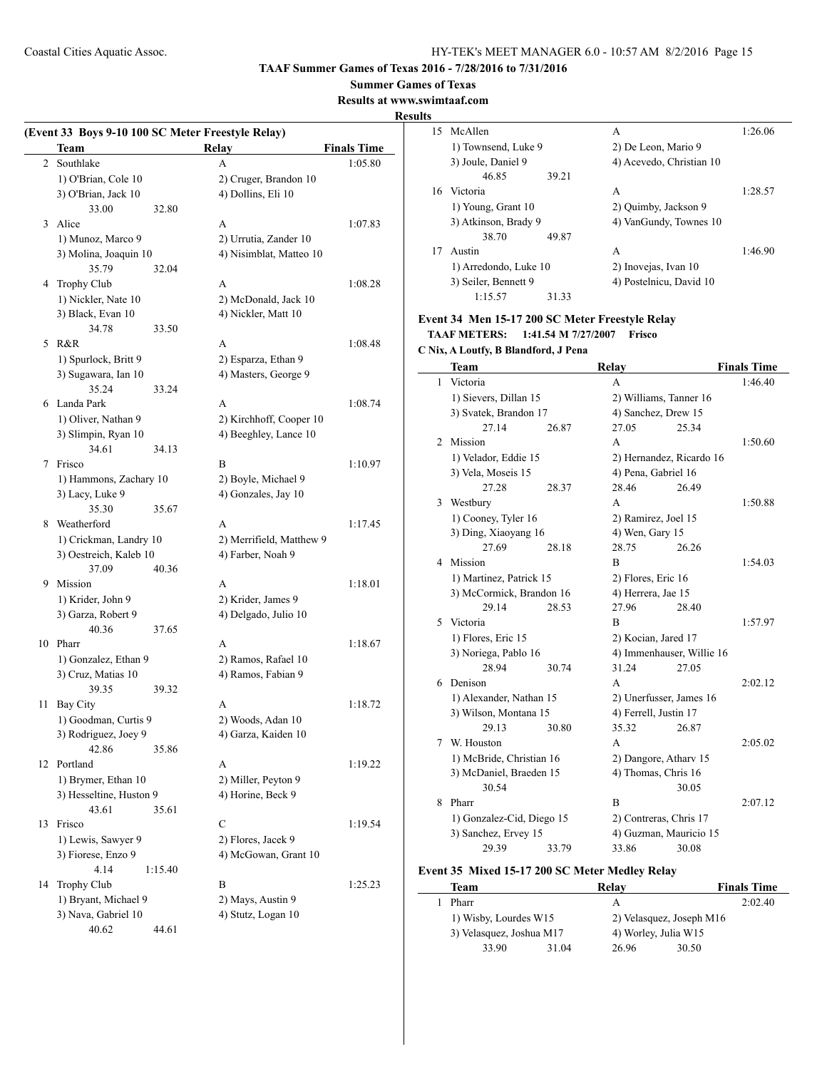**TAAF Summer Games of Texas 2016 - 7/28/2016 to 7/31/2016**

**Summer Games of Texas**

**Results at www.swimtaaf.com**

**Results**

### (Event 33 Boys 9-10 100 SC Meter Freestyle Relay)

| | Team | Relay | Finals Time |
|---|---|---|---|
| 2 | Southlake | A | 1:05.80 |
| | 1) O'Brian, Cole 10 | 2) Cruger, Brandon 10 | |
| | 3) O'Brian, Jack 10 | 4) Dollins, Eli 10 | |
| | 33.00 32.80 | | |
| 3 | Alice | A | 1:07.83 |
| | 1) Munoz, Marco 9 | 2) Urrutia, Zander 10 | |
| | 3) Molina, Joaquin 10 | 4) Nisimblat, Matteo 10 | |
| | 35.79 32.04 | | |
| 4 | Trophy Club | A | 1:08.28 |
| | 1) Nickler, Nate 10 | 2) McDonald, Jack 10 | |
| | 3) Black, Evan 10 | 4) Nickler, Matt 10 | |
| | 34.78 33.50 | | |
| 5 | R&R | A | 1:08.48 |
| | 1) Spurlock, Britt 9 | 2) Esparza, Ethan 9 | |
| | 3) Sugawara, Ian 10 | 4) Masters, George 9 | |
| | 35.24 33.24 | | |
| 6 | Landa Park | A | 1:08.74 |
| | 1) Oliver, Nathan 9 | 2) Kirchhoff, Cooper 10 | |
| | 3) Slimpin, Ryan 10 | 4) Beeghley, Lance 10 | |
| | 34.61 34.13 | | |
| 7 | Frisco | B | 1:10.97 |
| | 1) Hammons, Zachary 10 | 2) Boyle, Michael 9 | |
| | 3) Lacy, Luke 9 | 4) Gonzales, Jay 10 | |
| | 35.30 35.67 | | |
| 8 | Weatherford | A | 1:17.45 |
| | 1) Crickman, Landry 10 | 2) Merrifield, Matthew 9 | |
| | 3) Oestreich, Kaleb 10 | 4) Farber, Noah 9 | |
| | 37.09 40.36 | | |
| 9 | Mission | A | 1:18.01 |
| | 1) Krider, John 9 | 2) Krider, James 9 | |
| | 3) Garza, Robert 9 | 4) Delgado, Julio 10 | |
| | 40.36 37.65 | | |
| 10 | Pharr | A | 1:18.67 |
| | 1) Gonzalez, Ethan 9 | 2) Ramos, Rafael 10 | |
| | 3) Cruz, Matias 10 | 4) Ramos, Fabian 9 | |
| | 39.35 39.32 | | |
| 11 | Bay City | A | 1:18.72 |
| | 1) Goodman, Curtis 9 | 2) Woods, Adan 10 | |
| | 3) Rodriguez, Joey 9 | 4) Garza, Kaiden 10 | |
| | 42.86 35.86 | | |
| 12 | Portland | A | 1:19.22 |
| | 1) Brymer, Ethan 10 | 2) Miller, Peyton 9 | |
| | 3) Hesseltine, Huston 9 | 4) Horine, Beck 9 | |
| | 43.61 35.61 | | |
| 13 | Frisco | C | 1:19.54 |
| | 1) Lewis, Sawyer 9 | 2) Flores, Jacek 9 | |
| | 3) Fiorese, Enzo 9 | 4) McGowan, Grant 10 | |
| | 4.14 1:15.40 | | |
| 14 | Trophy Club | B | 1:25.23 |
| | 1) Bryant, Michael 9 | 2) Mays, Austin 9 | |
| | 3) Nava, Gabriel 10 | 4) Stutz, Logan 10 | |
| | 40.62 44.61 | | |
| 15 | McAllen | A | 1:26.06 |
| | 1) Townsend, Luke 9 | 2) De Leon, Mario 9 | |
| | 3) Joule, Daniel 9 | 4) Acevedo, Christian 10 | |
| | 46.85 39.21 | | |
| 16 | Victoria | A | 1:28.57 |
| | 1) Young, Grant 10 | 2) Quimby, Jackson 9 | |
| | 3) Atkinson, Brady 9 | 4) VanGundy, Townes 10 | |
| | 38.70 49.87 | | |
| 17 | Austin | A | 1:46.90 |
| | 1) Arredondo, Luke 10 | 2) Inovejas, Ivan 10 | |
| | 3) Seiler, Bennett 9 | 4) Postelnicu, David 10 | |
| | 1:15.57 31.33 | | |

### Event 34 Men 15-17 200 SC Meter Freestyle Relay

**TAAF METERS: 1:41.54 M 7/27/2007 Frisco**

**C Nix, A Loutfy, B Blandford, J Pena**

| | Team | Relay | Finals Time |
|---|---|---|---|
| 1 | Victoria | A | 1:46.40 |
| | 1) Sievers, Dillan 15 | 2) Williams, Tanner 16 | |
| | 3) Svatek, Brandon 17 | 4) Sanchez, Drew 15 | |
| | 27.14 26.87 | 27.05 25.34 | |
| 2 | Mission | A | 1:50.60 |
| | 1) Velador, Eddie 15 | 2) Hernandez, Ricardo 16 | |
| | 3) Vela, Moseis 15 | 4) Pena, Gabriel 16 | |
| | 27.28 28.37 | 28.46 26.49 | |
| 3 | Westbury | A | 1:50.88 |
| | 1) Cooney, Tyler 16 | 2) Ramirez, Joel 15 | |
| | 3) Ding, Xiaoyang 16 | 4) Wen, Gary 15 | |
| | 27.69 28.18 | 28.75 26.26 | |
| 4 | Mission | B | 1:54.03 |
| | 1) Martinez, Patrick 15 | 2) Flores, Eric 16 | |
| | 3) McCormick, Brandon 16 | 4) Herrera, Jae 15 | |
| | 29.14 28.53 | 27.96 28.40 | |
| 5 | Victoria | B | 1:57.97 |
| | 1) Flores, Eric 15 | 2) Kocian, Jared 17 | |
| | 3) Noriega, Pablo 16 | 4) Immenhauser, Willie 16 | |
| | 28.94 30.74 | 31.24 27.05 | |
| 6 | Denison | A | 2:02.12 |
| | 1) Alexander, Nathan 15 | 2) Unerfusser, James 16 | |
| | 3) Wilson, Montana 15 | 4) Ferrell, Justin 17 | |
| | 29.13 30.80 | 35.32 26.87 | |
| 7 | W. Houston | A | 2:05.02 |
| | 1) McBride, Christian 16 | 2) Dangore, Atharv 15 | |
| | 3) McDaniel, Braeden 15 | 4) Thomas, Chris 16 | |
| | 30.54 | 30.05 | |
| 8 | Pharr | B | 2:07.12 |
| | 1) Gonzalez-Cid, Diego 15 | 2) Contreras, Chris 17 | |
| | 3) Sanchez, Ervey 15 | 4) Guzman, Mauricio 15 | |
| | 29.39 33.79 | 33.86 30.08 | |

### Event 35 Mixed 15-17 200 SC Meter Medley Relay

| | Team | Relay | Finals Time |
|---|---|---|---|
| 1 | Pharr | A | 2:02.40 |
| | 1) Wisby, Lourdes W15 | 2) Velasquez, Joseph M16 | |
| | 3) Velasquez, Joshua M17 | 4) Worley, Julia W15 | |
| | 33.90 31.04 | 26.96 30.50 | |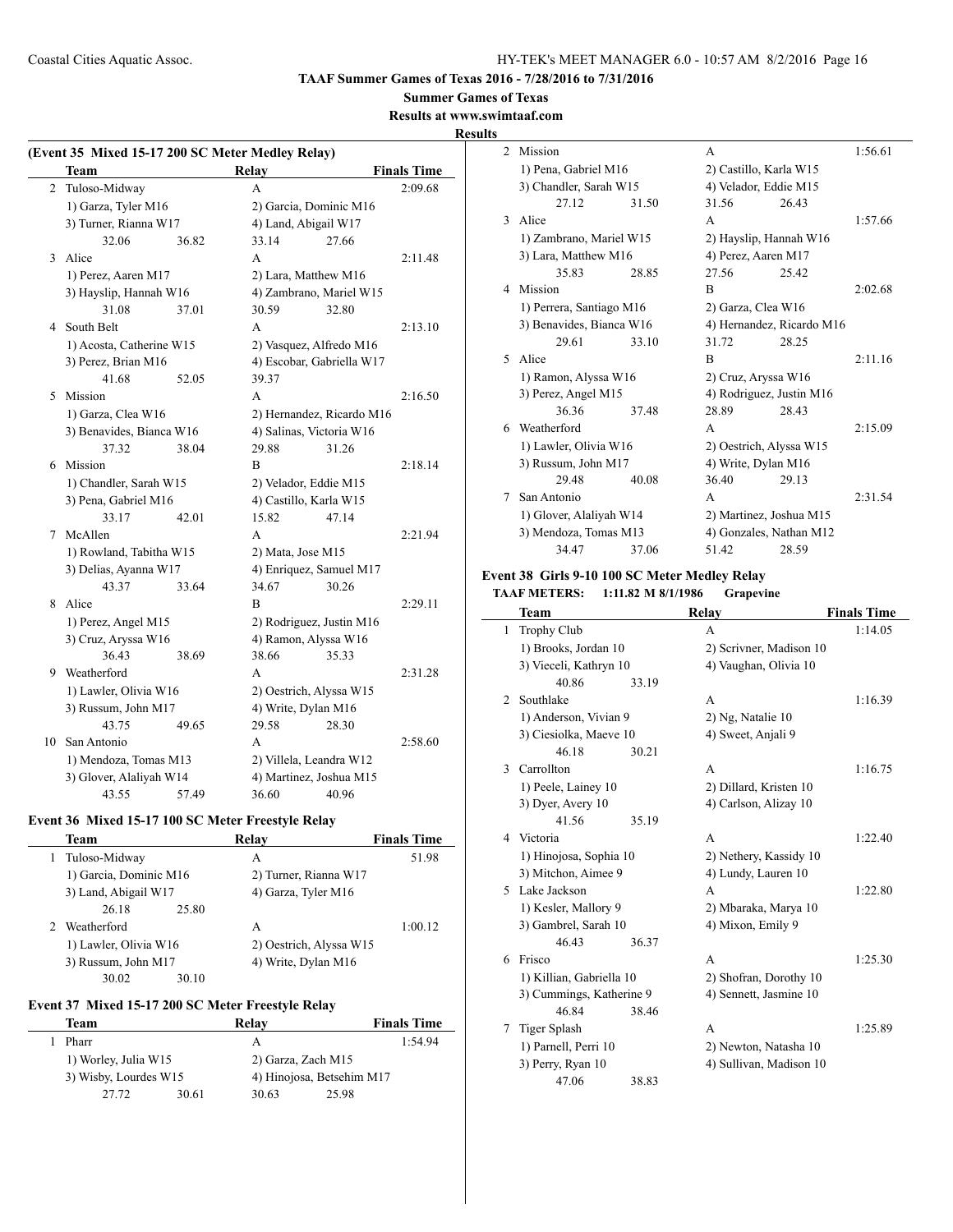# TAAF Summer Games of Texas 2016 - 7/28/2016 to 7/31/2016

## Summer Games of Texas

**Results at www.swimtaaf.com**

**Results**

### (Event 35 Mixed 15-17 200 SC Meter Medley Relay)

| | Team | Relay | Finals Time |
|---|---|---|---|
| 2 | Tuloso-Midway | A | 2:09.68 |
| | 1) Garza, Tyler M16 | 2) Garcia, Dominic M16 | |
| | 3) Turner, Rianna W17 | 4) Land, Abigail W17 | |
| | 32.06 36.82 | 33.14 27.66 | |
| 3 | Alice | A | 2:11.48 |
| | 1) Perez, Aaren M17 | 2) Lara, Matthew M16 | |
| | 3) Hayslip, Hannah W16 | 4) Zambrano, Mariel W15 | |
| | 31.08 37.01 | 30.59 32.80 | |
| 4 | South Belt | A | 2:13.10 |
| | 1) Acosta, Catherine W15 | 2) Vasquez, Alfredo M16 | |
| | 3) Perez, Brian M16 | 4) Escobar, Gabriella W17 | |
| | 41.68 52.05 | 39.37 | |
| 5 | Mission | A | 2:16.50 |
| | 1) Garza, Clea W16 | 2) Hernandez, Ricardo M16 | |
| | 3) Benavides, Bianca W16 | 4) Salinas, Victoria W16 | |
| | 37.32 38.04 | 29.88 31.26 | |
| 6 | Mission | B | 2:18.14 |
| | 1) Chandler, Sarah W15 | 2) Velador, Eddie M15 | |
| | 3) Pena, Gabriel M16 | 4) Castillo, Karla W15 | |
| | 33.17 42.01 | 15.82 47.14 | |
| 7 | McAllen | A | 2:21.94 |
| | 1) Rowland, Tabitha W15 | 2) Mata, Jose M15 | |
| | 3) Delias, Ayanna W17 | 4) Enriquez, Samuel M17 | |
| | 43.37 33.64 | 34.67 30.26 | |
| 8 | Alice | B | 2:29.11 |
| | 1) Perez, Angel M15 | 2) Rodriguez, Justin M16 | |
| | 3) Cruz, Aryssa W16 | 4) Ramon, Alyssa W16 | |
| | 36.43 38.69 | 38.66 35.33 | |
| 9 | Weatherford | A | 2:31.28 |
| | 1) Lawler, Olivia W16 | 2) Oestrich, Alyssa W15 | |
| | 3) Russum, John M17 | 4) Write, Dylan M16 | |
| | 43.75 49.65 | 29.58 28.30 | |
| 10 | San Antonio | A | 2:58.60 |
| | 1) Mendoza, Tomas M13 | 2) Villela, Leandra W12 | |
| | 3) Glover, Alaliyah W14 | 4) Martinez, Joshua M15 | |
| | 43.55 57.49 | 36.60 40.96 | |

### Event 36 Mixed 15-17 100 SC Meter Freestyle Relay

| | Team | Relay | Finals Time |
|---|---|---|---|
| 1 | Tuloso-Midway | A | 51.98 |
| | 1) Garcia, Dominic M16 | 2) Turner, Rianna W17 | |
| | 3) Land, Abigail W17 | 4) Garza, Tyler M16 | |
| | 26.18 25.80 | | |
| 2 | Weatherford | A | 1:00.12 |
| | 1) Lawler, Olivia W16 | 2) Oestrich, Alyssa W15 | |
| | 3) Russum, John M17 | 4) Write, Dylan M16 | |
| | 30.02 30.10 | | |

### Event 37 Mixed 15-17 200 SC Meter Freestyle Relay

| | Team | Relay | Finals Time |
|---|---|---|---|
| 1 | Pharr | A | 1:54.94 |
| | 1) Worley, Julia W15 | 2) Garza, Zach M15 | |
| | 3) Wisby, Lourdes W15 | 4) Hinojosa, Betsehim M17 | |
| | 27.72 30.61 | 30.63 25.98 | |
| 2 | Mission | A | 1:56.61 |
| | 1) Pena, Gabriel M16 | 2) Castillo, Karla W15 | |
| | 3) Chandler, Sarah W15 | 4) Velador, Eddie M15 | |
| | 27.12 31.50 | 31.56 26.43 | |
| 3 | Alice | A | 1:57.66 |
| | 1) Zambrano, Mariel W15 | 2) Hayslip, Hannah W16 | |
| | 3) Lara, Matthew M16 | 4) Perez, Aaren M17 | |
| | 35.83 28.85 | 27.56 25.42 | |
| 4 | Mission | B | 2:02.68 |
| | 1) Perrera, Santiago M16 | 2) Garza, Clea W16 | |
| | 3) Benavides, Bianca W16 | 4) Hernandez, Ricardo M16 | |
| | 29.61 33.10 | 31.72 28.25 | |
| 5 | Alice | B | 2:11.16 |
| | 1) Ramon, Alyssa W16 | 2) Cruz, Aryssa W16 | |
| | 3) Perez, Angel M15 | 4) Rodriguez, Justin M16 | |
| | 36.36 37.48 | 28.89 28.43 | |
| 6 | Weatherford | A | 2:15.09 |
| | 1) Lawler, Olivia W16 | 2) Oestrich, Alyssa W15 | |
| | 3) Russum, John M17 | 4) Write, Dylan M16 | |
| | 29.48 40.08 | 36.40 29.13 | |
| 7 | San Antonio | A | 2:31.54 |
| | 1) Glover, Alaliyah W14 | 2) Martinez, Joshua M15 | |
| | 3) Mendoza, Tomas M13 | 4) Gonzales, Nathan M12 | |
| | 34.47 37.06 | 51.42 28.59 | |

### Event 38 Girls 9-10 100 SC Meter Medley Relay

**TAAF METERS: 1:11.82 M 8/1/1986 Grapevine**

| | Team | Relay | Finals Time |
|---|---|---|---|
| 1 | Trophy Club | A | 1:14.05 |
| | 1) Brooks, Jordan 10 | 2) Scrivner, Madison 10 | |
| | 3) Vieceli, Kathryn 10 | 4) Vaughan, Olivia 10 | |
| | 40.86 33.19 | | |
| 2 | Southlake | A | 1:16.39 |
| | 1) Anderson, Vivian 9 | 2) Ng, Natalie 10 | |
| | 3) Ciesiolka, Maeve 10 | 4) Sweet, Anjali 9 | |
| | 46.18 30.21 | | |
| 3 | Carrollton | A | 1:16.75 |
| | 1) Peele, Lainey 10 | 2) Dillard, Kristen 10 | |
| | 3) Dyer, Avery 10 | 4) Carlson, Alizay 10 | |
| | 41.56 35.19 | | |
| 4 | Victoria | A | 1:22.40 |
| | 1) Hinojosa, Sophia 10 | 2) Nethery, Kassidy 10 | |
| | 3) Mitchon, Aimee 9 | 4) Lundy, Lauren 10 | |
| 5 | Lake Jackson | A | 1:22.80 |
| | 1) Kesler, Mallory 9 | 2) Mbaraka, Marya 10 | |
| | 3) Gambrel, Sarah 10 | 4) Mixon, Emily 9 | |
| | 46.43 36.37 | | |
| 6 | Frisco | A | 1:25.30 |
| | 1) Killian, Gabriella 10 | 2) Shofran, Dorothy 10 | |
| | 3) Cummings, Katherine 9 | 4) Sennett, Jasmine 10 | |
| | 46.84 38.46 | | |
| 7 | Tiger Splash | A | 1:25.89 |
| | 1) Parnell, Perri 10 | 2) Newton, Natasha 10 | |
| | 3) Perry, Ryan 10 | 4) Sullivan, Madison 10 | |
| | 47.06 38.83 | | |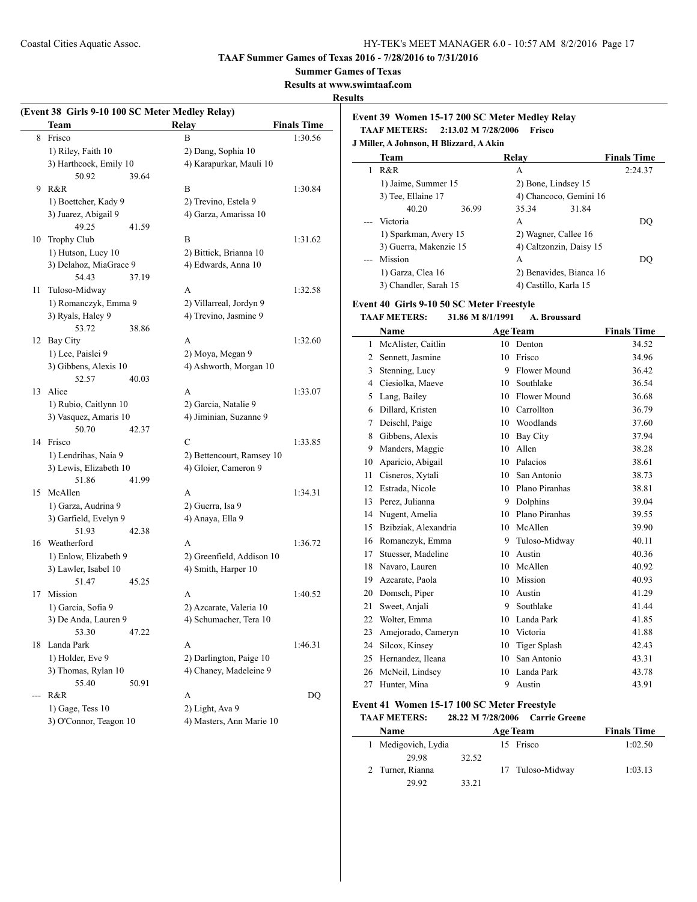TAAF Summer Games of Texas 2016 - 7/28/2016 to 7/31/2016

Summer Games of Texas

Results at www.swimtaaf.com

**Results**

### (Event 38 Girls 9-10 100 SC Meter Medley Relay)

| | Team | Relay | Finals Time |
|---|---|---|---|
| 8 | Frisco | B | 1:30.56 |
| | 1) Riley, Faith 10 | 2) Dang, Sophia 10 | |
| | 3) Harthcock, Emily 10 | 4) Karapurkar, Mauli 10 | |
| | 50.92 39.64 | | |
| 9 | R&R | B | 1:30.84 |
| | 1) Boettcher, Kady 9 | 2) Trevino, Estela 9 | |
| | 3) Juarez, Abigail 9 | 4) Garza, Amarissa 10 | |
| | 49.25 41.59 | | |
| 10 | Trophy Club | B | 1:31.62 |
| | 1) Hutson, Lucy 10 | 2) Bittick, Brianna 10 | |
| | 3) Delahoz, MiaGrace 9 | 4) Edwards, Anna 10 | |
| | 54.43 37.19 | | |
| 11 | Tuloso-Midway | A | 1:32.58 |
| | 1) Romanczyk, Emma 9 | 2) Villarreal, Jordyn 9 | |
| | 3) Ryals, Haley 9 | 4) Trevino, Jasmine 9 | |
| | 53.72 38.86 | | |
| 12 | Bay City | A | 1:32.60 |
| | 1) Lee, Paislei 9 | 2) Moya, Megan 9 | |
| | 3) Gibbens, Alexis 10 | 4) Ashworth, Morgan 10 | |
| | 52.57 40.03 | | |
| 13 | Alice | A | 1:33.07 |
| | 1) Rubio, Caitlynn 10 | 2) Garcia, Natalie 9 | |
| | 3) Vasquez, Amaris 10 | 4) Jiminian, Suzanne 9 | |
| | 50.70 42.37 | | |
| 14 | Frisco | C | 1:33.85 |
| | 1) Lendrihas, Naia 9 | 2) Bettencourt, Ramsey 10 | |
| | 3) Lewis, Elizabeth 10 | 4) Gloier, Cameron 9 | |
| | 51.86 41.99 | | |
| 15 | McAllen | A | 1:34.31 |
| | 1) Garza, Audrina 9 | 2) Guerra, Isa 9 | |
| | 3) Garfield, Evelyn 9 | 4) Anaya, Ella 9 | |
| | 51.93 42.38 | | |
| 16 | Weatherford | A | 1:36.72 |
| | 1) Enlow, Elizabeth 9 | 2) Greenfield, Addison 10 | |
| | 3) Lawler, Isabel 10 | 4) Smith, Harper 10 | |
| | 51.47 45.25 | | |
| 17 | Mission | A | 1:40.52 |
| | 1) Garcia, Sofia 9 | 2) Azcarate, Valeria 10 | |
| | 3) De Anda, Lauren 9 | 4) Schumacher, Tera 10 | |
| | 53.30 47.22 | | |
| 18 | Landa Park | A | 1:46.31 |
| | 1) Holder, Eve 9 | 2) Darlington, Paige 10 | |
| | 3) Thomas, Rylan 10 | 4) Chaney, Madeleine 9 | |
| | 55.40 50.91 | | |
| --- | R&R | A | DQ |
| | 1) Gage, Tess 10 | 2) Light, Ava 9 | |
| | 3) O'Connor, Teagon 10 | 4) Masters, Ann Marie 10 | |

### Event 39 Women 15-17 200 SC Meter Medley Relay

**TAAF METERS: 2:13.02 M 7/28/2006 Frisco**

**J Miller, A Johnson, H Blizzard, A Akin**

| | Team | Relay | Finals Time |
|---|---|---|---|
| 1 | R&R | A | 2:24.37 |
| | 1) Jaime, Summer 15 | 2) Bone, Lindsey 15 | |
| | 3) Tee, Ellaine 17 | 4) Chancoco, Gemini 16 | |
| | 40.20 36.99 | 35.34 31.84 | |
| --- | Victoria | A | DQ |
| | 1) Sparkman, Avery 15 | 2) Wagner, Callee 16 | |
| | 3) Guerra, Makenzie 15 | 4) Caltzonzin, Daisy 15 | |
| --- | Mission | A | DQ |
| | 1) Garza, Clea 16 | 2) Benavides, Bianca 16 | |
| | 3) Chandler, Sarah 15 | 4) Castillo, Karla 15 | |

### Event 40 Girls 9-10 50 SC Meter Freestyle

**TAAF METERS: 31.86 M 8/1/1991 A. Broussard**

| | Name | Age | Team | Finals Time |
|---|---|---|---|---|
| 1 | McAlister, Caitlin | 10 | Denton | 34.52 |
| 2 | Sennett, Jasmine | 10 | Frisco | 34.96 |
| 3 | Stenning, Lucy | 9 | Flower Mound | 36.42 |
| 4 | Ciesiolka, Maeve | 10 | Southlake | 36.54 |
| 5 | Lang, Bailey | 10 | Flower Mound | 36.68 |
| 6 | Dillard, Kristen | 10 | Carrollton | 36.79 |
| 7 | Deischl, Paige | 10 | Woodlands | 37.60 |
| 8 | Gibbens, Alexis | 10 | Bay City | 37.94 |
| 9 | Manders, Maggie | 10 | Allen | 38.28 |
| 10 | Aparicio, Abigail | 10 | Palacios | 38.61 |
| 11 | Cisneros, Xytali | 10 | San Antonio | 38.73 |
| 12 | Estrada, Nicole | 10 | Plano Piranhas | 38.81 |
| 13 | Perez, Julianna | 9 | Dolphins | 39.04 |
| 14 | Nugent, Amelia | 10 | Plano Piranhas | 39.55 |
| 15 | Bzibziak, Alexandria | 10 | McAllen | 39.90 |
| 16 | Romanczyk, Emma | 9 | Tuloso-Midway | 40.11 |
| 17 | Stuesser, Madeline | 10 | Austin | 40.36 |
| 18 | Navaro, Lauren | 10 | McAllen | 40.92 |
| 19 | Azcarate, Paola | 10 | Mission | 40.93 |
| 20 | Domsch, Piper | 10 | Austin | 41.29 |
| 21 | Sweet, Anjali | 9 | Southlake | 41.44 |
| 22 | Wolter, Emma | 10 | Landa Park | 41.85 |
| 23 | Amejorado, Cameryn | 10 | Victoria | 41.88 |
| 24 | Silcox, Kinsey | 10 | Tiger Splash | 42.43 |
| 25 | Hernandez, Ileana | 10 | San Antonio | 43.31 |
| 26 | McNeil, Lindsey | 10 | Landa Park | 43.78 |
| 27 | Hunter, Mina | 9 | Austin | 43.91 |

### Event 41 Women 15-17 100 SC Meter Freestyle

**TAAF METERS: 28.22 M 7/28/2006 Carrie Greene**

| | Name | Age | Team | Finals Time |
|---|---|---|---|---|
| 1 | Medigovich, Lydia | 15 | Frisco | 1:02.50 |
| | 29.98 32.52 | | | |
| 2 | Turner, Rianna | 17 | Tuloso-Midway | 1:03.13 |
| | 29.92 33.21 | | | |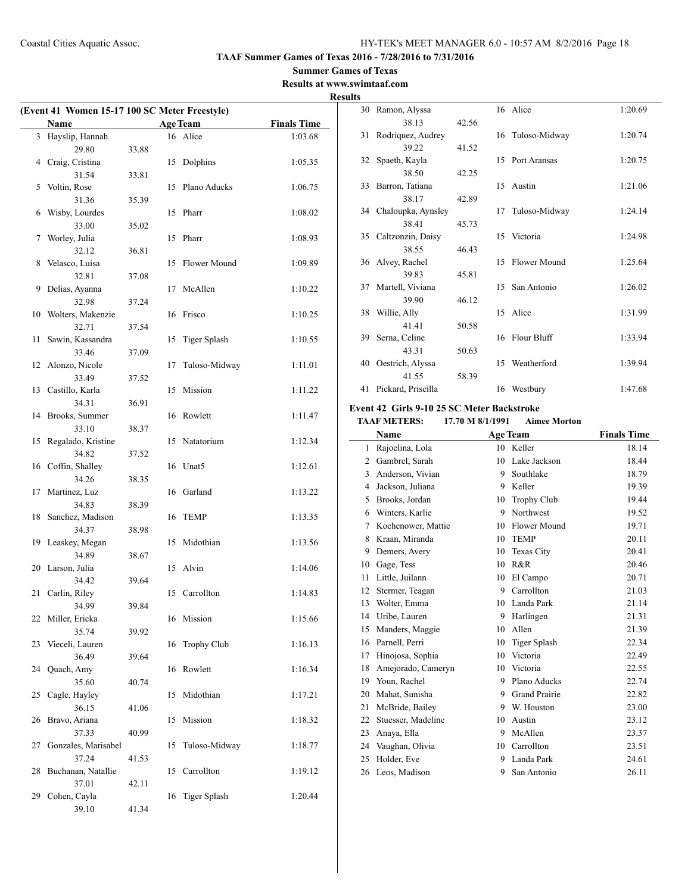# TAAF Summer Games of Texas 2016 - 7/28/2016 to 7/31/2016

## Summer Games of Texas

**Results at www.swimtaaf.com**

**Results**

### (Event 41 Women 15-17 100 SC Meter Freestyle)

| Place | Name | Age | Team | Finals Time |
|---|---|---|---|---|
| 3 | Hayslip, Hannah | 16 | Alice | 1:03.68 |
| | 29.80 33.88 | | | |
| 4 | Craig, Cristina | 15 | Dolphins | 1:05.35 |
| | 31.54 33.81 | | | |
| 5 | Voltin, Rose | 15 | Plano Aducks | 1:06.75 |
| | 31.36 35.39 | | | |
| 6 | Wisby, Lourdes | 15 | Pharr | 1:08.02 |
| | 33.00 35.02 | | | |
| 7 | Worley, Julia | 15 | Pharr | 1:08.93 |
| | 32.12 36.81 | | | |
| 8 | Velasco, Luisa | 15 | Flower Mound | 1:09.89 |
| | 32.81 37.08 | | | |
| 9 | Delias, Ayanna | 17 | McAllen | 1:10.22 |
| | 32.98 37.24 | | | |
| 10 | Wolters, Makenzie | 16 | Frisco | 1:10.25 |
| | 32.71 37.54 | | | |
| 11 | Sawin, Kassandra | 15 | Tiger Splash | 1:10.55 |
| | 33.46 37.09 | | | |
| 12 | Alonzo, Nicole | 17 | Tuloso-Midway | 1:11.01 |
| | 33.49 37.52 | | | |
| 13 | Castillo, Karla | 15 | Mission | 1:11.22 |
| | 34.31 36.91 | | | |
| 14 | Brooks, Summer | 16 | Rowlett | 1:11.47 |
| | 33.10 38.37 | | | |
| 15 | Regalado, Kristine | 15 | Natatorium | 1:12.34 |
| | 34.82 37.52 | | | |
| 16 | Coffin, Shalley | 16 | Unat5 | 1:12.61 |
| | 34.26 38.35 | | | |
| 17 | Martinez, Luz | 16 | Garland | 1:13.22 |
| | 34.83 38.39 | | | |
| 18 | Sanchez, Madison | 16 | TEMP | 1:13.35 |
| | 34.37 38.98 | | | |
| 19 | Leaskey, Megan | 15 | Midothian | 1:13.56 |
| | 34.89 38.67 | | | |
| 20 | Larson, Julia | 15 | Alvin | 1:14.06 |
| | 34.42 39.64 | | | |
| 21 | Carlin, Riley | 15 | Carrollton | 1:14.83 |
| | 34.99 39.84 | | | |
| 22 | Miller, Ericka | 16 | Mission | 1:15.66 |
| | 35.74 39.92 | | | |
| 23 | Vieceli, Lauren | 16 | Trophy Club | 1:16.13 |
| | 36.49 39.64 | | | |
| 24 | Quach, Amy | 16 | Rowlett | 1:16.34 |
| | 35.60 40.74 | | | |
| 25 | Cagle, Hayley | 15 | Midothian | 1:17.21 |
| | 36.15 41.06 | | | |
| 26 | Bravo, Ariana | 15 | Mission | 1:18.32 |
| | 37.33 40.99 | | | |
| 27 | Gonzales, Marisabel | 15 | Tuloso-Midway | 1:18.77 |
| | 37.24 41.53 | | | |
| 28 | Buchanan, Natallie | 15 | Carrollton | 1:19.12 |
| | 37.01 42.11 | | | |
| 29 | Cohen, Cayla | 16 | Tiger Splash | 1:20.44 |
| | 39.10 41.34 | | | |
| 30 | Ramon, Alyssa | 16 | Alice | 1:20.69 |
| | 38.13 42.56 | | | |
| 31 | Rodriquez, Audrey | 16 | Tuloso-Midway | 1:20.74 |
| | 39.22 41.52 | | | |
| 32 | Spaeth, Kayla | 15 | Port Aransas | 1:20.75 |
| | 38.50 42.25 | | | |
| 33 | Barron, Tatiana | 15 | Austin | 1:21.06 |
| | 38.17 42.89 | | | |
| 34 | Chaloupka, Aynsley | 17 | Tuloso-Midway | 1:24.14 |
| | 38.41 45.73 | | | |
| 35 | Caltzonzin, Daisy | 15 | Victoria | 1:24.98 |
| | 38.55 46.43 | | | |
| 36 | Alvey, Rachel | 15 | Flower Mound | 1:25.64 |
| | 39.83 45.81 | | | |
| 37 | Martell, Viviana | 15 | San Antonio | 1:26.02 |
| | 39.90 46.12 | | | |
| 38 | Willie, Ally | 15 | Alice | 1:31.99 |
| | 41.41 50.58 | | | |
| 39 | Serna, Celine | 16 | Flour Bluff | 1:33.94 |
| | 43.31 50.63 | | | |
| 40 | Oestrich, Alyssa | 15 | Weatherford | 1:39.94 |
| | 41.55 58.39 | | | |
| 41 | Pickard, Priscilla | 16 | Westbury | 1:47.68 |

### Event 42 Girls 9-10 25 SC Meter Backstroke

**TAAF METERS:** 17.70 M 8/1/1991 **Aimee Morton**

| Place | Name | Age | Team | Finals Time |
|---|---|---|---|---|
| 1 | Rajoelina, Lola | 10 | Keller | 18.14 |
| 2 | Gambrel, Sarah | 10 | Lake Jackson | 18.44 |
| 3 | Anderson, Vivian | 9 | Southlake | 18.79 |
| 4 | Jackson, Juliana | 9 | Keller | 19.39 |
| 5 | Brooks, Jordan | 10 | Trophy Club | 19.44 |
| 6 | Winters, Karlie | 9 | Northwest | 19.52 |
| 7 | Kochenower, Mattie | 10 | Flower Mound | 19.71 |
| 8 | Kraan, Miranda | 10 | TEMP | 20.11 |
| 9 | Demers, Avery | 10 | Texas City | 20.41 |
| 10 | Gage, Tess | 10 | R&R | 20.46 |
| 11 | Little, Juilann | 10 | El Campo | 20.71 |
| 12 | Stermer, Teagan | 9 | Carrollton | 21.03 |
| 13 | Wolter, Emma | 10 | Landa Park | 21.14 |
| 14 | Uribe, Lauren | 9 | Harlingen | 21.31 |
| 15 | Manders, Maggie | 10 | Allen | 21.39 |
| 16 | Parnell, Perri | 10 | Tiger Splash | 22.34 |
| 17 | Hinojosa, Sophia | 10 | Victoria | 22.49 |
| 18 | Amejorado, Cameryn | 10 | Victoria | 22.55 |
| 19 | Youn, Rachel | 9 | Plano Aducks | 22.74 |
| 20 | Mahat, Sunisha | 9 | Grand Prairie | 22.82 |
| 21 | McBride, Bailey | 9 | W. Houston | 23.00 |
| 22 | Stuesser, Madeline | 10 | Austin | 23.12 |
| 23 | Anaya, Ella | 9 | McAllen | 23.37 |
| 24 | Vaughan, Olivia | 10 | Carrollton | 23.51 |
| 25 | Holder, Eve | 9 | Landa Park | 24.61 |
| 26 | Leos, Madison | 9 | San Antonio | 26.11 |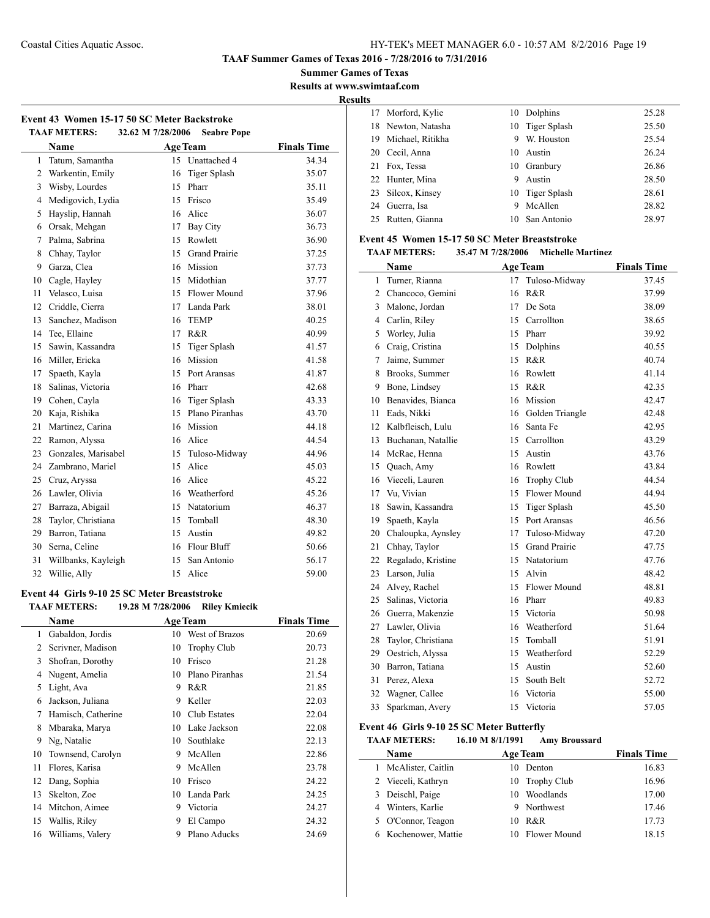**TAAF Summer Games of Texas 2016 - 7/28/2016 to 7/31/2016**

**Summer Games of Texas**

**Results at www.swimtaaf.com**

**Results**

### Event 43 Women 15-17 50 SC Meter Backstroke

**TAAF METERS: 32.62 M 7/28/2006 Seabre Pope**

| | Name | Age | Team | Finals Time |
|---|---|---|---|---|
| 1 | Tatum, Samantha | 15 | Unattached 4 | 34.34 |
| 2 | Warkentin, Emily | 16 | Tiger Splash | 35.07 |
| 3 | Wisby, Lourdes | 15 | Pharr | 35.11 |
| 4 | Medigovich, Lydia | 15 | Frisco | 35.49 |
| 5 | Hayslip, Hannah | 16 | Alice | 36.07 |
| 6 | Orsak, Mehgan | 17 | Bay City | 36.73 |
| 7 | Palma, Sabrina | 15 | Rowlett | 36.90 |
| 8 | Chhay, Taylor | 15 | Grand Prairie | 37.25 |
| 9 | Garza, Clea | 16 | Mission | 37.73 |
| 10 | Cagle, Hayley | 15 | Midothian | 37.77 |
| 11 | Velasco, Luisa | 15 | Flower Mound | 37.96 |
| 12 | Criddle, Cierra | 17 | Landa Park | 38.01 |
| 13 | Sanchez, Madison | 16 | TEMP | 40.25 |
| 14 | Tee, Ellaine | 17 | R&R | 40.99 |
| 15 | Sawin, Kassandra | 15 | Tiger Splash | 41.57 |
| 16 | Miller, Ericka | 16 | Mission | 41.58 |
| 17 | Spaeth, Kayla | 15 | Port Aransas | 41.87 |
| 18 | Salinas, Victoria | 16 | Pharr | 42.68 |
| 19 | Cohen, Cayla | 16 | Tiger Splash | 43.33 |
| 20 | Kaja, Rishika | 15 | Plano Piranhas | 43.70 |
| 21 | Martinez, Carina | 16 | Mission | 44.18 |
| 22 | Ramon, Alyssa | 16 | Alice | 44.54 |
| 23 | Gonzales, Marisabel | 15 | Tuloso-Midway | 44.96 |
| 24 | Zambrano, Mariel | 15 | Alice | 45.03 |
| 25 | Cruz, Aryssa | 16 | Alice | 45.22 |
| 26 | Lawler, Olivia | 16 | Weatherford | 45.26 |
| 27 | Barraza, Abigail | 15 | Natatorium | 46.37 |
| 28 | Taylor, Christiana | 15 | Tomball | 48.30 |
| 29 | Barron, Tatiana | 15 | Austin | 49.82 |
| 30 | Serna, Celine | 16 | Flour Bluff | 50.66 |
| 31 | Willbanks, Kayleigh | 15 | San Antonio | 56.17 |
| 32 | Willie, Ally | 15 | Alice | 59.00 |

### Event 44 Girls 9-10 25 SC Meter Breaststroke

**TAAF METERS: 19.28 M 7/28/2006 Riley Kmiecik**

| | Name | Age | Team | Finals Time |
|---|---|---|---|---|
| 1 | Gabaldon, Jordis | 10 | West of Brazos | 20.69 |
| 2 | Scrivner, Madison | 10 | Trophy Club | 20.73 |
| 3 | Shofran, Dorothy | 10 | Frisco | 21.28 |
| 4 | Nugent, Amelia | 10 | Plano Piranhas | 21.54 |
| 5 | Light, Ava | 9 | R&R | 21.85 |
| 6 | Jackson, Juliana | 9 | Keller | 22.03 |
| 7 | Hamisch, Catherine | 10 | Club Estates | 22.04 |
| 8 | Mbaraka, Marya | 10 | Lake Jackson | 22.08 |
| 9 | Ng, Natalie | 10 | Southlake | 22.13 |
| 10 | Townsend, Carolyn | 9 | McAllen | 22.86 |
| 11 | Flores, Karisa | 9 | McAllen | 23.78 |
| 12 | Dang, Sophia | 10 | Frisco | 24.22 |
| 13 | Skelton, Zoe | 10 | Landa Park | 24.25 |
| 14 | Mitchon, Aimee | 9 | Victoria | 24.27 |
| 15 | Wallis, Riley | 9 | El Campo | 24.32 |
| 16 | Williams, Valery | 9 | Plano Aducks | 24.69 |
| 17 | Morford, Kylie | 10 | Dolphins | 25.28 |
| 18 | Newton, Natasha | 10 | Tiger Splash | 25.50 |
| 19 | Michael, Ritikha | 9 | W. Houston | 25.54 |
| 20 | Cecil, Anna | 10 | Austin | 26.24 |
| 21 | Fox, Tessa | 10 | Granbury | 26.86 |
| 22 | Hunter, Mina | 9 | Austin | 28.50 |
| 23 | Silcox, Kinsey | 10 | Tiger Splash | 28.61 |
| 24 | Guerra, Isa | 9 | McAllen | 28.82 |
| 25 | Rutten, Gianna | 10 | San Antonio | 28.97 |

### Event 45 Women 15-17 50 SC Meter Breaststroke

**TAAF METERS: 35.47 M 7/28/2006 Michelle Martinez**

| | Name | Age | Team | Finals Time |
|---|---|---|---|---|
| 1 | Turner, Rianna | 17 | Tuloso-Midway | 37.45 |
| 2 | Chancoco, Gemini | 16 | R&R | 37.99 |
| 3 | Malone, Jordan | 17 | De Sota | 38.09 |
| 4 | Carlin, Riley | 15 | Carrollton | 38.65 |
| 5 | Worley, Julia | 15 | Pharr | 39.92 |
| 6 | Craig, Cristina | 15 | Dolphins | 40.55 |
| 7 | Jaime, Summer | 15 | R&R | 40.74 |
| 8 | Brooks, Summer | 16 | Rowlett | 41.14 |
| 9 | Bone, Lindsey | 15 | R&R | 42.35 |
| 10 | Benavides, Bianca | 16 | Mission | 42.47 |
| 11 | Eads, Nikki | 16 | Golden Triangle | 42.48 |
| 12 | Kalbfleisch, Lulu | 16 | Santa Fe | 42.95 |
| 13 | Buchanan, Natallie | 15 | Carrollton | 43.29 |
| 14 | McRae, Henna | 15 | Austin | 43.76 |
| 15 | Quach, Amy | 16 | Rowlett | 43.84 |
| 16 | Vieceli, Lauren | 16 | Trophy Club | 44.54 |
| 17 | Vu, Vivian | 15 | Flower Mound | 44.94 |
| 18 | Sawin, Kassandra | 15 | Tiger Splash | 45.50 |
| 19 | Spaeth, Kayla | 15 | Port Aransas | 46.56 |
| 20 | Chaloupka, Aynsley | 17 | Tuloso-Midway | 47.20 |
| 21 | Chhay, Taylor | 15 | Grand Prairie | 47.75 |
| 22 | Regalado, Kristine | 15 | Natatorium | 47.76 |
| 23 | Larson, Julia | 15 | Alvin | 48.42 |
| 24 | Alvey, Rachel | 15 | Flower Mound | 48.81 |
| 25 | Salinas, Victoria | 16 | Pharr | 49.83 |
| 26 | Guerra, Makenzie | 15 | Victoria | 50.98 |
| 27 | Lawler, Olivia | 16 | Weatherford | 51.64 |
| 28 | Taylor, Christiana | 15 | Tomball | 51.91 |
| 29 | Oestrich, Alyssa | 15 | Weatherford | 52.29 |
| 30 | Barron, Tatiana | 15 | Austin | 52.60 |
| 31 | Perez, Alexa | 15 | South Belt | 52.72 |
| 32 | Wagner, Callee | 16 | Victoria | 55.00 |
| 33 | Sparkman, Avery | 15 | Victoria | 57.05 |

### Event 46 Girls 9-10 25 SC Meter Butterfly

**TAAF METERS: 16.10 M 8/1/1991 Amy Broussard**

| | Name | Age | Team | Finals Time |
|---|---|---|---|---|
| 1 | McAlister, Caitlin | 10 | Denton | 16.83 |
| 2 | Vieceli, Kathryn | 10 | Trophy Club | 16.96 |
| 3 | Deischl, Paige | 10 | Woodlands | 17.00 |
| 4 | Winters, Karlie | 9 | Northwest | 17.46 |
| 5 | O'Connor, Teagon | 10 | R&R | 17.73 |
| 6 | Kochenower, Mattie | 10 | Flower Mound | 18.15 |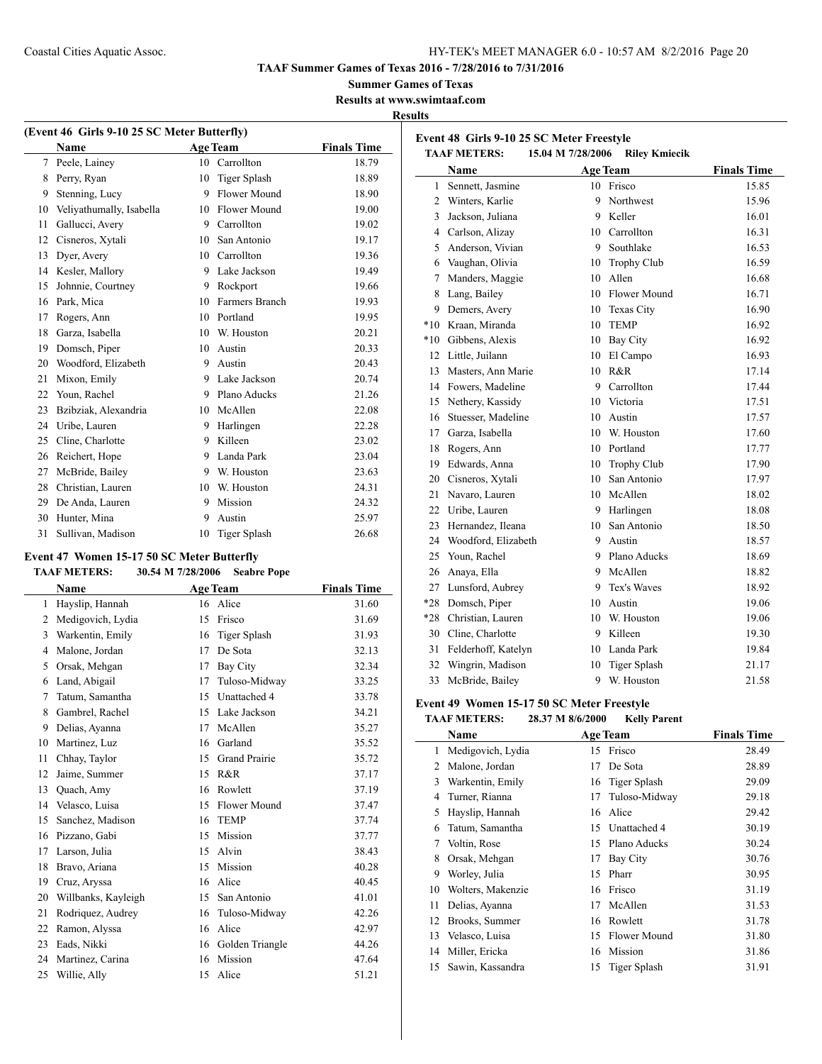**TAAF Summer Games of Texas 2016 - 7/28/2016 to 7/31/2016**

**Summer Games of Texas**

**Results at www.swimtaaf.com**

**Results**

### (Event 46 Girls 9-10 25 SC Meter Butterfly)

| | Name | Age | Team | Finals Time |
|---|---|---|---|---|
| 7 | Peele, Lainey | 10 | Carrollton | 18.79 |
| 8 | Perry, Ryan | 10 | Tiger Splash | 18.89 |
| 9 | Stenning, Lucy | 9 | Flower Mound | 18.90 |
| 10 | Veliyathumally, Isabella | 10 | Flower Mound | 19.00 |
| 11 | Gallucci, Avery | 9 | Carrollton | 19.02 |
| 12 | Cisneros, Xytali | 10 | San Antonio | 19.17 |
| 13 | Dyer, Avery | 10 | Carrollton | 19.36 |
| 14 | Kesler, Mallory | 9 | Lake Jackson | 19.49 |
| 15 | Johnnie, Courtney | 9 | Rockport | 19.66 |
| 16 | Park, Mica | 10 | Farmers Branch | 19.93 |
| 17 | Rogers, Ann | 10 | Portland | 19.95 |
| 18 | Garza, Isabella | 10 | W. Houston | 20.21 |
| 19 | Domsch, Piper | 10 | Austin | 20.33 |
| 20 | Woodford, Elizabeth | 9 | Austin | 20.43 |
| 21 | Mixon, Emily | 9 | Lake Jackson | 20.74 |
| 22 | Youn, Rachel | 9 | Plano Aducks | 21.26 |
| 23 | Bzibziak, Alexandria | 10 | McAllen | 22.08 |
| 24 | Uribe, Lauren | 9 | Harlingen | 22.28 |
| 25 | Cline, Charlotte | 9 | Killeen | 23.02 |
| 26 | Reichert, Hope | 9 | Landa Park | 23.04 |
| 27 | McBride, Bailey | 9 | W. Houston | 23.63 |
| 28 | Christian, Lauren | 10 | W. Houston | 24.31 |
| 29 | De Anda, Lauren | 9 | Mission | 24.32 |
| 30 | Hunter, Mina | 9 | Austin | 25.97 |
| 31 | Sullivan, Madison | 10 | Tiger Splash | 26.68 |

### Event 47 Women 15-17 50 SC Meter Butterfly

**TAAF METERS:** 30.54 M 7/28/2006 **Seabre Pope**

| | Name | Age | Team | Finals Time |
|---|---|---|---|---|
| 1 | Hayslip, Hannah | 16 | Alice | 31.60 |
| 2 | Medigovich, Lydia | 15 | Frisco | 31.69 |
| 3 | Warkentin, Emily | 16 | Tiger Splash | 31.93 |
| 4 | Malone, Jordan | 17 | De Sota | 32.13 |
| 5 | Orsak, Mehgan | 17 | Bay City | 32.34 |
| 6 | Land, Abigail | 17 | Tuloso-Midway | 33.25 |
| 7 | Tatum, Samantha | 15 | Unattached 4 | 33.78 |
| 8 | Gambrel, Rachel | 15 | Lake Jackson | 34.21 |
| 9 | Delias, Ayanna | 17 | McAllen | 35.27 |
| 10 | Martinez, Luz | 16 | Garland | 35.52 |
| 11 | Chhay, Taylor | 15 | Grand Prairie | 35.72 |
| 12 | Jaime, Summer | 15 | R&R | 37.17 |
| 13 | Quach, Amy | 16 | Rowlett | 37.19 |
| 14 | Velasco, Luisa | 15 | Flower Mound | 37.47 |
| 15 | Sanchez, Madison | 16 | TEMP | 37.74 |
| 16 | Pizzano, Gabi | 15 | Mission | 37.77 |
| 17 | Larson, Julia | 15 | Alvin | 38.43 |
| 18 | Bravo, Ariana | 15 | Mission | 40.28 |
| 19 | Cruz, Aryssa | 16 | Alice | 40.45 |
| 20 | Willbanks, Kayleigh | 15 | San Antonio | 41.01 |
| 21 | Rodriquez, Audrey | 16 | Tuloso-Midway | 42.26 |
| 22 | Ramon, Alyssa | 16 | Alice | 42.97 |
| 23 | Eads, Nikki | 16 | Golden Triangle | 44.26 |
| 24 | Martinez, Carina | 16 | Mission | 47.64 |
| 25 | Willie, Ally | 15 | Alice | 51.21 |

### Event 48 Girls 9-10 25 SC Meter Freestyle

**TAAF METERS:** 15.04 M 7/28/2006 **Riley Kmiecik**

| | Name | Age | Team | Finals Time |
|---|---|---|---|---|
| 1 | Sennett, Jasmine | 10 | Frisco | 15.85 |
| 2 | Winters, Karlie | 9 | Northwest | 15.96 |
| 3 | Jackson, Juliana | 9 | Keller | 16.01 |
| 4 | Carlson, Alizay | 10 | Carrollton | 16.31 |
| 5 | Anderson, Vivian | 9 | Southlake | 16.53 |
| 6 | Vaughan, Olivia | 10 | Trophy Club | 16.59 |
| 7 | Manders, Maggie | 10 | Allen | 16.68 |
| 8 | Lang, Bailey | 10 | Flower Mound | 16.71 |
| 9 | Demers, Avery | 10 | Texas City | 16.90 |
| *10 | Kraan, Miranda | 10 | TEMP | 16.92 |
| *10 | Gibbens, Alexis | 10 | Bay City | 16.92 |
| 12 | Little, Juilann | 10 | El Campo | 16.93 |
| 13 | Masters, Ann Marie | 10 | R&R | 17.14 |
| 14 | Fowers, Madeline | 9 | Carrollton | 17.44 |
| 15 | Nethery, Kassidy | 10 | Victoria | 17.51 |
| 16 | Stuesser, Madeline | 10 | Austin | 17.57 |
| 17 | Garza, Isabella | 10 | W. Houston | 17.60 |
| 18 | Rogers, Ann | 10 | Portland | 17.77 |
| 19 | Edwards, Anna | 10 | Trophy Club | 17.90 |
| 20 | Cisneros, Xytali | 10 | San Antonio | 17.97 |
| 21 | Navaro, Lauren | 10 | McAllen | 18.02 |
| 22 | Uribe, Lauren | 9 | Harlingen | 18.08 |
| 23 | Hernandez, Ileana | 10 | San Antonio | 18.50 |
| 24 | Woodford, Elizabeth | 9 | Austin | 18.57 |
| 25 | Youn, Rachel | 9 | Plano Aducks | 18.69 |
| 26 | Anaya, Ella | 9 | McAllen | 18.82 |
| 27 | Lunsford, Aubrey | 9 | Tex's Waves | 18.92 |
| *28 | Domsch, Piper | 10 | Austin | 19.06 |
| *28 | Christian, Lauren | 10 | W. Houston | 19.06 |
| 30 | Cline, Charlotte | 9 | Killeen | 19.30 |
| 31 | Felderhoff, Katelyn | 10 | Landa Park | 19.84 |
| 32 | Wingrin, Madison | 10 | Tiger Splash | 21.17 |
| 33 | McBride, Bailey | 9 | W. Houston | 21.58 |

### Event 49 Women 15-17 50 SC Meter Freestyle

**TAAF METERS:** 28.37 M 8/6/2000 **Kelly Parent**

| | Name | Age | Team | Finals Time |
|---|---|---|---|---|
| 1 | Medigovich, Lydia | 15 | Frisco | 28.49 |
| 2 | Malone, Jordan | 17 | De Sota | 28.89 |
| 3 | Warkentin, Emily | 16 | Tiger Splash | 29.09 |
| 4 | Turner, Rianna | 17 | Tuloso-Midway | 29.18 |
| 5 | Hayslip, Hannah | 16 | Alice | 29.42 |
| 6 | Tatum, Samantha | 15 | Unattached 4 | 30.19 |
| 7 | Voltin, Rose | 15 | Plano Aducks | 30.24 |
| 8 | Orsak, Mehgan | 17 | Bay City | 30.76 |
| 9 | Worley, Julia | 15 | Pharr | 30.95 |
| 10 | Wolters, Makenzie | 16 | Frisco | 31.19 |
| 11 | Delias, Ayanna | 17 | McAllen | 31.53 |
| 12 | Brooks, Summer | 16 | Rowlett | 31.78 |
| 13 | Velasco, Luisa | 15 | Flower Mound | 31.80 |
| 14 | Miller, Ericka | 16 | Mission | 31.86 |
| 15 | Sawin, Kassandra | 15 | Tiger Splash | 31.91 |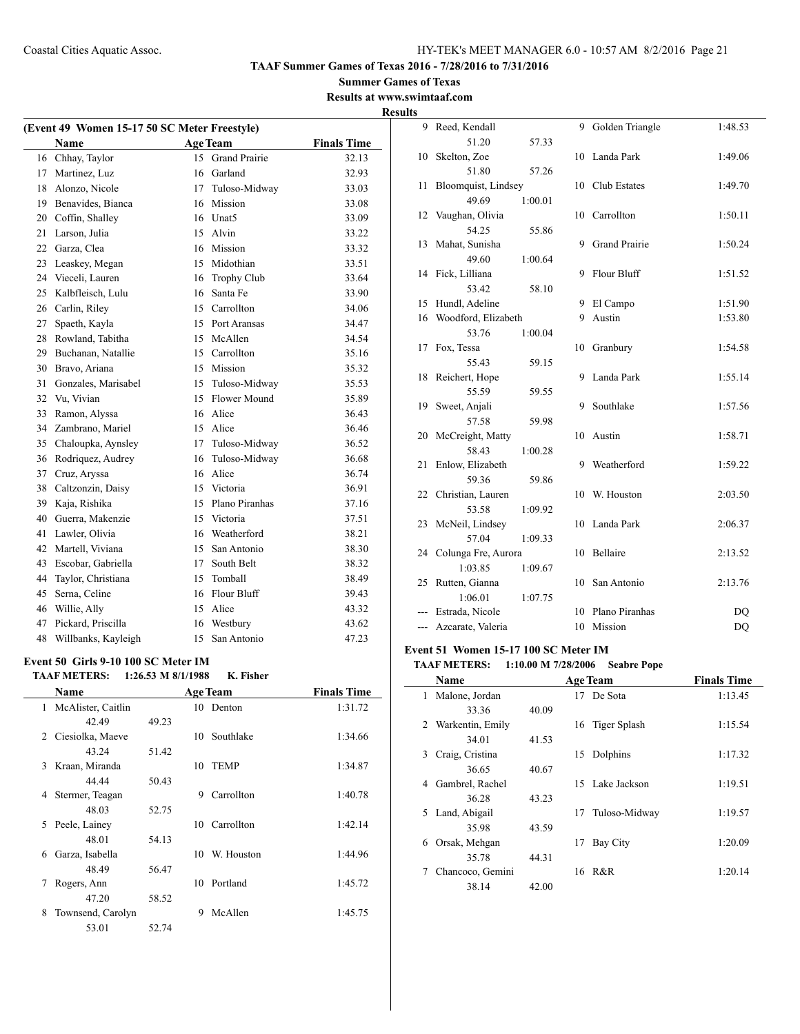TAAF Summer Games of Texas 2016 - 7/28/2016 to 7/31/2016

Summer Games of Texas

Results at www.swimtaaf.com

**Results**

### (Event 49 Women 15-17 50 SC Meter Freestyle)

| | Name | Age | Team | Finals Time |
|---|---|---|---|---|
| 16 | Chhay, Taylor | 15 | Grand Prairie | 32.13 |
| 17 | Martinez, Luz | 16 | Garland | 32.93 |
| 18 | Alonzo, Nicole | 17 | Tuloso-Midway | 33.03 |
| 19 | Benavides, Bianca | 16 | Mission | 33.08 |
| 20 | Coffin, Shalley | 16 | Unat5 | 33.09 |
| 21 | Larson, Julia | 15 | Alvin | 33.22 |
| 22 | Garza, Clea | 16 | Mission | 33.32 |
| 23 | Leaskey, Megan | 15 | Midothian | 33.51 |
| 24 | Vieceli, Lauren | 16 | Trophy Club | 33.64 |
| 25 | Kalbfleisch, Lulu | 16 | Santa Fe | 33.90 |
| 26 | Carlin, Riley | 15 | Carrollton | 34.06 |
| 27 | Spaeth, Kayla | 15 | Port Aransas | 34.47 |
| 28 | Rowland, Tabitha | 15 | McAllen | 34.54 |
| 29 | Buchanan, Natallie | 15 | Carrollton | 35.16 |
| 30 | Bravo, Ariana | 15 | Mission | 35.32 |
| 31 | Gonzales, Marisabel | 15 | Tuloso-Midway | 35.53 |
| 32 | Vu, Vivian | 15 | Flower Mound | 35.89 |
| 33 | Ramon, Alyssa | 16 | Alice | 36.43 |
| 34 | Zambrano, Mariel | 15 | Alice | 36.46 |
| 35 | Chaloupka, Aynsley | 17 | Tuloso-Midway | 36.52 |
| 36 | Rodriquez, Audrey | 16 | Tuloso-Midway | 36.68 |
| 37 | Cruz, Aryssa | 16 | Alice | 36.74 |
| 38 | Caltzonzin, Daisy | 15 | Victoria | 36.91 |
| 39 | Kaja, Rishika | 15 | Plano Piranhas | 37.16 |
| 40 | Guerra, Makenzie | 15 | Victoria | 37.51 |
| 41 | Lawler, Olivia | 16 | Weatherford | 38.21 |
| 42 | Martell, Viviana | 15 | San Antonio | 38.30 |
| 43 | Escobar, Gabriella | 17 | South Belt | 38.32 |
| 44 | Taylor, Christiana | 15 | Tomball | 38.49 |
| 45 | Serna, Celine | 16 | Flour Bluff | 39.43 |
| 46 | Willie, Ally | 15 | Alice | 43.32 |
| 47 | Pickard, Priscilla | 16 | Westbury | 43.62 |
| 48 | Willbanks, Kayleigh | 15 | San Antonio | 47.23 |

### Event 50 Girls 9-10 100 SC Meter IM

**TAAF METERS: 1:26.53 M 8/1/1988 K. Fisher**

| | Name | | Age | Team | Finals Time |
|---|---|---|---|---|---|
| 1 | McAlister, Caitlin | | 10 | Denton | 1:31.72 |
| | 42.49 | 49.23 | | | |
| 2 | Ciesiolka, Maeve | | 10 | Southlake | 1:34.66 |
| | 43.24 | 51.42 | | | |
| 3 | Kraan, Miranda | | 10 | TEMP | 1:34.87 |
| | 44.44 | 50.43 | | | |
| 4 | Stermer, Teagan | | 9 | Carrollton | 1:40.78 |
| | 48.03 | 52.75 | | | |
| 5 | Peele, Lainey | | 10 | Carrollton | 1:42.14 |
| | 48.01 | 54.13 | | | |
| 6 | Garza, Isabella | | 10 | W. Houston | 1:44.96 |
| | 48.49 | 56.47 | | | |
| 7 | Rogers, Ann | | 10 | Portland | 1:45.72 |
| | 47.20 | 58.52 | | | |
| 8 | Townsend, Carolyn | | 9 | McAllen | 1:45.75 |
| | 53.01 | 52.74 | | | |
| 9 | Reed, Kendall | | 9 | Golden Triangle | 1:48.53 |
| | 51.20 | 57.33 | | | |
| 10 | Skelton, Zoe | | 10 | Landa Park | 1:49.06 |
| | 51.80 | 57.26 | | | |
| 11 | Bloomquist, Lindsey | | 10 | Club Estates | 1:49.70 |
| | 49.69 | 1:00.01 | | | |
| 12 | Vaughan, Olivia | | 10 | Carrollton | 1:50.11 |
| | 54.25 | 55.86 | | | |
| 13 | Mahat, Sunisha | | 9 | Grand Prairie | 1:50.24 |
| | 49.60 | 1:00.64 | | | |
| 14 | Fick, Lilliana | | 9 | Flour Bluff | 1:51.52 |
| | 53.42 | 58.10 | | | |
| 15 | Hundl, Adeline | | 9 | El Campo | 1:51.90 |
| 16 | Woodford, Elizabeth | | 9 | Austin | 1:53.80 |
| | 53.76 | 1:00.04 | | | |
| 17 | Fox, Tessa | | 10 | Granbury | 1:54.58 |
| | 55.43 | 59.15 | | | |
| 18 | Reichert, Hope | | 9 | Landa Park | 1:55.14 |
| | 55.59 | 59.55 | | | |
| 19 | Sweet, Anjali | | 9 | Southlake | 1:57.56 |
| | 57.58 | 59.98 | | | |
| 20 | McCreight, Matty | | 10 | Austin | 1:58.71 |
| | 58.43 | 1:00.28 | | | |
| 21 | Enlow, Elizabeth | | 9 | Weatherford | 1:59.22 |
| | 59.36 | 59.86 | | | |
| 22 | Christian, Lauren | | 10 | W. Houston | 2:03.50 |
| | 53.58 | 1:09.92 | | | |
| 23 | McNeil, Lindsey | | 10 | Landa Park | 2:06.37 |
| | 57.04 | 1:09.33 | | | |
| 24 | Colunga Fre, Aurora | | 10 | Bellaire | 2:13.52 |
| | 1:03.85 | 1:09.67 | | | |
| 25 | Rutten, Gianna | | 10 | San Antonio | 2:13.76 |
| | 1:06.01 | 1:07.75 | | | |
| --- | Estrada, Nicole | | 10 | Plano Piranhas | DQ |
| --- | Azcarate, Valeria | | 10 | Mission | DQ |

### Event 51 Women 15-17 100 SC Meter IM

**TAAF METERS: 1:10.00 M 7/28/2006 Seabre Pope**

| | Name | | Age | Team | Finals Time |
|---|---|---|---|---|---|
| 1 | Malone, Jordan | | 17 | De Sota | 1:13.45 |
| | 33.36 | 40.09 | | | |
| 2 | Warkentin, Emily | | 16 | Tiger Splash | 1:15.54 |
| | 34.01 | 41.53 | | | |
| 3 | Craig, Cristina | | 15 | Dolphins | 1:17.32 |
| | 36.65 | 40.67 | | | |
| 4 | Gambrel, Rachel | | 15 | Lake Jackson | 1:19.51 |
| | 36.28 | 43.23 | | | |
| 5 | Land, Abigail | | 17 | Tuloso-Midway | 1:19.57 |
| | 35.98 | 43.59 | | | |
| 6 | Orsak, Mehgan | | 17 | Bay City | 1:20.09 |
| | 35.78 | 44.31 | | | |
| 7 | Chancoco, Gemini | | 16 | R&R | 1:20.14 |
| | 38.14 | 42.00 | | | |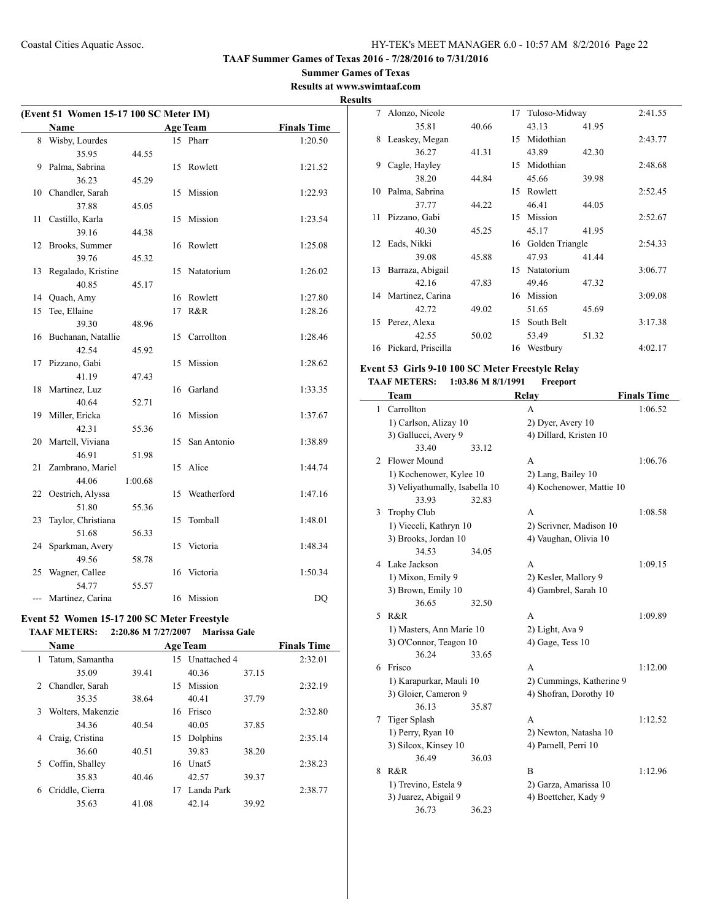**TAAF Summer Games of Texas 2016 - 7/28/2016 to 7/31/2016**

**Summer Games of Texas**

**Results at www.swimtaaf.com**

**Results**

### (Event 51 Women 15-17 100 SC Meter IM)

| | Name | Age | Team | Finals Time |
|---|---|---|---|---|
| 8 | Wisby, Lourdes | 15 | Pharr | 1:20.50 |
| | 35.95 44.55 | | | |
| 9 | Palma, Sabrina | 15 | Rowlett | 1:21.52 |
| | 36.23 45.29 | | | |
| 10 | Chandler, Sarah | 15 | Mission | 1:22.93 |
| | 37.88 45.05 | | | |
| 11 | Castillo, Karla | 15 | Mission | 1:23.54 |
| | 39.16 44.38 | | | |
| 12 | Brooks, Summer | 16 | Rowlett | 1:25.08 |
| | 39.76 45.32 | | | |
| 13 | Regalado, Kristine | 15 | Natatorium | 1:26.02 |
| | 40.85 45.17 | | | |
| 14 | Quach, Amy | 16 | Rowlett | 1:27.80 |
| 15 | Tee, Ellaine | 17 | R&R | 1:28.26 |
| | 39.30 48.96 | | | |
| 16 | Buchanan, Natallie | 15 | Carrollton | 1:28.46 |
| | 42.54 45.92 | | | |
| 17 | Pizzano, Gabi | 15 | Mission | 1:28.62 |
| | 41.19 47.43 | | | |
| 18 | Martinez, Luz | 16 | Garland | 1:33.35 |
| | 40.64 52.71 | | | |
| 19 | Miller, Ericka | 16 | Mission | 1:37.67 |
| | 42.31 55.36 | | | |
| 20 | Martell, Viviana | 15 | San Antonio | 1:38.89 |
| | 46.91 51.98 | | | |
| 21 | Zambrano, Mariel | 15 | Alice | 1:44.74 |
| | 44.06 1:00.68 | | | |
| 22 | Oestrich, Alyssa | 15 | Weatherford | 1:47.16 |
| | 51.80 55.36 | | | |
| 23 | Taylor, Christiana | 15 | Tomball | 1:48.01 |
| | 51.68 56.33 | | | |
| 24 | Sparkman, Avery | 15 | Victoria | 1:48.34 |
| | 49.56 58.78 | | | |
| 25 | Wagner, Callee | 16 | Victoria | 1:50.34 |
| | 54.77 55.57 | | | |
| --- | Martinez, Carina | 16 | Mission | DQ |

### Event 52 Women 15-17 200 SC Meter Freestyle

**TAAF METERS: 2:20.86 M 7/27/2007 Marissa Gale**

| | Name | Age | Team | Finals Time |
|---|---|---|---|---|
| 1 | Tatum, Samantha | 15 | Unattached 4 | 2:32.01 |
| | 35.09 39.41 40.36 37.15 | | | |
| 2 | Chandler, Sarah | 15 | Mission | 2:32.19 |
| | 35.35 38.64 40.41 37.79 | | | |
| 3 | Wolters, Makenzie | 16 | Frisco | 2:32.80 |
| | 34.36 40.54 40.05 37.85 | | | |
| 4 | Craig, Cristina | 15 | Dolphins | 2:35.14 |
| | 36.60 40.51 39.83 38.20 | | | |
| 5 | Coffin, Shalley | 16 | Unat5 | 2:38.23 |
| | 35.83 40.46 42.57 39.37 | | | |
| 6 | Criddle, Cierra | 17 | Landa Park | 2:38.77 |
| | 35.63 41.08 42.14 39.92 | | | |
| 7 | Alonzo, Nicole | 17 | Tuloso-Midway | 2:41.55 |
| | 35.81 40.66 43.13 41.95 | | | |
| 8 | Leaskey, Megan | 15 | Midothian | 2:43.77 |
| | 36.27 41.31 43.89 42.30 | | | |
| 9 | Cagle, Hayley | 15 | Midothian | 2:48.68 |
| | 38.20 44.84 45.66 39.98 | | | |
| 10 | Palma, Sabrina | 15 | Rowlett | 2:52.45 |
| | 37.77 44.22 46.41 44.05 | | | |
| 11 | Pizzano, Gabi | 15 | Mission | 2:52.67 |
| | 40.30 45.25 45.17 41.95 | | | |
| 12 | Eads, Nikki | 16 | Golden Triangle | 2:54.33 |
| | 39.08 45.88 47.93 41.44 | | | |
| 13 | Barraza, Abigail | 15 | Natatorium | 3:06.77 |
| | 42.16 47.83 49.46 47.32 | | | |
| 14 | Martinez, Carina | 16 | Mission | 3:09.08 |
| | 42.72 49.02 51.65 45.69 | | | |
| 15 | Perez, Alexa | 15 | South Belt | 3:17.38 |
| | 42.55 50.02 53.49 51.32 | | | |
| 16 | Pickard, Priscilla | 16 | Westbury | 4:02.17 |

### Event 53 Girls 9-10 100 SC Meter Freestyle Relay

**TAAF METERS: 1:03.86 M 8/1/1991 Freeport**

| | Team | Relay | Finals Time |
|---|---|---|---|
| 1 | Carrollton | A | 1:06.52 |
| | 1) Carlson, Alizay 10 | 2) Dyer, Avery 10 | |
| | 3) Gallucci, Avery 9 | 4) Dillard, Kristen 10 | |
| | 33.40 33.12 | | |
| 2 | Flower Mound | A | 1:06.76 |
| | 1) Kochenower, Kylee 10 | 2) Lang, Bailey 10 | |
| | 3) Veliyathumally, Isabella 10 | 4) Kochenower, Mattie 10 | |
| | 33.93 32.83 | | |
| 3 | Trophy Club | A | 1:08.58 |
| | 1) Vieceli, Kathryn 10 | 2) Scrivner, Madison 10 | |
| | 3) Brooks, Jordan 10 | 4) Vaughan, Olivia 10 | |
| | 34.53 34.05 | | |
| 4 | Lake Jackson | A | 1:09.15 |
| | 1) Mixon, Emily 9 | 2) Kesler, Mallory 9 | |
| | 3) Brown, Emily 10 | 4) Gambrel, Sarah 10 | |
| | 36.65 32.50 | | |
| 5 | R&R | A | 1:09.89 |
| | 1) Masters, Ann Marie 10 | 2) Light, Ava 9 | |
| | 3) O'Connor, Teagon 10 | 4) Gage, Tess 10 | |
| | 36.24 33.65 | | |
| 6 | Frisco | A | 1:12.00 |
| | 1) Karapurkar, Mauli 10 | 2) Cummings, Katherine 9 | |
| | 3) Gloier, Cameron 9 | 4) Shofran, Dorothy 10 | |
| | 36.13 35.87 | | |
| 7 | Tiger Splash | A | 1:12.52 |
| | 1) Perry, Ryan 10 | 2) Newton, Natasha 10 | |
| | 3) Silcox, Kinsey 10 | 4) Parnell, Perri 10 | |
| | 36.49 36.03 | | |
| 8 | R&R | B | 1:12.96 |
| | 1) Trevino, Estela 9 | 2) Garza, Amarissa 10 | |
| | 3) Juarez, Abigail 9 | 4) Boettcher, Kady 9 | |
| | 36.73 36.23 | | |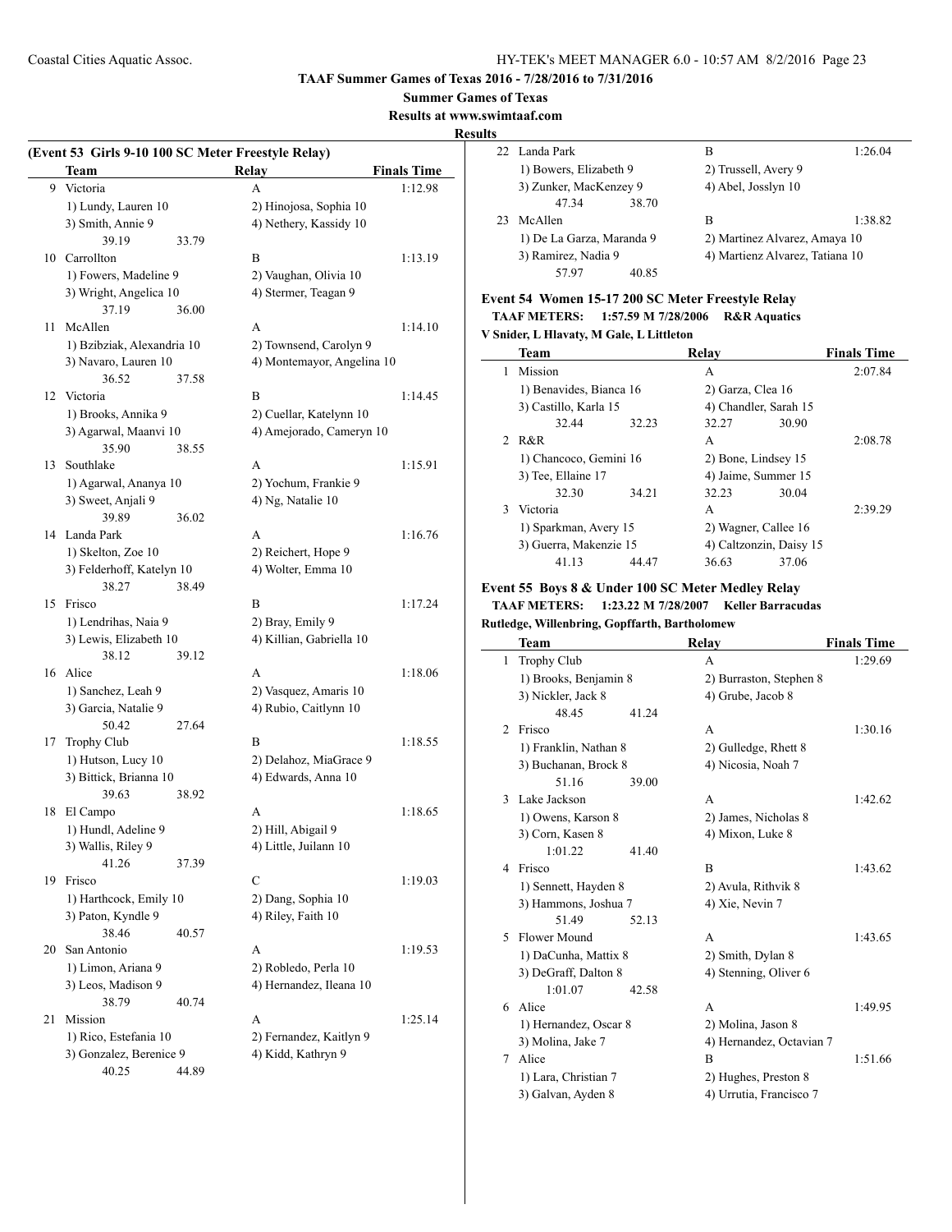TAAF Summer Games of Texas 2016 - 7/28/2016 to 7/31/2016

Summer Games of Texas

Results at www.swimtaaf.com

**Results**

### (Event 53 Girls 9-10 100 SC Meter Freestyle Relay)

| | Team | Relay | Finals Time |
|---|---|---|---|
| 9 | Victoria | A | 1:12.98 |
| | 1) Lundy, Lauren 10 | 2) Hinojosa, Sophia 10 | |
| | 3) Smith, Annie 9 | 4) Nethery, Kassidy 10 | |
| | 39.19 33.79 | | |
| 10 | Carrollton | B | 1:13.19 |
| | 1) Fowers, Madeline 9 | 2) Vaughan, Olivia 10 | |
| | 3) Wright, Angelica 10 | 4) Stermer, Teagan 9 | |
| | 37.19 36.00 | | |
| 11 | McAllen | A | 1:14.10 |
| | 1) Bzibziak, Alexandria 10 | 2) Townsend, Carolyn 9 | |
| | 3) Navaro, Lauren 10 | 4) Montemayor, Angelina 10 | |
| | 36.52 37.58 | | |
| 12 | Victoria | B | 1:14.45 |
| | 1) Brooks, Annika 9 | 2) Cuellar, Katelynn 10 | |
| | 3) Agarwal, Maanvi 10 | 4) Amejorado, Cameryn 10 | |
| | 35.90 38.55 | | |
| 13 | Southlake | A | 1:15.91 |
| | 1) Agarwal, Ananya 10 | 2) Yochum, Frankie 9 | |
| | 3) Sweet, Anjali 9 | 4) Ng, Natalie 10 | |
| | 39.89 36.02 | | |
| 14 | Landa Park | A | 1:16.76 |
| | 1) Skelton, Zoe 10 | 2) Reichert, Hope 9 | |
| | 3) Felderhoff, Katelyn 10 | 4) Wolter, Emma 10 | |
| | 38.27 38.49 | | |
| 15 | Frisco | B | 1:17.24 |
| | 1) Lendrihas, Naia 9 | 2) Bray, Emily 9 | |
| | 3) Lewis, Elizabeth 10 | 4) Killian, Gabriella 10 | |
| | 38.12 39.12 | | |
| 16 | Alice | A | 1:18.06 |
| | 1) Sanchez, Leah 9 | 2) Vasquez, Amaris 10 | |
| | 3) Garcia, Natalie 9 | 4) Rubio, Caitlynn 10 | |
| | 50.42 27.64 | | |
| 17 | Trophy Club | B | 1:18.55 |
| | 1) Hutson, Lucy 10 | 2) Delahoz, MiaGrace 9 | |
| | 3) Bittick, Brianna 10 | 4) Edwards, Anna 10 | |
| | 39.63 38.92 | | |
| 18 | El Campo | A | 1:18.65 |
| | 1) Hundl, Adeline 9 | 2) Hill, Abigail 9 | |
| | 3) Wallis, Riley 9 | 4) Little, Juilann 10 | |
| | 41.26 37.39 | | |
| 19 | Frisco | C | 1:19.03 |
| | 1) Harthcock, Emily 10 | 2) Dang, Sophia 10 | |
| | 3) Paton, Kyndle 9 | 4) Riley, Faith 10 | |
| | 38.46 40.57 | | |
| 20 | San Antonio | A | 1:19.53 |
| | 1) Limon, Ariana 9 | 2) Robledo, Perla 10 | |
| | 3) Leos, Madison 9 | 4) Hernandez, Ileana 10 | |
| | 38.79 40.74 | | |
| 21 | Mission | A | 1:25.14 |
| | 1) Rico, Estefania 10 | 2) Fernandez, Kaitlyn 9 | |
| | 3) Gonzalez, Berenice 9 | 4) Kidd, Kathryn 9 | |
| | 40.25 44.89 | | |
| 22 | Landa Park | B | 1:26.04 |
| | 1) Bowers, Elizabeth 9 | 2) Trussell, Avery 9 | |
| | 3) Zunker, MacKenzey 9 | 4) Abel, Josslyn 10 | |
| | 47.34 38.70 | | |
| 23 | McAllen | B | 1:38.82 |
| | 1) De La Garza, Maranda 9 | 2) Martinez Alvarez, Amaya 10 | |
| | 3) Ramirez, Nadia 9 | 4) Martienz Alvarez, Tatiana 10 | |
| | 57.97 40.85 | | |

### Event 54 Women 15-17 200 SC Meter Freestyle Relay

**TAAF METERS: 1:57.59 M 7/28/2006 R&R Aquatics**

**V Snider, L Hlavaty, M Gale, L Littleton**

| | Team | Relay | Finals Time |
|---|---|---|---|
| 1 | Mission | A | 2:07.84 |
| | 1) Benavides, Bianca 16 | 2) Garza, Clea 16 | |
| | 3) Castillo, Karla 15 | 4) Chandler, Sarah 15 | |
| | 32.44 32.23 | 32.27 30.90 | |
| 2 | R&R | A | 2:08.78 |
| | 1) Chancoco, Gemini 16 | 2) Bone, Lindsey 15 | |
| | 3) Tee, Ellaine 17 | 4) Jaime, Summer 15 | |
| | 32.30 34.21 | 32.23 30.04 | |
| 3 | Victoria | A | 2:39.29 |
| | 1) Sparkman, Avery 15 | 2) Wagner, Callee 16 | |
| | 3) Guerra, Makenzie 15 | 4) Caltzonzin, Daisy 15 | |
| | 41.13 44.47 | 36.63 37.06 | |

### Event 55 Boys 8 & Under 100 SC Meter Medley Relay

**TAAF METERS: 1:23.22 M 7/28/2007 Keller Barracudas**

**Rutledge, Willenbring, Gopffarth, Bartholomew**

| | Team | Relay | Finals Time |
|---|---|---|---|
| 1 | Trophy Club | A | 1:29.69 |
| | 1) Brooks, Benjamin 8 | 2) Burraston, Stephen 8 | |
| | 3) Nickler, Jack 8 | 4) Grube, Jacob 8 | |
| | 48.45 41.24 | | |
| 2 | Frisco | A | 1:30.16 |
| | 1) Franklin, Nathan 8 | 2) Gulledge, Rhett 8 | |
| | 3) Buchanan, Brock 8 | 4) Nicosia, Noah 7 | |
| | 51.16 39.00 | | |
| 3 | Lake Jackson | A | 1:42.62 |
| | 1) Owens, Karson 8 | 2) James, Nicholas 8 | |
| | 3) Corn, Kasen 8 | 4) Mixon, Luke 8 | |
| | 1:01.22 41.40 | | |
| 4 | Frisco | B | 1:43.62 |
| | 1) Sennett, Hayden 8 | 2) Avula, Rithvik 8 | |
| | 3) Hammons, Joshua 7 | 4) Xie, Nevin 7 | |
| | 51.49 52.13 | | |
| 5 | Flower Mound | A | 1:43.65 |
| | 1) DaCunha, Mattix 8 | 2) Smith, Dylan 8 | |
| | 3) DeGraff, Dalton 8 | 4) Stenning, Oliver 6 | |
| | 1:01.07 42.58 | | |
| 6 | Alice | A | 1:49.95 |
| | 1) Hernandez, Oscar 8 | 2) Molina, Jason 8 | |
| | 3) Molina, Jake 7 | 4) Hernandez, Octavian 7 | |
| 7 | Alice | B | 1:51.66 |
| | 1) Lara, Christian 7 | 2) Hughes, Preston 8 | |
| | 3) Galvan, Ayden 8 | 4) Urrutia, Francisco 7 | |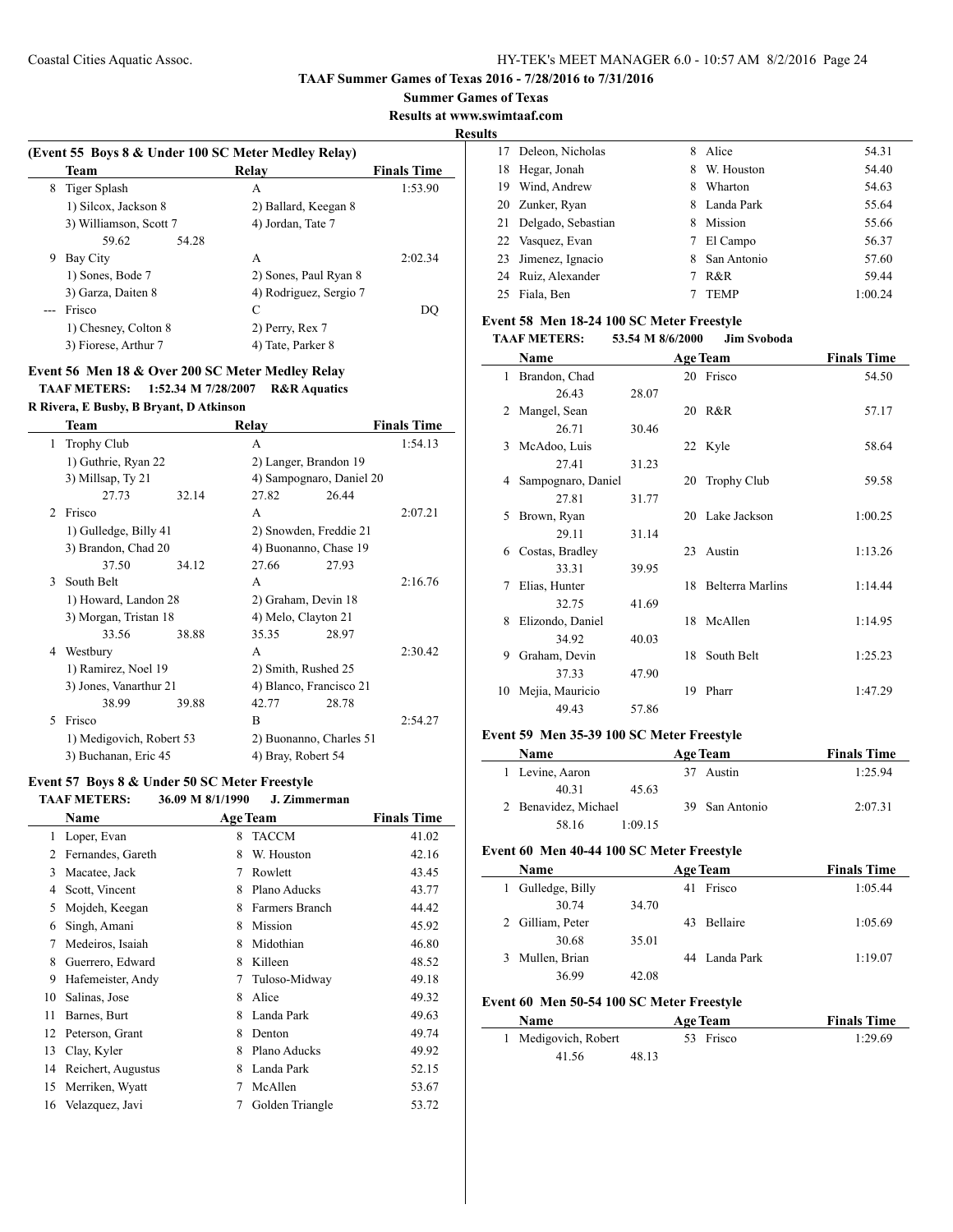# TAAF Summer Games of Texas 2016 - 7/28/2016 to 7/31/2016

**Summer Games of Texas**

**Results at www.swimtaaf.com**

**Results**

### (Event 55 Boys 8 & Under 100 SC Meter Medley Relay)

| | Team | Relay | Finals Time |
|---|---|---|---|
| 8 | Tiger Splash | A | 1:53.90 |
| | 1) Silcox, Jackson 8 | 2) Ballard, Keegan 8 | |
| | 3) Williamson, Scott 7 | 4) Jordan, Tate 7 | |
| | 59.62 54.28 | | |
| 9 | Bay City | A | 2:02.34 |
| | 1) Sones, Bode 7 | 2) Sones, Paul Ryan 8 | |
| | 3) Garza, Daiten 8 | 4) Rodriguez, Sergio 7 | |
| --- | Frisco | C | DQ |
| | 1) Chesney, Colton 8 | 2) Perry, Rex 7 | |
| | 3) Fiorese, Arthur 7 | 4) Tate, Parker 8 | |

### Event 56 Men 18 & Over 200 SC Meter Medley Relay

**TAAF METERS: 1:52.34 M 7/28/2007 R&R Aquatics**

**R Rivera, E Busby, B Bryant, D Atkinson**

| | Team | Relay | Finals Time |
|---|---|---|---|
| 1 | Trophy Club | A | 1:54.13 |
| | 1) Guthrie, Ryan 22 | 2) Langer, Brandon 19 | |
| | 3) Millsap, Ty 21 | 4) Sampognaro, Daniel 20 | |
| | 27.73 32.14 | 27.82 26.44 | |
| 2 | Frisco | A | 2:07.21 |
| | 1) Gulledge, Billy 41 | 2) Snowden, Freddie 21 | |
| | 3) Brandon, Chad 20 | 4) Buonanno, Chase 19 | |
| | 37.50 34.12 | 27.66 27.93 | |
| 3 | South Belt | A | 2:16.76 |
| | 1) Howard, Landon 28 | 2) Graham, Devin 18 | |
| | 3) Morgan, Tristan 18 | 4) Melo, Clayton 21 | |
| | 33.56 38.88 | 35.35 28.97 | |
| 4 | Westbury | A | 2:30.42 |
| | 1) Ramirez, Noel 19 | 2) Smith, Rushed 25 | |
| | 3) Jones, Vanarthur 21 | 4) Blanco, Francisco 21 | |
| | 38.99 39.88 | 42.77 28.78 | |
| 5 | Frisco | B | 2:54.27 |
| | 1) Medigovich, Robert 53 | 2) Buonanno, Charles 51 | |
| | 3) Buchanan, Eric 45 | 4) Bray, Robert 54 | |

### Event 57 Boys 8 & Under 50 SC Meter Freestyle

**TAAF METERS: 36.09 M 8/1/1990 J. Zimmerman**

| | Name | Age | Team | Finals Time |
|---|---|---|---|---|
| 1 | Loper, Evan | 8 | TACCM | 41.02 |
| 2 | Fernandes, Gareth | 8 | W. Houston | 42.16 |
| 3 | Macatee, Jack | 7 | Rowlett | 43.45 |
| 4 | Scott, Vincent | 8 | Plano Aducks | 43.77 |
| 5 | Mojdeh, Keegan | 8 | Farmers Branch | 44.42 |
| 6 | Singh, Amani | 8 | Mission | 45.92 |
| 7 | Medeiros, Isaiah | 8 | Midothian | 46.80 |
| 8 | Guerrero, Edward | 8 | Killeen | 48.52 |
| 9 | Hafemeister, Andy | 7 | Tuloso-Midway | 49.18 |
| 10 | Salinas, Jose | 8 | Alice | 49.32 |
| 11 | Barnes, Burt | 8 | Landa Park | 49.63 |
| 12 | Peterson, Grant | 8 | Denton | 49.74 |
| 13 | Clay, Kyler | 8 | Plano Aducks | 49.92 |
| 14 | Reichert, Augustus | 8 | Landa Park | 52.15 |
| 15 | Merriken, Wyatt | 7 | McAllen | 53.67 |
| 16 | Velazquez, Javi | 7 | Golden Triangle | 53.72 |
| 17 | Deleon, Nicholas | 8 | Alice | 54.31 |
| 18 | Hegar, Jonah | 8 | W. Houston | 54.40 |
| 19 | Wind, Andrew | 8 | Wharton | 54.63 |
| 20 | Zunker, Ryan | 8 | Landa Park | 55.64 |
| 21 | Delgado, Sebastian | 8 | Mission | 55.66 |
| 22 | Vasquez, Evan | 7 | El Campo | 56.37 |
| 23 | Jimenez, Ignacio | 8 | San Antonio | 57.60 |
| 24 | Ruiz, Alexander | 7 | R&R | 59.44 |
| 25 | Fiala, Ben | 7 | TEMP | 1:00.24 |

### Event 58 Men 18-24 100 SC Meter Freestyle

**TAAF METERS: 53.54 M 8/6/2000 Jim Svoboda**

| | Name | Age | Team | Finals Time |
|---|---|---|---|---|
| 1 | Brandon, Chad | 20 | Frisco | 54.50 |
| | 26.43 28.07 | | | |
| 2 | Mangel, Sean | 20 | R&R | 57.17 |
| | 26.71 30.46 | | | |
| 3 | McAdoo, Luis | 22 | Kyle | 58.64 |
| | 27.41 31.23 | | | |
| 4 | Sampognaro, Daniel | 20 | Trophy Club | 59.58 |
| | 27.81 31.77 | | | |
| 5 | Brown, Ryan | 20 | Lake Jackson | 1:00.25 |
| | 29.11 31.14 | | | |
| 6 | Costas, Bradley | 23 | Austin | 1:13.26 |
| | 33.31 39.95 | | | |
| 7 | Elias, Hunter | 18 | Belterra Marlins | 1:14.44 |
| | 32.75 41.69 | | | |
| 8 | Elizondo, Daniel | 18 | McAllen | 1:14.95 |
| | 34.92 40.03 | | | |
| 9 | Graham, Devin | 18 | South Belt | 1:25.23 |
| | 37.33 47.90 | | | |
| 10 | Mejia, Mauricio | 19 | Pharr | 1:47.29 |
| | 49.43 57.86 | | | |

### Event 59 Men 35-39 100 SC Meter Freestyle

| | Name | Age | Team | Finals Time |
|---|---|---|---|---|
| 1 | Levine, Aaron | 37 | Austin | 1:25.94 |
| | 40.31 45.63 | | | |
| 2 | Benavidez, Michael | 39 | San Antonio | 2:07.31 |
| | 58.16 1:09.15 | | | |

### Event 60 Men 40-44 100 SC Meter Freestyle

| | Name | Age | Team | Finals Time |
|---|---|---|---|---|
| 1 | Gulledge, Billy | 41 | Frisco | 1:05.44 |
| | 30.74 34.70 | | | |
| 2 | Gilliam, Peter | 43 | Bellaire | 1:05.69 |
| | 30.68 35.01 | | | |
| 3 | Mullen, Brian | 44 | Landa Park | 1:19.07 |
| | 36.99 42.08 | | | |

### Event 60 Men 50-54 100 SC Meter Freestyle

| | Name | Age | Team | Finals Time |
|---|---|---|---|---|
| 1 | Medigovich, Robert | 53 | Frisco | 1:29.69 |
| | 41.56 48.13 | | | |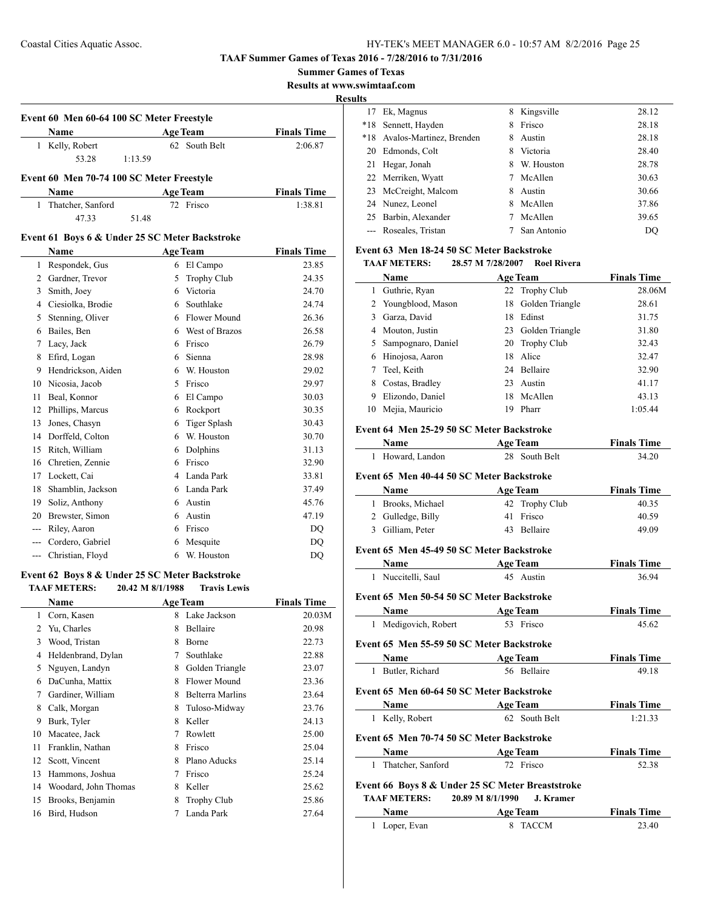TAAF Summer Games of Texas 2016 - 7/28/2016 to 7/31/2016

Summer Games of Texas

Results at www.swimtaaf.com

## Results

### Event 60 Men 60-64 100 SC Meter Freestyle

| | Name | Age | Team | Finals Time |
|---|---|---|---|---|
| 1 | Kelly, Robert | 62 | South Belt | 2:06.87 |
| | 53.28 | 1:13.59 | | |

### Event 60 Men 70-74 100 SC Meter Freestyle

| | Name | Age | Team | Finals Time |
|---|---|---|---|---|
| 1 | Thatcher, Sanford | 72 | Frisco | 1:38.81 |
| | 47.33 | 51.48 | | |

### Event 61 Boys 6 & Under 25 SC Meter Backstroke

| | Name | Age | Team | Finals Time |
|---|---|---|---|---|
| 1 | Respondek, Gus | 6 | El Campo | 23.85 |
| 2 | Gardner, Trevor | 5 | Trophy Club | 24.35 |
| 3 | Smith, Joey | 6 | Victoria | 24.70 |
| 4 | Ciesiolka, Brodie | 6 | Southlake | 24.74 |
| 5 | Stenning, Oliver | 6 | Flower Mound | 26.36 |
| 6 | Bailes, Ben | 6 | West of Brazos | 26.58 |
| 7 | Lacy, Jack | 6 | Frisco | 26.79 |
| 8 | Efird, Logan | 6 | Sienna | 28.98 |
| 9 | Hendrickson, Aiden | 6 | W. Houston | 29.02 |
| 10 | Nicosia, Jacob | 5 | Frisco | 29.97 |
| 11 | Beal, Konnor | 6 | El Campo | 30.03 |
| 12 | Phillips, Marcus | 6 | Rockport | 30.35 |
| 13 | Jones, Chasyn | 6 | Tiger Splash | 30.43 |
| 14 | Dorffeld, Colton | 6 | W. Houston | 30.70 |
| 15 | Ritch, William | 6 | Dolphins | 31.13 |
| 16 | Chretien, Zennie | 6 | Frisco | 32.90 |
| 17 | Lockett, Cai | 4 | Landa Park | 33.81 |
| 18 | Shamblin, Jackson | 6 | Landa Park | 37.49 |
| 19 | Soliz, Anthony | 6 | Austin | 45.76 |
| 20 | Brewster, Simon | 6 | Austin | 47.19 |
| --- | Riley, Aaron | 6 | Frisco | DQ |
| --- | Cordero, Gabriel | 6 | Mesquite | DQ |
| --- | Christian, Floyd | 6 | W. Houston | DQ |

### Event 62 Boys 8 & Under 25 SC Meter Backstroke

TAAF METERS: 20.42 M 8/1/1988 Travis Lewis

| | Name | Age | Team | Finals Time |
|---|---|---|---|---|
| 1 | Corn, Kasen | 8 | Lake Jackson | 20.03M |
| 2 | Yu, Charles | 8 | Bellaire | 20.98 |
| 3 | Wood, Tristan | 8 | Borne | 22.73 |
| 4 | Heldenbrand, Dylan | 7 | Southlake | 22.88 |
| 5 | Nguyen, Landyn | 8 | Golden Triangle | 23.07 |
| 6 | DaCunha, Mattix | 8 | Flower Mound | 23.36 |
| 7 | Gardiner, William | 8 | Belterra Marlins | 23.64 |
| 8 | Calk, Morgan | 8 | Tuloso-Midway | 23.76 |
| 9 | Burk, Tyler | 8 | Keller | 24.13 |
| 10 | Macatee, Jack | 7 | Rowlett | 25.00 |
| 11 | Franklin, Nathan | 8 | Frisco | 25.04 |
| 12 | Scott, Vincent | 8 | Plano Aducks | 25.14 |
| 13 | Hammons, Joshua | 7 | Frisco | 25.24 |
| 14 | Woodard, John Thomas | 8 | Keller | 25.62 |
| 15 | Brooks, Benjamin | 8 | Trophy Club | 25.86 |
| 16 | Bird, Hudson | 7 | Landa Park | 27.64 |
| 17 | Ek, Magnus | 8 | Kingsville | 28.12 |
| *18 | Sennett, Hayden | 8 | Frisco | 28.18 |
| *18 | Avalos-Martinez, Brenden | 8 | Austin | 28.18 |
| 20 | Edmonds, Colt | 8 | Victoria | 28.40 |
| 21 | Hegar, Jonah | 8 | W. Houston | 28.78 |
| 22 | Merriken, Wyatt | 7 | McAllen | 30.63 |
| 23 | McCreight, Malcom | 8 | Austin | 30.66 |
| 24 | Nunez, Leonel | 8 | McAllen | 37.86 |
| 25 | Barbin, Alexander | 7 | McAllen | 39.65 |
| --- | Roseales, Tristan | 7 | San Antonio | DQ |

### Event 63 Men 18-24 50 SC Meter Backstroke

TAAF METERS: 28.57 M 7/28/2007 Roel Rivera

| | Name | Age | Team | Finals Time |
|---|---|---|---|---|
| 1 | Guthrie, Ryan | 22 | Trophy Club | 28.06M |
| 2 | Youngblood, Mason | 18 | Golden Triangle | 28.61 |
| 3 | Garza, David | 18 | Edinst | 31.75 |
| 4 | Mouton, Justin | 23 | Golden Triangle | 31.80 |
| 5 | Sampognaro, Daniel | 20 | Trophy Club | 32.43 |
| 6 | Hinojosa, Aaron | 18 | Alice | 32.47 |
| 7 | Teel, Keith | 24 | Bellaire | 32.90 |
| 8 | Costas, Bradley | 23 | Austin | 41.17 |
| 9 | Elizondo, Daniel | 18 | McAllen | 43.13 |
| 10 | Mejia, Mauricio | 19 | Pharr | 1:05.44 |

### Event 64 Men 25-29 50 SC Meter Backstroke

| | Name | Age | Team | Finals Time |
|---|---|---|---|---|
| 1 | Howard, Landon | 28 | South Belt | 34.20 |

### Event 65 Men 40-44 50 SC Meter Backstroke

| | Name | Age | Team | Finals Time |
|---|---|---|---|---|
| 1 | Brooks, Michael | 42 | Trophy Club | 40.35 |
| 2 | Gulledge, Billy | 41 | Frisco | 40.59 |
| 3 | Gilliam, Peter | 43 | Bellaire | 49.09 |

### Event 65 Men 45-49 50 SC Meter Backstroke

| | Name | Age | Team | Finals Time |
|---|---|---|---|---|
| 1 | Nuccitelli, Saul | 45 | Austin | 36.94 |

### Event 65 Men 50-54 50 SC Meter Backstroke

| | Name | Age | Team | Finals Time |
|---|---|---|---|---|
| 1 | Medigovich, Robert | 53 | Frisco | 45.62 |

### Event 65 Men 55-59 50 SC Meter Backstroke

| | Name | Age | Team | Finals Time |
|---|---|---|---|---|
| 1 | Butler, Richard | 56 | Bellaire | 49.18 |

### Event 65 Men 60-64 50 SC Meter Backstroke

| | Name | Age | Team | Finals Time |
|---|---|---|---|---|
| 1 | Kelly, Robert | 62 | South Belt | 1:21.33 |

### Event 65 Men 70-74 50 SC Meter Backstroke

| | Name | Age | Team | Finals Time |
|---|---|---|---|---|
| 1 | Thatcher, Sanford | 72 | Frisco | 52.38 |

### Event 66 Boys 8 & Under 25 SC Meter Breaststroke

TAAF METERS: 20.89 M 8/1/1990 J. Kramer

| | Name | Age | Team | Finals Time |
|---|---|---|---|---|
| 1 | Loper, Evan | 8 | TACCM | 23.40 |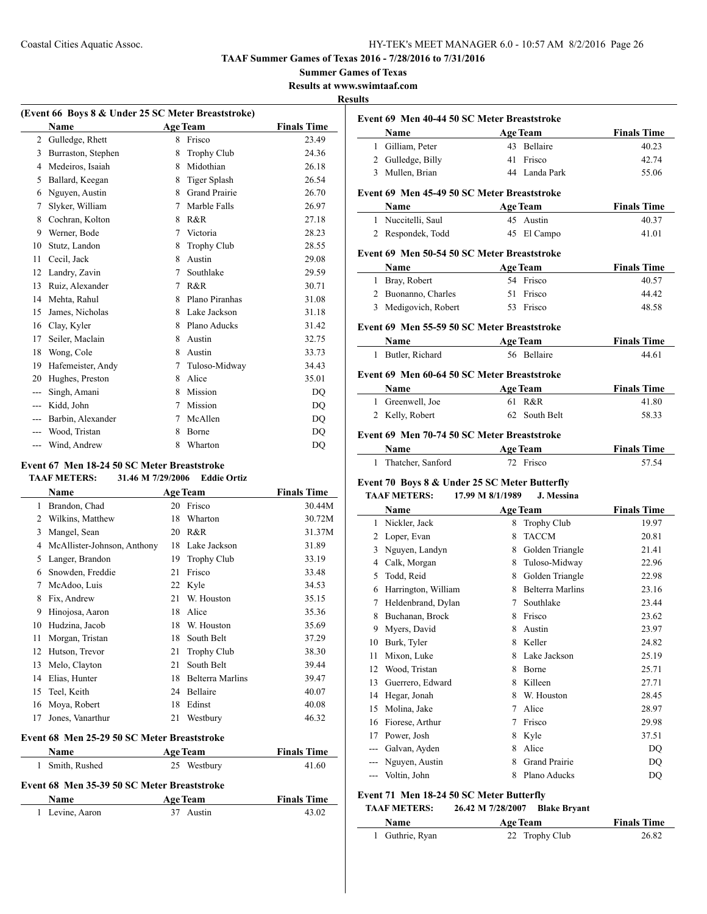TAAF Summer Games of Texas 2016 - 7/28/2016 to 7/31/2016

Summer Games of Texas

Results at www.swimtaaf.com

## Results

### (Event 66 Boys 8 & Under 25 SC Meter Breaststroke)

| | Name | Age | Team | Finals Time |
|---|---|---|---|---|
| 2 | Gulledge, Rhett | 8 | Frisco | 23.49 |
| 3 | Burraston, Stephen | 8 | Trophy Club | 24.36 |
| 4 | Medeiros, Isaiah | 8 | Midothian | 26.18 |
| 5 | Ballard, Keegan | 8 | Tiger Splash | 26.54 |
| 6 | Nguyen, Austin | 8 | Grand Prairie | 26.70 |
| 7 | Slyker, William | 7 | Marble Falls | 26.97 |
| 8 | Cochran, Kolton | 8 | R&R | 27.18 |
| 9 | Werner, Bode | 7 | Victoria | 28.23 |
| 10 | Stutz, Landon | 8 | Trophy Club | 28.55 |
| 11 | Cecil, Jack | 8 | Austin | 29.08 |
| 12 | Landry, Zavin | 7 | Southlake | 29.59 |
| 13 | Ruiz, Alexander | 7 | R&R | 30.71 |
| 14 | Mehta, Rahul | 8 | Plano Piranhas | 31.08 |
| 15 | James, Nicholas | 8 | Lake Jackson | 31.18 |
| 16 | Clay, Kyler | 8 | Plano Aducks | 31.42 |
| 17 | Seiler, Maclain | 8 | Austin | 32.75 |
| 18 | Wong, Cole | 8 | Austin | 33.73 |
| 19 | Hafemeister, Andy | 7 | Tuloso-Midway | 34.43 |
| 20 | Hughes, Preston | 8 | Alice | 35.01 |
| --- | Singh, Amani | 8 | Mission | DQ |
| --- | Kidd, John | 7 | Mission | DQ |
| --- | Barbin, Alexander | 7 | McAllen | DQ |
| --- | Wood, Tristan | 8 | Borne | DQ |
| --- | Wind, Andrew | 8 | Wharton | DQ |

### Event 67 Men 18-24 50 SC Meter Breaststroke

TAAF METERS: 31.46 M 7/29/2006 Eddie Ortiz

| | Name | Age | Team | Finals Time |
|---|---|---|---|---|
| 1 | Brandon, Chad | 20 | Frisco | 30.44M |
| 2 | Wilkins, Matthew | 18 | Wharton | 30.72M |
| 3 | Mangel, Sean | 20 | R&R | 31.37M |
| 4 | McAllister-Johnson, Anthony | 18 | Lake Jackson | 31.89 |
| 5 | Langer, Brandon | 19 | Trophy Club | 33.19 |
| 6 | Snowden, Freddie | 21 | Frisco | 33.48 |
| 7 | McAdoo, Luis | 22 | Kyle | 34.53 |
| 8 | Fix, Andrew | 21 | W. Houston | 35.15 |
| 9 | Hinojosa, Aaron | 18 | Alice | 35.36 |
| 10 | Hudzina, Jacob | 18 | W. Houston | 35.69 |
| 11 | Morgan, Tristan | 18 | South Belt | 37.29 |
| 12 | Hutson, Trevor | 21 | Trophy Club | 38.30 |
| 13 | Melo, Clayton | 21 | South Belt | 39.44 |
| 14 | Elias, Hunter | 18 | Belterra Marlins | 39.47 |
| 15 | Teel, Keith | 24 | Bellaire | 40.07 |
| 16 | Moya, Robert | 18 | Edinst | 40.08 |
| 17 | Jones, Vanarthur | 21 | Westbury | 46.32 |

### Event 68 Men 25-29 50 SC Meter Breaststroke

| | Name | Age | Team | Finals Time |
|---|---|---|---|---|
| 1 | Smith, Rushed | 25 | Westbury | 41.60 |

### Event 68 Men 35-39 50 SC Meter Breaststroke

| | Name | Age | Team | Finals Time |
|---|---|---|---|---|
| 1 | Levine, Aaron | 37 | Austin | 43.02 |

### Event 69 Men 40-44 50 SC Meter Breaststroke

| | Name | Age | Team | Finals Time |
|---|---|---|---|---|
| 1 | Gilliam, Peter | 43 | Bellaire | 40.23 |
| 2 | Gulledge, Billy | 41 | Frisco | 42.74 |
| 3 | Mullen, Brian | 44 | Landa Park | 55.06 |

### Event 69 Men 45-49 50 SC Meter Breaststroke

| | Name | Age | Team | Finals Time |
|---|---|---|---|---|
| 1 | Nuccitelli, Saul | 45 | Austin | 40.37 |
| 2 | Respondek, Todd | 45 | El Campo | 41.01 |

### Event 69 Men 50-54 50 SC Meter Breaststroke

| | Name | Age | Team | Finals Time |
|---|---|---|---|---|
| 1 | Bray, Robert | 54 | Frisco | 40.57 |
| 2 | Buonanno, Charles | 51 | Frisco | 44.42 |
| 3 | Medigovich, Robert | 53 | Frisco | 48.58 |

### Event 69 Men 55-59 50 SC Meter Breaststroke

| | Name | Age | Team | Finals Time |
|---|---|---|---|---|
| 1 | Butler, Richard | 56 | Bellaire | 44.61 |

### Event 69 Men 60-64 50 SC Meter Breaststroke

| | Name | Age | Team | Finals Time |
|---|---|---|---|---|
| 1 | Greenwell, Joe | 61 | R&R | 41.80 |
| 2 | Kelly, Robert | 62 | South Belt | 58.33 |

### Event 69 Men 70-74 50 SC Meter Breaststroke

| | Name | Age | Team | Finals Time |
|---|---|---|---|---|
| 1 | Thatcher, Sanford | 72 | Frisco | 57.54 |

### Event 70 Boys 8 & Under 25 SC Meter Butterfly

TAAF METERS: 17.99 M 8/1/1989 J. Messina

| | Name | Age | Team | Finals Time |
|---|---|---|---|---|
| 1 | Nickler, Jack | 8 | Trophy Club | 19.97 |
| 2 | Loper, Evan | 8 | TACCM | 20.81 |
| 3 | Nguyen, Landyn | 8 | Golden Triangle | 21.41 |
| 4 | Calk, Morgan | 8 | Tuloso-Midway | 22.96 |
| 5 | Todd, Reid | 8 | Golden Triangle | 22.98 |
| 6 | Harrington, William | 8 | Belterra Marlins | 23.16 |
| 7 | Heldenbrand, Dylan | 7 | Southlake | 23.44 |
| 8 | Buchanan, Brock | 8 | Frisco | 23.62 |
| 9 | Myers, David | 8 | Austin | 23.97 |
| 10 | Burk, Tyler | 8 | Keller | 24.82 |
| 11 | Mixon, Luke | 8 | Lake Jackson | 25.19 |
| 12 | Wood, Tristan | 8 | Borne | 25.71 |
| 13 | Guerrero, Edward | 8 | Killeen | 27.71 |
| 14 | Hegar, Jonah | 8 | W. Houston | 28.45 |
| 15 | Molina, Jake | 7 | Alice | 28.97 |
| 16 | Fiorese, Arthur | 7 | Frisco | 29.98 |
| 17 | Power, Josh | 8 | Kyle | 37.51 |
| --- | Galvan, Ayden | 8 | Alice | DQ |
| --- | Nguyen, Austin | 8 | Grand Prairie | DQ |
| --- | Voltin, John | 8 | Plano Aducks | DQ |

### Event 71 Men 18-24 50 SC Meter Butterfly

TAAF METERS: 26.42 M 7/28/2007 Blake Bryant

| | Name | Age | Team | Finals Time |
|---|---|---|---|---|
| 1 | Guthrie, Ryan | 22 | Trophy Club | 26.82 |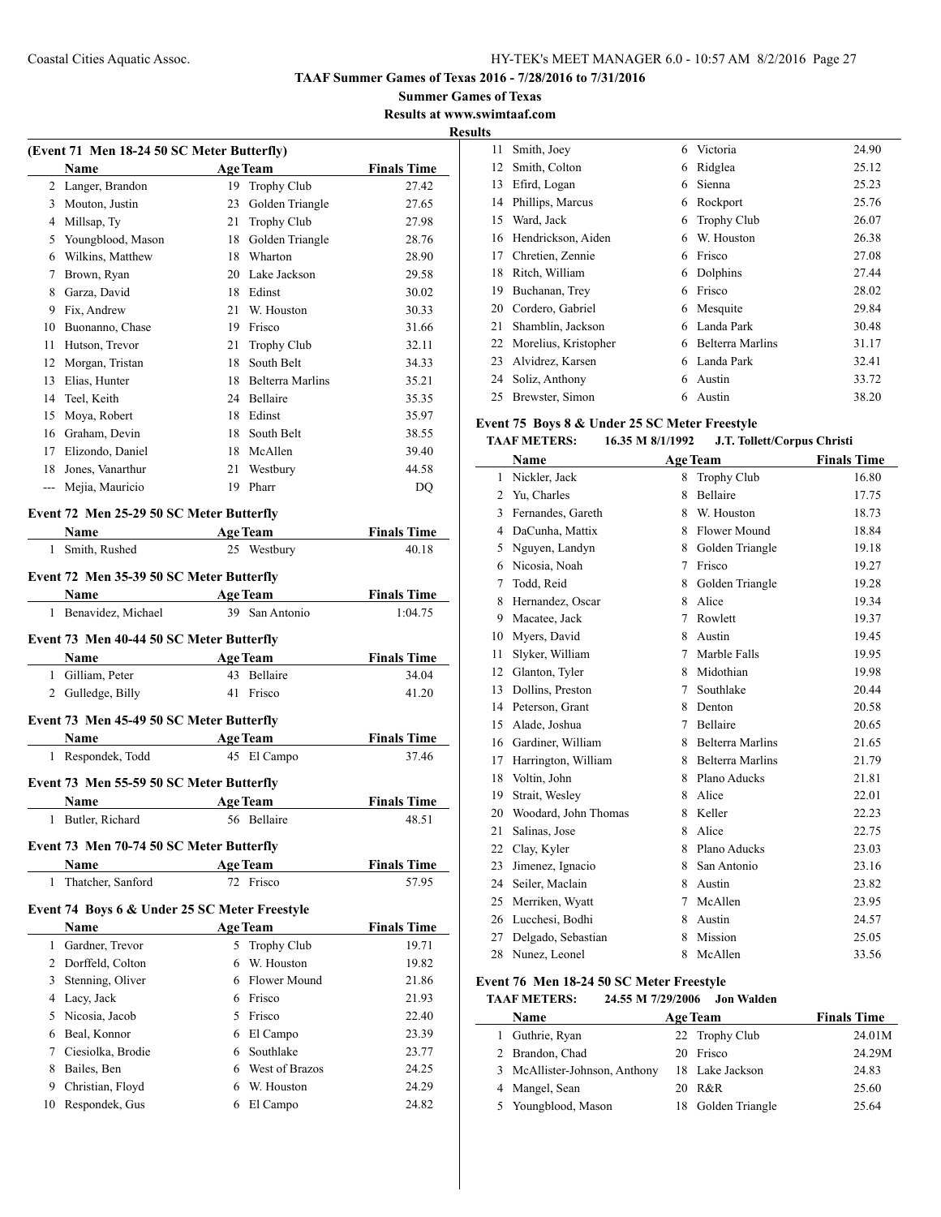**TAAF Summer Games of Texas 2016 - 7/28/2016 to 7/31/2016**

**Summer Games of Texas**

**Results at www.swimtaaf.com**

**Results**

### (Event 71 Men 18-24 50 SC Meter Butterfly)

| | Name | Age | Team | Finals Time |
|---|---|---|---|---|
| 2 | Langer, Brandon | 19 | Trophy Club | 27.42 |
| 3 | Mouton, Justin | 23 | Golden Triangle | 27.65 |
| 4 | Millsap, Ty | 21 | Trophy Club | 27.98 |
| 5 | Youngblood, Mason | 18 | Golden Triangle | 28.76 |
| 6 | Wilkins, Matthew | 18 | Wharton | 28.90 |
| 7 | Brown, Ryan | 20 | Lake Jackson | 29.58 |
| 8 | Garza, David | 18 | Edinst | 30.02 |
| 9 | Fix, Andrew | 21 | W. Houston | 30.33 |
| 10 | Buonanno, Chase | 19 | Frisco | 31.66 |
| 11 | Hutson, Trevor | 21 | Trophy Club | 32.11 |
| 12 | Morgan, Tristan | 18 | South Belt | 34.33 |
| 13 | Elias, Hunter | 18 | Belterra Marlins | 35.21 |
| 14 | Teel, Keith | 24 | Bellaire | 35.35 |
| 15 | Moya, Robert | 18 | Edinst | 35.97 |
| 16 | Graham, Devin | 18 | South Belt | 38.55 |
| 17 | Elizondo, Daniel | 18 | McAllen | 39.40 |
| 18 | Jones, Vanarthur | 21 | Westbury | 44.58 |
| --- | Mejia, Mauricio | 19 | Pharr | DQ |

### Event 72 Men 25-29 50 SC Meter Butterfly

| | Name | Age | Team | Finals Time |
|---|---|---|---|---|
| 1 | Smith, Rushed | 25 | Westbury | 40.18 |

### Event 72 Men 35-39 50 SC Meter Butterfly

| | Name | Age | Team | Finals Time |
|---|---|---|---|---|
| 1 | Benavidez, Michael | 39 | San Antonio | 1:04.75 |

### Event 73 Men 40-44 50 SC Meter Butterfly

| | Name | Age | Team | Finals Time |
|---|---|---|---|---|
| 1 | Gilliam, Peter | 43 | Bellaire | 34.04 |
| 2 | Gulledge, Billy | 41 | Frisco | 41.20 |

### Event 73 Men 45-49 50 SC Meter Butterfly

| | Name | Age | Team | Finals Time |
|---|---|---|---|---|
| 1 | Respondek, Todd | 45 | El Campo | 37.46 |

### Event 73 Men 55-59 50 SC Meter Butterfly

| | Name | Age | Team | Finals Time |
|---|---|---|---|---|
| 1 | Butler, Richard | 56 | Bellaire | 48.51 |

### Event 73 Men 70-74 50 SC Meter Butterfly

| | Name | Age | Team | Finals Time |
|---|---|---|---|---|
| 1 | Thatcher, Sanford | 72 | Frisco | 57.95 |

### Event 74 Boys 6 & Under 25 SC Meter Freestyle

| | Name | Age | Team | Finals Time |
|---|---|---|---|---|
| 1 | Gardner, Trevor | 5 | Trophy Club | 19.71 |
| 2 | Dorffeld, Colton | 6 | W. Houston | 19.82 |
| 3 | Stenning, Oliver | 6 | Flower Mound | 21.86 |
| 4 | Lacy, Jack | 6 | Frisco | 21.93 |
| 5 | Nicosia, Jacob | 5 | Frisco | 22.40 |
| 6 | Beal, Konnor | 6 | El Campo | 23.39 |
| 7 | Ciesiolka, Brodie | 6 | Southlake | 23.77 |
| 8 | Bailes, Ben | 6 | West of Brazos | 24.25 |
| 9 | Christian, Floyd | 6 | W. Houston | 24.29 |
| 10 | Respondek, Gus | 6 | El Campo | 24.82 |
| 11 | Smith, Joey | 6 | Victoria | 24.90 |
| 12 | Smith, Colton | 6 | Ridglea | 25.12 |
| 13 | Efird, Logan | 6 | Sienna | 25.23 |
| 14 | Phillips, Marcus | 6 | Rockport | 25.76 |
| 15 | Ward, Jack | 6 | Trophy Club | 26.07 |
| 16 | Hendrickson, Aiden | 6 | W. Houston | 26.38 |
| 17 | Chretien, Zennie | 6 | Frisco | 27.08 |
| 18 | Ritch, William | 6 | Dolphins | 27.44 |
| 19 | Buchanan, Trey | 6 | Frisco | 28.02 |
| 20 | Cordero, Gabriel | 6 | Mesquite | 29.84 |
| 21 | Shamblin, Jackson | 6 | Landa Park | 30.48 |
| 22 | Morelius, Kristopher | 6 | Belterra Marlins | 31.17 |
| 23 | Alvidrez, Karsen | 6 | Landa Park | 32.41 |
| 24 | Soliz, Anthony | 6 | Austin | 33.72 |
| 25 | Brewster, Simon | 6 | Austin | 38.20 |

### Event 75 Boys 8 & Under 25 SC Meter Freestyle

**TAAF METERS: 16.35 M 8/1/1992 J.T. Tollett/Corpus Christi**

| | Name | Age | Team | Finals Time |
|---|---|---|---|---|
| 1 | Nickler, Jack | 8 | Trophy Club | 16.80 |
| 2 | Yu, Charles | 8 | Bellaire | 17.75 |
| 3 | Fernandes, Gareth | 8 | W. Houston | 18.73 |
| 4 | DaCunha, Mattix | 8 | Flower Mound | 18.84 |
| 5 | Nguyen, Landyn | 8 | Golden Triangle | 19.18 |
| 6 | Nicosia, Noah | 7 | Frisco | 19.27 |
| 7 | Todd, Reid | 8 | Golden Triangle | 19.28 |
| 8 | Hernandez, Oscar | 8 | Alice | 19.34 |
| 9 | Macatee, Jack | 7 | Rowlett | 19.37 |
| 10 | Myers, David | 8 | Austin | 19.45 |
| 11 | Slyker, William | 7 | Marble Falls | 19.95 |
| 12 | Glanton, Tyler | 8 | Midothian | 19.98 |
| 13 | Dollins, Preston | 7 | Southlake | 20.44 |
| 14 | Peterson, Grant | 8 | Denton | 20.58 |
| 15 | Alade, Joshua | 7 | Bellaire | 20.65 |
| 16 | Gardiner, William | 8 | Belterra Marlins | 21.65 |
| 17 | Harrington, William | 8 | Belterra Marlins | 21.79 |
| 18 | Voltin, John | 8 | Plano Aducks | 21.81 |
| 19 | Strait, Wesley | 8 | Alice | 22.01 |
| 20 | Woodard, John Thomas | 8 | Keller | 22.23 |
| 21 | Salinas, Jose | 8 | Alice | 22.75 |
| 22 | Clay, Kyler | 8 | Plano Aducks | 23.03 |
| 23 | Jimenez, Ignacio | 8 | San Antonio | 23.16 |
| 24 | Seiler, Maclain | 8 | Austin | 23.82 |
| 25 | Merriken, Wyatt | 7 | McAllen | 23.95 |
| 26 | Lucchesi, Bodhi | 8 | Austin | 24.57 |
| 27 | Delgado, Sebastian | 8 | Mission | 25.05 |
| 28 | Nunez, Leonel | 8 | McAllen | 33.56 |

### Event 76 Men 18-24 50 SC Meter Freestyle

**TAAF METERS: 24.55 M 7/29/2006 Jon Walden**

| | Name | Age | Team | Finals Time |
|---|---|---|---|---|
| 1 | Guthrie, Ryan | 22 | Trophy Club | 24.01M |
| 2 | Brandon, Chad | 20 | Frisco | 24.29M |
| 3 | McAllister-Johnson, Anthony | 18 | Lake Jackson | 24.83 |
| 4 | Mangel, Sean | 20 | R&R | 25.60 |
| 5 | Youngblood, Mason | 18 | Golden Triangle | 25.64 |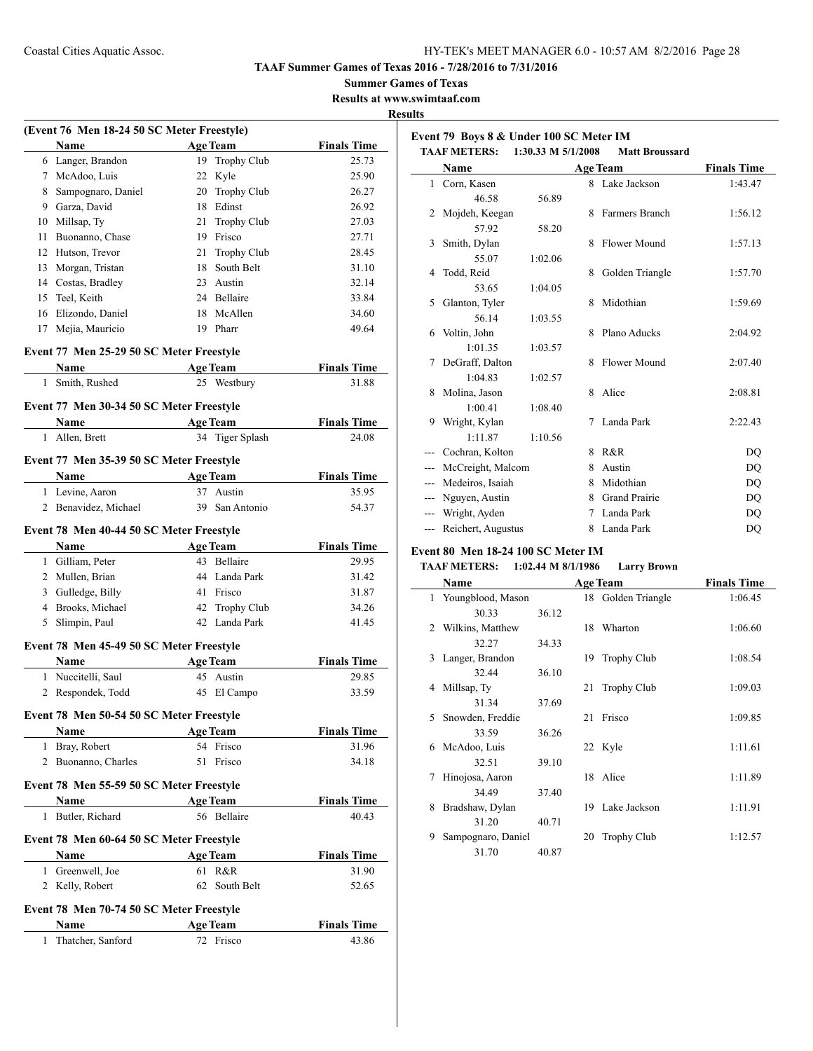# TAAF Summer Games of Texas 2016 - 7/28/2016 to 7/31/2016

## Summer Games of Texas

**Results at www.swimtaaf.com**

**Results**

### (Event 76 Men 18-24 50 SC Meter Freestyle)

| | Name | Age | Team | Finals Time |
|---|---|---|---|---|
| 6 | Langer, Brandon | 19 | Trophy Club | 25.73 |
| 7 | McAdoo, Luis | 22 | Kyle | 25.90 |
| 8 | Sampognaro, Daniel | 20 | Trophy Club | 26.27 |
| 9 | Garza, David | 18 | Edinst | 26.92 |
| 10 | Millsap, Ty | 21 | Trophy Club | 27.03 |
| 11 | Buonanno, Chase | 19 | Frisco | 27.71 |
| 12 | Hutson, Trevor | 21 | Trophy Club | 28.45 |
| 13 | Morgan, Tristan | 18 | South Belt | 31.10 |
| 14 | Costas, Bradley | 23 | Austin | 32.14 |
| 15 | Teel, Keith | 24 | Bellaire | 33.84 |
| 16 | Elizondo, Daniel | 18 | McAllen | 34.60 |
| 17 | Mejia, Mauricio | 19 | Pharr | 49.64 |

### Event 77 Men 25-29 50 SC Meter Freestyle

| | Name | Age | Team | Finals Time |
|---|---|---|---|---|
| 1 | Smith, Rushed | 25 | Westbury | 31.88 |

### Event 77 Men 30-34 50 SC Meter Freestyle

| | Name | Age | Team | Finals Time |
|---|---|---|---|---|
| 1 | Allen, Brett | 34 | Tiger Splash | 24.08 |

### Event 77 Men 35-39 50 SC Meter Freestyle

| | Name | Age | Team | Finals Time |
|---|---|---|---|---|
| 1 | Levine, Aaron | 37 | Austin | 35.95 |
| 2 | Benavidez, Michael | 39 | San Antonio | 54.37 |

### Event 78 Men 40-44 50 SC Meter Freestyle

| | Name | Age | Team | Finals Time |
|---|---|---|---|---|
| 1 | Gilliam, Peter | 43 | Bellaire | 29.95 |
| 2 | Mullen, Brian | 44 | Landa Park | 31.42 |
| 3 | Gulledge, Billy | 41 | Frisco | 31.87 |
| 4 | Brooks, Michael | 42 | Trophy Club | 34.26 |
| 5 | Slimpin, Paul | 42 | Landa Park | 41.45 |

### Event 78 Men 45-49 50 SC Meter Freestyle

| | Name | Age | Team | Finals Time |
|---|---|---|---|---|
| 1 | Nuccitelli, Saul | 45 | Austin | 29.85 |
| 2 | Respondek, Todd | 45 | El Campo | 33.59 |

### Event 78 Men 50-54 50 SC Meter Freestyle

| | Name | Age | Team | Finals Time |
|---|---|---|---|---|
| 1 | Bray, Robert | 54 | Frisco | 31.96 |
| 2 | Buonanno, Charles | 51 | Frisco | 34.18 |

### Event 78 Men 55-59 50 SC Meter Freestyle

| | Name | Age | Team | Finals Time |
|---|---|---|---|---|
| 1 | Butler, Richard | 56 | Bellaire | 40.43 |

### Event 78 Men 60-64 50 SC Meter Freestyle

| | Name | Age | Team | Finals Time |
|---|---|---|---|---|
| 1 | Greenwell, Joe | 61 | R&R | 31.90 |
| 2 | Kelly, Robert | 62 | South Belt | 52.65 |

### Event 78 Men 70-74 50 SC Meter Freestyle

| | Name | Age | Team | Finals Time |
|---|---|---|---|---|
| 1 | Thatcher, Sanford | 72 | Frisco | 43.86 |

### Event 79 Boys 8 & Under 100 SC Meter IM

**TAAF METERS:** 1:30.33 M 5/1/2008 **Matt Broussard**

| | Name | | Age | Team | Finals Time |
|---|---|---|---|---|---|
| 1 | Corn, Kasen | | 8 | Lake Jackson | 1:43.47 |
| | 46.58 | 56.89 | | | |
| 2 | Mojdeh, Keegan | | 8 | Farmers Branch | 1:56.12 |
| | 57.92 | 58.20 | | | |
| 3 | Smith, Dylan | | 8 | Flower Mound | 1:57.13 |
| | 55.07 | 1:02.06 | | | |
| 4 | Todd, Reid | | 8 | Golden Triangle | 1:57.70 |
| | 53.65 | 1:04.05 | | | |
| 5 | Glanton, Tyler | | 8 | Midothian | 1:59.69 |
| | 56.14 | 1:03.55 | | | |
| 6 | Voltin, John | | 8 | Plano Aducks | 2:04.92 |
| | 1:01.35 | 1:03.57 | | | |
| 7 | DeGraff, Dalton | | 8 | Flower Mound | 2:07.40 |
| | 1:04.83 | 1:02.57 | | | |
| 8 | Molina, Jason | | 8 | Alice | 2:08.81 |
| | 1:00.41 | 1:08.40 | | | |
| 9 | Wright, Kylan | | 7 | Landa Park | 2:22.43 |
| | 1:11.87 | 1:10.56 | | | |
| --- | Cochran, Kolton | | 8 | R&R | DQ |
| --- | McCreight, Malcom | | 8 | Austin | DQ |
| --- | Medeiros, Isaiah | | 8 | Midothian | DQ |
| --- | Nguyen, Austin | | 8 | Grand Prairie | DQ |
| --- | Wright, Ayden | | 7 | Landa Park | DQ |
| --- | Reichert, Augustus | | 8 | Landa Park | DQ |

### Event 80 Men 18-24 100 SC Meter IM

**TAAF METERS:** 1:02.44 M 8/1/1986 **Larry Brown**

| | Name | | Age | Team | Finals Time |
|---|---|---|---|---|---|
| 1 | Youngblood, Mason | | 18 | Golden Triangle | 1:06.45 |
| | 30.33 | 36.12 | | | |
| 2 | Wilkins, Matthew | | 18 | Wharton | 1:06.60 |
| | 32.27 | 34.33 | | | |
| 3 | Langer, Brandon | | 19 | Trophy Club | 1:08.54 |
| | 32.44 | 36.10 | | | |
| 4 | Millsap, Ty | | 21 | Trophy Club | 1:09.03 |
| | 31.34 | 37.69 | | | |
| 5 | Snowden, Freddie | | 21 | Frisco | 1:09.85 |
| | 33.59 | 36.26 | | | |
| 6 | McAdoo, Luis | | 22 | Kyle | 1:11.61 |
| | 32.51 | 39.10 | | | |
| 7 | Hinojosa, Aaron | | 18 | Alice | 1:11.89 |
| | 34.49 | 37.40 | | | |
| 8 | Bradshaw, Dylan | | 19 | Lake Jackson | 1:11.91 |
| | 31.20 | 40.71 | | | |
| 9 | Sampognaro, Daniel | | 20 | Trophy Club | 1:12.57 |
| | 31.70 | 40.87 | | | |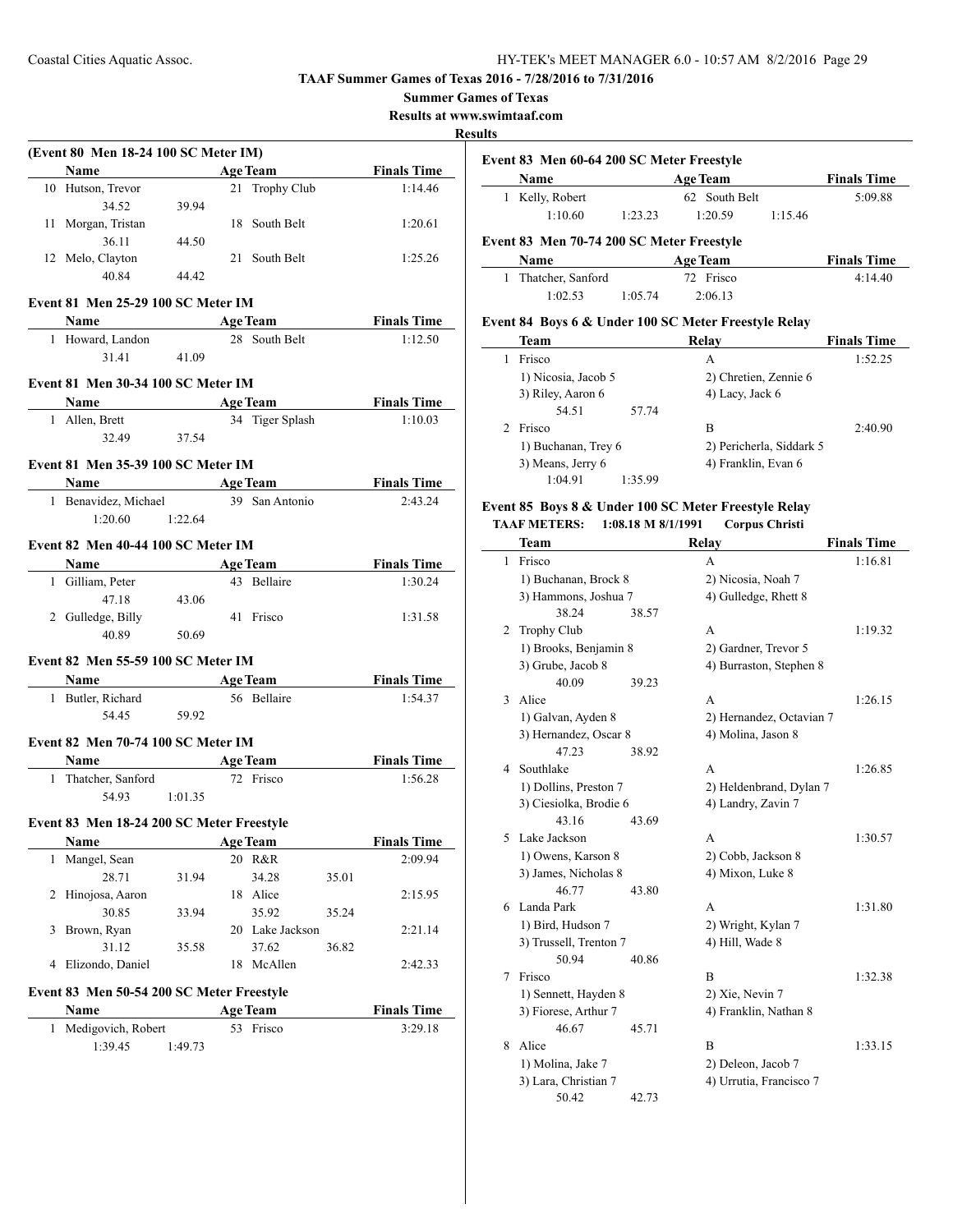# TAAF Summer Games of Texas 2016 - 7/28/2016 to 7/31/2016

## Summer Games of Texas

### Results at www.swimtaaf.com

## Results

### (Event 80 Men 18-24 100 SC Meter IM)

| | Name | Age | Team | Finals Time |
|---|---|---|---|---|
| 10 | Hutson, Trevor | 21 | Trophy Club | 1:14.46 |
| | 34.52 39.94 | | | |
| 11 | Morgan, Tristan | 18 | South Belt | 1:20.61 |
| | 36.11 44.50 | | | |
| 12 | Melo, Clayton | 21 | South Belt | 1:25.26 |
| | 40.84 44.42 | | | |

### Event 81 Men 25-29 100 SC Meter IM

| | Name | Age | Team | Finals Time |
|---|---|---|---|---|
| 1 | Howard, Landon | 28 | South Belt | 1:12.50 |
| | 31.41 41.09 | | | |

### Event 81 Men 30-34 100 SC Meter IM

| | Name | Age | Team | Finals Time |
|---|---|---|---|---|
| 1 | Allen, Brett | 34 | Tiger Splash | 1:10.03 |
| | 32.49 37.54 | | | |

### Event 81 Men 35-39 100 SC Meter IM

| | Name | Age | Team | Finals Time |
|---|---|---|---|---|
| 1 | Benavidez, Michael | 39 | San Antonio | 2:43.24 |
| | 1:20.60 1:22.64 | | | |

### Event 82 Men 40-44 100 SC Meter IM

| | Name | Age | Team | Finals Time |
|---|---|---|---|---|
| 1 | Gilliam, Peter | 43 | Bellaire | 1:30.24 |
| | 47.18 43.06 | | | |
| 2 | Gulledge, Billy | 41 | Frisco | 1:31.58 |
| | 40.89 50.69 | | | |

### Event 82 Men 55-59 100 SC Meter IM

| | Name | Age | Team | Finals Time |
|---|---|---|---|---|
| 1 | Butler, Richard | 56 | Bellaire | 1:54.37 |
| | 54.45 59.92 | | | |

### Event 82 Men 70-74 100 SC Meter IM

| | Name | Age | Team | Finals Time |
|---|---|---|---|---|
| 1 | Thatcher, Sanford | 72 | Frisco | 1:56.28 |
| | 54.93 1:01.35 | | | |

### Event 83 Men 18-24 200 SC Meter Freestyle

| | Name | Age | Team | Finals Time |
|---|---|---|---|---|
| 1 | Mangel, Sean | 20 | R&R | 2:09.94 |
| | 28.71 31.94 34.28 35.01 | | | |
| 2 | Hinojosa, Aaron | 18 | Alice | 2:15.95 |
| | 30.85 33.94 35.92 35.24 | | | |
| 3 | Brown, Ryan | 20 | Lake Jackson | 2:21.14 |
| | 31.12 35.58 37.62 36.82 | | | |
| 4 | Elizondo, Daniel | 18 | McAllen | 2:42.33 |

### Event 83 Men 50-54 200 SC Meter Freestyle

| | Name | Age | Team | Finals Time |
|---|---|---|---|---|
| 1 | Medigovich, Robert | 53 | Frisco | 3:29.18 |
| | 1:39.45 1:49.73 | | | |

### Event 83 Men 60-64 200 SC Meter Freestyle

| | Name | Age | Team | Finals Time |
|---|---|---|---|---|
| 1 | Kelly, Robert | 62 | South Belt | 5:09.88 |
| | 1:10.60 1:23.23 1:20.59 1:15.46 | | | |

### Event 83 Men 70-74 200 SC Meter Freestyle

| | Name | Age | Team | Finals Time |
|---|---|---|---|---|
| 1 | Thatcher, Sanford | 72 | Frisco | 4:14.40 |
| | 1:02.53 1:05.74 2:06.13 | | | |

### Event 84 Boys 6 & Under 100 SC Meter Freestyle Relay

| | Team | Relay | Finals Time |
|---|---|---|---|
| 1 | Frisco | A | 1:52.25 |
| | 1) Nicosia, Jacob 5 | 2) Chretien, Zennie 6 | |
| | 3) Riley, Aaron 6 | 4) Lacy, Jack 6 | |
| | 54.51 57.74 | | |
| 2 | Frisco | B | 2:40.90 |
| | 1) Buchanan, Trey 6 | 2) Pericherla, Siddark 5 | |
| | 3) Means, Jerry 6 | 4) Franklin, Evan 6 | |
| | 1:04.91 1:35.99 | | |

### Event 85 Boys 8 & Under 100 SC Meter Freestyle Relay

**TAAF METERS: 1:08.18 M 8/1/1991 Corpus Christi**

| | Team | Relay | Finals Time |
|---|---|---|---|
| 1 | Frisco | A | 1:16.81 |
| | 1) Buchanan, Brock 8 | 2) Nicosia, Noah 7 | |
| | 3) Hammons, Joshua 7 | 4) Gulledge, Rhett 8 | |
| | 38.24 38.57 | | |
| 2 | Trophy Club | A | 1:19.32 |
| | 1) Brooks, Benjamin 8 | 2) Gardner, Trevor 5 | |
| | 3) Grube, Jacob 8 | 4) Burraston, Stephen 8 | |
| | 40.09 39.23 | | |
| 3 | Alice | A | 1:26.15 |
| | 1) Galvan, Ayden 8 | 2) Hernandez, Octavian 7 | |
| | 3) Hernandez, Oscar 8 | 4) Molina, Jason 8 | |
| | 47.23 38.92 | | |
| 4 | Southlake | A | 1:26.85 |
| | 1) Dollins, Preston 7 | 2) Heldenbrand, Dylan 7 | |
| | 3) Ciesiolka, Brodie 6 | 4) Landry, Zavin 7 | |
| | 43.16 43.69 | | |
| 5 | Lake Jackson | A | 1:30.57 |
| | 1) Owens, Karson 8 | 2) Cobb, Jackson 8 | |
| | 3) James, Nicholas 8 | 4) Mixon, Luke 8 | |
| | 46.77 43.80 | | |
| 6 | Landa Park | A | 1:31.80 |
| | 1) Bird, Hudson 7 | 2) Wright, Kylan 7 | |
| | 3) Trussell, Trenton 7 | 4) Hill, Wade 8 | |
| | 50.94 40.86 | | |
| 7 | Frisco | B | 1:32.38 |
| | 1) Sennett, Hayden 8 | 2) Xie, Nevin 7 | |
| | 3) Fiorese, Arthur 7 | 4) Franklin, Nathan 8 | |
| | 46.67 45.71 | | |
| 8 | Alice | B | 1:33.15 |
| | 1) Molina, Jake 7 | 2) Deleon, Jacob 7 | |
| | 3) Lara, Christian 7 | 4) Urrutia, Francisco 7 | |
| | 50.42 42.73 | | |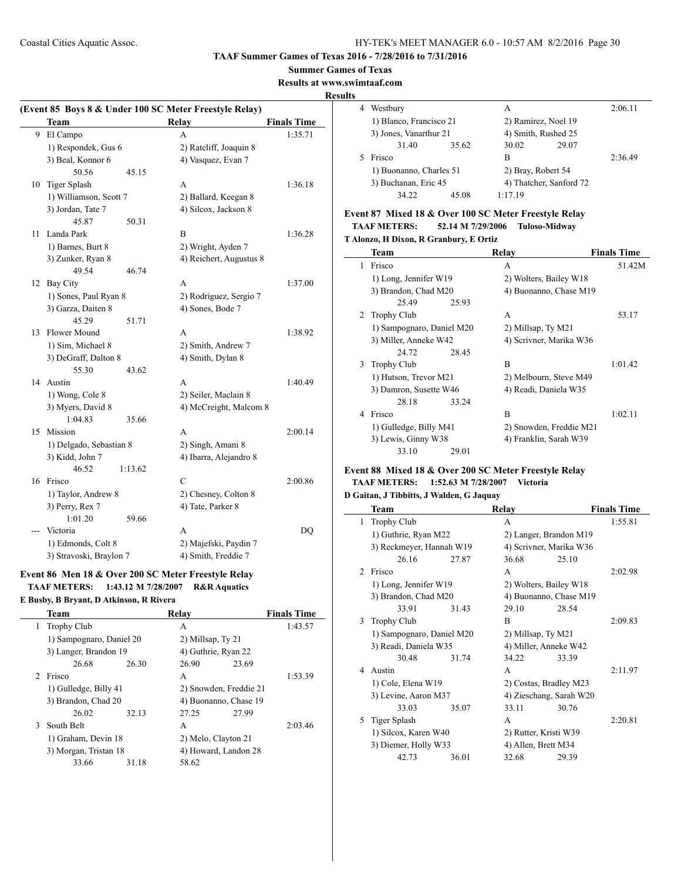**TAAF Summer Games of Texas 2016 - 7/28/2016 to 7/31/2016**

**Summer Games of Texas**

**Results at www.swimtaaf.com**

**Results**

### (Event 85 Boys 8 & Under 100 SC Meter Freestyle Relay)

| | Team | Relay | Finals Time |
|---|---|---|---|
| 9 | El Campo | A | 1:35.71 |
| | 1) Respondek, Gus 6 | 2) Ratcliff, Joaquin 8 | |
| | 3) Beal, Konnor 6 | 4) Vasquez, Evan 7 | |
| | 50.56 45.15 | | |
| 10 | Tiger Splash | A | 1:36.18 |
| | 1) Williamson, Scott 7 | 2) Ballard, Keegan 8 | |
| | 3) Jordan, Tate 7 | 4) Silcox, Jackson 8 | |
| | 45.87 50.31 | | |
| 11 | Landa Park | B | 1:36.28 |
| | 1) Barnes, Burt 8 | 2) Wright, Ayden 7 | |
| | 3) Zunker, Ryan 8 | 4) Reichert, Augustus 8 | |
| | 49.54 46.74 | | |
| 12 | Bay City | A | 1:37.00 |
| | 1) Sones, Paul Ryan 8 | 2) Rodriguez, Sergio 7 | |
| | 3) Garza, Daiten 8 | 4) Sones, Bode 7 | |
| | 45.29 51.71 | | |
| 13 | Flower Mound | A | 1:38.92 |
| | 1) Sim, Michael 8 | 2) Smith, Andrew 7 | |
| | 3) DeGraff, Dalton 8 | 4) Smith, Dylan 8 | |
| | 55.30 43.62 | | |
| 14 | Austin | A | 1:40.49 |
| | 1) Wong, Cole 8 | 2) Seiler, Maclain 8 | |
| | 3) Myers, David 8 | 4) McCreight, Malcom 8 | |
| | 1:04.83 35.66 | | |
| 15 | Mission | A | 2:00.14 |
| | 1) Delgado, Sebastian 8 | 2) Singh, Amani 8 | |
| | 3) Kidd, John 7 | 4) Ibarra, Alejandro 8 | |
| | 46.52 1:13.62 | | |
| 16 | Frisco | C | 2:00.86 |
| | 1) Taylor, Andrew 8 | 2) Chesney, Colton 8 | |
| | 3) Perry, Rex 7 | 4) Tate, Parker 8 | |
| | 1:01.20 59.66 | | |
| --- | Victoria | A | DQ |
| | 1) Edmonds, Colt 8 | 2) Majefski, Paydin 7 | |
| | 3) Stravoski, Braylon 7 | 4) Smith, Freddie 7 | |

### Event 86 Men 18 & Over 200 SC Meter Freestyle Relay

**TAAF METERS: 1:43.12 M 7/28/2007 R&R Aquatics**

**E Busby, B Bryant, D Atkinson, R Rivera**

| | Team | Relay | Finals Time |
|---|---|---|---|
| 1 | Trophy Club | A | 1:43.57 |
| | 1) Sampognaro, Daniel 20 | 2) Millsap, Ty 21 | |
| | 3) Langer, Brandon 19 | 4) Guthrie, Ryan 22 | |
| | 26.68 26.30 | 26.90 23.69 | |
| 2 | Frisco | A | 1:53.39 |
| | 1) Gulledge, Billy 41 | 2) Snowden, Freddie 21 | |
| | 3) Brandon, Chad 20 | 4) Buonanno, Chase 19 | |
| | 26.02 32.13 | 27.25 27.99 | |
| 3 | South Belt | A | 2:03.46 |
| | 1) Graham, Devin 18 | 2) Melo, Clayton 21 | |
| | 3) Morgan, Tristan 18 | 4) Howard, Landon 28 | |
| | 33.66 31.18 | 58.62 | |
| 4 | Westbury | A | 2:06.11 |
| | 1) Blanco, Francisco 21 | 2) Ramirez, Noel 19 | |
| | 3) Jones, Vanarthur 21 | 4) Smith, Rushed 25 | |
| | 31.40 35.62 | 30.02 29.07 | |
| 5 | Frisco | B | 2:36.49 |
| | 1) Buonanno, Charles 51 | 2) Bray, Robert 54 | |
| | 3) Buchanan, Eric 45 | 4) Thatcher, Sanford 72 | |
| | 34.22 45.08 | 1:17.19 | |

### Event 87 Mixed 18 & Over 100 SC Meter Freestyle Relay

**TAAF METERS: 52.14 M 7/29/2006 Tuloso-Midway**

**T Alonzo, H Dixon, R Granbury, E Ortiz**

| | Team | Relay | Finals Time |
|---|---|---|---|
| 1 | Frisco | A | 51.42M |
| | 1) Long, Jennifer W19 | 2) Wolters, Bailey W18 | |
| | 3) Brandon, Chad M20 | 4) Buonanno, Chase M19 | |
| | 25.49 25.93 | | |
| 2 | Trophy Club | A | 53.17 |
| | 1) Sampognaro, Daniel M20 | 2) Millsap, Ty M21 | |
| | 3) Miller, Anneke W42 | 4) Scrivner, Marika W36 | |
| | 24.72 28.45 | | |
| 3 | Trophy Club | B | 1:01.42 |
| | 1) Hutson, Trevor M21 | 2) Melbourn, Steve M49 | |
| | 3) Damron, Susette W46 | 4) Readi, Daniela W35 | |
| | 28.18 33.24 | | |
| 4 | Frisco | B | 1:02.11 |
| | 1) Gulledge, Billy M41 | 2) Snowden, Freddie M21 | |
| | 3) Lewis, Ginny W38 | 4) Franklin, Sarah W39 | |
| | 33.10 29.01 | | |

### Event 88 Mixed 18 & Over 200 SC Meter Freestyle Relay

**TAAF METERS: 1:52.63 M 7/28/2007 Victoria**

**D Gaitan, J Tibbitts, J Walden, G Jaquay**

| | Team | Relay | Finals Time |
|---|---|---|---|
| 1 | Trophy Club | A | 1:55.81 |
| | 1) Guthrie, Ryan M22 | 2) Langer, Brandon M19 | |
| | 3) Reckmeyer, Hannah W19 | 4) Scrivner, Marika W36 | |
| | 26.16 27.87 | 36.68 25.10 | |
| 2 | Frisco | A | 2:02.98 |
| | 1) Long, Jennifer W19 | 2) Wolters, Bailey W18 | |
| | 3) Brandon, Chad M20 | 4) Buonanno, Chase M19 | |
| | 33.91 31.43 | 29.10 28.54 | |
| 3 | Trophy Club | B | 2:09.83 |
| | 1) Sampognaro, Daniel M20 | 2) Millsap, Ty M21 | |
| | 3) Readi, Daniela W35 | 4) Miller, Anneke W42 | |
| | 30.48 31.74 | 34.22 33.39 | |
| 4 | Austin | A | 2:11.97 |
| | 1) Cole, Elena W19 | 2) Costas, Bradley M23 | |
| | 3) Levine, Aaron M37 | 4) Zieschang, Sarah W20 | |
| | 33.03 35.07 | 33.11 30.76 | |
| 5 | Tiger Splash | A | 2:20.81 |
| | 1) Silcox, Karen W40 | 2) Rutter, Kristi W39 | |
| | 3) Diemer, Holly W33 | 4) Allen, Brett M34 | |
| | 42.73 36.01 | 32.68 29.39 | |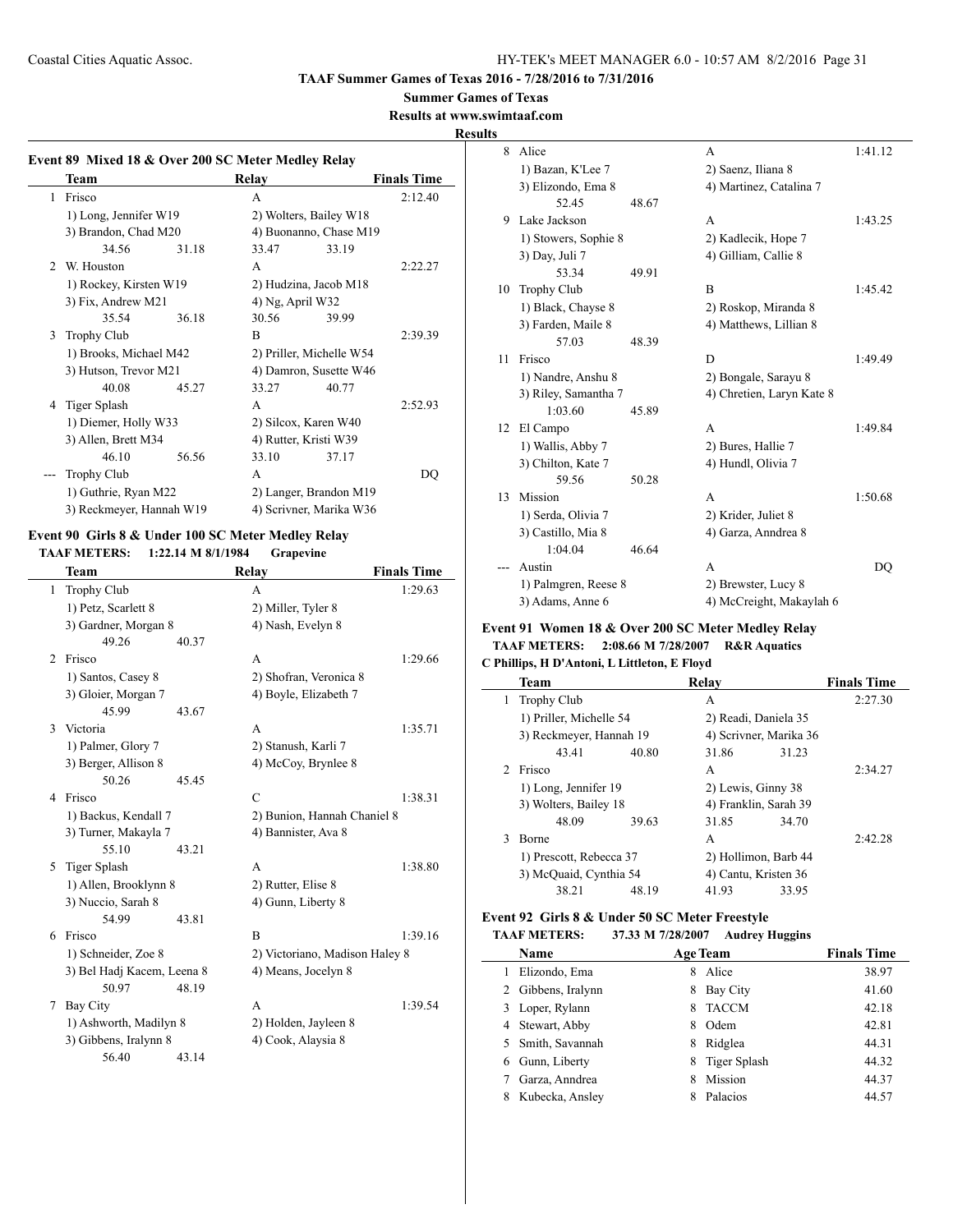**TAAF Summer Games of Texas 2016 - 7/28/2016 to 7/31/2016**

**Summer Games of Texas**

**Results at www.swimtaaf.com**

**Results**

### Event 89 Mixed 18 & Over 200 SC Meter Medley Relay

| | Team | Relay | Finals Time |
|---|---|---|---|
| 1 | Frisco | A | 2:12.40 |
| | 1) Long, Jennifer W19 | 2) Wolters, Bailey W18 | |
| | 3) Brandon, Chad M20 | 4) Buonanno, Chase M19 | |
| | 34.56  31.18 | 33.47  33.19 | |
| 2 | W. Houston | A | 2:22.27 |
| | 1) Rockey, Kirsten W19 | 2) Hudzina, Jacob M18 | |
| | 3) Fix, Andrew M21 | 4) Ng, April W32 | |
| | 35.54  36.18 | 30.56  39.99 | |
| 3 | Trophy Club | B | 2:39.39 |
| | 1) Brooks, Michael M42 | 2) Priller, Michelle W54 | |
| | 3) Hutson, Trevor M21 | 4) Damron, Susette W46 | |
| | 40.08  45.27 | 33.27  40.77 | |
| 4 | Tiger Splash | A | 2:52.93 |
| | 1) Diemer, Holly W33 | 2) Silcox, Karen W40 | |
| | 3) Allen, Brett M34 | 4) Rutter, Kristi W39 | |
| | 46.10  56.56 | 33.10  37.17 | |
| --- | Trophy Club | A | DQ |
| | 1) Guthrie, Ryan M22 | 2) Langer, Brandon M19 | |
| | 3) Reckmeyer, Hannah W19 | 4) Scrivner, Marika W36 | |

### Event 90 Girls 8 & Under 100 SC Meter Medley Relay

**TAAF METERS: 1:22.14 M 8/1/1984 Grapevine**

| | Team | Relay | Finals Time |
|---|---|---|---|
| 1 | Trophy Club | A | 1:29.63 |
| | 1) Petz, Scarlett 8 | 2) Miller, Tyler 8 | |
| | 3) Gardner, Morgan 8 | 4) Nash, Evelyn 8 | |
| | 49.26  40.37 | | |
| 2 | Frisco | A | 1:29.66 |
| | 1) Santos, Casey 8 | 2) Shofran, Veronica 8 | |
| | 3) Gloier, Morgan 7 | 4) Boyle, Elizabeth 7 | |
| | 45.99  43.67 | | |
| 3 | Victoria | A | 1:35.71 |
| | 1) Palmer, Glory 7 | 2) Stanush, Karli 7 | |
| | 3) Berger, Allison 8 | 4) McCoy, Brynlee 8 | |
| | 50.26  45.45 | | |
| 4 | Frisco | C | 1:38.31 |
| | 1) Backus, Kendall 7 | 2) Bunion, Hannah Chaniel 8 | |
| | 3) Turner, Makayla 7 | 4) Bannister, Ava 8 | |
| | 55.10  43.21 | | |
| 5 | Tiger Splash | A | 1:38.80 |
| | 1) Allen, Brooklynn 8 | 2) Rutter, Elise 8 | |
| | 3) Nuccio, Sarah 8 | 4) Gunn, Liberty 8 | |
| | 54.99  43.81 | | |
| 6 | Frisco | B | 1:39.16 |
| | 1) Schneider, Zoe 8 | 2) Victoriano, Madison Haley 8 | |
| | 3) Bel Hadj Kacem, Leena 8 | 4) Means, Jocelyn 8 | |
| | 50.97  48.19 | | |
| 7 | Bay City | A | 1:39.54 |
| | 1) Ashworth, Madilyn 8 | 2) Holden, Jayleen 8 | |
| | 3) Gibbens, Iralynn 8 | 4) Cook, Alaysia 8 | |
| | 56.40  43.14 | | |
| 8 | Alice | A | 1:41.12 |
| | 1) Bazan, K'Lee 7 | 2) Saenz, Iliana 8 | |
| | 3) Elizondo, Ema 8 | 4) Martinez, Catalina 7 | |
| | 52.45  48.67 | | |
| 9 | Lake Jackson | A | 1:43.25 |
| | 1) Stowers, Sophie 8 | 2) Kadlecik, Hope 7 | |
| | 3) Day, Juli 7 | 4) Gilliam, Callie 8 | |
| | 53.34  49.91 | | |
| 10 | Trophy Club | B | 1:45.42 |
| | 1) Black, Chayse 8 | 2) Roskop, Miranda 8 | |
| | 3) Farden, Maile 8 | 4) Matthews, Lillian 8 | |
| | 57.03  48.39 | | |
| 11 | Frisco | D | 1:49.49 |
| | 1) Nandre, Anshu 8 | 2) Bongale, Sarayu 8 | |
| | 3) Riley, Samantha 7 | 4) Chretien, Laryn Kate 8 | |
| | 1:03.60  45.89 | | |
| 12 | El Campo | A | 1:49.84 |
| | 1) Wallis, Abby 7 | 2) Bures, Hallie 7 | |
| | 3) Chilton, Kate 7 | 4) Hundl, Olivia 7 | |
| | 59.56  50.28 | | |
| 13 | Mission | A | 1:50.68 |
| | 1) Serda, Olivia 7 | 2) Krider, Juliet 8 | |
| | 3) Castillo, Mia 8 | 4) Garza, Anndrea 8 | |
| | 1:04.04  46.64 | | |
| --- | Austin | A | DQ |
| | 1) Palmgren, Reese 8 | 2) Brewster, Lucy 8 | |
| | 3) Adams, Anne 6 | 4) McCreight, Makaylah 6 | |

### Event 91 Women 18 & Over 200 SC Meter Medley Relay

**TAAF METERS: 2:08.66 M 7/28/2007 R&R Aquatics**

**C Phillips, H D'Antoni, L Littleton, E Floyd**

| | Team | Relay | Finals Time |
|---|---|---|---|
| 1 | Trophy Club | A | 2:27.30 |
| | 1) Priller, Michelle 54 | 2) Readi, Daniela 35 | |
| | 3) Reckmeyer, Hannah 19 | 4) Scrivner, Marika 36 | |
| | 43.41  40.80 | 31.86  31.23 | |
| 2 | Frisco | A | 2:34.27 |
| | 1) Long, Jennifer 19 | 2) Lewis, Ginny 38 | |
| | 3) Wolters, Bailey 18 | 4) Franklin, Sarah 39 | |
| | 48.09  39.63 | 31.85  34.70 | |
| 3 | Borne | A | 2:42.28 |
| | 1) Prescott, Rebecca 37 | 2) Hollimon, Barb 44 | |
| | 3) McQuaid, Cynthia 54 | 4) Cantu, Kristen 36 | |
| | 38.21  48.19 | 41.93  33.95 | |

### Event 92 Girls 8 & Under 50 SC Meter Freestyle

**TAAF METERS: 37.33 M 7/28/2007 Audrey Huggins**

| | Name | Age | Team | Finals Time |
|---|---|---|---|---|
| 1 | Elizondo, Ema | 8 | Alice | 38.97 |
| 2 | Gibbens, Iralynn | 8 | Bay City | 41.60 |
| 3 | Loper, Rylann | 8 | TACCM | 42.18 |
| 4 | Stewart, Abby | 8 | Odem | 42.81 |
| 5 | Smith, Savannah | 8 | Ridglea | 44.31 |
| 6 | Gunn, Liberty | 8 | Tiger Splash | 44.32 |
| 7 | Garza, Anndrea | 8 | Mission | 44.37 |
| 8 | Kubecka, Ansley | 8 | Palacios | 44.57 |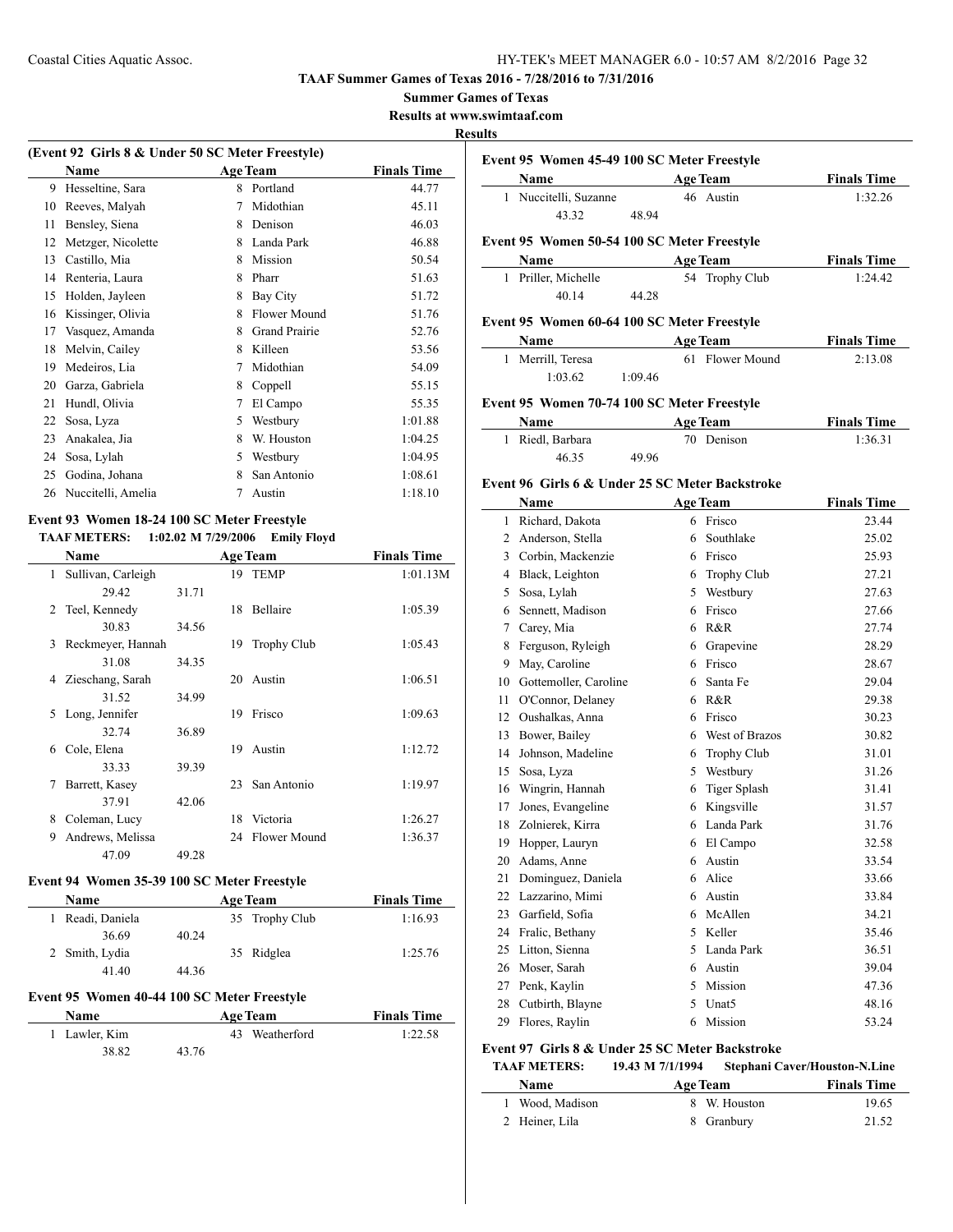**TAAF Summer Games of Texas 2016 - 7/28/2016 to 7/31/2016**

**Summer Games of Texas**

**Results at www.swimtaaf.com**

**Results**

### (Event 92 Girls 8 & Under 50 SC Meter Freestyle)

| | Name | Age | Team | Finals Time |
|---|---|---|---|---|
| 9 | Hesseltine, Sara | 8 | Portland | 44.77 |
| 10 | Reeves, Malyah | 7 | Midothian | 45.11 |
| 11 | Bensley, Siena | 8 | Denison | 46.03 |
| 12 | Metzger, Nicolette | 8 | Landa Park | 46.88 |
| 13 | Castillo, Mia | 8 | Mission | 50.54 |
| 14 | Renteria, Laura | 8 | Pharr | 51.63 |
| 15 | Holden, Jayleen | 8 | Bay City | 51.72 |
| 16 | Kissinger, Olivia | 8 | Flower Mound | 51.76 |
| 17 | Vasquez, Amanda | 8 | Grand Prairie | 52.76 |
| 18 | Melvin, Cailey | 8 | Killeen | 53.56 |
| 19 | Medeiros, Lia | 7 | Midothian | 54.09 |
| 20 | Garza, Gabriela | 8 | Coppell | 55.15 |
| 21 | Hundl, Olivia | 7 | El Campo | 55.35 |
| 22 | Sosa, Lyza | 5 | Westbury | 1:01.88 |
| 23 | Anakalea, Jia | 8 | W. Houston | 1:04.25 |
| 24 | Sosa, Lylah | 5 | Westbury | 1:04.95 |
| 25 | Godina, Johana | 8 | San Antonio | 1:08.61 |
| 26 | Nuccitelli, Amelia | 7 | Austin | 1:18.10 |

### Event 93 Women 18-24 100 SC Meter Freestyle

**TAAF METERS:** 1:02.02 M 7/29/2006 Emily Floyd

| | Name | Age | Team | Finals Time |
|---|---|---|---|---|
| 1 | Sullivan, Carleigh | 19 | TEMP | 1:01.13M |
| | 29.42 31.71 | | | |
| 2 | Teel, Kennedy | 18 | Bellaire | 1:05.39 |
| | 30.83 34.56 | | | |
| 3 | Reckmeyer, Hannah | 19 | Trophy Club | 1:05.43 |
| | 31.08 34.35 | | | |
| 4 | Zieschang, Sarah | 20 | Austin | 1:06.51 |
| | 31.52 34.99 | | | |
| 5 | Long, Jennifer | 19 | Frisco | 1:09.63 |
| | 32.74 36.89 | | | |
| 6 | Cole, Elena | 19 | Austin | 1:12.72 |
| | 33.33 39.39 | | | |
| 7 | Barrett, Kasey | 23 | San Antonio | 1:19.97 |
| | 37.91 42.06 | | | |
| 8 | Coleman, Lucy | 18 | Victoria | 1:26.27 |
| 9 | Andrews, Melissa | 24 | Flower Mound | 1:36.37 |
| | 47.09 49.28 | | | |

### Event 94 Women 35-39 100 SC Meter Freestyle

| | Name | Age | Team | Finals Time |
|---|---|---|---|---|
| 1 | Readi, Daniela | 35 | Trophy Club | 1:16.93 |
| | 36.69 40.24 | | | |
| 2 | Smith, Lydia | 35 | Ridglea | 1:25.76 |
| | 41.40 44.36 | | | |

### Event 95 Women 40-44 100 SC Meter Freestyle

| | Name | Age | Team | Finals Time |
|---|---|---|---|---|
| 1 | Lawler, Kim | 43 | Weatherford | 1:22.58 |
| | 38.82 43.76 | | | |

### Event 95 Women 45-49 100 SC Meter Freestyle

| | Name | Age | Team | Finals Time |
|---|---|---|---|---|
| 1 | Nuccitelli, Suzanne | 46 | Austin | 1:32.26 |
| | 43.32 48.94 | | | |

### Event 95 Women 50-54 100 SC Meter Freestyle

| | Name | Age | Team | Finals Time |
|---|---|---|---|---|
| 1 | Priller, Michelle | 54 | Trophy Club | 1:24.42 |
| | 40.14 44.28 | | | |

### Event 95 Women 60-64 100 SC Meter Freestyle

| | Name | Age | Team | Finals Time |
|---|---|---|---|---|
| 1 | Merrill, Teresa | 61 | Flower Mound | 2:13.08 |
| | 1:03.62 1:09.46 | | | |

### Event 95 Women 70-74 100 SC Meter Freestyle

| | Name | Age | Team | Finals Time |
|---|---|---|---|---|
| 1 | Riedl, Barbara | 70 | Denison | 1:36.31 |
| | 46.35 49.96 | | | |

### Event 96 Girls 6 & Under 25 SC Meter Backstroke

| | Name | Age | Team | Finals Time |
|---|---|---|---|---|
| 1 | Richard, Dakota | 6 | Frisco | 23.44 |
| 2 | Anderson, Stella | 6 | Southlake | 25.02 |
| 3 | Corbin, Mackenzie | 6 | Frisco | 25.93 |
| 4 | Black, Leighton | 6 | Trophy Club | 27.21 |
| 5 | Sosa, Lylah | 5 | Westbury | 27.63 |
| 6 | Sennett, Madison | 6 | Frisco | 27.66 |
| 7 | Carey, Mia | 6 | R&R | 27.74 |
| 8 | Ferguson, Ryleigh | 6 | Grapevine | 28.29 |
| 9 | May, Caroline | 6 | Frisco | 28.67 |
| 10 | Gottemoller, Caroline | 6 | Santa Fe | 29.04 |
| 11 | O'Connor, Delaney | 6 | R&R | 29.38 |
| 12 | Oushalkas, Anna | 6 | Frisco | 30.23 |
| 13 | Bower, Bailey | 6 | West of Brazos | 30.82 |
| 14 | Johnson, Madeline | 6 | Trophy Club | 31.01 |
| 15 | Sosa, Lyza | 5 | Westbury | 31.26 |
| 16 | Wingrin, Hannah | 6 | Tiger Splash | 31.41 |
| 17 | Jones, Evangeline | 6 | Kingsville | 31.57 |
| 18 | Zolnierek, Kirra | 6 | Landa Park | 31.76 |
| 19 | Hopper, Lauryn | 6 | El Campo | 32.58 |
| 20 | Adams, Anne | 6 | Austin | 33.54 |
| 21 | Dominguez, Daniela | 6 | Alice | 33.66 |
| 22 | Lazzarino, Mimi | 6 | Austin | 33.84 |
| 23 | Garfield, Sofia | 6 | McAllen | 34.21 |
| 24 | Fralic, Bethany | 5 | Keller | 35.46 |
| 25 | Litton, Sienna | 5 | Landa Park | 36.51 |
| 26 | Moser, Sarah | 6 | Austin | 39.04 |
| 27 | Penk, Kaylin | 5 | Mission | 47.36 |
| 28 | Cutbirth, Blayne | 5 | Unat5 | 48.16 |
| 29 | Flores, Raylin | 6 | Mission | 53.24 |

### Event 97 Girls 8 & Under 25 SC Meter Backstroke

**TAAF METERS:** 19.43 M 7/1/1994 Stephani Caver/Houston-N.Line

| | Name | Age | Team | Finals Time |
|---|---|---|---|---|
| 1 | Wood, Madison | 8 | W. Houston | 19.65 |
| 2 | Heiner, Lila | 8 | Granbury | 21.52 |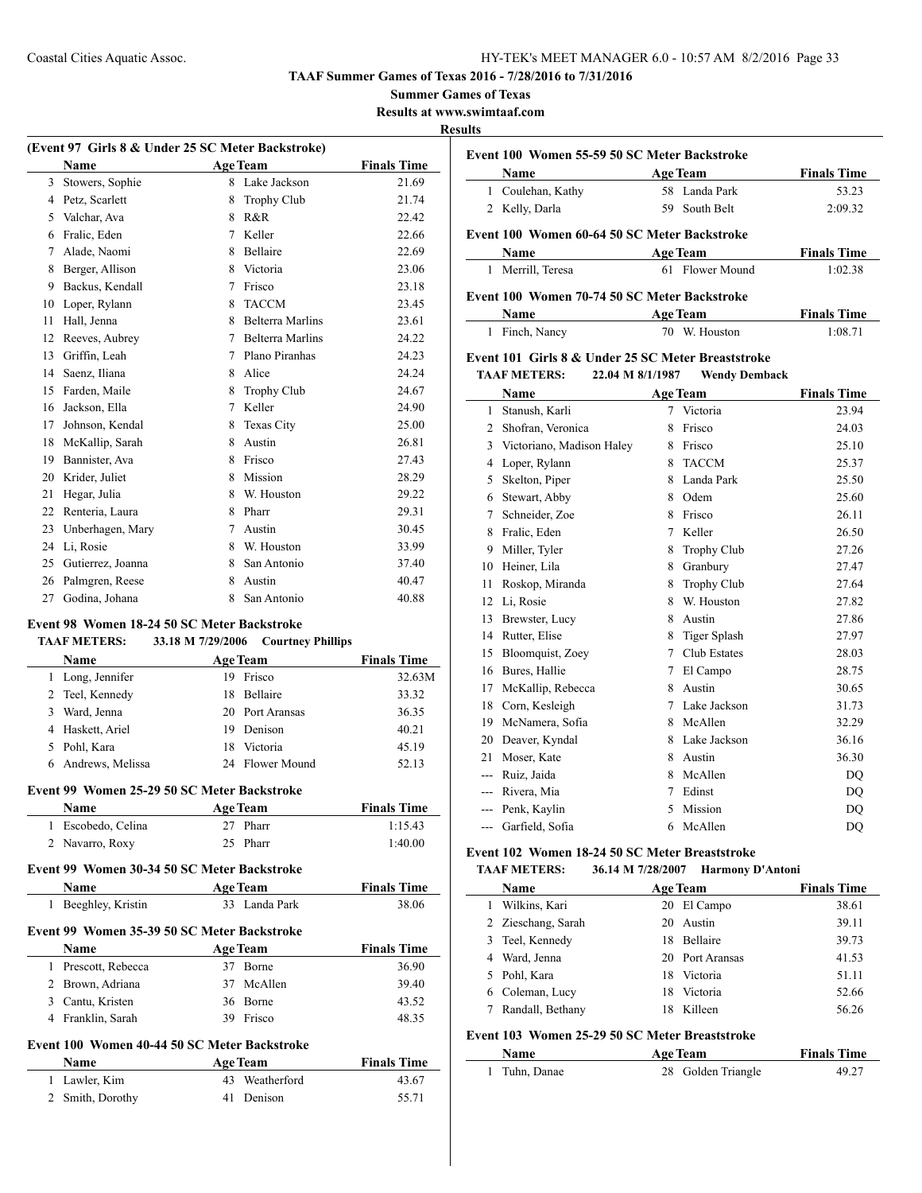TAAF Summer Games of Texas 2016 - 7/28/2016 to 7/31/2016

Summer Games of Texas

Results at www.swimtaaf.com

**Results**

### (Event 97 Girls 8 & Under 25 SC Meter Backstroke)

| | Name | Age | Team | Finals Time |
|---|---|---|---|---|
| 3 | Stowers, Sophie | 8 | Lake Jackson | 21.69 |
| 4 | Petz, Scarlett | 8 | Trophy Club | 21.74 |
| 5 | Valchar, Ava | 8 | R&R | 22.42 |
| 6 | Fralic, Eden | 7 | Keller | 22.66 |
| 7 | Alade, Naomi | 8 | Bellaire | 22.69 |
| 8 | Berger, Allison | 8 | Victoria | 23.06 |
| 9 | Backus, Kendall | 7 | Frisco | 23.18 |
| 10 | Loper, Rylann | 8 | TACCM | 23.45 |
| 11 | Hall, Jenna | 8 | Belterra Marlins | 23.61 |
| 12 | Reeves, Aubrey | 7 | Belterra Marlins | 24.22 |
| 13 | Griffin, Leah | 7 | Plano Piranhas | 24.23 |
| 14 | Saenz, Iliana | 8 | Alice | 24.24 |
| 15 | Farden, Maile | 8 | Trophy Club | 24.67 |
| 16 | Jackson, Ella | 7 | Keller | 24.90 |
| 17 | Johnson, Kendal | 8 | Texas City | 25.00 |
| 18 | McKallip, Sarah | 8 | Austin | 26.81 |
| 19 | Bannister, Ava | 8 | Frisco | 27.43 |
| 20 | Krider, Juliet | 8 | Mission | 28.29 |
| 21 | Hegar, Julia | 8 | W. Houston | 29.22 |
| 22 | Renteria, Laura | 8 | Pharr | 29.31 |
| 23 | Unberhagen, Mary | 7 | Austin | 30.45 |
| 24 | Li, Rosie | 8 | W. Houston | 33.99 |
| 25 | Gutierrez, Joanna | 8 | San Antonio | 37.40 |
| 26 | Palmgren, Reese | 8 | Austin | 40.47 |
| 27 | Godina, Johana | 8 | San Antonio | 40.88 |

### Event 98 Women 18-24 50 SC Meter Backstroke

TAAF METERS: 33.18 M 7/29/2006 Courtney Phillips

| | Name | Age | Team | Finals Time |
|---|---|---|---|---|
| 1 | Long, Jennifer | 19 | Frisco | 32.63M |
| 2 | Teel, Kennedy | 18 | Bellaire | 33.32 |
| 3 | Ward, Jenna | 20 | Port Aransas | 36.35 |
| 4 | Haskett, Ariel | 19 | Denison | 40.21 |
| 5 | Pohl, Kara | 18 | Victoria | 45.19 |
| 6 | Andrews, Melissa | 24 | Flower Mound | 52.13 |

### Event 99 Women 25-29 50 SC Meter Backstroke

| | Name | Age | Team | Finals Time |
|---|---|---|---|---|
| 1 | Escobedo, Celina | 27 | Pharr | 1:15.43 |
| 2 | Navarro, Roxy | 25 | Pharr | 1:40.00 |

### Event 99 Women 30-34 50 SC Meter Backstroke

| | Name | Age | Team | Finals Time |
|---|---|---|---|---|
| 1 | Beeghley, Kristin | 33 | Landa Park | 38.06 |

### Event 99 Women 35-39 50 SC Meter Backstroke

| | Name | Age | Team | Finals Time |
|---|---|---|---|---|
| 1 | Prescott, Rebecca | 37 | Borne | 36.90 |
| 2 | Brown, Adriana | 37 | McAllen | 39.40 |
| 3 | Cantu, Kristen | 36 | Borne | 43.52 |
| 4 | Franklin, Sarah | 39 | Frisco | 48.35 |

### Event 100 Women 40-44 50 SC Meter Backstroke

| | Name | Age | Team | Finals Time |
|---|---|---|---|---|
| 1 | Lawler, Kim | 43 | Weatherford | 43.67 |
| 2 | Smith, Dorothy | 41 | Denison | 55.71 |

### Event 100 Women 55-59 50 SC Meter Backstroke

| | Name | Age | Team | Finals Time |
|---|---|---|---|---|
| 1 | Coulehan, Kathy | 58 | Landa Park | 53.23 |
| 2 | Kelly, Darla | 59 | South Belt | 2:09.32 |

### Event 100 Women 60-64 50 SC Meter Backstroke

| | Name | Age | Team | Finals Time |
|---|---|---|---|---|
| 1 | Merrill, Teresa | 61 | Flower Mound | 1:02.38 |

### Event 100 Women 70-74 50 SC Meter Backstroke

| | Name | Age | Team | Finals Time |
|---|---|---|---|---|
| 1 | Finch, Nancy | 70 | W. Houston | 1:08.71 |

### Event 101 Girls 8 & Under 25 SC Meter Breaststroke

TAAF METERS: 22.04 M 8/1/1987 Wendy Demback

| | Name | Age | Team | Finals Time |
|---|---|---|---|---|
| 1 | Stanush, Karli | 7 | Victoria | 23.94 |
| 2 | Shofran, Veronica | 8 | Frisco | 24.03 |
| 3 | Victoriano, Madison Haley | 8 | Frisco | 25.10 |
| 4 | Loper, Rylann | 8 | TACCM | 25.37 |
| 5 | Skelton, Piper | 8 | Landa Park | 25.50 |
| 6 | Stewart, Abby | 8 | Odem | 25.60 |
| 7 | Schneider, Zoe | 8 | Frisco | 26.11 |
| 8 | Fralic, Eden | 7 | Keller | 26.50 |
| 9 | Miller, Tyler | 8 | Trophy Club | 27.26 |
| 10 | Heiner, Lila | 8 | Granbury | 27.47 |
| 11 | Roskop, Miranda | 8 | Trophy Club | 27.64 |
| 12 | Li, Rosie | 8 | W. Houston | 27.82 |
| 13 | Brewster, Lucy | 8 | Austin | 27.86 |
| 14 | Rutter, Elise | 8 | Tiger Splash | 27.97 |
| 15 | Bloomquist, Zoey | 7 | Club Estates | 28.03 |
| 16 | Bures, Hallie | 7 | El Campo | 28.75 |
| 17 | McKallip, Rebecca | 8 | Austin | 30.65 |
| 18 | Corn, Kesleigh | 7 | Lake Jackson | 31.73 |
| 19 | McNamera, Sofia | 8 | McAllen | 32.29 |
| 20 | Deaver, Kyndal | 8 | Lake Jackson | 36.16 |
| 21 | Moser, Kate | 8 | Austin | 36.30 |
| --- | Ruiz, Jaida | 8 | McAllen | DQ |
| --- | Rivera, Mia | 7 | Edinst | DQ |
| --- | Penk, Kaylin | 5 | Mission | DQ |
| --- | Garfield, Sofia | 6 | McAllen | DQ |

### Event 102 Women 18-24 50 SC Meter Breaststroke

TAAF METERS: 36.14 M 7/28/2007 Harmony D'Antoni

| | Name | Age | Team | Finals Time |
|---|---|---|---|---|
| 1 | Wilkins, Kari | 20 | El Campo | 38.61 |
| 2 | Zieschang, Sarah | 20 | Austin | 39.11 |
| 3 | Teel, Kennedy | 18 | Bellaire | 39.73 |
| 4 | Ward, Jenna | 20 | Port Aransas | 41.53 |
| 5 | Pohl, Kara | 18 | Victoria | 51.11 |
| 6 | Coleman, Lucy | 18 | Victoria | 52.66 |
| 7 | Randall, Bethany | 18 | Killeen | 56.26 |

### Event 103 Women 25-29 50 SC Meter Breaststroke

| | Name | Age | Team | Finals Time |
|---|---|---|---|---|
| 1 | Tuhn, Danae | 28 | Golden Triangle | 49.27 |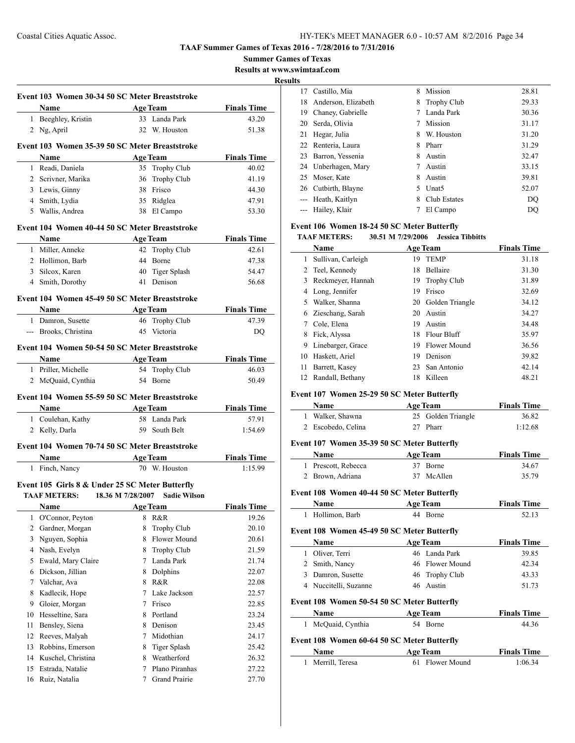**TAAF Summer Games of Texas 2016 - 7/28/2016 to 7/31/2016**

**Summer Games of Texas**

**Results at www.swimtaaf.com**

**Results**

### Event 103 Women 30-34 50 SC Meter Breaststroke

| | Name | Age | Team | Finals Time |
|---|---|---|---|---|
| 1 | Beeghley, Kristin | 33 | Landa Park | 43.20 |
| 2 | Ng, April | 32 | W. Houston | 51.38 |

### Event 103 Women 35-39 50 SC Meter Breaststroke

| | Name | Age | Team | Finals Time |
|---|---|---|---|---|
| 1 | Readi, Daniela | 35 | Trophy Club | 40.02 |
| 2 | Scrivner, Marika | 36 | Trophy Club | 41.19 |
| 3 | Lewis, Ginny | 38 | Frisco | 44.30 |
| 4 | Smith, Lydia | 35 | Ridglea | 47.91 |
| 5 | Wallis, Andrea | 38 | El Campo | 53.30 |

### Event 104 Women 40-44 50 SC Meter Breaststroke

| | Name | Age | Team | Finals Time |
|---|---|---|---|---|
| 1 | Miller, Anneke | 42 | Trophy Club | 42.61 |
| 2 | Hollimon, Barb | 44 | Borne | 47.38 |
| 3 | Silcox, Karen | 40 | Tiger Splash | 54.47 |
| 4 | Smith, Dorothy | 41 | Denison | 56.68 |

### Event 104 Women 45-49 50 SC Meter Breaststroke

| | Name | Age | Team | Finals Time |
|---|---|---|---|---|
| 1 | Damron, Susette | 46 | Trophy Club | 47.39 |
| --- | Brooks, Christina | 45 | Victoria | DQ |

### Event 104 Women 50-54 50 SC Meter Breaststroke

| | Name | Age | Team | Finals Time |
|---|---|---|---|---|
| 1 | Priller, Michelle | 54 | Trophy Club | 46.03 |
| 2 | McQuaid, Cynthia | 54 | Borne | 50.49 |

### Event 104 Women 55-59 50 SC Meter Breaststroke

| | Name | Age | Team | Finals Time |
|---|---|---|---|---|
| 1 | Coulehan, Kathy | 58 | Landa Park | 57.91 |
| 2 | Kelly, Darla | 59 | South Belt | 1:54.69 |

### Event 104 Women 70-74 50 SC Meter Breaststroke

| | Name | Age | Team | Finals Time |
|---|---|---|---|---|
| 1 | Finch, Nancy | 70 | W. Houston | 1:15.99 |

### Event 105 Girls 8 & Under 25 SC Meter Butterfly

**TAAF METERS:** 18.36 M 7/28/2007 **Sadie Wilson**

| | Name | Age | Team | Finals Time |
|---|---|---|---|---|
| 1 | O'Connor, Peyton | 8 | R&R | 19.26 |
| 2 | Gardner, Morgan | 8 | Trophy Club | 20.10 |
| 3 | Nguyen, Sophia | 8 | Flower Mound | 20.61 |
| 4 | Nash, Evelyn | 8 | Trophy Club | 21.59 |
| 5 | Ewald, Mary Claire | 7 | Landa Park | 21.74 |
| 6 | Dickson, Jillian | 8 | Dolphins | 22.07 |
| 7 | Valchar, Ava | 8 | R&R | 22.08 |
| 8 | Kadlecik, Hope | 7 | Lake Jackson | 22.57 |
| 9 | Gloier, Morgan | 7 | Frisco | 22.85 |
| 10 | Hesseltine, Sara | 8 | Portland | 23.24 |
| 11 | Bensley, Siena | 8 | Denison | 23.45 |
| 12 | Reeves, Malyah | 7 | Midothian | 24.17 |
| 13 | Robbins, Emerson | 8 | Tiger Splash | 25.42 |
| 14 | Kuschel, Christina | 8 | Weatherford | 26.32 |
| 15 | Estrada, Natalie | 7 | Plano Piranhas | 27.22 |
| 16 | Ruiz, Natalia | 7 | Grand Prairie | 27.70 |
| 17 | Castillo, Mia | 8 | Mission | 28.81 |
| 18 | Anderson, Elizabeth | 8 | Trophy Club | 29.33 |
| 19 | Chaney, Gabrielle | 7 | Landa Park | 30.36 |
| 20 | Serda, Olivia | 7 | Mission | 31.17 |
| 21 | Hegar, Julia | 8 | W. Houston | 31.20 |
| 22 | Renteria, Laura | 8 | Pharr | 31.29 |
| 23 | Barron, Yessenia | 8 | Austin | 32.47 |
| 24 | Unberhagen, Mary | 7 | Austin | 33.15 |
| 25 | Moser, Kate | 8 | Austin | 39.81 |
| 26 | Cutbirth, Blayne | 5 | Unat5 | 52.07 |
| --- | Heath, Kaitlyn | 8 | Club Estates | DQ |
| --- | Hailey, Klair | 7 | El Campo | DQ |

### Event 106 Women 18-24 50 SC Meter Butterfly

**TAAF METERS:** 30.51 M 7/29/2006 **Jessica Tibbitts**

| | Name | Age | Team | Finals Time |
|---|---|---|---|---|
| 1 | Sullivan, Carleigh | 19 | TEMP | 31.18 |
| 2 | Teel, Kennedy | 18 | Bellaire | 31.30 |
| 3 | Reckmeyer, Hannah | 19 | Trophy Club | 31.89 |
| 4 | Long, Jennifer | 19 | Frisco | 32.69 |
| 5 | Walker, Shanna | 20 | Golden Triangle | 34.12 |
| 6 | Zieschang, Sarah | 20 | Austin | 34.27 |
| 7 | Cole, Elena | 19 | Austin | 34.48 |
| 8 | Fick, Alyssa | 18 | Flour Bluff | 35.97 |
| 9 | Linebarger, Grace | 19 | Flower Mound | 36.56 |
| 10 | Haskett, Ariel | 19 | Denison | 39.82 |
| 11 | Barrett, Kasey | 23 | San Antonio | 42.14 |
| 12 | Randall, Bethany | 18 | Killeen | 48.21 |

### Event 107 Women 25-29 50 SC Meter Butterfly

| | Name | Age | Team | Finals Time |
|---|---|---|---|---|
| 1 | Walker, Shawna | 25 | Golden Triangle | 36.82 |
| 2 | Escobedo, Celina | 27 | Pharr | 1:12.68 |

### Event 107 Women 35-39 50 SC Meter Butterfly

| | Name | Age | Team | Finals Time |
|---|---|---|---|---|
| 1 | Prescott, Rebecca | 37 | Borne | 34.67 |
| 2 | Brown, Adriana | 37 | McAllen | 35.79 |

### Event 108 Women 40-44 50 SC Meter Butterfly

| | Name | Age | Team | Finals Time |
|---|---|---|---|---|
| 1 | Hollimon, Barb | 44 | Borne | 52.13 |

### Event 108 Women 45-49 50 SC Meter Butterfly

| | Name | Age | Team | Finals Time |
|---|---|---|---|---|
| 1 | Oliver, Terri | 46 | Landa Park | 39.85 |
| 2 | Smith, Nancy | 46 | Flower Mound | 42.34 |
| 3 | Damron, Susette | 46 | Trophy Club | 43.33 |
| 4 | Nuccitelli, Suzanne | 46 | Austin | 51.73 |

### Event 108 Women 50-54 50 SC Meter Butterfly

| | Name | Age | Team | Finals Time |
|---|---|---|---|---|
| 1 | McQuaid, Cynthia | 54 | Borne | 44.36 |

### Event 108 Women 60-64 50 SC Meter Butterfly

| | Name | Age | Team | Finals Time |
|---|---|---|---|---|
| 1 | Merrill, Teresa | 61 | Flower Mound | 1:06.34 |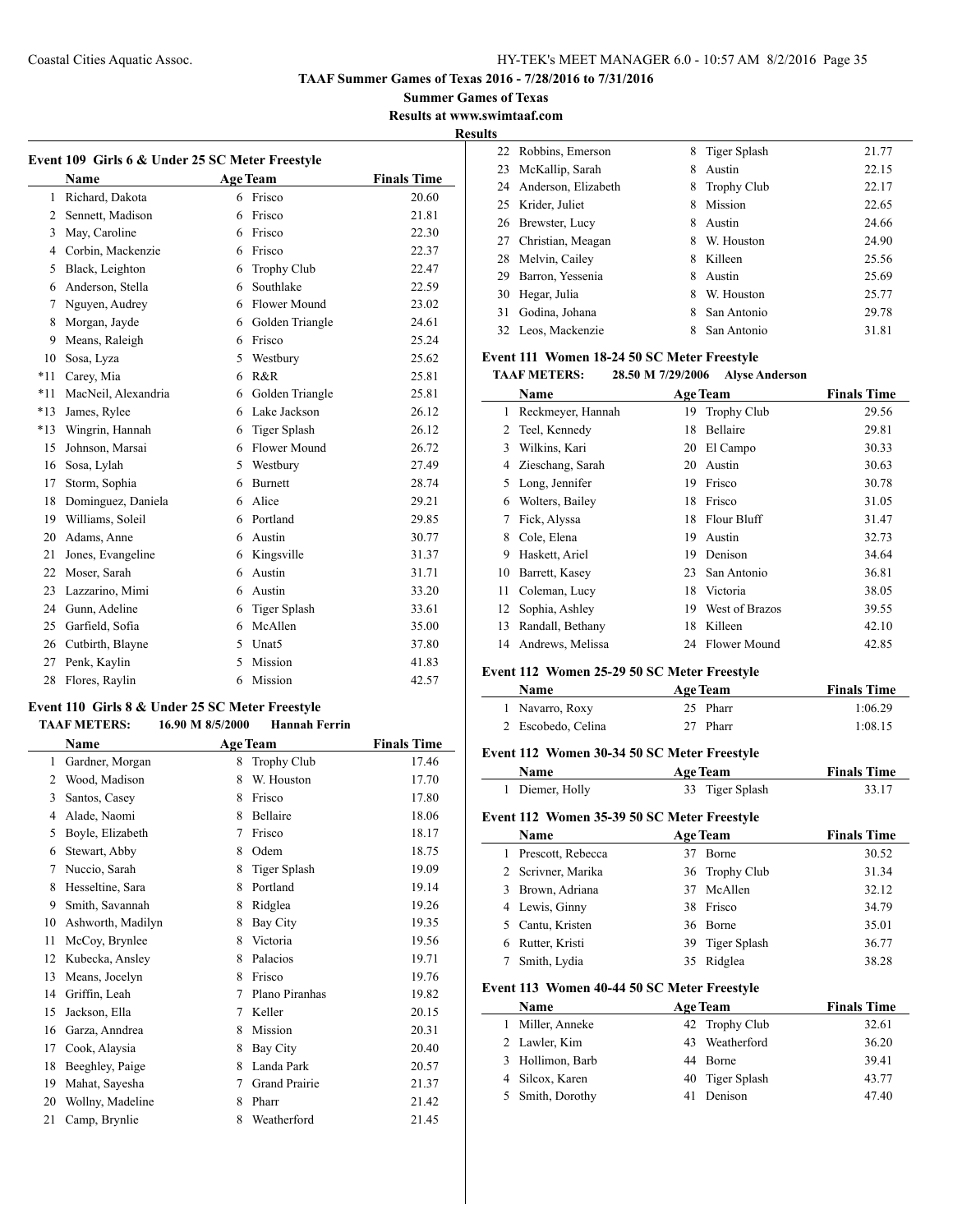**TAAF Summer Games of Texas 2016 - 7/28/2016 to 7/31/2016**

**Summer Games of Texas**

**Results at www.swimtaaf.com**

**Results**

### Event 109 Girls 6 & Under 25 SC Meter Freestyle

| | Name | Age | Team | Finals Time |
|---|---|---|---|---|
| 1 | Richard, Dakota | 6 | Frisco | 20.60 |
| 2 | Sennett, Madison | 6 | Frisco | 21.81 |
| 3 | May, Caroline | 6 | Frisco | 22.30 |
| 4 | Corbin, Mackenzie | 6 | Frisco | 22.37 |
| 5 | Black, Leighton | 6 | Trophy Club | 22.47 |
| 6 | Anderson, Stella | 6 | Southlake | 22.59 |
| 7 | Nguyen, Audrey | 6 | Flower Mound | 23.02 |
| 8 | Morgan, Jayde | 6 | Golden Triangle | 24.61 |
| 9 | Means, Raleigh | 6 | Frisco | 25.24 |
| 10 | Sosa, Lyza | 5 | Westbury | 25.62 |
| *11 | Carey, Mia | 6 | R&R | 25.81 |
| *11 | MacNeil, Alexandria | 6 | Golden Triangle | 25.81 |
| *13 | James, Rylee | 6 | Lake Jackson | 26.12 |
| *13 | Wingrin, Hannah | 6 | Tiger Splash | 26.12 |
| 15 | Johnson, Marsai | 6 | Flower Mound | 26.72 |
| 16 | Sosa, Lylah | 5 | Westbury | 27.49 |
| 17 | Storm, Sophia | 6 | Burnett | 28.74 |
| 18 | Dominguez, Daniela | 6 | Alice | 29.21 |
| 19 | Williams, Soleil | 6 | Portland | 29.85 |
| 20 | Adams, Anne | 6 | Austin | 30.77 |
| 21 | Jones, Evangeline | 6 | Kingsville | 31.37 |
| 22 | Moser, Sarah | 6 | Austin | 31.71 |
| 23 | Lazzarino, Mimi | 6 | Austin | 33.20 |
| 24 | Gunn, Adeline | 6 | Tiger Splash | 33.61 |
| 25 | Garfield, Sofia | 6 | McAllen | 35.00 |
| 26 | Cutbirth, Blayne | 5 | Unat5 | 37.80 |
| 27 | Penk, Kaylin | 5 | Mission | 41.83 |
| 28 | Flores, Raylin | 6 | Mission | 42.57 |

### Event 110 Girls 8 & Under 25 SC Meter Freestyle

**TAAF METERS:** 16.90 M 8/5/2000 **Hannah Ferrin**

| | Name | Age | Team | Finals Time |
|---|---|---|---|---|
| 1 | Gardner, Morgan | 8 | Trophy Club | 17.46 |
| 2 | Wood, Madison | 8 | W. Houston | 17.70 |
| 3 | Santos, Casey | 8 | Frisco | 17.80 |
| 4 | Alade, Naomi | 8 | Bellaire | 18.06 |
| 5 | Boyle, Elizabeth | 7 | Frisco | 18.17 |
| 6 | Stewart, Abby | 8 | Odem | 18.75 |
| 7 | Nuccio, Sarah | 8 | Tiger Splash | 19.09 |
| 8 | Hesseltine, Sara | 8 | Portland | 19.14 |
| 9 | Smith, Savannah | 8 | Ridglea | 19.26 |
| 10 | Ashworth, Madilyn | 8 | Bay City | 19.35 |
| 11 | McCoy, Brynlee | 8 | Victoria | 19.56 |
| 12 | Kubecka, Ansley | 8 | Palacios | 19.71 |
| 13 | Means, Jocelyn | 8 | Frisco | 19.76 |
| 14 | Griffin, Leah | 7 | Plano Piranhas | 19.82 |
| 15 | Jackson, Ella | 7 | Keller | 20.15 |
| 16 | Garza, Anndrea | 8 | Mission | 20.31 |
| 17 | Cook, Alaysia | 8 | Bay City | 20.40 |
| 18 | Beeghley, Paige | 8 | Landa Park | 20.57 |
| 19 | Mahat, Sayesha | 7 | Grand Prairie | 21.37 |
| 20 | Wollny, Madeline | 8 | Pharr | 21.42 |
| 21 | Camp, Brynlie | 8 | Weatherford | 21.45 |
| 22 | Robbins, Emerson | 8 | Tiger Splash | 21.77 |
| 23 | McKallip, Sarah | 8 | Austin | 22.15 |
| 24 | Anderson, Elizabeth | 8 | Trophy Club | 22.17 |
| 25 | Krider, Juliet | 8 | Mission | 22.65 |
| 26 | Brewster, Lucy | 8 | Austin | 24.66 |
| 27 | Christian, Meagan | 8 | W. Houston | 24.90 |
| 28 | Melvin, Cailey | 8 | Killeen | 25.56 |
| 29 | Barron, Yessenia | 8 | Austin | 25.69 |
| 30 | Hegar, Julia | 8 | W. Houston | 25.77 |
| 31 | Godina, Johana | 8 | San Antonio | 29.78 |
| 32 | Leos, Mackenzie | 8 | San Antonio | 31.81 |

### Event 111 Women 18-24 50 SC Meter Freestyle

**TAAF METERS:** 28.50 M 7/29/2006 **Alyse Anderson**

| | Name | Age | Team | Finals Time |
|---|---|---|---|---|
| 1 | Reckmeyer, Hannah | 19 | Trophy Club | 29.56 |
| 2 | Teel, Kennedy | 18 | Bellaire | 29.81 |
| 3 | Wilkins, Kari | 20 | El Campo | 30.33 |
| 4 | Zieschang, Sarah | 20 | Austin | 30.63 |
| 5 | Long, Jennifer | 19 | Frisco | 30.78 |
| 6 | Wolters, Bailey | 18 | Frisco | 31.05 |
| 7 | Fick, Alyssa | 18 | Flour Bluff | 31.47 |
| 8 | Cole, Elena | 19 | Austin | 32.73 |
| 9 | Haskett, Ariel | 19 | Denison | 34.64 |
| 10 | Barrett, Kasey | 23 | San Antonio | 36.81 |
| 11 | Coleman, Lucy | 18 | Victoria | 38.05 |
| 12 | Sophia, Ashley | 19 | West of Brazos | 39.55 |
| 13 | Randall, Bethany | 18 | Killeen | 42.10 |
| 14 | Andrews, Melissa | 24 | Flower Mound | 42.85 |

### Event 112 Women 25-29 50 SC Meter Freestyle

| | Name | Age | Team | Finals Time |
|---|---|---|---|---|
| 1 | Navarro, Roxy | 25 | Pharr | 1:06.29 |
| 2 | Escobedo, Celina | 27 | Pharr | 1:08.15 |

### Event 112 Women 30-34 50 SC Meter Freestyle

| | Name | Age | Team | Finals Time |
|---|---|---|---|---|
| 1 | Diemer, Holly | 33 | Tiger Splash | 33.17 |

### Event 112 Women 35-39 50 SC Meter Freestyle

| | Name | Age | Team | Finals Time |
|---|---|---|---|---|
| 1 | Prescott, Rebecca | 37 | Borne | 30.52 |
| 2 | Scrivner, Marika | 36 | Trophy Club | 31.34 |
| 3 | Brown, Adriana | 37 | McAllen | 32.12 |
| 4 | Lewis, Ginny | 38 | Frisco | 34.79 |
| 5 | Cantu, Kristen | 36 | Borne | 35.01 |
| 6 | Rutter, Kristi | 39 | Tiger Splash | 36.77 |
| 7 | Smith, Lydia | 35 | Ridglea | 38.28 |

### Event 113 Women 40-44 50 SC Meter Freestyle

| | Name | Age | Team | Finals Time |
|---|---|---|---|---|
| 1 | Miller, Anneke | 42 | Trophy Club | 32.61 |
| 2 | Lawler, Kim | 43 | Weatherford | 36.20 |
| 3 | Hollimon, Barb | 44 | Borne | 39.41 |
| 4 | Silcox, Karen | 40 | Tiger Splash | 43.77 |
| 5 | Smith, Dorothy | 41 | Denison | 47.40 |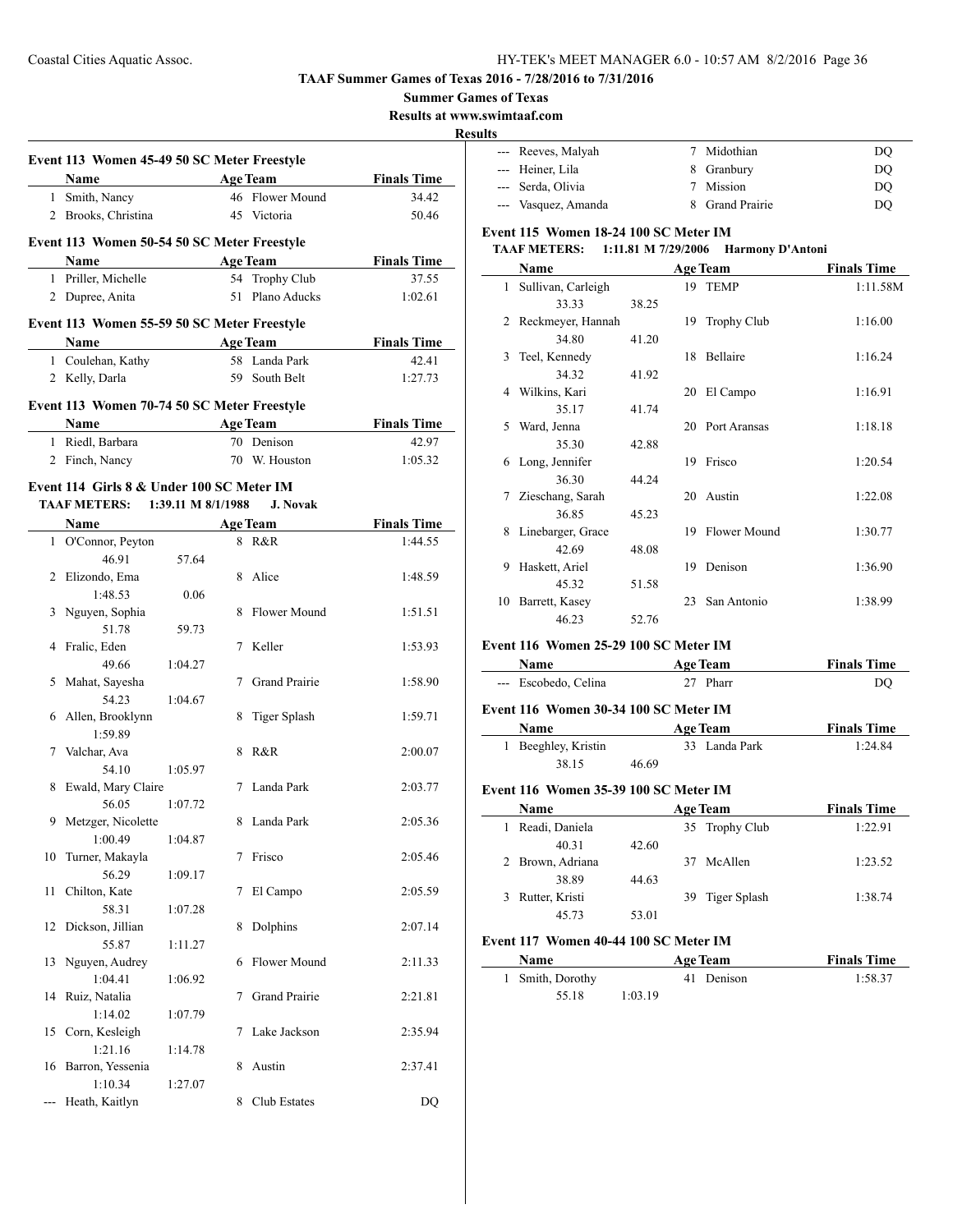**TAAF Summer Games of Texas 2016 - 7/28/2016 to 7/31/2016**

**Summer Games of Texas**

**Results at www.swimtaaf.com**

**Results**

### Event 113 Women 45-49 50 SC Meter Freestyle

| | Name | Age | Team | Finals Time |
|---|---|---|---|---|
| 1 | Smith, Nancy | 46 | Flower Mound | 34.42 |
| 2 | Brooks, Christina | 45 | Victoria | 50.46 |

### Event 113 Women 50-54 50 SC Meter Freestyle

| | Name | Age | Team | Finals Time |
|---|---|---|---|---|
| 1 | Priller, Michelle | 54 | Trophy Club | 37.55 |
| 2 | Dupree, Anita | 51 | Plano Aducks | 1:02.61 |

### Event 113 Women 55-59 50 SC Meter Freestyle

| | Name | Age | Team | Finals Time |
|---|---|---|---|---|
| 1 | Coulehan, Kathy | 58 | Landa Park | 42.41 |
| 2 | Kelly, Darla | 59 | South Belt | 1:27.73 |

### Event 113 Women 70-74 50 SC Meter Freestyle

| | Name | Age | Team | Finals Time |
|---|---|---|---|---|
| 1 | Riedl, Barbara | 70 | Denison | 42.97 |
| 2 | Finch, Nancy | 70 | W. Houston | 1:05.32 |

### Event 114 Girls 8 & Under 100 SC Meter IM

**TAAF METERS: 1:39.11 M 8/1/1988 J. Novak**

| | Name | | Age | Team | Finals Time |
|---|---|---|---|---|---|
| 1 | O'Connor, Peyton | | 8 | R&R | 1:44.55 |
| | 46.91 | 57.64 | | | |
| 2 | Elizondo, Ema | | 8 | Alice | 1:48.59 |
| | 1:48.53 | 0.06 | | | |
| 3 | Nguyen, Sophia | | 8 | Flower Mound | 1:51.51 |
| | 51.78 | 59.73 | | | |
| 4 | Fralic, Eden | | 7 | Keller | 1:53.93 |
| | 49.66 | 1:04.27 | | | |
| 5 | Mahat, Sayesha | | 7 | Grand Prairie | 1:58.90 |
| | 54.23 | 1:04.67 | | | |
| 6 | Allen, Brooklynn | | 8 | Tiger Splash | 1:59.71 |
| | 1:59.89 | | | | |
| 7 | Valchar, Ava | | 8 | R&R | 2:00.07 |
| | 54.10 | 1:05.97 | | | |
| 8 | Ewald, Mary Claire | | 7 | Landa Park | 2:03.77 |
| | 56.05 | 1:07.72 | | | |
| 9 | Metzger, Nicolette | | 8 | Landa Park | 2:05.36 |
| | 1:00.49 | 1:04.87 | | | |
| 10 | Turner, Makayla | | 7 | Frisco | 2:05.46 |
| | 56.29 | 1:09.17 | | | |
| 11 | Chilton, Kate | | 7 | El Campo | 2:05.59 |
| | 58.31 | 1:07.28 | | | |
| 12 | Dickson, Jillian | | 8 | Dolphins | 2:07.14 |
| | 55.87 | 1:11.27 | | | |
| 13 | Nguyen, Audrey | | 6 | Flower Mound | 2:11.33 |
| | 1:04.41 | 1:06.92 | | | |
| 14 | Ruiz, Natalia | | 7 | Grand Prairie | 2:21.81 |
| | 1:14.02 | 1:07.79 | | | |
| 15 | Corn, Kesleigh | | 7 | Lake Jackson | 2:35.94 |
| | 1:21.16 | 1:14.78 | | | |
| 16 | Barron, Yessenia | | 8 | Austin | 2:37.41 |
| | 1:10.34 | 1:27.07 | | | |
| --- | Heath, Kaitlyn | | 8 | Club Estates | DQ |
| --- | Reeves, Malyah | | 7 | Midothian | DQ |
| --- | Heiner, Lila | | 8 | Granbury | DQ |
| --- | Serda, Olivia | | 7 | Mission | DQ |
| --- | Vasquez, Amanda | | 8 | Grand Prairie | DQ |

### Event 115 Women 18-24 100 SC Meter IM

**TAAF METERS: 1:11.81 M 7/29/2006 Harmony D'Antoni**

| | Name | | Age | Team | Finals Time |
|---|---|---|---|---|---|
| 1 | Sullivan, Carleigh | | 19 | TEMP | 1:11.58M |
| | 33.33 | 38.25 | | | |
| 2 | Reckmeyer, Hannah | | 19 | Trophy Club | 1:16.00 |
| | 34.80 | 41.20 | | | |
| 3 | Teel, Kennedy | | 18 | Bellaire | 1:16.24 |
| | 34.32 | 41.92 | | | |
| 4 | Wilkins, Kari | | 20 | El Campo | 1:16.91 |
| | 35.17 | 41.74 | | | |
| 5 | Ward, Jenna | | 20 | Port Aransas | 1:18.18 |
| | 35.30 | 42.88 | | | |
| 6 | Long, Jennifer | | 19 | Frisco | 1:20.54 |
| | 36.30 | 44.24 | | | |
| 7 | Zieschang, Sarah | | 20 | Austin | 1:22.08 |
| | 36.85 | 45.23 | | | |
| 8 | Linebarger, Grace | | 19 | Flower Mound | 1:30.77 |
| | 42.69 | 48.08 | | | |
| 9 | Haskett, Ariel | | 19 | Denison | 1:36.90 |
| | 45.32 | 51.58 | | | |
| 10 | Barrett, Kasey | | 23 | San Antonio | 1:38.99 |
| | 46.23 | 52.76 | | | |

### Event 116 Women 25-29 100 SC Meter IM

| | Name | Age | Team | Finals Time |
|---|---|---|---|---|
| --- | Escobedo, Celina | 27 | Pharr | DQ |

### Event 116 Women 30-34 100 SC Meter IM

| | Name | | Age | Team | Finals Time |
|---|---|---|---|---|---|
| 1 | Beeghley, Kristin | | 33 | Landa Park | 1:24.84 |
| | 38.15 | 46.69 | | | |

### Event 116 Women 35-39 100 SC Meter IM

| | Name | | Age | Team | Finals Time |
|---|---|---|---|---|---|
| 1 | Readi, Daniela | | 35 | Trophy Club | 1:22.91 |
| | 40.31 | 42.60 | | | |
| 2 | Brown, Adriana | | 37 | McAllen | 1:23.52 |
| | 38.89 | 44.63 | | | |
| 3 | Rutter, Kristi | | 39 | Tiger Splash | 1:38.74 |
| | 45.73 | 53.01 | | | |

### Event 117 Women 40-44 100 SC Meter IM

| | Name | | Age | Team | Finals Time |
|---|---|---|---|---|---|
| 1 | Smith, Dorothy | | 41 | Denison | 1:58.37 |
| | 55.18 | 1:03.19 | | | |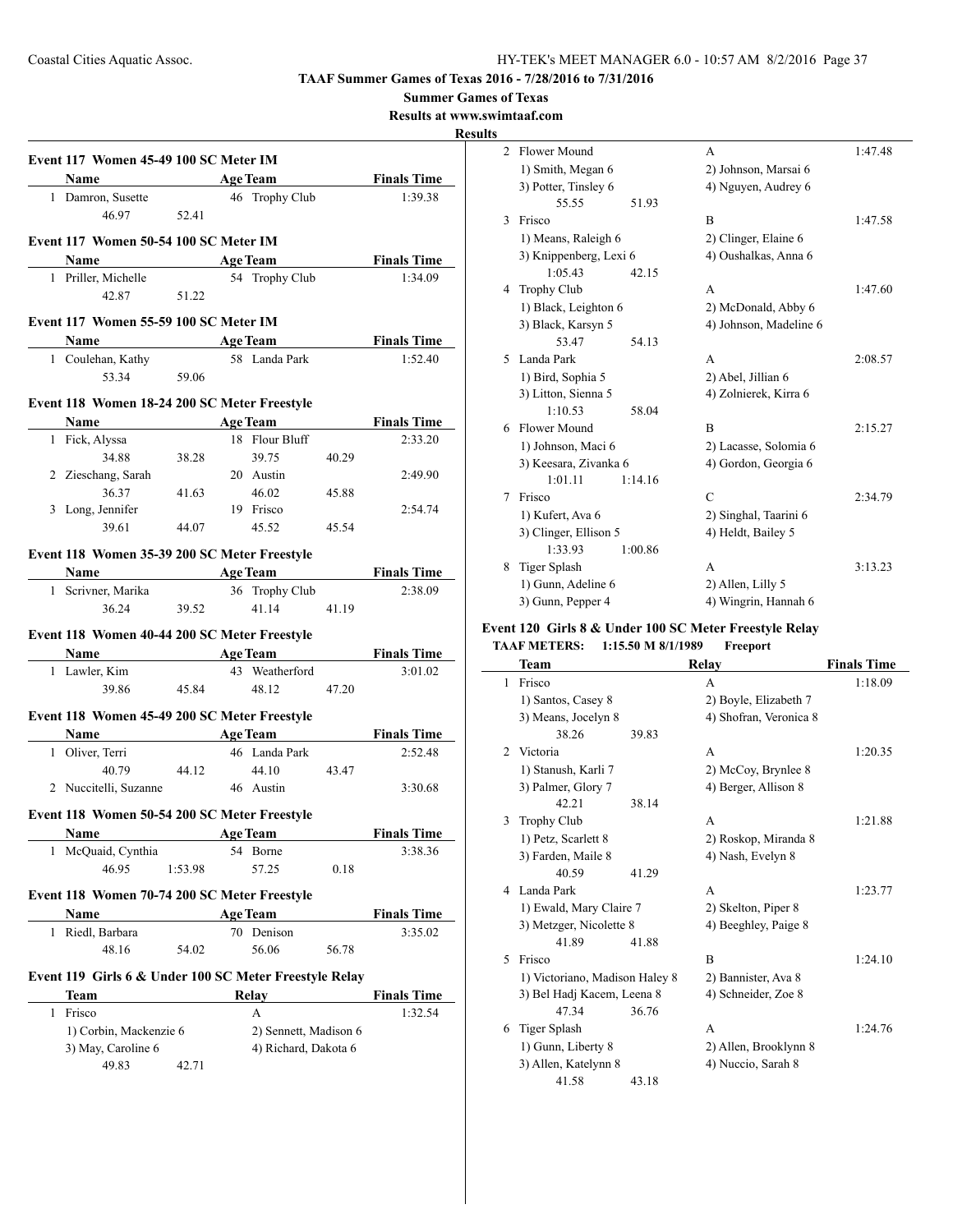**TAAF Summer Games of Texas 2016 - 7/28/2016 to 7/31/2016**

**Summer Games of Texas**

**Results at www.swimtaaf.com**

**Results**

### Event 117 Women 45-49 100 SC Meter IM

| | Name | Age | Team | Finals Time |
|---|---|---|---|---|
| 1 | Damron, Susette | 46 | Trophy Club | 1:39.38 |
| | 46.97 52.41 | | | |

### Event 117 Women 50-54 100 SC Meter IM

| | Name | Age | Team | Finals Time |
|---|---|---|---|---|
| 1 | Priller, Michelle | 54 | Trophy Club | 1:34.09 |
| | 42.87 51.22 | | | |

### Event 117 Women 55-59 100 SC Meter IM

| | Name | Age | Team | Finals Time |
|---|---|---|---|---|
| 1 | Coulehan, Kathy | 58 | Landa Park | 1:52.40 |
| | 53.34 59.06 | | | |

### Event 118 Women 18-24 200 SC Meter Freestyle

| | Name | Age | Team | Finals Time |
|---|---|---|---|---|
| 1 | Fick, Alyssa | 18 | Flour Bluff | 2:33.20 |
| | 34.88 38.28 39.75 40.29 | | | |
| 2 | Zieschang, Sarah | 20 | Austin | 2:49.90 |
| | 36.37 41.63 46.02 45.88 | | | |
| 3 | Long, Jennifer | 19 | Frisco | 2:54.74 |
| | 39.61 44.07 45.52 45.54 | | | |

### Event 118 Women 35-39 200 SC Meter Freestyle

| | Name | Age | Team | Finals Time |
|---|---|---|---|---|
| 1 | Scrivner, Marika | 36 | Trophy Club | 2:38.09 |
| | 36.24 39.52 41.14 41.19 | | | |

### Event 118 Women 40-44 200 SC Meter Freestyle

| | Name | Age | Team | Finals Time |
|---|---|---|---|---|
| 1 | Lawler, Kim | 43 | Weatherford | 3:01.02 |
| | 39.86 45.84 48.12 47.20 | | | |

### Event 118 Women 45-49 200 SC Meter Freestyle

| | Name | Age | Team | Finals Time |
|---|---|---|---|---|
| 1 | Oliver, Terri | 46 | Landa Park | 2:52.48 |
| | 40.79 44.12 44.10 43.47 | | | |
| 2 | Nuccitelli, Suzanne | 46 | Austin | 3:30.68 |

### Event 118 Women 50-54 200 SC Meter Freestyle

| | Name | Age | Team | Finals Time |
|---|---|---|---|---|
| 1 | McQuaid, Cynthia | 54 | Borne | 3:38.36 |
| | 46.95 1:53.98 57.25 0.18 | | | |

### Event 118 Women 70-74 200 SC Meter Freestyle

| | Name | Age | Team | Finals Time |
|---|---|---|---|---|
| 1 | Riedl, Barbara | 70 | Denison | 3:35.02 |
| | 48.16 54.02 56.06 56.78 | | | |

### Event 119 Girls 6 & Under 100 SC Meter Freestyle Relay

| | Team | Relay | Finals Time |
|---|---|---|---|
| 1 | Frisco | A | 1:32.54 |
| | 1) Corbin, Mackenzie 6 | 2) Sennett, Madison 6 | |
| | 3) May, Caroline 6 | 4) Richard, Dakota 6 | |
| | 49.83 42.71 | | |
| 2 | Flower Mound | A | 1:47.48 |
| | 1) Smith, Megan 6 | 2) Johnson, Marsai 6 | |
| | 3) Potter, Tinsley 6 | 4) Nguyen, Audrey 6 | |
| | 55.55 51.93 | | |
| 3 | Frisco | B | 1:47.58 |
| | 1) Means, Raleigh 6 | 2) Clinger, Elaine 6 | |
| | 3) Knippenberg, Lexi 6 | 4) Oushalkas, Anna 6 | |
| | 1:05.43 42.15 | | |
| 4 | Trophy Club | A | 1:47.60 |
| | 1) Black, Leighton 6 | 2) McDonald, Abby 6 | |
| | 3) Black, Karsyn 5 | 4) Johnson, Madeline 6 | |
| | 53.47 54.13 | | |
| 5 | Landa Park | A | 2:08.57 |
| | 1) Bird, Sophia 5 | 2) Abel, Jillian 6 | |
| | 3) Litton, Sienna 5 | 4) Zolnierek, Kirra 6 | |
| | 1:10.53 58.04 | | |
| 6 | Flower Mound | B | 2:15.27 |
| | 1) Johnson, Maci 6 | 2) Lacasse, Solomia 6 | |
| | 3) Keesara, Zivanka 6 | 4) Gordon, Georgia 6 | |
| | 1:01.11 1:14.16 | | |
| 7 | Frisco | C | 2:34.79 |
| | 1) Kufert, Ava 6 | 2) Singhal, Taarini 6 | |
| | 3) Clinger, Ellison 5 | 4) Heldt, Bailey 5 | |
| | 1:33.93 1:00.86 | | |
| 8 | Tiger Splash | A | 3:13.23 |
| | 1) Gunn, Adeline 6 | 2) Allen, Lilly 5 | |
| | 3) Gunn, Pepper 4 | 4) Wingrin, Hannah 6 | |

### Event 120 Girls 8 & Under 100 SC Meter Freestyle Relay

**TAAF METERS: 1:15.50 M 8/1/1989 Freeport**

| | Team | Relay | Finals Time |
|---|---|---|---|
| 1 | Frisco | A | 1:18.09 |
| | 1) Santos, Casey 8 | 2) Boyle, Elizabeth 7 | |
| | 3) Means, Jocelyn 8 | 4) Shofran, Veronica 8 | |
| | 38.26 39.83 | | |
| 2 | Victoria | A | 1:20.35 |
| | 1) Stanush, Karli 7 | 2) McCoy, Brynlee 8 | |
| | 3) Palmer, Glory 7 | 4) Berger, Allison 8 | |
| | 42.21 38.14 | | |
| 3 | Trophy Club | A | 1:21.88 |
| | 1) Petz, Scarlett 8 | 2) Roskop, Miranda 8 | |
| | 3) Farden, Maile 8 | 4) Nash, Evelyn 8 | |
| | 40.59 41.29 | | |
| 4 | Landa Park | A | 1:23.77 |
| | 1) Ewald, Mary Claire 7 | 2) Skelton, Piper 8 | |
| | 3) Metzger, Nicolette 8 | 4) Beeghley, Paige 8 | |
| | 41.89 41.88 | | |
| 5 | Frisco | B | 1:24.10 |
| | 1) Victoriano, Madison Haley 8 | 2) Bannister, Ava 8 | |
| | 3) Bel Hadj Kacem, Leena 8 | 4) Schneider, Zoe 8 | |
| | 47.34 36.76 | | |
| 6 | Tiger Splash | A | 1:24.76 |
| | 1) Gunn, Liberty 8 | 2) Allen, Brooklynn 8 | |
| | 3) Allen, Katelynn 8 | 4) Nuccio, Sarah 8 | |
| | 41.58 43.18 | | |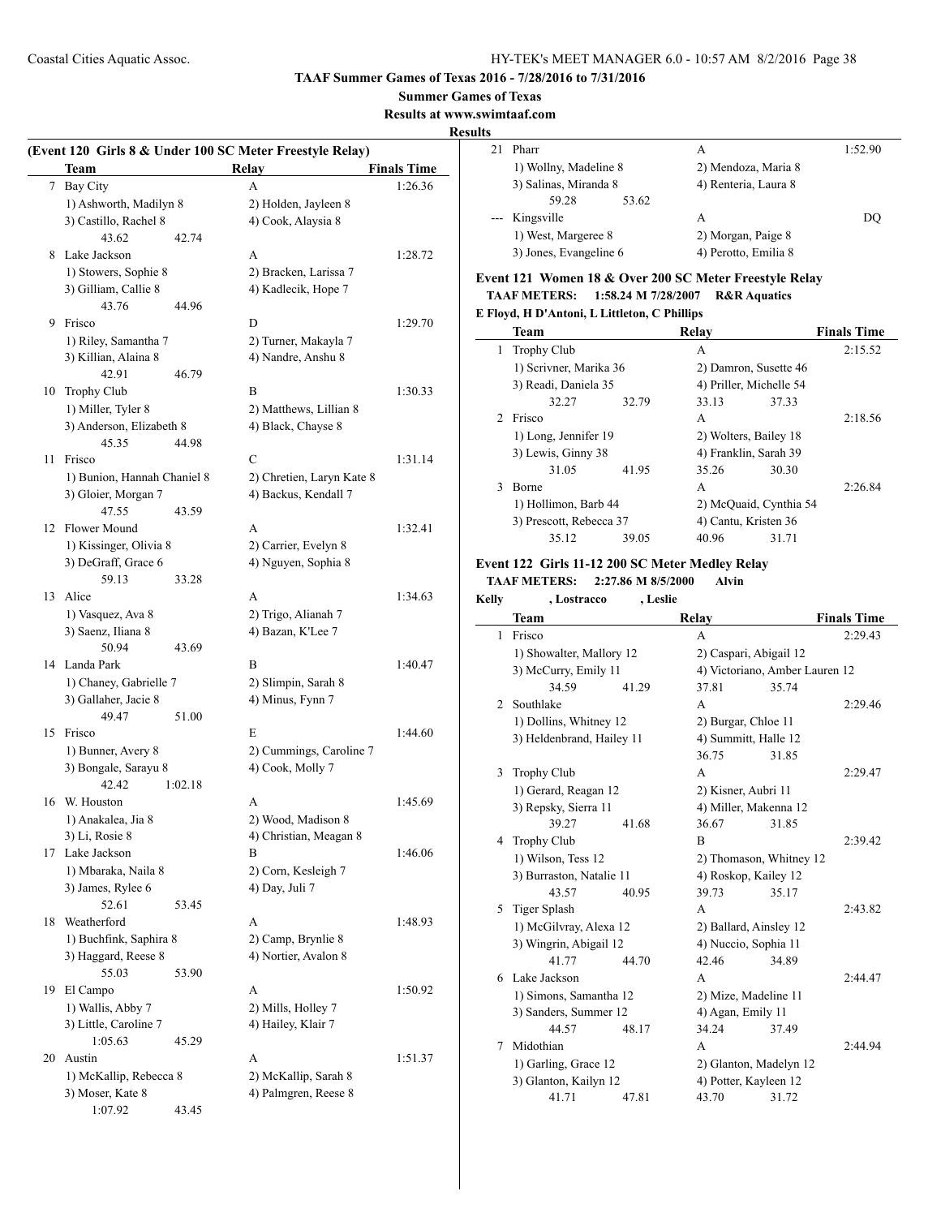**TAAF Summer Games of Texas 2016 - 7/28/2016 to 7/31/2016**

**Summer Games of Texas**

**Results at www.swimtaaf.com**

**Results**

### (Event 120 Girls 8 & Under 100 SC Meter Freestyle Relay)

| | Team | Relay | Finals Time |
|---|---|---|---|
| 7 | Bay City | A | 1:26.36 |
| | 1) Ashworth, Madilyn 8 | 2) Holden, Jayleen 8 | |
| | 3) Castillo, Rachel 8 | 4) Cook, Alaysia 8 | |
| | 43.62 42.74 | | |
| 8 | Lake Jackson | A | 1:28.72 |
| | 1) Stowers, Sophie 8 | 2) Bracken, Larissa 7 | |
| | 3) Gilliam, Callie 8 | 4) Kadlecik, Hope 7 | |
| | 43.76 44.96 | | |
| 9 | Frisco | D | 1:29.70 |
| | 1) Riley, Samantha 7 | 2) Turner, Makayla 7 | |
| | 3) Killian, Alaina 8 | 4) Nandre, Anshu 8 | |
| | 42.91 46.79 | | |
| 10 | Trophy Club | B | 1:30.33 |
| | 1) Miller, Tyler 8 | 2) Matthews, Lillian 8 | |
| | 3) Anderson, Elizabeth 8 | 4) Black, Chayse 8 | |
| | 45.35 44.98 | | |
| 11 | Frisco | C | 1:31.14 |
| | 1) Bunion, Hannah Chaniel 8 | 2) Chretien, Laryn Kate 8 | |
| | 3) Gloier, Morgan 7 | 4) Backus, Kendall 7 | |
| | 47.55 43.59 | | |
| 12 | Flower Mound | A | 1:32.41 |
| | 1) Kissinger, Olivia 8 | 2) Carrier, Evelyn 8 | |
| | 3) DeGraff, Grace 6 | 4) Nguyen, Sophia 8 | |
| | 59.13 33.28 | | |
| 13 | Alice | A | 1:34.63 |
| | 1) Vasquez, Ava 8 | 2) Trigo, Alianah 7 | |
| | 3) Saenz, Iliana 8 | 4) Bazan, K'Lee 7 | |
| | 50.94 43.69 | | |
| 14 | Landa Park | B | 1:40.47 |
| | 1) Chaney, Gabrielle 7 | 2) Slimpin, Sarah 8 | |
| | 3) Gallaher, Jacie 8 | 4) Minus, Fynn 7 | |
| | 49.47 51.00 | | |
| 15 | Frisco | E | 1:44.60 |
| | 1) Bunner, Avery 8 | 2) Cummings, Caroline 7 | |
| | 3) Bongale, Sarayu 8 | 4) Cook, Molly 7 | |
| | 42.42 1:02.18 | | |
| 16 | W. Houston | A | 1:45.69 |
| | 1) Anakalea, Jia 8 | 2) Wood, Madison 8 | |
| | 3) Li, Rosie 8 | 4) Christian, Meagan 8 | |
| 17 | Lake Jackson | B | 1:46.06 |
| | 1) Mbaraka, Naila 8 | 2) Corn, Kesleigh 7 | |
| | 3) James, Rylee 6 | 4) Day, Juli 7 | |
| | 52.61 53.45 | | |
| 18 | Weatherford | A | 1:48.93 |
| | 1) Buchfink, Saphira 8 | 2) Camp, Brynlie 8 | |
| | 3) Haggard, Reese 8 | 4) Nortier, Avalon 8 | |
| | 55.03 53.90 | | |
| 19 | El Campo | A | 1:50.92 |
| | 1) Wallis, Abby 7 | 2) Mills, Holley 7 | |
| | 3) Little, Caroline 7 | 4) Hailey, Klair 7 | |
| | 1:05.63 45.29 | | |
| 20 | Austin | A | 1:51.37 |
| | 1) McKallip, Rebecca 8 | 2) McKallip, Sarah 8 | |
| | 3) Moser, Kate 8 | 4) Palmgren, Reese 8 | |
| | 1:07.92 43.45 | | |
| 21 | Pharr | A | 1:52.90 |
| | 1) Wollny, Madeline 8 | 2) Mendoza, Maria 8 | |
| | 3) Salinas, Miranda 8 | 4) Renteria, Laura 8 | |
| | 59.28 53.62 | | |
| --- | Kingsville | A | DQ |
| | 1) West, Margeree 8 | 2) Morgan, Paige 8 | |
| | 3) Jones, Evangeline 6 | 4) Perotto, Emilia 8 | |

### Event 121 Women 18 & Over 200 SC Meter Freestyle Relay

**TAAF METERS: 1:58.24 M 7/28/2007 R&R Aquatics**

**E Floyd, H D'Antoni, L Littleton, C Phillips**

| | Team | Relay | Finals Time |
|---|---|---|---|
| 1 | Trophy Club | A | 2:15.52 |
| | 1) Scrivner, Marika 36 | 2) Damron, Susette 46 | |
| | 3) Readi, Daniela 35 | 4) Priller, Michelle 54 | |
| | 32.27 32.79 | 33.13 37.33 | |
| 2 | Frisco | A | 2:18.56 |
| | 1) Long, Jennifer 19 | 2) Wolters, Bailey 18 | |
| | 3) Lewis, Ginny 38 | 4) Franklin, Sarah 39 | |
| | 31.05 41.95 | 35.26 30.30 | |
| 3 | Borne | A | 2:26.84 |
| | 1) Hollimon, Barb 44 | 2) McQuaid, Cynthia 54 | |
| | 3) Prescott, Rebecca 37 | 4) Cantu, Kristen 36 | |
| | 35.12 39.05 | 40.96 31.71 | |

### Event 122 Girls 11-12 200 SC Meter Medley Relay

**TAAF METERS: 2:27.86 M 8/5/2000 Alvin**

**Kelly , Lostracco , Leslie**

| | Team | Relay | Finals Time |
|---|---|---|---|
| 1 | Frisco | A | 2:29.43 |
| | 1) Showalter, Mallory 12 | 2) Caspari, Abigail 12 | |
| | 3) McCurry, Emily 11 | 4) Victoriano, Amber Lauren 12 | |
| | 34.59 41.29 | 37.81 35.74 | |
| 2 | Southlake | A | 2:29.46 |
| | 1) Dollins, Whitney 12 | 2) Burgar, Chloe 11 | |
| | 3) Heldenbrand, Hailey 11 | 4) Summitt, Halle 12 | |
| | | 36.75 31.85 | |
| 3 | Trophy Club | A | 2:29.47 |
| | 1) Gerard, Reagan 12 | 2) Kisner, Aubri 11 | |
| | 3) Repsky, Sierra 11 | 4) Miller, Makenna 12 | |
| | 39.27 41.68 | 36.67 31.85 | |
| 4 | Trophy Club | B | 2:39.42 |
| | 1) Wilson, Tess 12 | 2) Thomason, Whitney 12 | |
| | 3) Burraston, Natalie 11 | 4) Roskop, Kailey 12 | |
| | 43.57 40.95 | 39.73 35.17 | |
| 5 | Tiger Splash | A | 2:43.82 |
| | 1) McGilvray, Alexa 12 | 2) Ballard, Ainsley 12 | |
| | 3) Wingrin, Abigail 12 | 4) Nuccio, Sophia 11 | |
| | 41.77 44.70 | 42.46 34.89 | |
| 6 | Lake Jackson | A | 2:44.47 |
| | 1) Simons, Samantha 12 | 2) Mize, Madeline 11 | |
| | 3) Sanders, Summer 12 | 4) Agan, Emily 11 | |
| | 44.57 48.17 | 34.24 37.49 | |
| 7 | Midothian | A | 2:44.94 |
| | 1) Garling, Grace 12 | 2) Glanton, Madelyn 12 | |
| | 3) Glanton, Kailyn 12 | 4) Potter, Kayleen 12 | |
| | 41.71 47.81 | 43.70 31.72 | |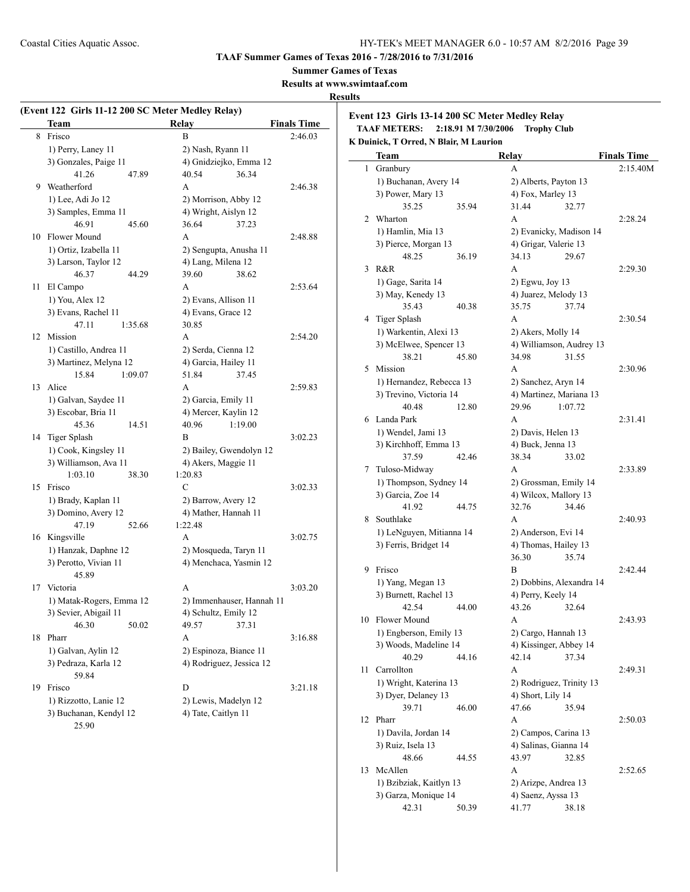**TAAF Summer Games of Texas 2016 - 7/28/2016 to 7/31/2016**

**Summer Games of Texas**

**Results at www.swimtaaf.com**

**Results**

**(Event 122 Girls 11-12 200 SC Meter Medley Relay)**

| | Team | Relay | Finals Time |
|---|---|---|---|
| 8 | Frisco | B | 2:46.03 |
| | 1) Perry, Laney 11 | 2) Nash, Ryann 11 | |
| | 3) Gonzales, Paige 11 | 4) Gnidziejko, Emma 12 | |
| | 41.26 47.89 | 40.54 36.34 | |
| 9 | Weatherford | A | 2:46.38 |
| | 1) Lee, Adi Jo 12 | 2) Morrison, Abby 12 | |
| | 3) Samples, Emma 11 | 4) Wright, Aislyn 12 | |
| | 46.91 45.60 | 36.64 37.23 | |
| 10 | Flower Mound | A | 2:48.88 |
| | 1) Ortiz, Izabella 11 | 2) Sengupta, Anusha 11 | |
| | 3) Larson, Taylor 12 | 4) Lang, Milena 12 | |
| | 46.37 44.29 | 39.60 38.62 | |
| 11 | El Campo | A | 2:53.64 |
| | 1) You, Alex 12 | 2) Evans, Allison 11 | |
| | 3) Evans, Rachel 11 | 4) Evans, Grace 12 | |
| | 47.11 1:35.68 | 30.85 | |
| 12 | Mission | A | 2:54.20 |
| | 1) Castillo, Andrea 11 | 2) Serda, Cienna 12 | |
| | 3) Martinez, Melyna 12 | 4) Garcia, Hailey 11 | |
| | 15.84 1:09.07 | 51.84 37.45 | |
| 13 | Alice | A | 2:59.83 |
| | 1) Galvan, Saydee 11 | 2) Garcia, Emily 11 | |
| | 3) Escobar, Bria 11 | 4) Mercer, Kaylin 12 | |
| | 45.36 14.51 | 40.96 1:19.00 | |
| 14 | Tiger Splash | B | 3:02.23 |
| | 1) Cook, Kingsley 11 | 2) Bailey, Gwendolyn 12 | |
| | 3) Williamson, Ava 11 | 4) Akers, Maggie 11 | |
| | 1:03.10 38.30 | 1:20.83 | |
| 15 | Frisco | C | 3:02.33 |
| | 1) Brady, Kaplan 11 | 2) Barrow, Avery 12 | |
| | 3) Domino, Avery 12 | 4) Mather, Hannah 11 | |
| | 47.19 52.66 | 1:22.48 | |
| 16 | Kingsville | A | 3:02.75 |
| | 1) Hanzak, Daphne 12 | 2) Mosqueda, Taryn 11 | |
| | 3) Perotto, Vivian 11 | 4) Menchaca, Yasmin 12 | |
| | 45.89 | | |
| 17 | Victoria | A | 3:03.20 |
| | 1) Matak-Rogers, Emma 12 | 2) Immenhauser, Hannah 11 | |
| | 3) Sevier, Abigail 11 | 4) Schultz, Emily 12 | |
| | 46.30 50.02 | 49.57 37.31 | |
| 18 | Pharr | A | 3:16.88 |
| | 1) Galvan, Aylin 12 | 2) Espinoza, Biance 11 | |
| | 3) Pedraza, Karla 12 | 4) Rodriguez, Jessica 12 | |
| | 59.84 | | |
| 19 | Frisco | D | 3:21.18 |
| | 1) Rizzotto, Lanie 12 | 2) Lewis, Madelyn 12 | |
| | 3) Buchanan, Kendyl 12 | 4) Tate, Caitlyn 11 | |
| | 25.90 | | |

**Event 123 Girls 13-14 200 SC Meter Medley Relay**

**TAAF METERS: 2:18.91 M 7/30/2006 Trophy Club**

**K Duinick, T Orred, N Blair, M Laurion**

| | Team | Relay | Finals Time |
|---|---|---|---|
| 1 | Granbury | A | 2:15.40M |
| | 1) Buchanan, Avery 14 | 2) Alberts, Payton 13 | |
| | 3) Power, Mary 13 | 4) Fox, Marley 13 | |
| | 35.25 35.94 | 31.44 32.77 | |
| 2 | Wharton | A | 2:28.24 |
| | 1) Hamlin, Mia 13 | 2) Evanicky, Madison 14 | |
| | 3) Pierce, Morgan 13 | 4) Grigar, Valerie 13 | |
| | 48.25 36.19 | 34.13 29.67 | |
| 3 | R&R | A | 2:29.30 |
| | 1) Gage, Sarita 14 | 2) Egwu, Joy 13 | |
| | 3) May, Kenedy 13 | 4) Juarez, Melody 13 | |
| | 35.43 40.38 | 35.75 37.74 | |
| 4 | Tiger Splash | A | 2:30.54 |
| | 1) Warkentin, Alexi 13 | 2) Akers, Molly 14 | |
| | 3) McElwee, Spencer 13 | 4) Williamson, Audrey 13 | |
| | 38.21 45.80 | 34.98 31.55 | |
| 5 | Mission | A | 2:30.96 |
| | 1) Hernandez, Rebecca 13 | 2) Sanchez, Aryn 14 | |
| | 3) Trevino, Victoria 14 | 4) Martinez, Mariana 13 | |
| | 40.48 12.80 | 29.96 1:07.72 | |
| 6 | Landa Park | A | 2:31.41 |
| | 1) Wendel, Jami 13 | 2) Davis, Helen 13 | |
| | 3) Kirchhoff, Emma 13 | 4) Buck, Jenna 13 | |
| | 37.59 42.46 | 38.34 33.02 | |
| 7 | Tuloso-Midway | A | 2:33.89 |
| | 1) Thompson, Sydney 14 | 2) Grossman, Emily 14 | |
| | 3) Garcia, Zoe 14 | 4) Wilcox, Mallory 13 | |
| | 41.92 44.75 | 32.76 34.46 | |
| 8 | Southlake | A | 2:40.93 |
| | 1) LeNguyen, Mitianna 14 | 2) Anderson, Evi 14 | |
| | 3) Ferris, Bridget 14 | 4) Thomas, Hailey 13 | |
| | | 36.30 35.74 | |
| 9 | Frisco | B | 2:42.44 |
| | 1) Yang, Megan 13 | 2) Dobbins, Alexandra 14 | |
| | 3) Burnett, Rachel 13 | 4) Perry, Keely 14 | |
| | 42.54 44.00 | 43.26 32.64 | |
| 10 | Flower Mound | A | 2:43.93 |
| | 1) Engberson, Emily 13 | 2) Cargo, Hannah 13 | |
| | 3) Woods, Madeline 14 | 4) Kissinger, Abbey 14 | |
| | 40.29 44.16 | 42.14 37.34 | |
| 11 | Carrollton | A | 2:49.31 |
| | 1) Wright, Katerina 13 | 2) Rodriguez, Trinity 13 | |
| | 3) Dyer, Delaney 13 | 4) Short, Lily 14 | |
| | 39.71 46.00 | 47.66 35.94 | |
| 12 | Pharr | A | 2:50.03 |
| | 1) Davila, Jordan 14 | 2) Campos, Carina 13 | |
| | 3) Ruiz, Isela 13 | 4) Salinas, Gianna 14 | |
| | 48.66 44.55 | 43.97 32.85 | |
| 13 | McAllen | A | 2:52.65 |
| | 1) Bzibziak, Kaitlyn 13 | 2) Arizpe, Andrea 13 | |
| | 3) Garza, Monique 14 | 4) Saenz, Ayssa 13 | |
| | 42.31 50.39 | 41.77 38.18 | |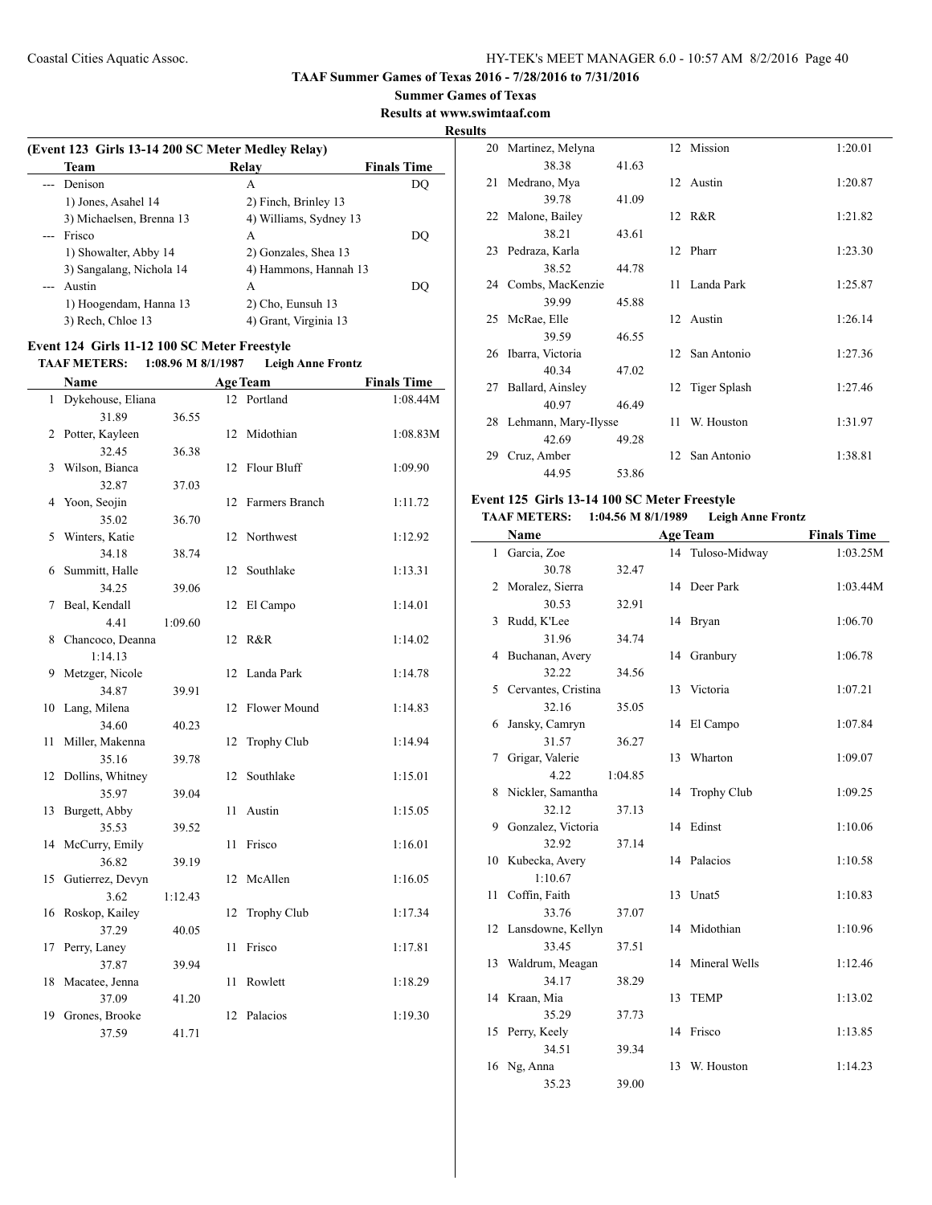**TAAF Summer Games of Texas 2016 - 7/28/2016 to 7/31/2016**

**Summer Games of Texas**

**Results at www.swimtaaf.com**

**Results**

### (Event 123 Girls 13-14 200 SC Meter Medley Relay)

| | Team | Relay | Finals Time |
|---|---|---|---|
| --- | Denison | A | DQ |
| | 1) Jones, Asahel 14 | 2) Finch, Brinley 13 | |
| | 3) Michaelsen, Brenna 13 | 4) Williams, Sydney 13 | |
| --- | Frisco | A | DQ |
| | 1) Showalter, Abby 14 | 2) Gonzales, Shea 13 | |
| | 3) Sangalang, Nichola 14 | 4) Hammons, Hannah 13 | |
| --- | Austin | A | DQ |
| | 1) Hoogendam, Hanna 13 | 2) Cho, Eunsuh 13 | |
| | 3) Rech, Chloe 13 | 4) Grant, Virginia 13 | |

### Event 124 Girls 11-12 100 SC Meter Freestyle

**TAAF METERS: 1:08.96 M 8/1/1987 Leigh Anne Frontz**

| | Name | | Age | Team | Finals Time |
|---|---|---|---|---|---|
| 1 | Dykehouse, Eliana | | 12 | Portland | 1:08.44M |
| | 31.89 | 36.55 | | | |
| 2 | Potter, Kayleen | | 12 | Midothian | 1:08.83M |
| | 32.45 | 36.38 | | | |
| 3 | Wilson, Bianca | | 12 | Flour Bluff | 1:09.90 |
| | 32.87 | 37.03 | | | |
| 4 | Yoon, Seojin | | 12 | Farmers Branch | 1:11.72 |
| | 35.02 | 36.70 | | | |
| 5 | Winters, Katie | | 12 | Northwest | 1:12.92 |
| | 34.18 | 38.74 | | | |
| 6 | Summitt, Halle | | 12 | Southlake | 1:13.31 |
| | 34.25 | 39.06 | | | |
| 7 | Beal, Kendall | | 12 | El Campo | 1:14.01 |
| | 4.41 | 1:09.60 | | | |
| 8 | Chancoco, Deanna | | 12 | R&R | 1:14.02 |
| | 1:14.13 | | | | |
| 9 | Metzger, Nicole | | 12 | Landa Park | 1:14.78 |
| | 34.87 | 39.91 | | | |
| 10 | Lang, Milena | | 12 | Flower Mound | 1:14.83 |
| | 34.60 | 40.23 | | | |
| 11 | Miller, Makenna | | 12 | Trophy Club | 1:14.94 |
| | 35.16 | 39.78 | | | |
| 12 | Dollins, Whitney | | 12 | Southlake | 1:15.01 |
| | 35.97 | 39.04 | | | |
| 13 | Burgett, Abby | | 11 | Austin | 1:15.05 |
| | 35.53 | 39.52 | | | |
| 14 | McCurry, Emily | | 11 | Frisco | 1:16.01 |
| | 36.82 | 39.19 | | | |
| 15 | Gutierrez, Devyn | | 12 | McAllen | 1:16.05 |
| | 3.62 | 1:12.43 | | | |
| 16 | Roskop, Kailey | | 12 | Trophy Club | 1:17.34 |
| | 37.29 | 40.05 | | | |
| 17 | Perry, Laney | | 11 | Frisco | 1:17.81 |
| | 37.87 | 39.94 | | | |
| 18 | Macatee, Jenna | | 11 | Rowlett | 1:18.29 |
| | 37.09 | 41.20 | | | |
| 19 | Grones, Brooke | | 12 | Palacios | 1:19.30 |
| | 37.59 | 41.71 | | | |
| 20 | Martinez, Melyna | | 12 | Mission | 1:20.01 |
| | 38.38 | 41.63 | | | |
| 21 | Medrano, Mya | | 12 | Austin | 1:20.87 |
| | 39.78 | 41.09 | | | |
| 22 | Malone, Bailey | | 12 | R&R | 1:21.82 |
| | 38.21 | 43.61 | | | |
| 23 | Pedraza, Karla | | 12 | Pharr | 1:23.30 |
| | 38.52 | 44.78 | | | |
| 24 | Combs, MacKenzie | | 11 | Landa Park | 1:25.87 |
| | 39.99 | 45.88 | | | |
| 25 | McRae, Elle | | 12 | Austin | 1:26.14 |
| | 39.59 | 46.55 | | | |
| 26 | Ibarra, Victoria | | 12 | San Antonio | 1:27.36 |
| | 40.34 | 47.02 | | | |
| 27 | Ballard, Ainsley | | 12 | Tiger Splash | 1:27.46 |
| | 40.97 | 46.49 | | | |
| 28 | Lehmann, Mary-Ilysse | | 11 | W. Houston | 1:31.97 |
| | 42.69 | 49.28 | | | |
| 29 | Cruz, Amber | | 12 | San Antonio | 1:38.81 |
| | 44.95 | 53.86 | | | |

### Event 125 Girls 13-14 100 SC Meter Freestyle

**TAAF METERS: 1:04.56 M 8/1/1989 Leigh Anne Frontz**

| | Name | | Age | Team | Finals Time |
|---|---|---|---|---|---|
| 1 | Garcia, Zoe | | 14 | Tuloso-Midway | 1:03.25M |
| | 30.78 | 32.47 | | | |
| 2 | Moralez, Sierra | | 14 | Deer Park | 1:03.44M |
| | 30.53 | 32.91 | | | |
| 3 | Rudd, K'Lee | | 14 | Bryan | 1:06.70 |
| | 31.96 | 34.74 | | | |
| 4 | Buchanan, Avery | | 14 | Granbury | 1:06.78 |
| | 32.22 | 34.56 | | | |
| 5 | Cervantes, Cristina | | 13 | Victoria | 1:07.21 |
| | 32.16 | 35.05 | | | |
| 6 | Jansky, Camryn | | 14 | El Campo | 1:07.84 |
| | 31.57 | 36.27 | | | |
| 7 | Grigar, Valerie | | 13 | Wharton | 1:09.07 |
| | 4.22 | 1:04.85 | | | |
| 8 | Nickler, Samantha | | 14 | Trophy Club | 1:09.25 |
| | 32.12 | 37.13 | | | |
| 9 | Gonzalez, Victoria | | 14 | Edinst | 1:10.06 |
| | 32.92 | 37.14 | | | |
| 10 | Kubecka, Avery | | 14 | Palacios | 1:10.58 |
| | 1:10.67 | | | | |
| 11 | Coffin, Faith | | 13 | Unat5 | 1:10.83 |
| | 33.76 | 37.07 | | | |
| 12 | Lansdowne, Kellyn | | 14 | Midothian | 1:10.96 |
| | 33.45 | 37.51 | | | |
| 13 | Waldrum, Meagan | | 14 | Mineral Wells | 1:12.46 |
| | 34.17 | 38.29 | | | |
| 14 | Kraan, Mia | | 13 | TEMP | 1:13.02 |
| | 35.29 | 37.73 | | | |
| 15 | Perry, Keely | | 14 | Frisco | 1:13.85 |
| | 34.51 | 39.34 | | | |
| 16 | Ng, Anna | | 13 | W. Houston | 1:14.23 |
| | 35.23 | 39.00 | | | |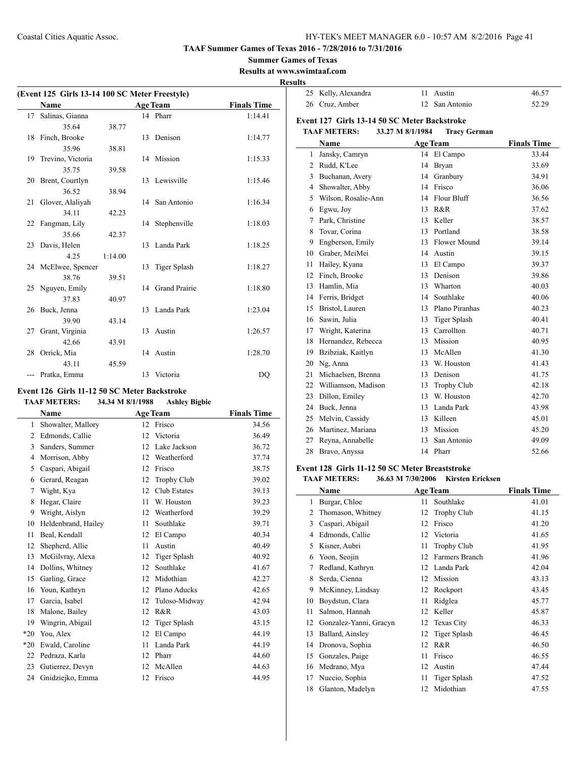**TAAF Summer Games of Texas 2016 - 7/28/2016 to 7/31/2016**

**Summer Games of Texas**

**Results at www.swimtaaf.com**

**Results**

### (Event 125 Girls 13-14 100 SC Meter Freestyle)

| | Name | Age | Team | Finals Time |
|---|---|---|---|---|
| 17 | Salinas, Gianna | 14 | Pharr | 1:14.41 |
| | 35.64 | 38.77 | | |
| 18 | Finch, Brooke | 13 | Denison | 1:14.77 |
| | 35.96 | 38.81 | | |
| 19 | Trevino, Victoria | 14 | Mission | 1:15.33 |
| | 35.75 | 39.58 | | |
| 20 | Brent, Courtlyn | 13 | Lewisville | 1:15.46 |
| | 36.52 | 38.94 | | |
| 21 | Glover, Alaliyah | 14 | San Antonio | 1:16.34 |
| | 34.11 | 42.23 | | |
| 22 | Fangman, Lily | 14 | Stephenville | 1:18.03 |
| | 35.66 | 42.37 | | |
| 23 | Davis, Helen | 13 | Landa Park | 1:18.25 |
| | 4.25 | 1:14.00 | | |
| 24 | McElwee, Spencer | 13 | Tiger Splash | 1:18.27 |
| | 38.76 | 39.51 | | |
| 25 | Nguyen, Emily | 14 | Grand Prairie | 1:18.80 |
| | 37.83 | 40.97 | | |
| 26 | Buck, Jenna | 13 | Landa Park | 1:23.04 |
| | 39.90 | 43.14 | | |
| 27 | Grant, Virginia | 13 | Austin | 1:26.57 |
| | 42.66 | 43.91 | | |
| 28 | Orrick, Mia | 14 | Austin | 1:28.70 |
| | 43.11 | 45.59 | | |
| --- | Pratka, Emma | 13 | Victoria | DQ |

### Event 126 Girls 11-12 50 SC Meter Backstroke

**TAAF METERS: 34.34 M 8/1/1988 Ashley Bigbie**

| | Name | Age | Team | Finals Time |
|---|---|---|---|---|
| 1 | Showalter, Mallory | 12 | Frisco | 34.56 |
| 2 | Edmonds, Callie | 12 | Victoria | 36.49 |
| 3 | Sanders, Summer | 12 | Lake Jackson | 36.72 |
| 4 | Morrison, Abby | 12 | Weatherford | 37.74 |
| 5 | Caspari, Abigail | 12 | Frisco | 38.75 |
| 6 | Gerard, Reagan | 12 | Trophy Club | 39.02 |
| 7 | Wight, Kya | 12 | Club Estates | 39.13 |
| 8 | Hegar, Claire | 11 | W. Houston | 39.23 |
| 9 | Wright, Aislyn | 12 | Weatherford | 39.29 |
| 10 | Heldenbrand, Hailey | 11 | Southlake | 39.71 |
| 11 | Beal, Kendall | 12 | El Campo | 40.34 |
| 12 | Shepherd, Allie | 11 | Austin | 40.49 |
| 13 | McGilvray, Alexa | 12 | Tiger Splash | 40.92 |
| 14 | Dollins, Whitney | 12 | Southlake | 41.67 |
| 15 | Garling, Grace | 12 | Midothian | 42.27 |
| 16 | Youn, Kathryn | 12 | Plano Aducks | 42.65 |
| 17 | Garcia, Isabel | 12 | Tuloso-Midway | 42.94 |
| 18 | Malone, Bailey | 12 | R&R | 43.03 |
| 19 | Wingrin, Abigail | 12 | Tiger Splash | 43.15 |
| *20 | You, Alex | 12 | El Campo | 44.19 |
| *20 | Ewald, Caroline | 11 | Landa Park | 44.19 |
| 22 | Pedraza, Karla | 12 | Pharr | 44.60 |
| 23 | Gutierrez, Devyn | 12 | McAllen | 44.63 |
| 24 | Gnidziejko, Emma | 12 | Frisco | 44.95 |
| 25 | Kelly, Alexandra | 11 | Austin | 46.57 |
| 26 | Cruz, Amber | 12 | San Antonio | 52.29 |

### Event 127 Girls 13-14 50 SC Meter Backstroke

**TAAF METERS: 33.27 M 8/1/1984 Tracy German**

| | Name | Age | Team | Finals Time |
|---|---|---|---|---|
| 1 | Jansky, Camryn | 14 | El Campo | 33.44 |
| 2 | Rudd, K'Lee | 14 | Bryan | 33.69 |
| 3 | Buchanan, Avery | 14 | Granbury | 34.91 |
| 4 | Showalter, Abby | 14 | Frisco | 36.06 |
| 5 | Wilson, Rosalie-Ann | 14 | Flour Bluff | 36.56 |
| 6 | Egwu, Joy | 13 | R&R | 37.62 |
| 7 | Park, Christine | 13 | Keller | 38.57 |
| 8 | Tovar, Corina | 13 | Portland | 38.58 |
| 9 | Engberson, Emily | 13 | Flower Mound | 39.14 |
| 10 | Graber, MeiMei | 14 | Austin | 39.15 |
| 11 | Hailey, Kyana | 13 | El Campo | 39.37 |
| 12 | Finch, Brooke | 13 | Denison | 39.86 |
| 13 | Hamlin, Mia | 13 | Wharton | 40.03 |
| 14 | Ferris, Bridget | 14 | Southlake | 40.06 |
| 15 | Bristol, Lauren | 13 | Plano Piranhas | 40.23 |
| 16 | Sawin, Julia | 13 | Tiger Splash | 40.41 |
| 17 | Wright, Katerina | 13 | Carrollton | 40.71 |
| 18 | Hernandez, Rebecca | 13 | Mission | 40.95 |
| 19 | Bzibziak, Kaitlyn | 13 | McAllen | 41.30 |
| 20 | Ng, Anna | 13 | W. Houston | 41.43 |
| 21 | Michaelsen, Brenna | 13 | Denison | 41.75 |
| 22 | Williamson, Madison | 13 | Trophy Club | 42.18 |
| 23 | Dillon, Emiley | 13 | W. Houston | 42.70 |
| 24 | Buck, Jenna | 13 | Landa Park | 43.98 |
| 25 | Melvin, Cassidy | 13 | Killeen | 45.01 |
| 26 | Martinez, Mariana | 13 | Mission | 45.20 |
| 27 | Reyna, Annabelle | 13 | San Antonio | 49.09 |
| 28 | Bravo, Anyssa | 14 | Pharr | 52.66 |

### Event 128 Girls 11-12 50 SC Meter Breaststroke

**TAAF METERS: 36.63 M 7/30/2006 Kirsten Ericksen**

| | Name | Age | Team | Finals Time |
|---|---|---|---|---|
| 1 | Burgar, Chloe | 11 | Southlake | 41.01 |
| 2 | Thomason, Whitney | 12 | Trophy Club | 41.15 |
| 3 | Caspari, Abigail | 12 | Frisco | 41.20 |
| 4 | Edmonds, Callie | 12 | Victoria | 41.65 |
| 5 | Kisner, Aubri | 11 | Trophy Club | 41.95 |
| 6 | Yoon, Seojin | 12 | Farmers Branch | 41.96 |
| 7 | Redland, Kathryn | 12 | Landa Park | 42.04 |
| 8 | Serda, Cienna | 12 | Mission | 43.13 |
| 9 | McKinney, Lindsay | 12 | Rockport | 43.45 |
| 10 | Boydstun, Clara | 11 | Ridglea | 45.77 |
| 11 | Salmon, Hannah | 12 | Keller | 45.87 |
| 12 | Gonzalez-Yanni, Gracyn | 12 | Texas City | 46.33 |
| 13 | Ballard, Ainsley | 12 | Tiger Splash | 46.45 |
| 14 | Dronova, Sophia | 12 | R&R | 46.50 |
| 15 | Gonzales, Paige | 11 | Frisco | 46.55 |
| 16 | Medrano, Mya | 12 | Austin | 47.44 |
| 17 | Nuccio, Sophia | 11 | Tiger Splash | 47.52 |
| 18 | Glanton, Madelyn | 12 | Midothian | 47.55 |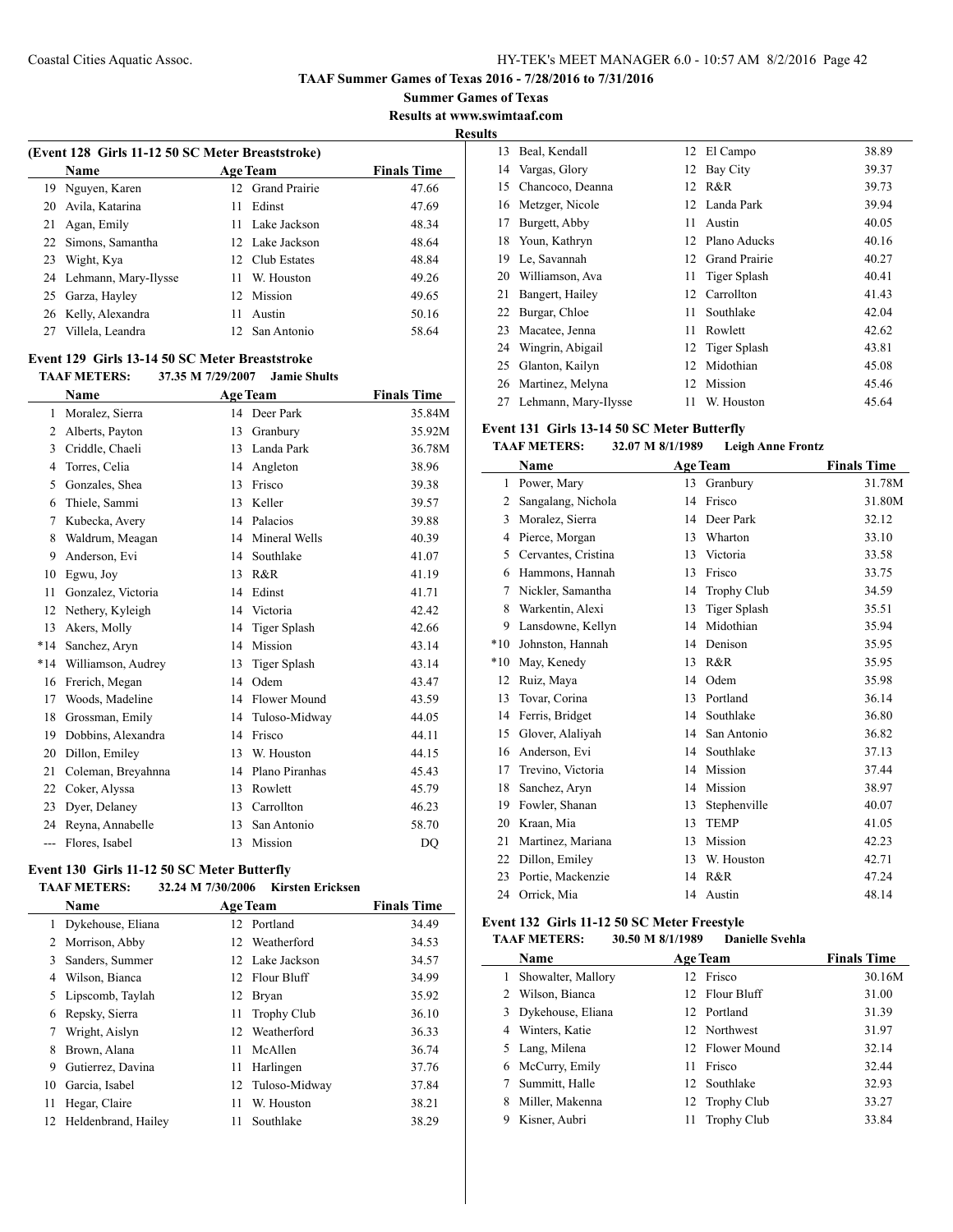**TAAF Summer Games of Texas 2016 - 7/28/2016 to 7/31/2016**

**Summer Games of Texas**

**Results at www.swimtaaf.com**

**Results**

### (Event 128 Girls 11-12 50 SC Meter Breaststroke)

| | Name | Age | Team | Finals Time |
|---|---|---|---|---|
| 19 | Nguyen, Karen | 12 | Grand Prairie | 47.66 |
| 20 | Avila, Katarina | 11 | Edinst | 47.69 |
| 21 | Agan, Emily | 11 | Lake Jackson | 48.34 |
| 22 | Simons, Samantha | 12 | Lake Jackson | 48.64 |
| 23 | Wight, Kya | 12 | Club Estates | 48.84 |
| 24 | Lehmann, Mary-Ilysse | 11 | W. Houston | 49.26 |
| 25 | Garza, Hayley | 12 | Mission | 49.65 |
| 26 | Kelly, Alexandra | 11 | Austin | 50.16 |
| 27 | Villela, Leandra | 12 | San Antonio | 58.64 |

### Event 129 Girls 13-14 50 SC Meter Breaststroke

**TAAF METERS: 37.35 M 7/29/2007 Jamie Shults**

| | Name | Age | Team | Finals Time |
|---|---|---|---|---|
| 1 | Moralez, Sierra | 14 | Deer Park | 35.84M |
| 2 | Alberts, Payton | 13 | Granbury | 35.92M |
| 3 | Criddle, Chaeli | 13 | Landa Park | 36.78M |
| 4 | Torres, Celia | 14 | Angleton | 38.96 |
| 5 | Gonzales, Shea | 13 | Frisco | 39.38 |
| 6 | Thiele, Sammi | 13 | Keller | 39.57 |
| 7 | Kubecka, Avery | 14 | Palacios | 39.88 |
| 8 | Waldrum, Meagan | 14 | Mineral Wells | 40.39 |
| 9 | Anderson, Evi | 14 | Southlake | 41.07 |
| 10 | Egwu, Joy | 13 | R&R | 41.19 |
| 11 | Gonzalez, Victoria | 14 | Edinst | 41.71 |
| 12 | Nethery, Kyleigh | 14 | Victoria | 42.42 |
| 13 | Akers, Molly | 14 | Tiger Splash | 42.66 |
| *14 | Sanchez, Aryn | 14 | Mission | 43.14 |
| *14 | Williamson, Audrey | 13 | Tiger Splash | 43.14 |
| 16 | Frerich, Megan | 14 | Odem | 43.47 |
| 17 | Woods, Madeline | 14 | Flower Mound | 43.59 |
| 18 | Grossman, Emily | 14 | Tuloso-Midway | 44.05 |
| 19 | Dobbins, Alexandra | 14 | Frisco | 44.11 |
| 20 | Dillon, Emiley | 13 | W. Houston | 44.15 |
| 21 | Coleman, Breyahnna | 14 | Plano Piranhas | 45.43 |
| 22 | Coker, Alyssa | 13 | Rowlett | 45.79 |
| 23 | Dyer, Delaney | 13 | Carrollton | 46.23 |
| 24 | Reyna, Annabelle | 13 | San Antonio | 58.70 |
| --- | Flores, Isabel | 13 | Mission | DQ |

### Event 130 Girls 11-12 50 SC Meter Butterfly

**TAAF METERS: 32.24 M 7/30/2006 Kirsten Ericksen**

| | Name | Age | Team | Finals Time |
|---|---|---|---|---|
| 1 | Dykehouse, Eliana | 12 | Portland | 34.49 |
| 2 | Morrison, Abby | 12 | Weatherford | 34.53 |
| 3 | Sanders, Summer | 12 | Lake Jackson | 34.57 |
| 4 | Wilson, Bianca | 12 | Flour Bluff | 34.99 |
| 5 | Lipscomb, Taylah | 12 | Bryan | 35.92 |
| 6 | Repsky, Sierra | 11 | Trophy Club | 36.10 |
| 7 | Wright, Aislyn | 12 | Weatherford | 36.33 |
| 8 | Brown, Alana | 11 | McAllen | 36.74 |
| 9 | Gutierrez, Davina | 11 | Harlingen | 37.76 |
| 10 | Garcia, Isabel | 12 | Tuloso-Midway | 37.84 |
| 11 | Hegar, Claire | 11 | W. Houston | 38.21 |
| 12 | Heldenbrand, Hailey | 11 | Southlake | 38.29 |
| 13 | Beal, Kendall | 12 | El Campo | 38.89 |
| 14 | Vargas, Glory | 12 | Bay City | 39.37 |
| 15 | Chancoco, Deanna | 12 | R&R | 39.73 |
| 16 | Metzger, Nicole | 12 | Landa Park | 39.94 |
| 17 | Burgett, Abby | 11 | Austin | 40.05 |
| 18 | Youn, Kathryn | 12 | Plano Aducks | 40.16 |
| 19 | Le, Savannah | 12 | Grand Prairie | 40.27 |
| 20 | Williamson, Ava | 11 | Tiger Splash | 40.41 |
| 21 | Bangert, Hailey | 12 | Carrollton | 41.43 |
| 22 | Burgar, Chloe | 11 | Southlake | 42.04 |
| 23 | Macatee, Jenna | 11 | Rowlett | 42.62 |
| 24 | Wingrin, Abigail | 12 | Tiger Splash | 43.81 |
| 25 | Glanton, Kailyn | 12 | Midothian | 45.08 |
| 26 | Martinez, Melyna | 12 | Mission | 45.46 |
| 27 | Lehmann, Mary-Ilysse | 11 | W. Houston | 45.64 |

### Event 131 Girls 13-14 50 SC Meter Butterfly

**TAAF METERS: 32.07 M 8/1/1989 Leigh Anne Frontz**

| | Name | Age | Team | Finals Time |
|---|---|---|---|---|
| 1 | Power, Mary | 13 | Granbury | 31.78M |
| 2 | Sangalang, Nichola | 14 | Frisco | 31.80M |
| 3 | Moralez, Sierra | 14 | Deer Park | 32.12 |
| 4 | Pierce, Morgan | 13 | Wharton | 33.10 |
| 5 | Cervantes, Cristina | 13 | Victoria | 33.58 |
| 6 | Hammons, Hannah | 13 | Frisco | 33.75 |
| 7 | Nickler, Samantha | 14 | Trophy Club | 34.59 |
| 8 | Warkentin, Alexi | 13 | Tiger Splash | 35.51 |
| 9 | Lansdowne, Kellyn | 14 | Midothian | 35.94 |
| *10 | Johnston, Hannah | 14 | Denison | 35.95 |
| *10 | May, Kenedy | 13 | R&R | 35.95 |
| 12 | Ruiz, Maya | 14 | Odem | 35.98 |
| 13 | Tovar, Corina | 13 | Portland | 36.14 |
| 14 | Ferris, Bridget | 14 | Southlake | 36.80 |
| 15 | Glover, Alaliyah | 14 | San Antonio | 36.82 |
| 16 | Anderson, Evi | 14 | Southlake | 37.13 |
| 17 | Trevino, Victoria | 14 | Mission | 37.44 |
| 18 | Sanchez, Aryn | 14 | Mission | 38.97 |
| 19 | Fowler, Shanan | 13 | Stephenville | 40.07 |
| 20 | Kraan, Mia | 13 | TEMP | 41.05 |
| 21 | Martinez, Mariana | 13 | Mission | 42.23 |
| 22 | Dillon, Emiley | 13 | W. Houston | 42.71 |
| 23 | Portie, Mackenzie | 14 | R&R | 47.24 |
| 24 | Orrick, Mia | 14 | Austin | 48.14 |

### Event 132 Girls 11-12 50 SC Meter Freestyle

**TAAF METERS: 30.50 M 8/1/1989 Danielle Svehla**

| | Name | Age | Team | Finals Time |
|---|---|---|---|---|
| 1 | Showalter, Mallory | 12 | Frisco | 30.16M |
| 2 | Wilson, Bianca | 12 | Flour Bluff | 31.00 |
| 3 | Dykehouse, Eliana | 12 | Portland | 31.39 |
| 4 | Winters, Katie | 12 | Northwest | 31.97 |
| 5 | Lang, Milena | 12 | Flower Mound | 32.14 |
| 6 | McCurry, Emily | 11 | Frisco | 32.44 |
| 7 | Summitt, Halle | 12 | Southlake | 32.93 |
| 8 | Miller, Makenna | 12 | Trophy Club | 33.27 |
| 9 | Kisner, Aubri | 11 | Trophy Club | 33.84 |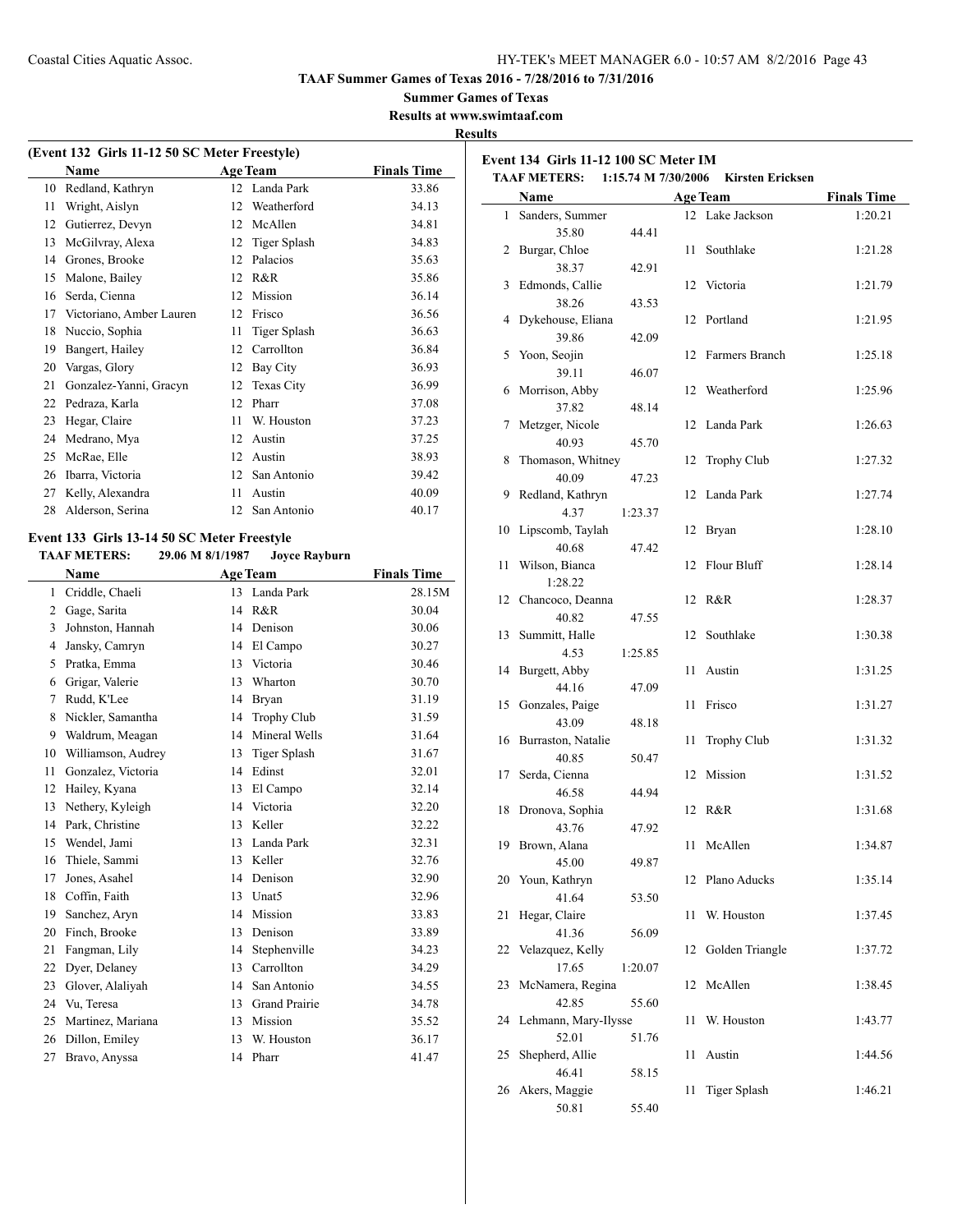**TAAF Summer Games of Texas 2016 - 7/28/2016 to 7/31/2016**

**Summer Games of Texas**

**Results at www.swimtaaf.com**

**Results**

### (Event 132 Girls 11-12 50 SC Meter Freestyle)

| | Name | Age | Team | Finals Time |
|---|---|---|---|---|
| 10 | Redland, Kathryn | 12 | Landa Park | 33.86 |
| 11 | Wright, Aislyn | 12 | Weatherford | 34.13 |
| 12 | Gutierrez, Devyn | 12 | McAllen | 34.81 |
| 13 | McGilvray, Alexa | 12 | Tiger Splash | 34.83 |
| 14 | Grones, Brooke | 12 | Palacios | 35.63 |
| 15 | Malone, Bailey | 12 | R&R | 35.86 |
| 16 | Serda, Cienna | 12 | Mission | 36.14 |
| 17 | Victoriano, Amber Lauren | 12 | Frisco | 36.56 |
| 18 | Nuccio, Sophia | 11 | Tiger Splash | 36.63 |
| 19 | Bangert, Hailey | 12 | Carrollton | 36.84 |
| 20 | Vargas, Glory | 12 | Bay City | 36.93 |
| 21 | Gonzalez-Yanni, Gracyn | 12 | Texas City | 36.99 |
| 22 | Pedraza, Karla | 12 | Pharr | 37.08 |
| 23 | Hegar, Claire | 11 | W. Houston | 37.23 |
| 24 | Medrano, Mya | 12 | Austin | 37.25 |
| 25 | McRae, Elle | 12 | Austin | 38.93 |
| 26 | Ibarra, Victoria | 12 | San Antonio | 39.42 |
| 27 | Kelly, Alexandra | 11 | Austin | 40.09 |
| 28 | Alderson, Serina | 12 | San Antonio | 40.17 |

### Event 133 Girls 13-14 50 SC Meter Freestyle

**TAAF METERS: 29.06 M 8/1/1987 Joyce Rayburn**

| | Name | Age | Team | Finals Time |
|---|---|---|---|---|
| 1 | Criddle, Chaeli | 13 | Landa Park | 28.15M |
| 2 | Gage, Sarita | 14 | R&R | 30.04 |
| 3 | Johnston, Hannah | 14 | Denison | 30.06 |
| 4 | Jansky, Camryn | 14 | El Campo | 30.27 |
| 5 | Pratka, Emma | 13 | Victoria | 30.46 |
| 6 | Grigar, Valerie | 13 | Wharton | 30.70 |
| 7 | Rudd, K'Lee | 14 | Bryan | 31.19 |
| 8 | Nickler, Samantha | 14 | Trophy Club | 31.59 |
| 9 | Waldrum, Meagan | 14 | Mineral Wells | 31.64 |
| 10 | Williamson, Audrey | 13 | Tiger Splash | 31.67 |
| 11 | Gonzalez, Victoria | 14 | Edinst | 32.01 |
| 12 | Hailey, Kyana | 13 | El Campo | 32.14 |
| 13 | Nethery, Kyleigh | 14 | Victoria | 32.20 |
| 14 | Park, Christine | 13 | Keller | 32.22 |
| 15 | Wendel, Jami | 13 | Landa Park | 32.31 |
| 16 | Thiele, Sammi | 13 | Keller | 32.76 |
| 17 | Jones, Asahel | 14 | Denison | 32.90 |
| 18 | Coffin, Faith | 13 | Unat5 | 32.96 |
| 19 | Sanchez, Aryn | 14 | Mission | 33.83 |
| 20 | Finch, Brooke | 13 | Denison | 33.89 |
| 21 | Fangman, Lily | 14 | Stephenville | 34.23 |
| 22 | Dyer, Delaney | 13 | Carrollton | 34.29 |
| 23 | Glover, Alaliyah | 14 | San Antonio | 34.55 |
| 24 | Vu, Teresa | 13 | Grand Prairie | 34.78 |
| 25 | Martinez, Mariana | 13 | Mission | 35.52 |
| 26 | Dillon, Emiley | 13 | W. Houston | 36.17 |
| 27 | Bravo, Anyssa | 14 | Pharr | 41.47 |

### Event 134 Girls 11-12 100 SC Meter IM

**TAAF METERS: 1:15.74 M 7/30/2006 Kirsten Ericksen**

| | Name | Age | Team | Finals Time |
|---|---|---|---|---|
| 1 | Sanders, Summer | 12 | Lake Jackson | 1:20.21 |
| | 35.80 44.41 | | | |
| 2 | Burgar, Chloe | 11 | Southlake | 1:21.28 |
| | 38.37 42.91 | | | |
| 3 | Edmonds, Callie | 12 | Victoria | 1:21.79 |
| | 38.26 43.53 | | | |
| 4 | Dykehouse, Eliana | 12 | Portland | 1:21.95 |
| | 39.86 42.09 | | | |
| 5 | Yoon, Seojin | 12 | Farmers Branch | 1:25.18 |
| | 39.11 46.07 | | | |
| 6 | Morrison, Abby | 12 | Weatherford | 1:25.96 |
| | 37.82 48.14 | | | |
| 7 | Metzger, Nicole | 12 | Landa Park | 1:26.63 |
| | 40.93 45.70 | | | |
| 8 | Thomason, Whitney | 12 | Trophy Club | 1:27.32 |
| | 40.09 47.23 | | | |
| 9 | Redland, Kathryn | 12 | Landa Park | 1:27.74 |
| | 4.37 1:23.37 | | | |
| 10 | Lipscomb, Taylah | 12 | Bryan | 1:28.10 |
| | 40.68 47.42 | | | |
| 11 | Wilson, Bianca | 12 | Flour Bluff | 1:28.14 |
| | 1:28.22 | | | |
| 12 | Chancoco, Deanna | 12 | R&R | 1:28.37 |
| | 40.82 47.55 | | | |
| 13 | Summitt, Halle | 12 | Southlake | 1:30.38 |
| | 4.53 1:25.85 | | | |
| 14 | Burgett, Abby | 11 | Austin | 1:31.25 |
| | 44.16 47.09 | | | |
| 15 | Gonzales, Paige | 11 | Frisco | 1:31.27 |
| | 43.09 48.18 | | | |
| 16 | Burraston, Natalie | 11 | Trophy Club | 1:31.32 |
| | 40.85 50.47 | | | |
| 17 | Serda, Cienna | 12 | Mission | 1:31.52 |
| | 46.58 44.94 | | | |
| 18 | Dronova, Sophia | 12 | R&R | 1:31.68 |
| | 43.76 47.92 | | | |
| 19 | Brown, Alana | 11 | McAllen | 1:34.87 |
| | 45.00 49.87 | | | |
| 20 | Youn, Kathryn | 12 | Plano Aducks | 1:35.14 |
| | 41.64 53.50 | | | |
| 21 | Hegar, Claire | 11 | W. Houston | 1:37.45 |
| | 41.36 56.09 | | | |
| 22 | Velazquez, Kelly | 12 | Golden Triangle | 1:37.72 |
| | 17.65 1:20.07 | | | |
| 23 | McNamera, Regina | 12 | McAllen | 1:38.45 |
| | 42.85 55.60 | | | |
| 24 | Lehmann, Mary-Ilysse | 11 | W. Houston | 1:43.77 |
| | 52.01 51.76 | | | |
| 25 | Shepherd, Allie | 11 | Austin | 1:44.56 |
| | 46.41 58.15 | | | |
| 26 | Akers, Maggie | 11 | Tiger Splash | 1:46.21 |
| | 50.81 55.40 | | | |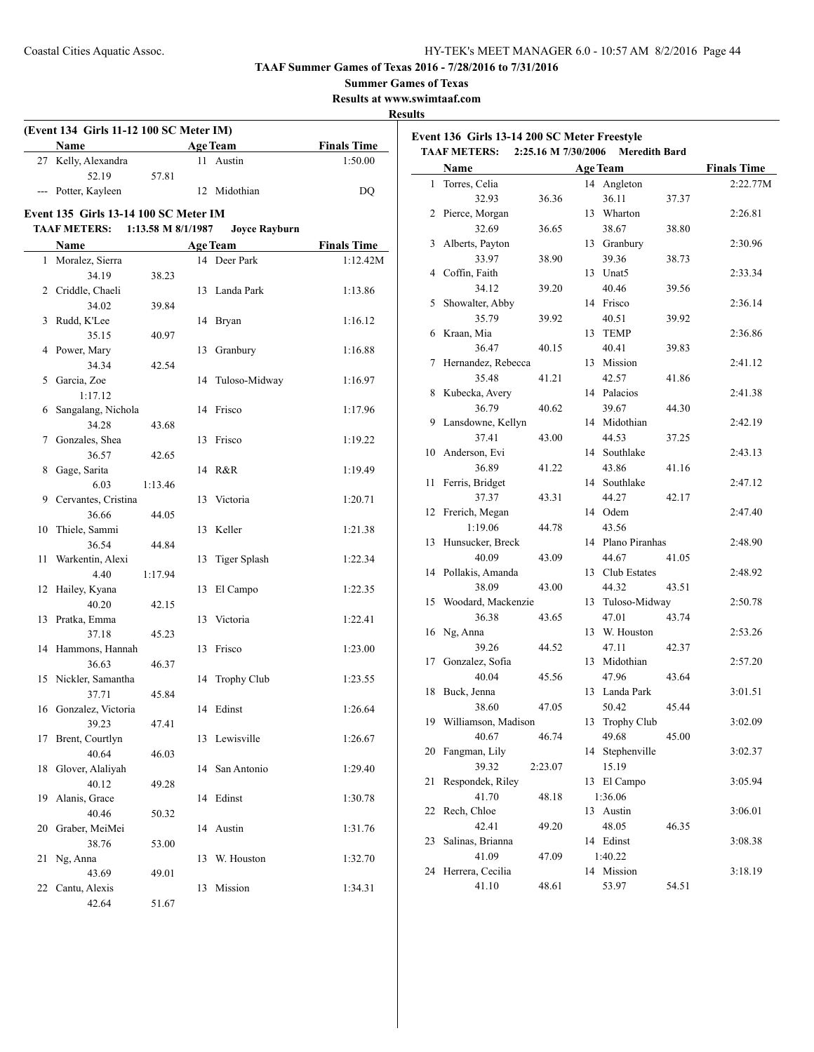TAAF Summer Games of Texas 2016 - 7/28/2016 to 7/31/2016

Summer Games of Texas

Results at www.swimtaaf.com

Results

### (Event 134 Girls 11-12 100 SC Meter IM)

| | Name | Age | Team | Finals Time |
|---|---|---|---|---|
| 27 | Kelly, Alexandra | 11 | Austin | 1:50.00 |
| | 52.19 57.81 | | | |
| --- | Potter, Kayleen | 12 | Midothian | DQ |

### Event 135 Girls 13-14 100 SC Meter IM

TAAF METERS: 1:13.58 M 8/1/1987 Joyce Rayburn

| | Name | Age | Team | Finals Time |
|---|---|---|---|---|
| 1 | Moralez, Sierra | 14 | Deer Park | 1:12.42M |
| | 34.19 38.23 | | | |
| 2 | Criddle, Chaeli | 13 | Landa Park | 1:13.86 |
| | 34.02 39.84 | | | |
| 3 | Rudd, K'Lee | 14 | Bryan | 1:16.12 |
| | 35.15 40.97 | | | |
| 4 | Power, Mary | 13 | Granbury | 1:16.88 |
| | 34.34 42.54 | | | |
| 5 | Garcia, Zoe | 14 | Tuloso-Midway | 1:16.97 |
| | 1:17.12 | | | |
| 6 | Sangalang, Nichola | 14 | Frisco | 1:17.96 |
| | 34.28 43.68 | | | |
| 7 | Gonzales, Shea | 13 | Frisco | 1:19.22 |
| | 36.57 42.65 | | | |
| 8 | Gage, Sarita | 14 | R&R | 1:19.49 |
| | 6.03 1:13.46 | | | |
| 9 | Cervantes, Cristina | 13 | Victoria | 1:20.71 |
| | 36.66 44.05 | | | |
| 10 | Thiele, Sammi | 13 | Keller | 1:21.38 |
| | 36.54 44.84 | | | |
| 11 | Warkentin, Alexi | 13 | Tiger Splash | 1:22.34 |
| | 4.40 1:17.94 | | | |
| 12 | Hailey, Kyana | 13 | El Campo | 1:22.35 |
| | 40.20 42.15 | | | |
| 13 | Pratka, Emma | 13 | Victoria | 1:22.41 |
| | 37.18 45.23 | | | |
| 14 | Hammons, Hannah | 13 | Frisco | 1:23.00 |
| | 36.63 46.37 | | | |
| 15 | Nickler, Samantha | 14 | Trophy Club | 1:23.55 |
| | 37.71 45.84 | | | |
| 16 | Gonzalez, Victoria | 14 | Edinst | 1:26.64 |
| | 39.23 47.41 | | | |
| 17 | Brent, Courtlyn | 13 | Lewisville | 1:26.67 |
| | 40.64 46.03 | | | |
| 18 | Glover, Alaliyah | 14 | San Antonio | 1:29.40 |
| | 40.12 49.28 | | | |
| 19 | Alanis, Grace | 14 | Edinst | 1:30.78 |
| | 40.46 50.32 | | | |
| 20 | Graber, MeiMei | 14 | Austin | 1:31.76 |
| | 38.76 53.00 | | | |
| 21 | Ng, Anna | 13 | W. Houston | 1:32.70 |
| | 43.69 49.01 | | | |
| 22 | Cantu, Alexis | 13 | Mission | 1:34.31 |
| | 42.64 51.67 | | | |

### Event 136 Girls 13-14 200 SC Meter Freestyle

TAAF METERS: 2:25.16 M 7/30/2006 Meredith Bard

| | Name | Age | Team | Finals Time |
|---|---|---|---|---|
| 1 | Torres, Celia | 14 | Angleton | 2:22.77M |
| | 32.93 36.36 36.11 37.37 | | | |
| 2 | Pierce, Morgan | 13 | Wharton | 2:26.81 |
| | 32.69 36.65 38.67 38.80 | | | |
| 3 | Alberts, Payton | 13 | Granbury | 2:30.96 |
| | 33.97 38.90 39.36 38.73 | | | |
| 4 | Coffin, Faith | 13 | Unat5 | 2:33.34 |
| | 34.12 39.20 40.46 39.56 | | | |
| 5 | Showalter, Abby | 14 | Frisco | 2:36.14 |
| | 35.79 39.92 40.51 39.92 | | | |
| 6 | Kraan, Mia | 13 | TEMP | 2:36.86 |
| | 36.47 40.15 40.41 39.83 | | | |
| 7 | Hernandez, Rebecca | 13 | Mission | 2:41.12 |
| | 35.48 41.21 42.57 41.86 | | | |
| 8 | Kubecka, Avery | 14 | Palacios | 2:41.38 |
| | 36.79 40.62 39.67 44.30 | | | |
| 9 | Lansdowne, Kellyn | 14 | Midothian | 2:42.19 |
| | 37.41 43.00 44.53 37.25 | | | |
| 10 | Anderson, Evi | 14 | Southlake | 2:43.13 |
| | 36.89 41.22 43.86 41.16 | | | |
| 11 | Ferris, Bridget | 14 | Southlake | 2:47.12 |
| | 37.37 43.31 44.27 42.17 | | | |
| 12 | Frerich, Megan | 14 | Odem | 2:47.40 |
| | 1:19.06 44.78 43.56 | | | |
| 13 | Hunsucker, Breck | 14 | Plano Piranhas | 2:48.90 |
| | 40.09 43.09 44.67 41.05 | | | |
| 14 | Pollakis, Amanda | 13 | Club Estates | 2:48.92 |
| | 38.09 43.00 44.32 43.51 | | | |
| 15 | Woodard, Mackenzie | 13 | Tuloso-Midway | 2:50.78 |
| | 36.38 43.65 47.01 43.74 | | | |
| 16 | Ng, Anna | 13 | W. Houston | 2:53.26 |
| | 39.26 44.52 47.11 42.37 | | | |
| 17 | Gonzalez, Sofia | 13 | Midothian | 2:57.20 |
| | 40.04 45.56 47.96 43.64 | | | |
| 18 | Buck, Jenna | 13 | Landa Park | 3:01.51 |
| | 38.60 47.05 50.42 45.44 | | | |
| 19 | Williamson, Madison | 13 | Trophy Club | 3:02.09 |
| | 40.67 46.74 49.68 45.00 | | | |
| 20 | Fangman, Lily | 14 | Stephenville | 3:02.37 |
| | 39.32 2:23.07 15.19 | | | |
| 21 | Respondek, Riley | 13 | El Campo | 3:05.94 |
| | 41.70 48.18 1:36.06 | | | |
| 22 | Rech, Chloe | 13 | Austin | 3:06.01 |
| | 42.41 49.20 48.05 46.35 | | | |
| 23 | Salinas, Brianna | 14 | Edinst | 3:08.38 |
| | 41.09 47.09 1:40.22 | | | |
| 24 | Herrera, Cecilia | 14 | Mission | 3:18.19 |
| | 41.10 48.61 53.97 54.51 | | | |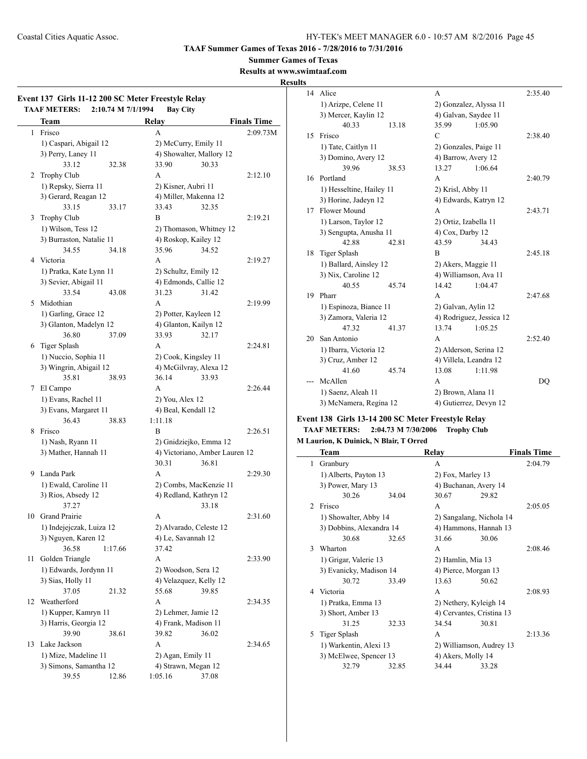**TAAF Summer Games of Texas 2016 - 7/28/2016 to 7/31/2016**

**Summer Games of Texas**

**Results at www.swimtaaf.com**

**Results**

### Event 137 Girls 11-12 200 SC Meter Freestyle Relay

**TAAF METERS: 2:10.74 M 7/1/1994 Bay City**

| | Team | Relay | Finals Time |
|---|---|---|---|
| 1 | Frisco | A | 2:09.73M |
| | 1) Caspari, Abigail 12 | 2) McCurry, Emily 11 | |
| | 3) Perry, Laney 11 | 4) Showalter, Mallory 12 | |
| | 33.12 32.38 | 33.90 30.33 | |
| 2 | Trophy Club | A | 2:12.10 |
| | 1) Repsky, Sierra 11 | 2) Kisner, Aubri 11 | |
| | 3) Gerard, Reagan 12 | 4) Miller, Makenna 12 | |
| | 33.15 33.17 | 33.43 32.35 | |
| 3 | Trophy Club | B | 2:19.21 |
| | 1) Wilson, Tess 12 | 2) Thomason, Whitney 12 | |
| | 3) Burraston, Natalie 11 | 4) Roskop, Kailey 12 | |
| | 34.55 34.18 | 35.96 34.52 | |
| 4 | Victoria | A | 2:19.27 |
| | 1) Pratka, Kate Lynn 11 | 2) Schultz, Emily 12 | |
| | 3) Sevier, Abigail 11 | 4) Edmonds, Callie 12 | |
| | 33.54 43.08 | 31.23 31.42 | |
| 5 | Midothian | A | 2:19.99 |
| | 1) Garling, Grace 12 | 2) Potter, Kayleen 12 | |
| | 3) Glanton, Madelyn 12 | 4) Glanton, Kailyn 12 | |
| | 36.80 37.09 | 33.93 32.17 | |
| 6 | Tiger Splash | A | 2:24.81 |
| | 1) Nuccio, Sophia 11 | 2) Cook, Kingsley 11 | |
| | 3) Wingrin, Abigail 12 | 4) McGilvray, Alexa 12 | |
| | 35.81 38.93 | 36.14 33.93 | |
| 7 | El Campo | A | 2:26.44 |
| | 1) Evans, Rachel 11 | 2) You, Alex 12 | |
| | 3) Evans, Margaret 11 | 4) Beal, Kendall 12 | |
| | 36.43 38.83 | 1:11.18 | |
| 8 | Frisco | B | 2:26.51 |
| | 1) Nash, Ryann 11 | 2) Gnidziejko, Emma 12 | |
| | 3) Mather, Hannah 11 | 4) Victoriano, Amber Lauren 12 | |
| | | 30.31 36.81 | |
| 9 | Landa Park | A | 2:29.30 |
| | 1) Ewald, Caroline 11 | 2) Combs, MacKenzie 11 | |
| | 3) Rios, Absedy 12 | 4) Redland, Kathryn 12 | |
| | 37.27 | 33.18 | |
| 10 | Grand Prairie | A | 2:31.60 |
| | 1) Indejejczak, Luiza 12 | 2) Alvarado, Celeste 12 | |
| | 3) Nguyen, Karen 12 | 4) Le, Savannah 12 | |
| | 36.58 1:17.66 | 37.42 | |
| 11 | Golden Triangle | A | 2:33.90 |
| | 1) Edwards, Jordynn 11 | 2) Woodson, Sera 12 | |
| | 3) Sias, Holly 11 | 4) Velazquez, Kelly 12 | |
| | 37.05 21.32 | 55.68 39.85 | |
| 12 | Weatherford | A | 2:34.35 |
| | 1) Kupper, Kamryn 11 | 2) Lehmer, Jamie 12 | |
| | 3) Harris, Georgia 12 | 4) Frank, Madison 11 | |
| | 39.90 38.61 | 39.82 36.02 | |
| 13 | Lake Jackson | A | 2:34.65 |
| | 1) Mize, Madeline 11 | 2) Agan, Emily 11 | |
| | 3) Simons, Samantha 12 | 4) Strawn, Megan 12 | |
| | 39.55 12.86 | 1:05.16 37.08 | |
| 14 | Alice | A | 2:35.40 |
| | 1) Arizpe, Celene 11 | 2) Gonzalez, Alyssa 11 | |
| | 3) Mercer, Kaylin 12 | 4) Galvan, Saydee 11 | |
| | 40.33 13.18 | 35.99 1:05.90 | |
| 15 | Frisco | C | 2:38.40 |
| | 1) Tate, Caitlyn 11 | 2) Gonzales, Paige 11 | |
| | 3) Domino, Avery 12 | 4) Barrow, Avery 12 | |
| | 39.96 38.53 | 13.27 1:06.64 | |
| 16 | Portland | A | 2:40.79 |
| | 1) Hesseltine, Hailey 11 | 2) Krisl, Abby 11 | |
| | 3) Horine, Jadeyn 12 | 4) Edwards, Katryn 12 | |
| 17 | Flower Mound | A | 2:43.71 |
| | 1) Larson, Taylor 12 | 2) Ortiz, Izabella 11 | |
| | 3) Sengupta, Anusha 11 | 4) Cox, Darby 12 | |
| | 42.88 42.81 | 43.59 34.43 | |
| 18 | Tiger Splash | B | 2:45.18 |
| | 1) Ballard, Ainsley 12 | 2) Akers, Maggie 11 | |
| | 3) Nix, Caroline 12 | 4) Williamson, Ava 11 | |
| | 40.55 45.74 | 14.42 1:04.47 | |
| 19 | Pharr | A | 2:47.68 |
| | 1) Espinoza, Biance 11 | 2) Galvan, Aylin 12 | |
| | 3) Zamora, Valeria 12 | 4) Rodriguez, Jessica 12 | |
| | 47.32 41.37 | 13.74 1:05.25 | |
| 20 | San Antonio | A | 2:52.40 |
| | 1) Ibarra, Victoria 12 | 2) Alderson, Serina 12 | |
| | 3) Cruz, Amber 12 | 4) Villela, Leandra 12 | |
| | 41.60 45.74 | 13.08 1:11.98 | |
| --- | McAllen | A | DQ |
| | 1) Saenz, Aleah 11 | 2) Brown, Alana 11 | |
| | 3) McNamera, Regina 12 | 4) Gutierrez, Devyn 12 | |

### Event 138 Girls 13-14 200 SC Meter Freestyle Relay

**TAAF METERS: 2:04.73 M 7/30/2006 Trophy Club**

**M Laurion, K Duinick, N Blair, T Orred**

| | Team | Relay | Finals Time |
|---|---|---|---|
| 1 | Granbury | A | 2:04.79 |
| | 1) Alberts, Payton 13 | 2) Fox, Marley 13 | |
| | 3) Power, Mary 13 | 4) Buchanan, Avery 14 | |
| | 30.26 34.04 | 30.67 29.82 | |
| 2 | Frisco | A | 2:05.05 |
| | 1) Showalter, Abby 14 | 2) Sangalang, Nichola 14 | |
| | 3) Dobbins, Alexandra 14 | 4) Hammons, Hannah 13 | |
| | 30.68 32.65 | 31.66 30.06 | |
| 3 | Wharton | A | 2:08.46 |
| | 1) Grigar, Valerie 13 | 2) Hamlin, Mia 13 | |
| | 3) Evanicky, Madison 14 | 4) Pierce, Morgan 13 | |
| | 30.72 33.49 | 13.63 50.62 | |
| 4 | Victoria | A | 2:08.93 |
| | 1) Pratka, Emma 13 | 2) Nethery, Kyleigh 14 | |
| | 3) Short, Amber 13 | 4) Cervantes, Cristina 13 | |
| | 31.25 32.33 | 34.54 30.81 | |
| 5 | Tiger Splash | A | 2:13.36 |
| | 1) Warkentin, Alexi 13 | 2) Williamson, Audrey 13 | |
| | 3) McElwee, Spencer 13 | 4) Akers, Molly 14 | |
| | 32.79 32.85 | 34.44 33.28 | |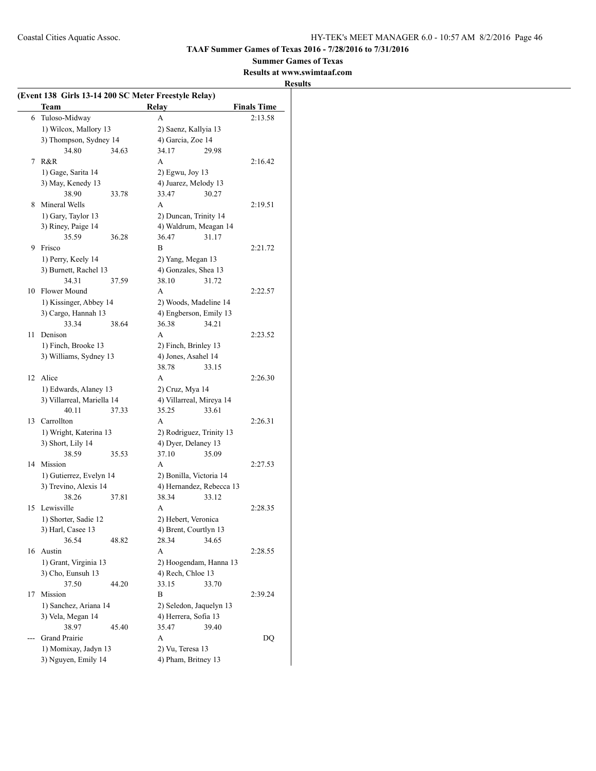**TAAF Summer Games of Texas 2016 - 7/28/2016 to 7/31/2016**

**Summer Games of Texas**

**Results at www.swimtaaf.com**

**Results**

**(Event 138 Girls 13-14 200 SC Meter Freestyle Relay)**

| | Team | Relay | Finals Time |
|---|---|---|---|
| 6 | Tuloso-Midway | A | 2:13.58 |
| | 1) Wilcox, Mallory 13 | 2) Saenz, Kallyia 13 | |
| | 3) Thompson, Sydney 14 | 4) Garcia, Zoe 14 | |
| | 34.80 34.63 | 34.17 29.98 | |
| 7 | R&R | A | 2:16.42 |
| | 1) Gage, Sarita 14 | 2) Egwu, Joy 13 | |
| | 3) May, Kenedy 13 | 4) Juarez, Melody 13 | |
| | 38.90 33.78 | 33.47 30.27 | |
| 8 | Mineral Wells | A | 2:19.51 |
| | 1) Gary, Taylor 13 | 2) Duncan, Trinity 14 | |
| | 3) Riney, Paige 14 | 4) Waldrum, Meagan 14 | |
| | 35.59 36.28 | 36.47 31.17 | |
| 9 | Frisco | B | 2:21.72 |
| | 1) Perry, Keely 14 | 2) Yang, Megan 13 | |
| | 3) Burnett, Rachel 13 | 4) Gonzales, Shea 13 | |
| | 34.31 37.59 | 38.10 31.72 | |
| 10 | Flower Mound | A | 2:22.57 |
| | 1) Kissinger, Abbey 14 | 2) Woods, Madeline 14 | |
| | 3) Cargo, Hannah 13 | 4) Engberson, Emily 13 | |
| | 33.34 38.64 | 36.38 34.21 | |
| 11 | Denison | A | 2:23.52 |
| | 1) Finch, Brooke 13 | 2) Finch, Brinley 13 | |
| | 3) Williams, Sydney 13 | 4) Jones, Asahel 14 | |
| | | 38.78 33.15 | |
| 12 | Alice | A | 2:26.30 |
| | 1) Edwards, Alaney 13 | 2) Cruz, Mya 14 | |
| | 3) Villarreal, Mariella 14 | 4) Villarreal, Mireya 14 | |
| | 40.11 37.33 | 35.25 33.61 | |
| 13 | Carrollton | A | 2:26.31 |
| | 1) Wright, Katerina 13 | 2) Rodriguez, Trinity 13 | |
| | 3) Short, Lily 14 | 4) Dyer, Delaney 13 | |
| | 38.59 35.53 | 37.10 35.09 | |
| 14 | Mission | A | 2:27.53 |
| | 1) Gutierrez, Evelyn 14 | 2) Bonilla, Victoria 14 | |
| | 3) Trevino, Alexis 14 | 4) Hernandez, Rebecca 13 | |
| | 38.26 37.81 | 38.34 33.12 | |
| 15 | Lewisville | A | 2:28.35 |
| | 1) Shorter, Sadie 12 | 2) Hebert, Veronica | |
| | 3) Harl, Casee 13 | 4) Brent, Courtlyn 13 | |
| | 36.54 48.82 | 28.34 34.65 | |
| 16 | Austin | A | 2:28.55 |
| | 1) Grant, Virginia 13 | 2) Hoogendam, Hanna 13 | |
| | 3) Cho, Eunsuh 13 | 4) Rech, Chloe 13 | |
| | 37.50 44.20 | 33.15 33.70 | |
| 17 | Mission | B | 2:39.24 |
| | 1) Sanchez, Ariana 14 | 2) Seledon, Jaquelyn 13 | |
| | 3) Vela, Megan 14 | 4) Herrera, Sofia 13 | |
| | 38.97 45.40 | 35.47 39.40 | |
| --- | Grand Prairie | A | DQ |
| | 1) Momixay, Jadyn 13 | 2) Vu, Teresa 13 | |
| | 3) Nguyen, Emily 14 | 4) Pham, Britney 13 | |